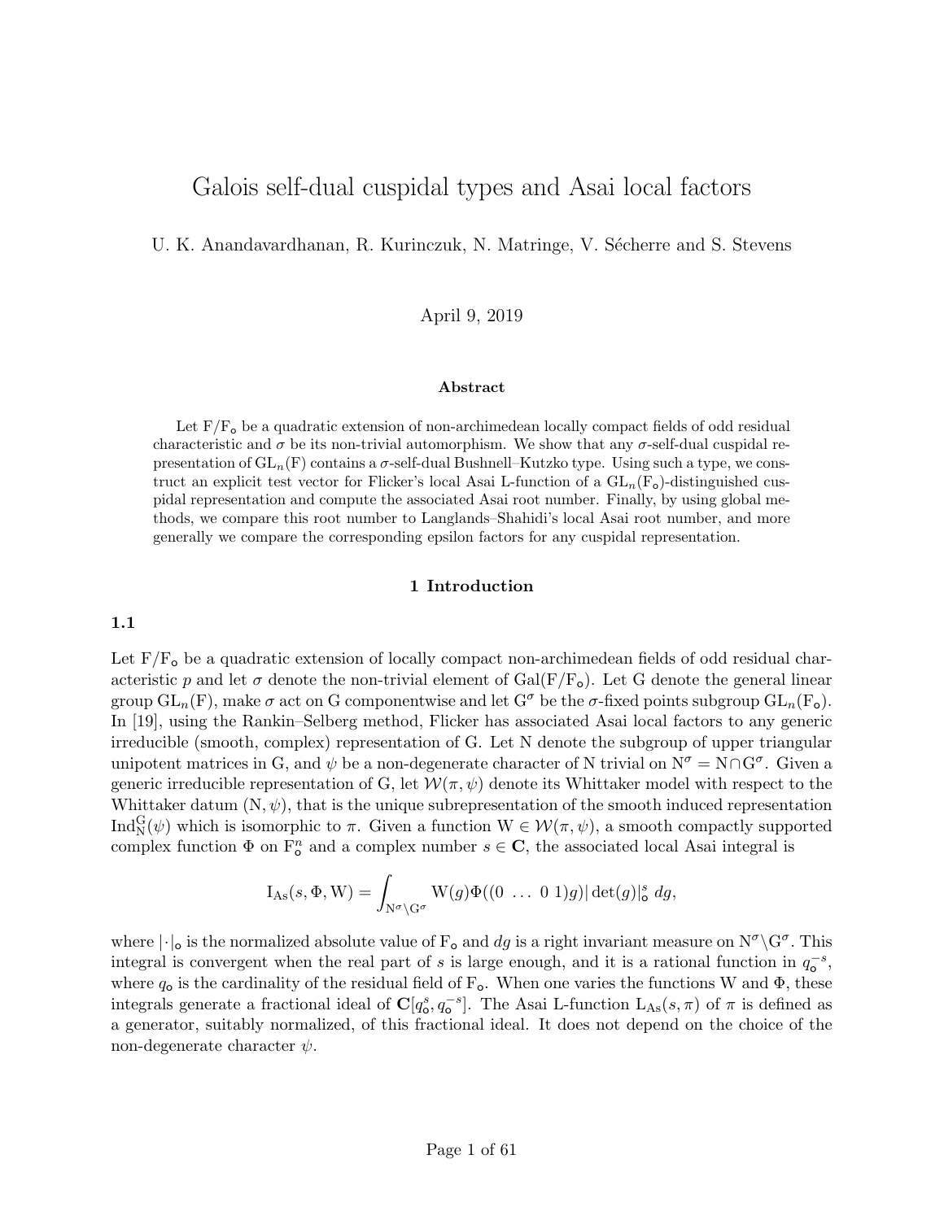# Galois self-dual cuspidal types and Asai local factors

U. K. Anandavardhanan, R. Kurinczuk, N. Matringe, V. Sécherre and S. Stevens

April 9, 2019

### Abstract

Let $\mathrm{F}/\mathrm{F}_{\mathsf{o}}$ be a quadratic extension of non-archimedean locally compact fields of odd residual characteristic and $\sigma$ be its non-trivial automorphism. We show that any $\sigma$-self-dual cuspidal representation of $\mathrm{GL}_n(\mathrm{F})$ contains a $\sigma$-self-dual Bushnell–Kutzko type. Using such a type, we construct an explicit test vector for Flicker's local Asai L-function of a $\mathrm{GL}_n(\mathrm{F}_{\mathsf{o}})$-distinguished cuspidal representation and compute the associated Asai root number. Finally, by using global methods, we compare this root number to Langlands–Shahidi's local Asai root number, and more generally we compare the corresponding epsilon factors for any cuspidal representation.

## 1 Introduction

### 1.1

Let $\mathrm{F}/\mathrm{F}_{\mathsf{o}}$ be a quadratic extension of locally compact non-archimedean fields of odd residual characteristic $p$ and let $\sigma$ denote the non-trivial element of $\mathrm{Gal}(\mathrm{F}/\mathrm{F}_{\mathsf{o}})$. Let G denote the general linear group $\mathrm{GL}_n(\mathrm{F})$, make $\sigma$ act on G componentwise and let $\mathrm{G}^\sigma$ be the $\sigma$-fixed points subgroup $\mathrm{GL}_n(\mathrm{F}_{\mathsf{o}})$. In [19], using the Rankin–Selberg method, Flicker has associated Asai local factors to any generic irreducible (smooth, complex) representation of G. Let N denote the subgroup of upper triangular unipotent matrices in G, and $\psi$ be a non-degenerate character of N trivial on $\mathrm{N}^\sigma = \mathrm{N} \cap \mathrm{G}^\sigma$. Given a generic irreducible representation of G, let $\mathcal{W}(\pi, \psi)$ denote its Whittaker model with respect to the Whittaker datum $(\mathrm{N}, \psi)$, that is the unique subrepresentation of the smooth induced representation $\mathrm{Ind}_{\mathrm{N}}^{\mathrm{G}}(\psi)$ which is isomorphic to $\pi$. Given a function $\mathrm{W} \in \mathcal{W}(\pi, \psi)$, a smooth compactly supported complex function $\Phi$ on $\mathrm{F}_{\mathsf{o}}^n$ and a complex number $s \in \mathbf{C}$, the associated local Asai integral is

$$\mathrm{I}_{\mathrm{As}}(s, \Phi, \mathrm{W}) = \int_{\mathrm{N}^\sigma \backslash \mathrm{G}^\sigma} \mathrm{W}(g)\Phi((0 \ \ldots \ 0 \ 1)g)|\det(g)|_{\mathsf{o}}^s \, dg,$$

where $|\cdot|_{\mathsf{o}}$ is the normalized absolute value of $\mathrm{F}_{\mathsf{o}}$ and $dg$ is a right invariant measure on $\mathrm{N}^\sigma \backslash \mathrm{G}^\sigma$. This integral is convergent when the real part of $s$ is large enough, and it is a rational function in $q_{\mathsf{o}}^{-s}$, where $q_{\mathsf{o}}$ is the cardinality of the residual field of $\mathrm{F}_{\mathsf{o}}$. When one varies the functions W and $\Phi$, these integrals generate a fractional ideal of $\mathbf{C}[q_{\mathsf{o}}^s, q_{\mathsf{o}}^{-s}]$. The Asai L-function $\mathrm{L}_{\mathrm{As}}(s, \pi)$ of $\pi$ is defined as a generator, suitably normalized, of this fractional ideal. It does not depend on the choice of the non-degenerate character $\psi$.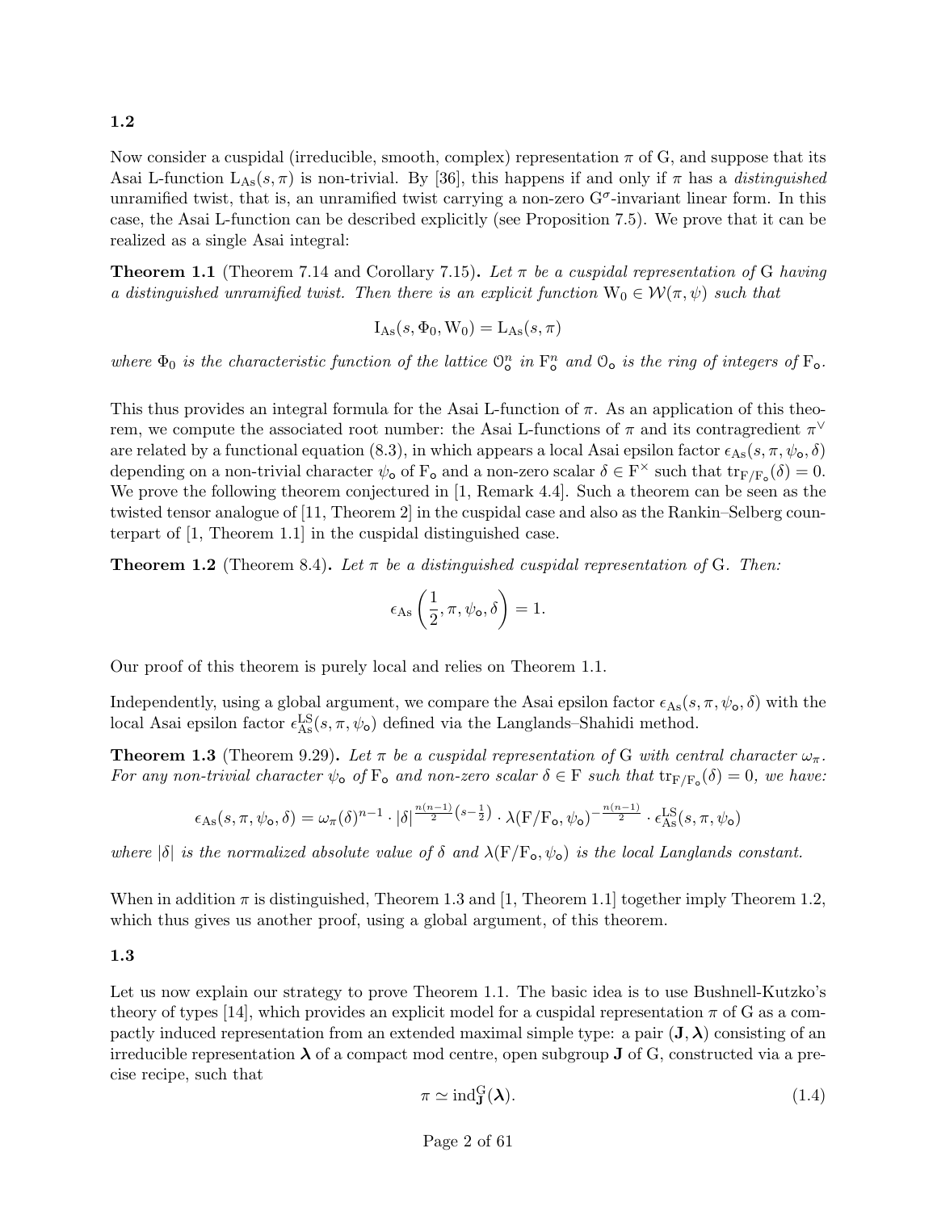### 1.2

Now consider a cuspidal (irreducible, smooth, complex) representation $\pi$ of $\mathrm{G}$, and suppose that its Asai L-function $\mathrm{L}_{\mathrm{As}}(s,\pi)$ is non-trivial. By [36], this happens if and only if $\pi$ has a *distinguished* unramified twist, that is, an unramified twist carrying a non-zero $\mathrm{G}^{\sigma}$-invariant linear form. In this case, the Asai L-function can be described explicitly (see Proposition 7.5). We prove that it can be realized as a single Asai integral:

**Theorem 1.1** (Theorem 7.14 and Corollary 7.15)**.** *Let $\pi$ be a cuspidal representation of $\mathrm{G}$ having a distinguished unramified twist. Then there is an explicit function $\mathrm{W}_0 \in \mathcal{W}(\pi,\psi)$ such that*

$$\mathrm{I}_{\mathrm{As}}(s,\Phi_0,\mathrm{W}_0) = \mathrm{L}_{\mathrm{As}}(s,\pi)$$

*where $\Phi_0$ is the characteristic function of the lattice $\mathcal{O}_{\mathsf{o}}^n$ in $\mathrm{F}_{\mathsf{o}}^n$ and $\mathcal{O}_{\mathsf{o}}$ is the ring of integers of $\mathrm{F}_{\mathsf{o}}$.*

This thus provides an integral formula for the Asai L-function of $\pi$. As an application of this theorem, we compute the associated root number: the Asai L-functions of $\pi$ and its contragredient $\pi^{\vee}$ are related by a functional equation (8.3), in which appears a local Asai epsilon factor $\epsilon_{\mathrm{As}}(s,\pi,\psi_{\mathsf{o}},\delta)$ depending on a non-trivial character $\psi_{\mathsf{o}}$ of $\mathrm{F}_{\mathsf{o}}$ and a non-zero scalar $\delta \in \mathrm{F}^{\times}$ such that $\mathrm{tr}_{\mathrm{F}/\mathrm{F}_{\mathsf{o}}}(\delta) = 0$. We prove the following theorem conjectured in [1, Remark 4.4]. Such a theorem can be seen as the twisted tensor analogue of [11, Theorem 2] in the cuspidal case and also as the Rankin–Selberg counterpart of [1, Theorem 1.1] in the cuspidal distinguished case.

**Theorem 1.2** (Theorem 8.4)**.** *Let $\pi$ be a distinguished cuspidal representation of $\mathrm{G}$. Then:*

$$\epsilon_{\mathrm{As}}\left(\frac{1}{2},\pi,\psi_{\mathsf{o}},\delta\right) = 1.$$

Our proof of this theorem is purely local and relies on Theorem 1.1.

Independently, using a global argument, we compare the Asai epsilon factor $\epsilon_{\mathrm{As}}(s,\pi,\psi_{\mathsf{o}},\delta)$ with the local Asai epsilon factor $\epsilon_{\mathrm{As}}^{\mathrm{LS}}(s,\pi,\psi_{\mathsf{o}})$ defined via the Langlands–Shahidi method.

**Theorem 1.3** (Theorem 9.29)**.** *Let $\pi$ be a cuspidal representation of $\mathrm{G}$ with central character $\omega_{\pi}$. For any non-trivial character $\psi_{\mathsf{o}}$ of $\mathrm{F}_{\mathsf{o}}$ and non-zero scalar $\delta \in \mathrm{F}$ such that $\mathrm{tr}_{\mathrm{F}/\mathrm{F}_{\mathsf{o}}}(\delta) = 0$, we have:*

$$\epsilon_{\mathrm{As}}(s,\pi,\psi_{\mathsf{o}},\delta) = \omega_{\pi}(\delta)^{n-1} \cdot |\delta|^{\frac{n(n-1)}{2}\left(s-\frac{1}{2}\right)} \cdot \lambda(\mathrm{F}/\mathrm{F}_{\mathsf{o}},\psi_{\mathsf{o}})^{-\frac{n(n-1)}{2}} \cdot \epsilon_{\mathrm{As}}^{\mathrm{LS}}(s,\pi,\psi_{\mathsf{o}})$$

*where $|\delta|$ is the normalized absolute value of $\delta$ and $\lambda(\mathrm{F}/\mathrm{F}_{\mathsf{o}},\psi_{\mathsf{o}})$ is the local Langlands constant.*

When in addition $\pi$ is distinguished, Theorem 1.3 and [1, Theorem 1.1] together imply Theorem 1.2, which thus gives us another proof, using a global argument, of this theorem.

### 1.3

Let us now explain our strategy to prove Theorem 1.1. The basic idea is to use Bushnell-Kutzko's theory of types [14], which provides an explicit model for a cuspidal representation $\pi$ of $\mathrm{G}$ as a compactly induced representation from an extended maximal simple type: a pair $(\mathbf{J},\boldsymbol{\lambda})$ consisting of an irreducible representation $\boldsymbol{\lambda}$ of a compact mod centre, open subgroup $\mathbf{J}$ of $\mathrm{G}$, constructed via a precise recipe, such that

$$\pi \simeq \mathrm{ind}_{\mathbf{J}}^{\mathrm{G}}(\boldsymbol{\lambda}). \tag{1.4}$$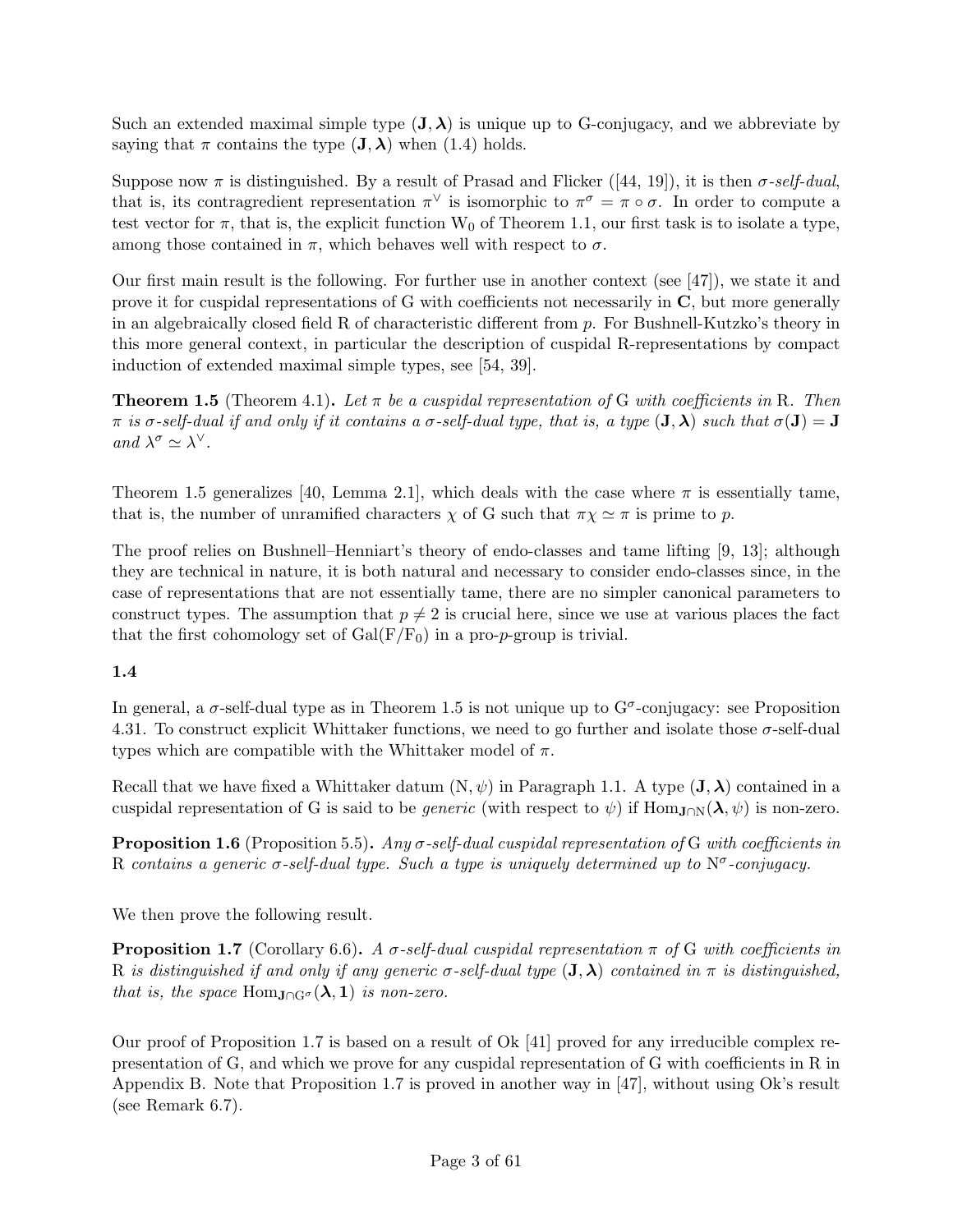Such an extended maximal simple type $(\mathbf{J}, \boldsymbol{\lambda})$ is unique up to G-conjugacy, and we abbreviate by saying that $\pi$ contains the type $(\mathbf{J}, \boldsymbol{\lambda})$ when (1.4) holds.

Suppose now $\pi$ is distinguished. By a result of Prasad and Flicker ([44, 19]), it is then $\sigma$*-self-dual*, that is, its contragredient representation $\pi^\vee$ is isomorphic to $\pi^\sigma = \pi \circ \sigma$. In order to compute a test vector for $\pi$, that is, the explicit function $W_0$ of Theorem 1.1, our first task is to isolate a type, among those contained in $\pi$, which behaves well with respect to $\sigma$.

Our first main result is the following. For further use in another context (see [47]), we state it and prove it for cuspidal representations of G with coefficients not necessarily in $\mathbf{C}$, but more generally in an algebraically closed field R of characteristic different from $p$. For Bushnell-Kutzko's theory in this more general context, in particular the description of cuspidal R-representations by compact induction of extended maximal simple types, see [54, 39].

**Theorem 1.5** (Theorem 4.1)**.** *Let $\pi$ be a cuspidal representation of* G *with coefficients in* R*. Then $\pi$ is $\sigma$-self-dual if and only if it contains a $\sigma$-self-dual type, that is, a type $(\mathbf{J}, \boldsymbol{\lambda})$ such that $\sigma(\mathbf{J}) = \mathbf{J}$ and $\lambda^\sigma \simeq \lambda^\vee$.*

Theorem 1.5 generalizes [40, Lemma 2.1], which deals with the case where $\pi$ is essentially tame, that is, the number of unramified characters $\chi$ of G such that $\pi\chi \simeq \pi$ is prime to $p$.

The proof relies on Bushnell–Henniart's theory of endo-classes and tame lifting [9, 13]; although they are technical in nature, it is both natural and necessary to consider endo-classes since, in the case of representations that are not essentially tame, there are no simpler canonical parameters to construct types. The assumption that $p \neq 2$ is crucial here, since we use at various places the fact that the first cohomology set of $\mathrm{Gal}(F/F_0)$ in a pro-$p$-group is trivial.

**1.4**

In general, a $\sigma$-self-dual type as in Theorem 1.5 is not unique up to $G^\sigma$-conjugacy: see Proposition 4.31. To construct explicit Whittaker functions, we need to go further and isolate those $\sigma$-self-dual types which are compatible with the Whittaker model of $\pi$.

Recall that we have fixed a Whittaker datum $(\mathrm{N}, \psi)$ in Paragraph 1.1. A type $(\mathbf{J}, \boldsymbol{\lambda})$ contained in a cuspidal representation of G is said to be *generic* (with respect to $\psi$) if $\mathrm{Hom}_{\mathbf{J}\cap \mathrm{N}}(\boldsymbol{\lambda}, \psi)$ is non-zero.

**Proposition 1.6** (Proposition 5.5)**.** *Any $\sigma$-self-dual cuspidal representation of* G *with coefficients in* R *contains a generic $\sigma$-self-dual type. Such a type is uniquely determined up to $\mathrm{N}^\sigma$-conjugacy.*

We then prove the following result.

**Proposition 1.7** (Corollary 6.6)**.** *A $\sigma$-self-dual cuspidal representation $\pi$ of* G *with coefficients in* R *is distinguished if and only if any generic $\sigma$-self-dual type $(\mathbf{J}, \boldsymbol{\lambda})$ contained in $\pi$ is distinguished, that is, the space $\mathrm{Hom}_{\mathbf{J}\cap \mathrm{G}^\sigma}(\boldsymbol{\lambda}, \mathbf{1})$ is non-zero.*

Our proof of Proposition 1.7 is based on a result of Ok [41] proved for any irreducible complex representation of G, and which we prove for any cuspidal representation of G with coefficients in R in Appendix B. Note that Proposition 1.7 is proved in another way in [47], without using Ok's result (see Remark 6.7).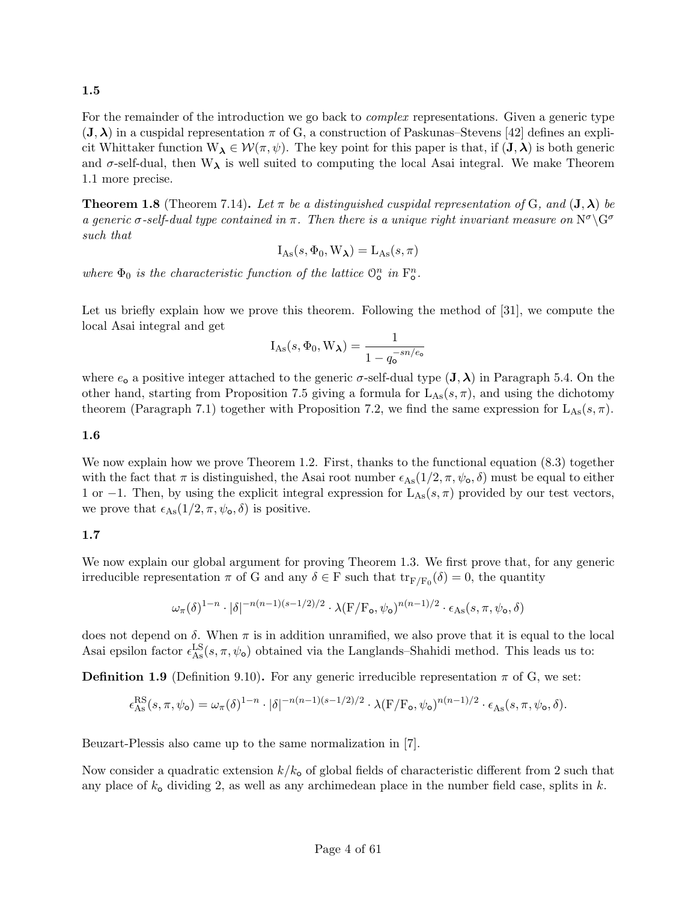### 1.5

For the remainder of the introduction we go back to *complex* representations. Given a generic type $(\mathbf{J}, \boldsymbol{\lambda})$ in a cuspidal representation $\pi$ of $\mathrm{G}$, a construction of Paskunas–Stevens [42] defines an explicit Whittaker function $\mathrm{W}_{\boldsymbol{\lambda}} \in \mathcal{W}(\pi, \psi)$. The key point for this paper is that, if $(\mathbf{J}, \boldsymbol{\lambda})$ is both generic and $\sigma$-self-dual, then $\mathrm{W}_{\boldsymbol{\lambda}}$ is well suited to computing the local Asai integral. We make Theorem 1.1 more precise.

**Theorem 1.8** (Theorem 7.14)**.** *Let $\pi$ be a distinguished cuspidal representation of $\mathrm{G}$, and $(\mathbf{J}, \boldsymbol{\lambda})$ be a generic $\sigma$-self-dual type contained in $\pi$. Then there is a unique right invariant measure on $\mathrm{N}^{\sigma}\backslash\mathrm{G}^{\sigma}$ such that*

$$\mathrm{I}_{\mathrm{As}}(s, \Phi_0, \mathrm{W}_{\boldsymbol{\lambda}}) = \mathrm{L}_{\mathrm{As}}(s, \pi)$$

*where $\Phi_0$ is the characteristic function of the lattice $\mathcal{O}_{\mathsf{o}}^n$ in $\mathrm{F}_{\mathsf{o}}^n$.*

Let us briefly explain how we prove this theorem. Following the method of [31], we compute the local Asai integral and get

$$\mathrm{I}_{\mathrm{As}}(s, \Phi_0, \mathrm{W}_{\boldsymbol{\lambda}}) = \frac{1}{1 - q_{\mathsf{o}}^{-sn/e_{\mathsf{o}}}}$$

where $e_{\mathsf{o}}$ a positive integer attached to the generic $\sigma$-self-dual type $(\mathbf{J}, \boldsymbol{\lambda})$ in Paragraph 5.4. On the other hand, starting from Proposition 7.5 giving a formula for $\mathrm{L}_{\mathrm{As}}(s, \pi)$, and using the dichotomy theorem (Paragraph 7.1) together with Proposition 7.2, we find the same expression for $\mathrm{L}_{\mathrm{As}}(s, \pi)$.

### 1.6

We now explain how we prove Theorem 1.2. First, thanks to the functional equation (8.3) together with the fact that $\pi$ is distinguished, the Asai root number $\epsilon_{\mathrm{As}}(1/2, \pi, \psi_{\mathsf{o}}, \delta)$ must be equal to either 1 or $-1$. Then, by using the explicit integral expression for $\mathrm{L}_{\mathrm{As}}(s, \pi)$ provided by our test vectors, we prove that $\epsilon_{\mathrm{As}}(1/2, \pi, \psi_{\mathsf{o}}, \delta)$ is positive.

### 1.7

We now explain our global argument for proving Theorem 1.3. We first prove that, for any generic irreducible representation $\pi$ of $\mathrm{G}$ and any $\delta \in \mathrm{F}$ such that $\mathrm{tr}_{\mathrm{F}/\mathrm{F}_0}(\delta) = 0$, the quantity

$$\omega_{\pi}(\delta)^{1-n} \cdot |\delta|^{-n(n-1)(s-1/2)/2} \cdot \lambda(\mathrm{F}/\mathrm{F}_{\mathsf{o}}, \psi_{\mathsf{o}})^{n(n-1)/2} \cdot \epsilon_{\mathrm{As}}(s, \pi, \psi_{\mathsf{o}}, \delta)$$

does not depend on $\delta$. When $\pi$ is in addition unramified, we also prove that it is equal to the local Asai epsilon factor $\epsilon_{\mathrm{As}}^{\mathrm{LS}}(s, \pi, \psi_{\mathsf{o}})$ obtained via the Langlands–Shahidi method. This leads us to:

**Definition 1.9** (Definition 9.10)**.** For any generic irreducible representation $\pi$ of $\mathrm{G}$, we set:

$$\epsilon_{\mathrm{As}}^{\mathrm{RS}}(s, \pi, \psi_{\mathsf{o}}) = \omega_{\pi}(\delta)^{1-n} \cdot |\delta|^{-n(n-1)(s-1/2)/2} \cdot \lambda(\mathrm{F}/\mathrm{F}_{\mathsf{o}}, \psi_{\mathsf{o}})^{n(n-1)/2} \cdot \epsilon_{\mathrm{As}}(s, \pi, \psi_{\mathsf{o}}, \delta).$$

Beuzart-Plessis also came up to the same normalization in [7].

Now consider a quadratic extension $k/k_{\mathsf{o}}$ of global fields of characteristic different from 2 such that any place of $k_{\mathsf{o}}$ dividing 2, as well as any archimedean place in the number field case, splits in $k$.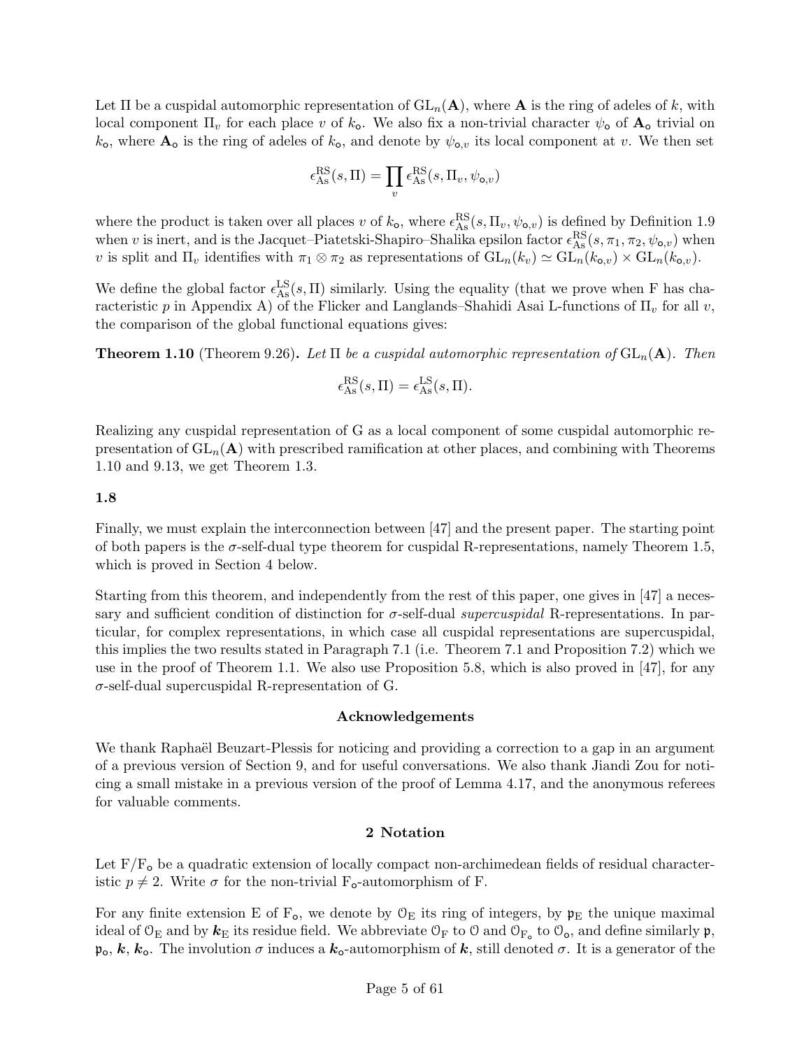Let $\Pi$ be a cuspidal automorphic representation of $\mathrm{GL}_n(\mathbf{A})$, where $\mathbf{A}$ is the ring of adeles of $k$, with local component $\Pi_v$ for each place $v$ of $k_\mathsf{o}$. We also fix a non-trivial character $\psi_\mathsf{o}$ of $\mathbf{A}_\mathsf{o}$ trivial on $k_\mathsf{o}$, where $\mathbf{A}_\mathsf{o}$ is the ring of adeles of $k_\mathsf{o}$, and denote by $\psi_{\mathsf{o},v}$ its local component at $v$. We then set

$$\epsilon_{\mathrm{As}}^{\mathrm{RS}}(s,\Pi) = \prod_v \epsilon_{\mathrm{As}}^{\mathrm{RS}}(s,\Pi_v,\psi_{\mathsf{o},v})$$

where the product is taken over all places $v$ of $k_\mathsf{o}$, where $\epsilon_{\mathrm{As}}^{\mathrm{RS}}(s,\Pi_v,\psi_{\mathsf{o},v})$ is defined by Definition 1.9 when $v$ is inert, and is the Jacquet–Piatetski-Shapiro–Shalika epsilon factor $\epsilon_{\mathrm{As}}^{\mathrm{RS}}(s,\pi_1,\pi_2,\psi_{\mathsf{o},v})$ when $v$ is split and $\Pi_v$ identifies with $\pi_1 \otimes \pi_2$ as representations of $\mathrm{GL}_n(k_v) \simeq \mathrm{GL}_n(k_{\mathsf{o},v}) \times \mathrm{GL}_n(k_{\mathsf{o},v})$.

We define the global factor $\epsilon_{\mathrm{As}}^{\mathrm{LS}}(s,\Pi)$ similarly. Using the equality (that we prove when F has characteristic $p$ in Appendix A) of the Flicker and Langlands–Shahidi Asai L-functions of $\Pi_v$ for all $v$, the comparison of the global functional equations gives:

**Theorem 1.10** (Theorem 9.26)**.** *Let* $\Pi$ *be a cuspidal automorphic representation of* $\mathrm{GL}_n(\mathbf{A})$*. Then*

$$\epsilon_{\mathrm{As}}^{\mathrm{RS}}(s,\Pi) = \epsilon_{\mathrm{As}}^{\mathrm{LS}}(s,\Pi).$$

Realizing any cuspidal representation of G as a local component of some cuspidal automorphic representation of $\mathrm{GL}_n(\mathbf{A})$ with prescribed ramification at other places, and combining with Theorems 1.10 and 9.13, we get Theorem 1.3.

### 1.8

Finally, we must explain the interconnection between [47] and the present paper. The starting point of both papers is the $\sigma$-self-dual type theorem for cuspidal R-representations, namely Theorem 1.5, which is proved in Section 4 below.

Starting from this theorem, and independently from the rest of this paper, one gives in [47] a necessary and sufficient condition of distinction for $\sigma$-self-dual *supercuspidal* R-representations. In particular, for complex representations, in which case all cuspidal representations are supercuspidal, this implies the two results stated in Paragraph 7.1 (i.e. Theorem 7.1 and Proposition 7.2) which we use in the proof of Theorem 1.1. We also use Proposition 5.8, which is also proved in [47], for any $\sigma$-self-dual supercuspidal R-representation of G.

**Acknowledgements**

We thank Raphaël Beuzart-Plessis for noticing and providing a correction to a gap in an argument of a previous version of Section 9, and for useful conversations. We also thank Jiandi Zou for noticing a small mistake in a previous version of the proof of Lemma 4.17, and the anonymous referees for valuable comments.

## 2 Notation

Let $\mathrm{F}/\mathrm{F}_\mathsf{o}$ be a quadratic extension of locally compact non-archimedean fields of residual characteristic $p \neq 2$. Write $\sigma$ for the non-trivial $\mathrm{F}_\mathsf{o}$-automorphism of F.

For any finite extension E of $\mathrm{F}_\mathsf{o}$, we denote by $\mathcal{O}_\mathrm{E}$ its ring of integers, by $\mathfrak{p}_\mathrm{E}$ the unique maximal ideal of $\mathcal{O}_\mathrm{E}$ and by $\boldsymbol{k}_\mathrm{E}$ its residue field. We abbreviate $\mathcal{O}_\mathrm{F}$ to $\mathcal{O}$ and $\mathcal{O}_{\mathrm{F}_\mathsf{o}}$ to $\mathcal{O}_\mathsf{o}$, and define similarly $\mathfrak{p}$, $\mathfrak{p}_\mathsf{o}$, $\boldsymbol{k}$, $\boldsymbol{k}_\mathsf{o}$. The involution $\sigma$ induces a $\boldsymbol{k}_\mathsf{o}$-automorphism of $\boldsymbol{k}$, still denoted $\sigma$. It is a generator of the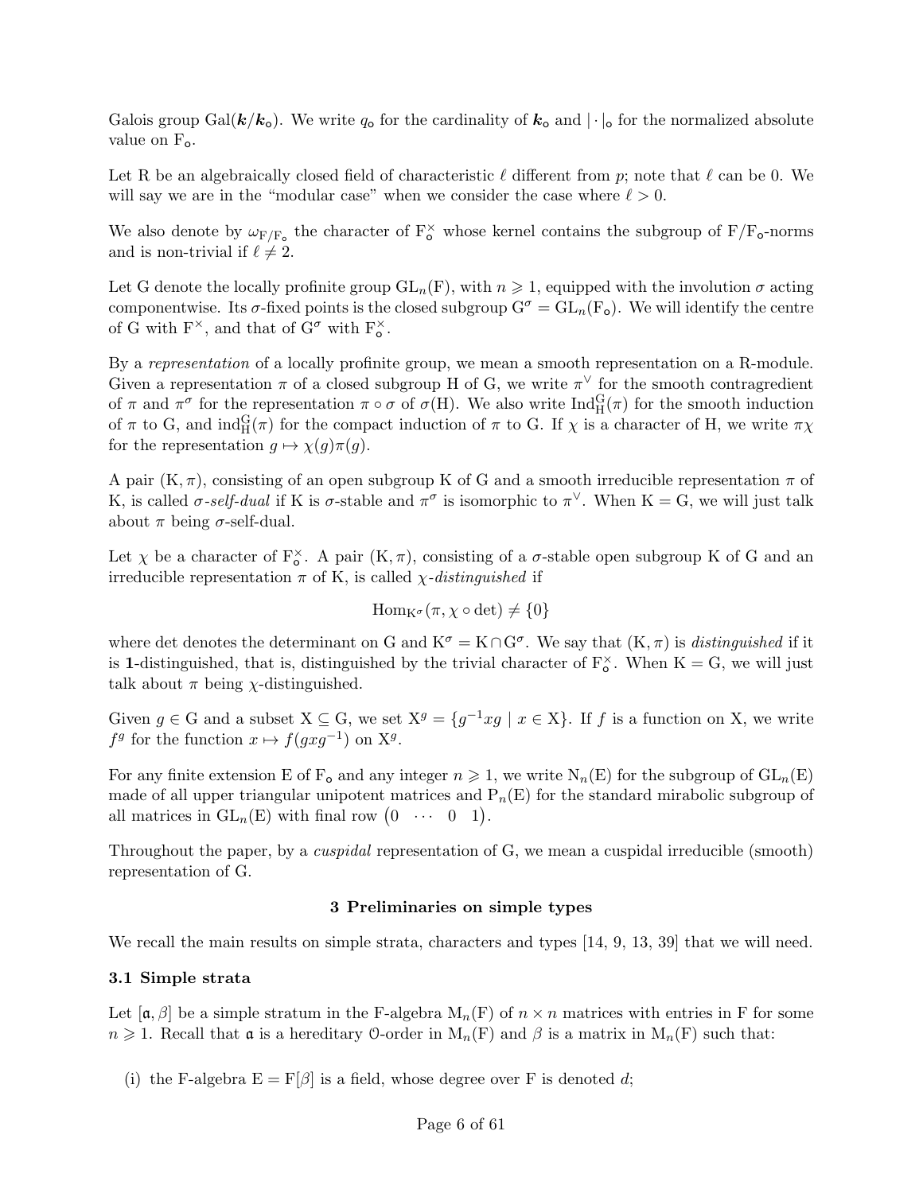Galois group $\mathrm{Gal}(\boldsymbol{k}/\boldsymbol{k}_{\mathsf{o}})$. We write $q_{\mathsf{o}}$ for the cardinality of $\boldsymbol{k}_{\mathsf{o}}$ and $|\cdot|_{\mathsf{o}}$ for the normalized absolute value on $\mathrm{F}_{\mathsf{o}}$.

Let R be an algebraically closed field of characteristic $\ell$ different from $p$; note that $\ell$ can be 0. We will say we are in the "modular case" when we consider the case where $\ell > 0$.

We also denote by $\omega_{\mathrm{F}/\mathrm{F}_{\mathsf{o}}}$ the character of $\mathrm{F}_{\mathsf{o}}^{\times}$ whose kernel contains the subgroup of $\mathrm{F}/\mathrm{F}_{\mathsf{o}}$-norms and is non-trivial if $\ell \neq 2$.

Let G denote the locally profinite group $\mathrm{GL}_n(\mathrm{F})$, with $n \geqslant 1$, equipped with the involution $\sigma$ acting componentwise. Its $\sigma$-fixed points is the closed subgroup $\mathrm{G}^{\sigma} = \mathrm{GL}_n(\mathrm{F}_{\mathsf{o}})$. We will identify the centre of G with $\mathrm{F}^{\times}$, and that of $\mathrm{G}^{\sigma}$ with $\mathrm{F}_{\mathsf{o}}^{\times}$.

By a *representation* of a locally profinite group, we mean a smooth representation on a R-module. Given a representation $\pi$ of a closed subgroup H of G, we write $\pi^{\vee}$ for the smooth contragredient of $\pi$ and $\pi^{\sigma}$ for the representation $\pi \circ \sigma$ of $\sigma(\mathrm{H})$. We also write $\mathrm{Ind}_{\mathrm{H}}^{\mathrm{G}}(\pi)$ for the smooth induction of $\pi$ to G, and $\mathrm{ind}_{\mathrm{H}}^{\mathrm{G}}(\pi)$ for the compact induction of $\pi$ to G. If $\chi$ is a character of H, we write $\pi\chi$ for the representation $g \mapsto \chi(g)\pi(g)$.

A pair $(\mathrm{K}, \pi)$, consisting of an open subgroup K of G and a smooth irreducible representation $\pi$ of K, is called *$\sigma$-self-dual* if K is $\sigma$-stable and $\pi^{\sigma}$ is isomorphic to $\pi^{\vee}$. When $\mathrm{K} = \mathrm{G}$, we will just talk about $\pi$ being $\sigma$-self-dual.

Let $\chi$ be a character of $\mathrm{F}_{\mathsf{o}}^{\times}$. A pair $(\mathrm{K}, \pi)$, consisting of a $\sigma$-stable open subgroup K of G and an irreducible representation $\pi$ of K, is called *$\chi$-distinguished* if

$$\mathrm{Hom}_{\mathrm{K}^{\sigma}}(\pi, \chi \circ \det) \neq \{0\}$$

where det denotes the determinant on G and $\mathrm{K}^{\sigma} = \mathrm{K} \cap \mathrm{G}^{\sigma}$. We say that $(\mathrm{K}, \pi)$ is *distinguished* if it is $\mathbf{1}$-distinguished, that is, distinguished by the trivial character of $\mathrm{F}_{\mathsf{o}}^{\times}$. When $\mathrm{K} = \mathrm{G}$, we will just talk about $\pi$ being $\chi$-distinguished.

Given $g \in \mathrm{G}$ and a subset $\mathrm{X} \subseteq \mathrm{G}$, we set $\mathrm{X}^g = \{g^{-1}xg \mid x \in \mathrm{X}\}$. If $f$ is a function on X, we write $f^g$ for the function $x \mapsto f(gxg^{-1})$ on $\mathrm{X}^g$.

For any finite extension E of $\mathrm{F}_{\mathsf{o}}$ and any integer $n \geqslant 1$, we write $\mathrm{N}_n(\mathrm{E})$ for the subgroup of $\mathrm{GL}_n(\mathrm{E})$ made of all upper triangular unipotent matrices and $\mathrm{P}_n(\mathrm{E})$ for the standard mirabolic subgroup of all matrices in $\mathrm{GL}_n(\mathrm{E})$ with final row $\begin{pmatrix} 0 & \cdots & 0 & 1 \end{pmatrix}$.

Throughout the paper, by a *cuspidal* representation of G, we mean a cuspidal irreducible (smooth) representation of G.

## 3 Preliminaries on simple types

We recall the main results on simple strata, characters and types [14, 9, 13, 39] that we will need.

### 3.1 Simple strata

Let $[\mathfrak{a}, \beta]$ be a simple stratum in the F-algebra $\mathrm{M}_n(\mathrm{F})$ of $n \times n$ matrices with entries in F for some $n \geqslant 1$. Recall that $\mathfrak{a}$ is a hereditary $\mathcal{O}$-order in $\mathrm{M}_n(\mathrm{F})$ and $\beta$ is a matrix in $\mathrm{M}_n(\mathrm{F})$ such that:

(i) the F-algebra $\mathrm{E} = \mathrm{F}[\beta]$ is a field, whose degree over F is denoted $d$;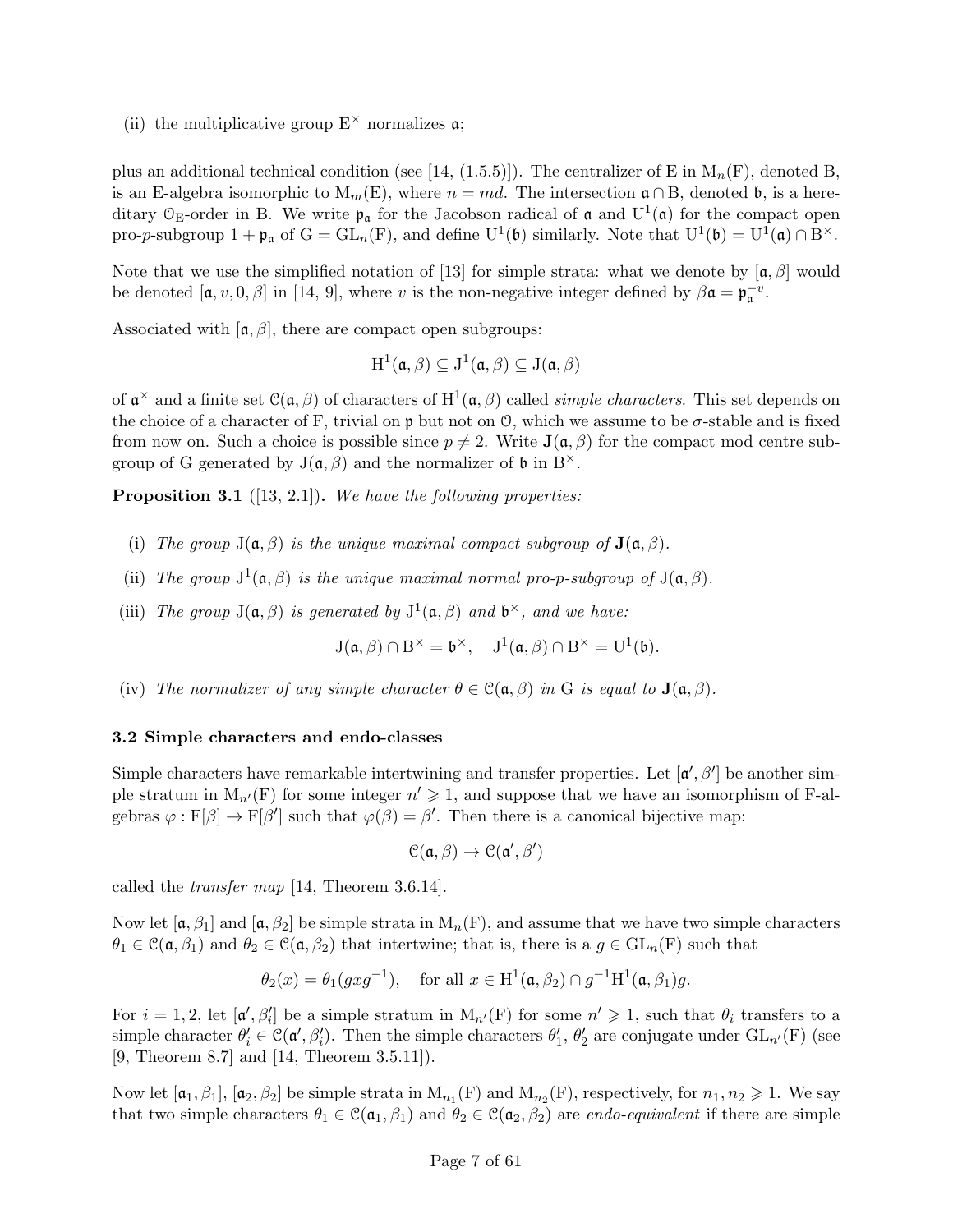(ii) the multiplicative group $\mathrm{E}^\times$ normalizes $\mathfrak{a}$;

plus an additional technical condition (see [14, (1.5.5)]). The centralizer of E in $\mathrm{M}_n(\mathrm{F})$, denoted B, is an E-algebra isomorphic to $\mathrm{M}_m(\mathrm{E})$, where $n = md$. The intersection $\mathfrak{a} \cap \mathrm{B}$, denoted $\mathfrak{b}$, is a hereditary $\mathcal{O}_\mathrm{E}$-order in B. We write $\mathfrak{p}_\mathfrak{a}$ for the Jacobson radical of $\mathfrak{a}$ and $\mathrm{U}^1(\mathfrak{a})$ for the compact open pro-$p$-subgroup $1 + \mathfrak{p}_\mathfrak{a}$ of $\mathrm{G} = \mathrm{GL}_n(\mathrm{F})$, and define $\mathrm{U}^1(\mathfrak{b})$ similarly. Note that $\mathrm{U}^1(\mathfrak{b}) = \mathrm{U}^1(\mathfrak{a}) \cap \mathrm{B}^\times$.

Note that we use the simplified notation of [13] for simple strata: what we denote by $[\mathfrak{a}, \beta]$ would be denoted $[\mathfrak{a}, v, 0, \beta]$ in [14, 9], where $v$ is the non-negative integer defined by $\beta\mathfrak{a} = \mathfrak{p}_\mathfrak{a}^{-v}$.

Associated with $[\mathfrak{a}, \beta]$, there are compact open subgroups:

$$\mathrm{H}^1(\mathfrak{a}, \beta) \subseteq \mathrm{J}^1(\mathfrak{a}, \beta) \subseteq \mathrm{J}(\mathfrak{a}, \beta)$$

of $\mathfrak{a}^\times$ and a finite set $\mathcal{C}(\mathfrak{a}, \beta)$ of characters of $\mathrm{H}^1(\mathfrak{a}, \beta)$ called *simple characters*. This set depends on the choice of a character of F, trivial on $\mathfrak{p}$ but not on $\mathcal{O}$, which we assume to be $\sigma$-stable and is fixed from now on. Such a choice is possible since $p \neq 2$. Write $\mathbf{J}(\mathfrak{a}, \beta)$ for the compact mod centre subgroup of G generated by $\mathrm{J}(\mathfrak{a}, \beta)$ and the normalizer of $\mathfrak{b}$ in $\mathrm{B}^\times$.

**Proposition 3.1** ([13, 2.1]). *We have the following properties:*

(i) *The group $\mathrm{J}(\mathfrak{a}, \beta)$ is the unique maximal compact subgroup of $\mathbf{J}(\mathfrak{a}, \beta)$.*

(ii) *The group $\mathrm{J}^1(\mathfrak{a}, \beta)$ is the unique maximal normal pro-$p$-subgroup of $\mathrm{J}(\mathfrak{a}, \beta)$.*

(iii) *The group $\mathrm{J}(\mathfrak{a}, \beta)$ is generated by $\mathrm{J}^1(\mathfrak{a}, \beta)$ and $\mathfrak{b}^\times$, and we have:*

$$\mathrm{J}(\mathfrak{a}, \beta) \cap \mathrm{B}^\times = \mathfrak{b}^\times, \quad \mathrm{J}^1(\mathfrak{a}, \beta) \cap \mathrm{B}^\times = \mathrm{U}^1(\mathfrak{b}).$$

(iv) *The normalizer of any simple character $\theta \in \mathcal{C}(\mathfrak{a}, \beta)$ in G is equal to $\mathbf{J}(\mathfrak{a}, \beta)$.*

### 3.2 Simple characters and endo-classes

Simple characters have remarkable intertwining and transfer properties. Let $[\mathfrak{a}', \beta']$ be another simple stratum in $\mathrm{M}_{n'}(\mathrm{F})$ for some integer $n' \geqslant 1$, and suppose that we have an isomorphism of F-algebras $\varphi : \mathrm{F}[\beta] \to \mathrm{F}[\beta']$ such that $\varphi(\beta) = \beta'$. Then there is a canonical bijective map:

$$\mathcal{C}(\mathfrak{a}, \beta) \to \mathcal{C}(\mathfrak{a}', \beta')$$

called the *transfer map* [14, Theorem 3.6.14].

Now let $[\mathfrak{a}, \beta_1]$ and $[\mathfrak{a}, \beta_2]$ be simple strata in $\mathrm{M}_n(\mathrm{F})$, and assume that we have two simple characters $\theta_1 \in \mathcal{C}(\mathfrak{a}, \beta_1)$ and $\theta_2 \in \mathcal{C}(\mathfrak{a}, \beta_2)$ that intertwine; that is, there is a $g \in \mathrm{GL}_n(\mathrm{F})$ such that

$$\theta_2(x) = \theta_1(gxg^{-1}), \quad \text{for all } x \in \mathrm{H}^1(\mathfrak{a}, \beta_2) \cap g^{-1}\mathrm{H}^1(\mathfrak{a}, \beta_1)g.$$

For $i = 1, 2$, let $[\mathfrak{a}', \beta_i']$ be a simple stratum in $\mathrm{M}_{n'}(\mathrm{F})$ for some $n' \geqslant 1$, such that $\theta_i$ transfers to a simple character $\theta_i' \in \mathcal{C}(\mathfrak{a}', \beta_i')$. Then the simple characters $\theta_1'$, $\theta_2'$ are conjugate under $\mathrm{GL}_{n'}(\mathrm{F})$ (see [9, Theorem 8.7] and [14, Theorem 3.5.11]).

Now let $[\mathfrak{a}_1, \beta_1]$, $[\mathfrak{a}_2, \beta_2]$ be simple strata in $\mathrm{M}_{n_1}(\mathrm{F})$ and $\mathrm{M}_{n_2}(\mathrm{F})$, respectively, for $n_1, n_2 \geqslant 1$. We say that two simple characters $\theta_1 \in \mathcal{C}(\mathfrak{a}_1, \beta_1)$ and $\theta_2 \in \mathcal{C}(\mathfrak{a}_2, \beta_2)$ are *endo-equivalent* if there are simple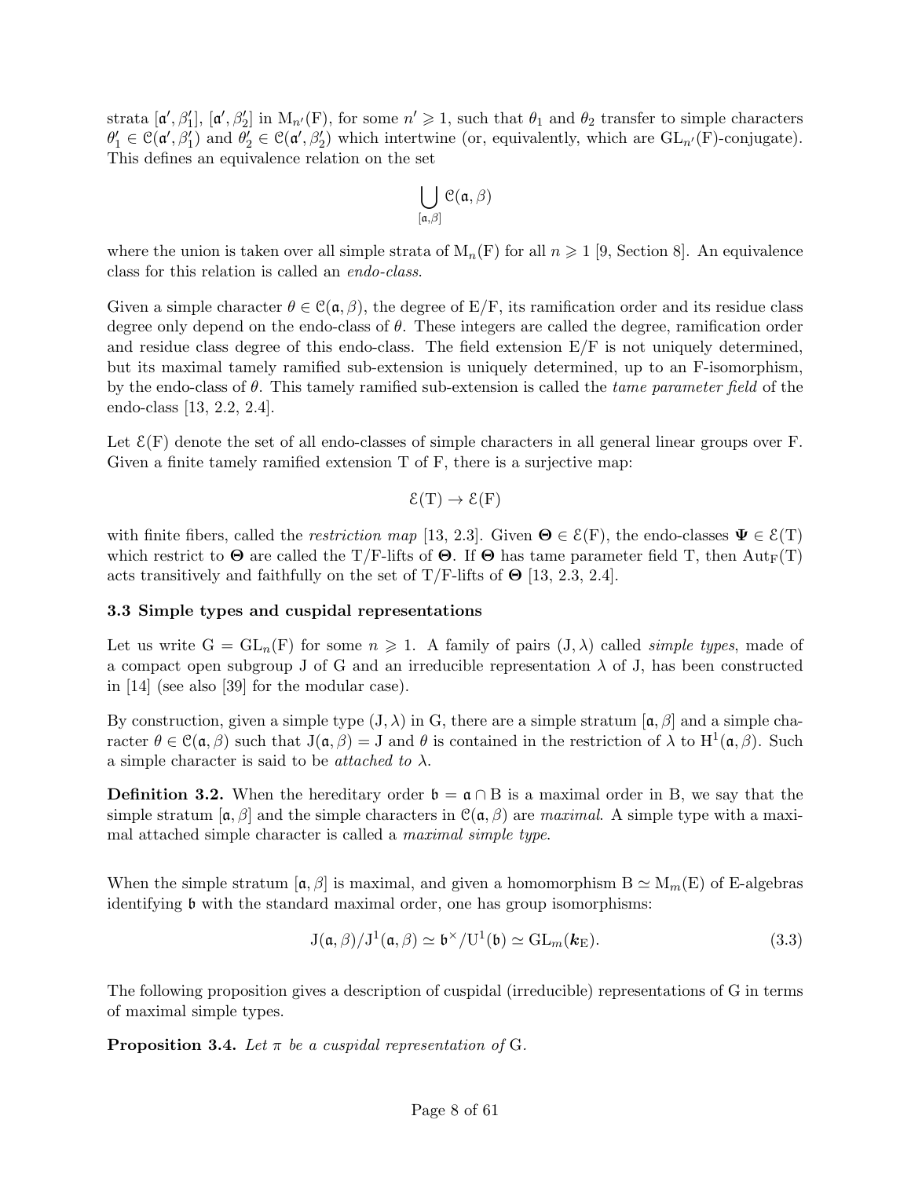strata $[\mathfrak{a}', \beta_1']$, $[\mathfrak{a}', \beta_2']$ in $\mathrm{M}_{n'}(\mathrm{F})$, for some $n' \geqslant 1$, such that $\theta_1$ and $\theta_2$ transfer to simple characters $\theta_1' \in \mathcal{C}(\mathfrak{a}', \beta_1')$ and $\theta_2' \in \mathcal{C}(\mathfrak{a}', \beta_2')$ which intertwine (or, equivalently, which are $\mathrm{GL}_{n'}(\mathrm{F})$-conjugate). This defines an equivalence relation on the set

$$\bigcup_{[\mathfrak{a},\beta]} \mathcal{C}(\mathfrak{a}, \beta)$$

where the union is taken over all simple strata of $\mathrm{M}_n(\mathrm{F})$ for all $n \geqslant 1$ [9, Section 8]. An equivalence class for this relation is called an *endo-class*.

Given a simple character $\theta \in \mathcal{C}(\mathfrak{a}, \beta)$, the degree of E/F, its ramification order and its residue class degree only depend on the endo-class of $\theta$. These integers are called the degree, ramification order and residue class degree of this endo-class. The field extension E/F is not uniquely determined, but its maximal tamely ramified sub-extension is uniquely determined, up to an F-isomorphism, by the endo-class of $\theta$. This tamely ramified sub-extension is called the *tame parameter field* of the endo-class [13, 2.2, 2.4].

Let $\mathcal{E}(\mathrm{F})$ denote the set of all endo-classes of simple characters in all general linear groups over F. Given a finite tamely ramified extension T of F, there is a surjective map:

$$\mathcal{E}(\mathrm{T}) \to \mathcal{E}(\mathrm{F})$$

with finite fibers, called the *restriction map* [13, 2.3]. Given $\boldsymbol{\Theta} \in \mathcal{E}(\mathrm{F})$, the endo-classes $\boldsymbol{\Psi} \in \mathcal{E}(\mathrm{T})$ which restrict to $\boldsymbol{\Theta}$ are called the T/F-lifts of $\boldsymbol{\Theta}$. If $\boldsymbol{\Theta}$ has tame parameter field T, then $\mathrm{Aut}_{\mathrm{F}}(\mathrm{T})$ acts transitively and faithfully on the set of T/F-lifts of $\boldsymbol{\Theta}$ [13, 2.3, 2.4].

### 3.3 Simple types and cuspidal representations

Let us write $\mathrm{G} = \mathrm{GL}_n(\mathrm{F})$ for some $n \geqslant 1$. A family of pairs $(\mathrm{J}, \lambda)$ called *simple types*, made of a compact open subgroup J of G and an irreducible representation $\lambda$ of J, has been constructed in [14] (see also [39] for the modular case).

By construction, given a simple type $(\mathrm{J}, \lambda)$ in G, there are a simple stratum $[\mathfrak{a}, \beta]$ and a simple character $\theta \in \mathcal{C}(\mathfrak{a}, \beta)$ such that $\mathrm{J}(\mathfrak{a}, \beta) = \mathrm{J}$ and $\theta$ is contained in the restriction of $\lambda$ to $\mathrm{H}^1(\mathfrak{a}, \beta)$. Such a simple character is said to be *attached to* $\lambda$.

**Definition 3.2.** When the hereditary order $\mathfrak{b} = \mathfrak{a} \cap \mathrm{B}$ is a maximal order in B, we say that the simple stratum $[\mathfrak{a}, \beta]$ and the simple characters in $\mathcal{C}(\mathfrak{a}, \beta)$ are *maximal*. A simple type with a maximal attached simple character is called a *maximal simple type*.

When the simple stratum $[\mathfrak{a}, \beta]$ is maximal, and given a homomorphism $\mathrm{B} \simeq \mathrm{M}_m(\mathrm{E})$ of E-algebras identifying $\mathfrak{b}$ with the standard maximal order, one has group isomorphisms:

$$\mathrm{J}(\mathfrak{a}, \beta)/\mathrm{J}^1(\mathfrak{a}, \beta) \simeq \mathfrak{b}^\times/\mathrm{U}^1(\mathfrak{b}) \simeq \mathrm{GL}_m(\boldsymbol{k}_\mathrm{E}). \tag{3.3}$$

The following proposition gives a description of cuspidal (irreducible) representations of G in terms of maximal simple types.

**Proposition 3.4.** *Let $\pi$ be a cuspidal representation of* G.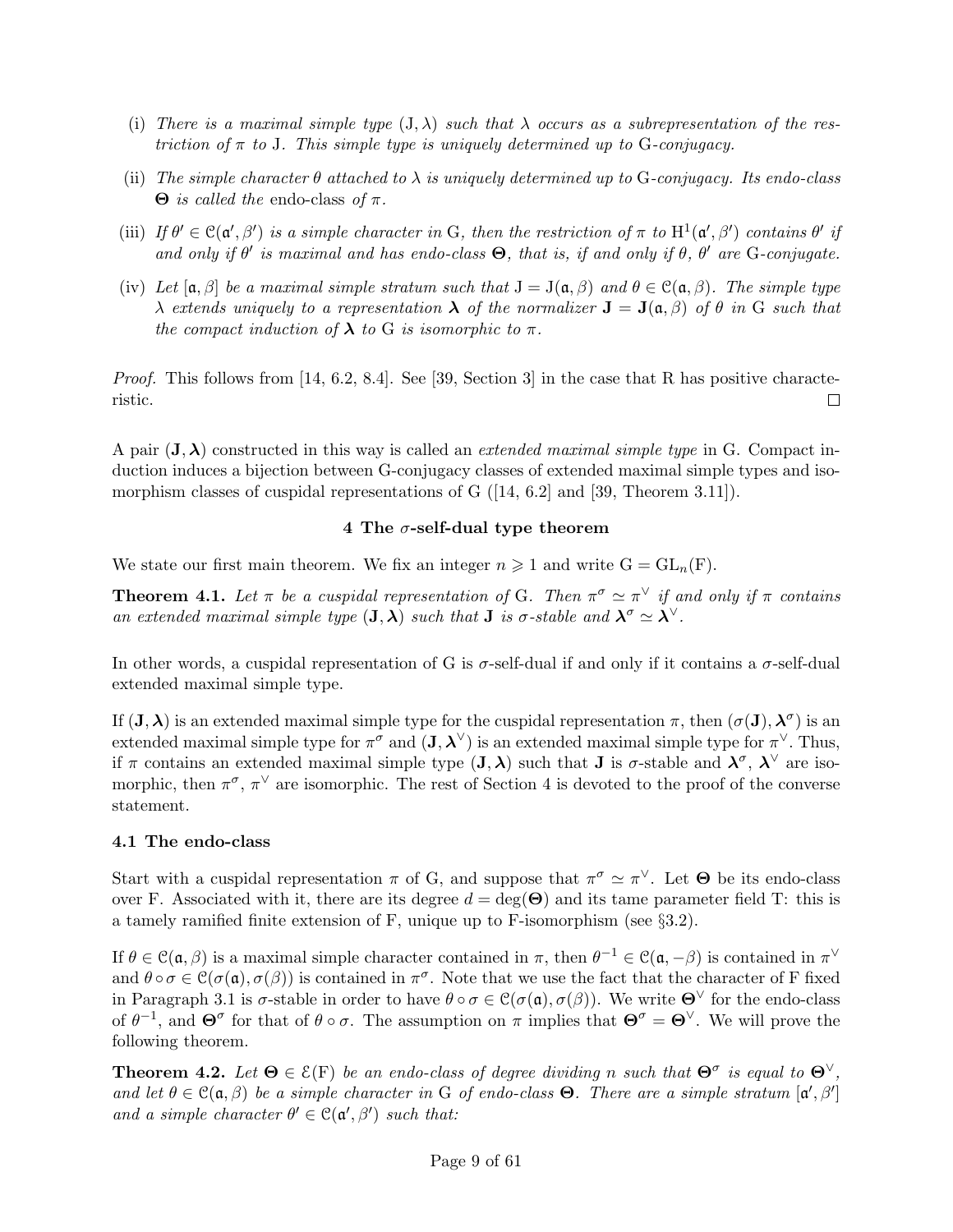(i) *There is a maximal simple type* $(\mathrm{J}, \lambda)$ *such that* $\lambda$ *occurs as a subrepresentation of the restriction of* $\pi$ *to* $\mathrm{J}$. *This simple type is uniquely determined up to* $\mathrm{G}$*-conjugacy.*

(ii) *The simple character* $\theta$ *attached to* $\lambda$ *is uniquely determined up to* $\mathrm{G}$*-conjugacy. Its endo-class* $\boldsymbol{\Theta}$ *is called the* endo-class *of* $\pi$.

(iii) *If* $\theta' \in \mathcal{C}(\mathfrak{a}', \beta')$ *is a simple character in* $\mathrm{G}$*, then the restriction of* $\pi$ *to* $\mathrm{H}^1(\mathfrak{a}', \beta')$ *contains* $\theta'$ *if and only if* $\theta'$ *is maximal and has endo-class* $\boldsymbol{\Theta}$*, that is, if and only if* $\theta$*,* $\theta'$ *are* $\mathrm{G}$*-conjugate.*

(iv) *Let* $[\mathfrak{a}, \beta]$ *be a maximal simple stratum such that* $\mathrm{J} = \mathrm{J}(\mathfrak{a}, \beta)$ *and* $\theta \in \mathcal{C}(\mathfrak{a}, \beta)$. *The simple type* $\lambda$ *extends uniquely to a representation* $\boldsymbol{\lambda}$ *of the normalizer* $\mathbf{J} = \mathbf{J}(\mathfrak{a}, \beta)$ *of* $\theta$ *in* $\mathrm{G}$ *such that the compact induction of* $\boldsymbol{\lambda}$ *to* $\mathrm{G}$ *is isomorphic to* $\pi$.

*Proof.* This follows from [14, 6.2, 8.4]. See [39, Section 3] in the case that R has positive characteristic. □

A pair $(\mathbf{J}, \boldsymbol{\lambda})$ constructed in this way is called an *extended maximal simple type* in G. Compact induction induces a bijection between G-conjugacy classes of extended maximal simple types and isomorphism classes of cuspidal representations of G ([14, 6.2] and [39, Theorem 3.11]).

## 4 The $\sigma$-self-dual type theorem

We state our first main theorem. We fix an integer $n \geqslant 1$ and write $\mathrm{G} = \mathrm{GL}_n(\mathrm{F})$.

**Theorem 4.1.** *Let* $\pi$ *be a cuspidal representation of* $\mathrm{G}$. *Then* $\pi^\sigma \simeq \pi^\vee$ *if and only if* $\pi$ *contains an extended maximal simple type* $(\mathbf{J}, \boldsymbol{\lambda})$ *such that* $\mathbf{J}$ *is* $\sigma$*-stable and* $\boldsymbol{\lambda}^\sigma \simeq \boldsymbol{\lambda}^\vee$.

In other words, a cuspidal representation of G is $\sigma$-self-dual if and only if it contains a $\sigma$-self-dual extended maximal simple type.

If $(\mathbf{J}, \boldsymbol{\lambda})$ is an extended maximal simple type for the cuspidal representation $\pi$, then $(\sigma(\mathbf{J}), \boldsymbol{\lambda}^\sigma)$ is an extended maximal simple type for $\pi^\sigma$ and $(\mathbf{J}, \boldsymbol{\lambda}^\vee)$ is an extended maximal simple type for $\pi^\vee$. Thus, if $\pi$ contains an extended maximal simple type $(\mathbf{J}, \boldsymbol{\lambda})$ such that $\mathbf{J}$ is $\sigma$-stable and $\boldsymbol{\lambda}^\sigma$, $\boldsymbol{\lambda}^\vee$ are isomorphic, then $\pi^\sigma$, $\pi^\vee$ are isomorphic. The rest of Section 4 is devoted to the proof of the converse statement.

### 4.1 The endo-class

Start with a cuspidal representation $\pi$ of G, and suppose that $\pi^\sigma \simeq \pi^\vee$. Let $\boldsymbol{\Theta}$ be its endo-class over F. Associated with it, there are its degree $d = \deg(\boldsymbol{\Theta})$ and its tame parameter field T: this is a tamely ramified finite extension of F, unique up to F-isomorphism (see §3.2).

If $\theta \in \mathcal{C}(\mathfrak{a}, \beta)$ is a maximal simple character contained in $\pi$, then $\theta^{-1} \in \mathcal{C}(\mathfrak{a}, -\beta)$ is contained in $\pi^\vee$ and $\theta \circ \sigma \in \mathcal{C}(\sigma(\mathfrak{a}), \sigma(\beta))$ is contained in $\pi^\sigma$. Note that we use the fact that the character of F fixed in Paragraph 3.1 is $\sigma$-stable in order to have $\theta \circ \sigma \in \mathcal{C}(\sigma(\mathfrak{a}), \sigma(\beta))$. We write $\boldsymbol{\Theta}^\vee$ for the endo-class of $\theta^{-1}$, and $\boldsymbol{\Theta}^\sigma$ for that of $\theta \circ \sigma$. The assumption on $\pi$ implies that $\boldsymbol{\Theta}^\sigma = \boldsymbol{\Theta}^\vee$. We will prove the following theorem.

**Theorem 4.2.** *Let* $\boldsymbol{\Theta} \in \mathcal{E}(\mathrm{F})$ *be an endo-class of degree dividing* $n$ *such that* $\boldsymbol{\Theta}^\sigma$ *is equal to* $\boldsymbol{\Theta}^\vee$*, and let* $\theta \in \mathcal{C}(\mathfrak{a}, \beta)$ *be a simple character in* $\mathrm{G}$ *of endo-class* $\boldsymbol{\Theta}$. *There are a simple stratum* $[\mathfrak{a}', \beta']$ *and a simple character* $\theta' \in \mathcal{C}(\mathfrak{a}', \beta')$ *such that:*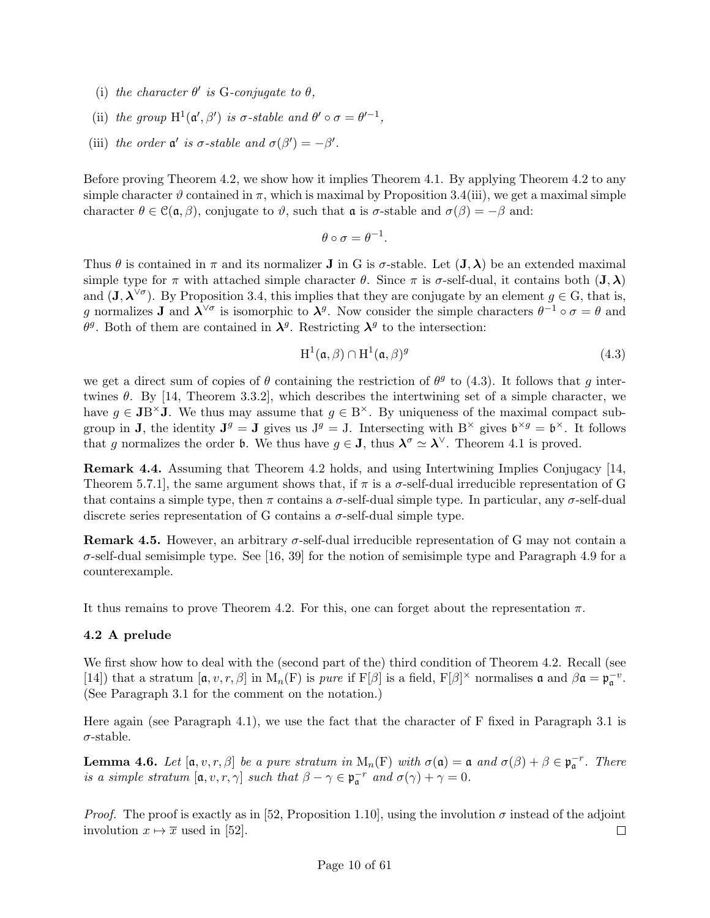(i) *the character* $\theta'$ *is* G*-conjugate to* $\theta$*,*

(ii) *the group* $\mathrm{H}^1(\mathfrak{a}',\beta')$ *is* $\sigma$*-stable and* $\theta'\circ\sigma = \theta'^{-1}$*,*

(iii) *the order* $\mathfrak{a}'$ *is* $\sigma$*-stable and* $\sigma(\beta') = -\beta'$*.*

Before proving Theorem 4.2, we show how it implies Theorem 4.1. By applying Theorem 4.2 to any simple character $\vartheta$ contained in $\pi$, which is maximal by Proposition 3.4(iii), we get a maximal simple character $\theta \in \mathcal{C}(\mathfrak{a},\beta)$, conjugate to $\vartheta$, such that $\mathfrak{a}$ is $\sigma$-stable and $\sigma(\beta) = -\beta$ and:

$$\theta\circ\sigma = \theta^{-1}.$$

Thus $\theta$ is contained in $\pi$ and its normalizer $\mathbf{J}$ in G is $\sigma$-stable. Let $(\mathbf{J},\boldsymbol{\lambda})$ be an extended maximal simple type for $\pi$ with attached simple character $\theta$. Since $\pi$ is $\sigma$-self-dual, it contains both $(\mathbf{J},\boldsymbol{\lambda})$ and $(\mathbf{J},\boldsymbol{\lambda}^{\vee\sigma})$. By Proposition 3.4, this implies that they are conjugate by an element $g\in\mathrm{G}$, that is, $g$ normalizes $\mathbf{J}$ and $\boldsymbol{\lambda}^{\vee\sigma}$ is isomorphic to $\boldsymbol{\lambda}^g$. Now consider the simple characters $\theta^{-1}\circ\sigma = \theta$ and $\theta^g$. Both of them are contained in $\boldsymbol{\lambda}^g$. Restricting $\boldsymbol{\lambda}^g$ to the intersection:

$$\mathrm{H}^1(\mathfrak{a},\beta)\cap\mathrm{H}^1(\mathfrak{a},\beta)^g \tag{4.3}$$

we get a direct sum of copies of $\theta$ containing the restriction of $\theta^g$ to (4.3). It follows that $g$ intertwines $\theta$. By [14, Theorem 3.3.2], which describes the intertwining set of a simple character, we have $g\in\mathbf{J}\mathrm{B}^\times\mathbf{J}$. We thus may assume that $g\in\mathrm{B}^\times$. By uniqueness of the maximal compact subgroup in $\mathbf{J}$, the identity $\mathbf{J}^g = \mathbf{J}$ gives us $\mathrm{J}^g = \mathrm{J}$. Intersecting with $\mathrm{B}^\times$ gives $\mathfrak{b}^{\times g} = \mathfrak{b}^\times$. It follows that $g$ normalizes the order $\mathfrak{b}$. We thus have $g\in\mathbf{J}$, thus $\boldsymbol{\lambda}^\sigma\simeq\boldsymbol{\lambda}^\vee$. Theorem 4.1 is proved.

**Remark 4.4.** Assuming that Theorem 4.2 holds, and using Intertwining Implies Conjugacy [14, Theorem 5.7.1], the same argument shows that, if $\pi$ is a $\sigma$-self-dual irreducible representation of G that contains a simple type, then $\pi$ contains a $\sigma$-self-dual simple type. In particular, any $\sigma$-self-dual discrete series representation of G contains a $\sigma$-self-dual simple type.

**Remark 4.5.** However, an arbitrary $\sigma$-self-dual irreducible representation of G may not contain a $\sigma$-self-dual semisimple type. See [16, 39] for the notion of semisimple type and Paragraph 4.9 for a counterexample.

It thus remains to prove Theorem 4.2. For this, one can forget about the representation $\pi$.

### 4.2 A prelude

We first show how to deal with the (second part of the) third condition of Theorem 4.2. Recall (see [14]) that a stratum $[\mathfrak{a},v,r,\beta]$ in $\mathrm{M}_n(\mathrm{F})$ is *pure* if $\mathrm{F}[\beta]$ is a field, $\mathrm{F}[\beta]^\times$ normalises $\mathfrak{a}$ and $\beta\mathfrak{a} = \mathfrak{p}_{\mathfrak{a}}^{-v}$. (See Paragraph 3.1 for the comment on the notation.)

Here again (see Paragraph 4.1), we use the fact that the character of F fixed in Paragraph 3.1 is $\sigma$-stable.

**Lemma 4.6.** *Let* $[\mathfrak{a},v,r,\beta]$ *be a pure stratum in* $\mathrm{M}_n(\mathrm{F})$ *with* $\sigma(\mathfrak{a}) = \mathfrak{a}$ *and* $\sigma(\beta)+\beta\in\mathfrak{p}_{\mathfrak{a}}^{-r}$*. There is a simple stratum* $[\mathfrak{a},v,r,\gamma]$ *such that* $\beta-\gamma\in\mathfrak{p}_{\mathfrak{a}}^{-r}$ *and* $\sigma(\gamma)+\gamma = 0$*.*

*Proof.* The proof is exactly as in [52, Proposition 1.10], using the involution $\sigma$ instead of the adjoint involution $x\mapsto\overline{x}$ used in [52]. ∎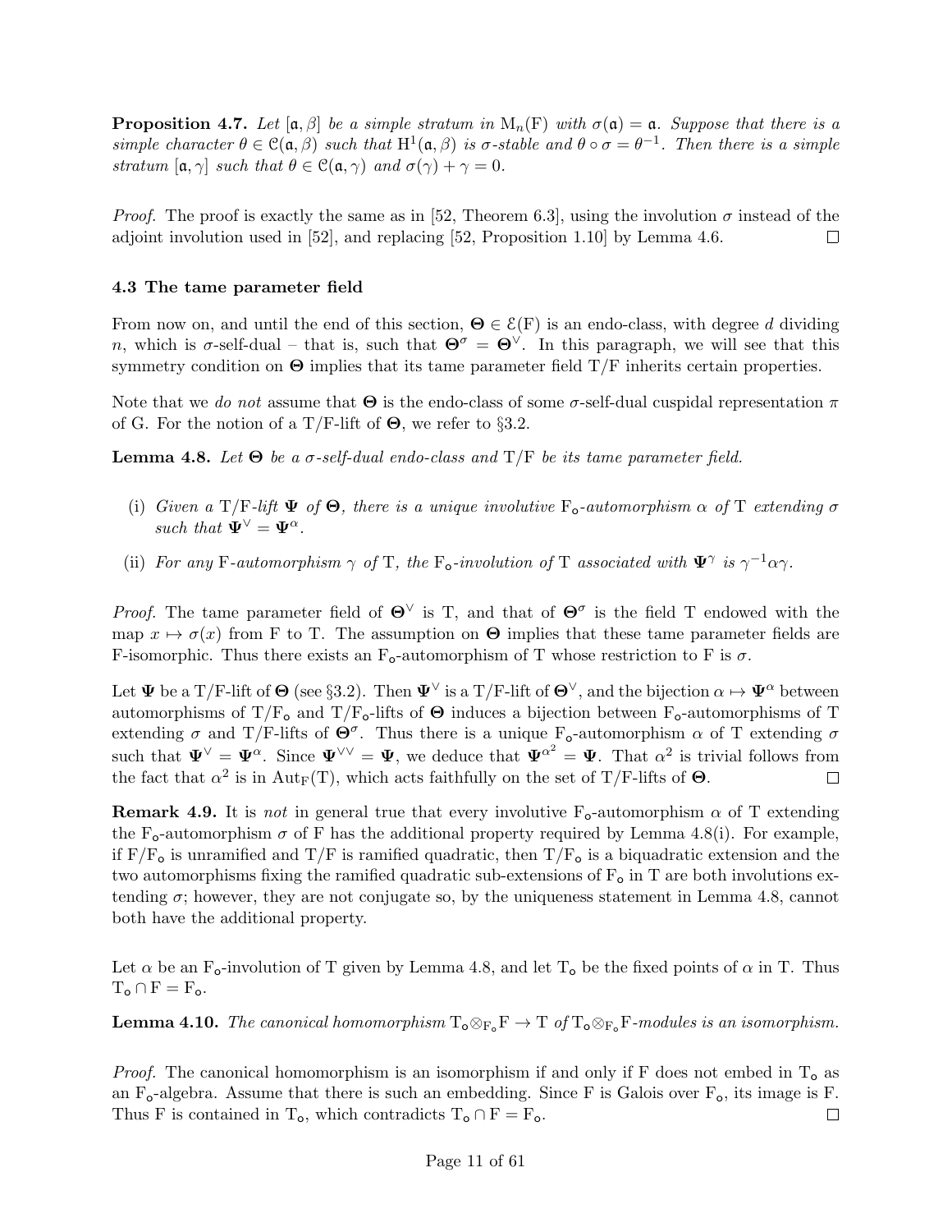**Proposition 4.7.** *Let $[\mathfrak{a}, \beta]$ be a simple stratum in $\mathrm{M}_n(\mathrm{F})$ with $\sigma(\mathfrak{a}) = \mathfrak{a}$. Suppose that there is a simple character $\theta \in \mathcal{C}(\mathfrak{a}, \beta)$ such that $\mathrm{H}^1(\mathfrak{a}, \beta)$ is $\sigma$-stable and $\theta \circ \sigma = \theta^{-1}$. Then there is a simple stratum $[\mathfrak{a}, \gamma]$ such that $\theta \in \mathcal{C}(\mathfrak{a}, \gamma)$ and $\sigma(\gamma) + \gamma = 0$.*

*Proof.* The proof is exactly the same as in [52, Theorem 6.3], using the involution $\sigma$ instead of the adjoint involution used in [52], and replacing [52, Proposition 1.10] by Lemma 4.6. $\square$

### 4.3 The tame parameter field

From now on, and until the end of this section, $\mathbf{\Theta} \in \mathcal{E}(\mathrm{F})$ is an endo-class, with degree $d$ dividing $n$, which is $\sigma$-self-dual – that is, such that $\mathbf{\Theta}^\sigma = \mathbf{\Theta}^\vee$. In this paragraph, we will see that this symmetry condition on $\mathbf{\Theta}$ implies that its tame parameter field $\mathrm{T}/\mathrm{F}$ inherits certain properties.

Note that we *do not* assume that $\mathbf{\Theta}$ is the endo-class of some $\sigma$-self-dual cuspidal representation $\pi$ of $\mathrm{G}$. For the notion of a $\mathrm{T}/\mathrm{F}$-lift of $\mathbf{\Theta}$, we refer to §3.2.

**Lemma 4.8.** *Let $\mathbf{\Theta}$ be a $\sigma$-self-dual endo-class and $\mathrm{T}/\mathrm{F}$ be its tame parameter field.*

(i) *Given a $\mathrm{T}/\mathrm{F}$-lift $\mathbf{\Psi}$ of $\mathbf{\Theta}$, there is a unique involutive $\mathrm{F}_\mathsf{o}$-automorphism $\alpha$ of $\mathrm{T}$ extending $\sigma$ such that $\mathbf{\Psi}^\vee = \mathbf{\Psi}^\alpha$.*

(ii) *For any $\mathrm{F}$-automorphism $\gamma$ of $\mathrm{T}$, the $\mathrm{F}_\mathsf{o}$-involution of $\mathrm{T}$ associated with $\mathbf{\Psi}^\gamma$ is $\gamma^{-1}\alpha\gamma$.*

*Proof.* The tame parameter field of $\mathbf{\Theta}^\vee$ is $\mathrm{T}$, and that of $\mathbf{\Theta}^\sigma$ is the field $\mathrm{T}$ endowed with the map $x \mapsto \sigma(x)$ from $\mathrm{F}$ to $\mathrm{T}$. The assumption on $\mathbf{\Theta}$ implies that these tame parameter fields are $\mathrm{F}$-isomorphic. Thus there exists an $\mathrm{F}_\mathsf{o}$-automorphism of $\mathrm{T}$ whose restriction to $\mathrm{F}$ is $\sigma$.

Let $\mathbf{\Psi}$ be a $\mathrm{T}/\mathrm{F}$-lift of $\mathbf{\Theta}$ (see §3.2). Then $\mathbf{\Psi}^\vee$ is a $\mathrm{T}/\mathrm{F}$-lift of $\mathbf{\Theta}^\vee$, and the bijection $\alpha \mapsto \mathbf{\Psi}^\alpha$ between automorphisms of $\mathrm{T}/\mathrm{F}_\mathsf{o}$ and $\mathrm{T}/\mathrm{F}_\mathsf{o}$-lifts of $\mathbf{\Theta}$ induces a bijection between $\mathrm{F}_\mathsf{o}$-automorphisms of $\mathrm{T}$ extending $\sigma$ and $\mathrm{T}/\mathrm{F}$-lifts of $\mathbf{\Theta}^\sigma$. Thus there is a unique $\mathrm{F}_\mathsf{o}$-automorphism $\alpha$ of $\mathrm{T}$ extending $\sigma$ such that $\mathbf{\Psi}^\vee = \mathbf{\Psi}^\alpha$. Since $\mathbf{\Psi}^{\vee\vee} = \mathbf{\Psi}$, we deduce that $\mathbf{\Psi}^{\alpha^2} = \mathbf{\Psi}$. That $\alpha^2$ is trivial follows from the fact that $\alpha^2$ is in $\mathrm{Aut}_\mathrm{F}(\mathrm{T})$, which acts faithfully on the set of $\mathrm{T}/\mathrm{F}$-lifts of $\mathbf{\Theta}$. $\square$

**Remark 4.9.** It is *not* in general true that every involutive $\mathrm{F}_\mathsf{o}$-automorphism $\alpha$ of $\mathrm{T}$ extending the $\mathrm{F}_\mathsf{o}$-automorphism $\sigma$ of $\mathrm{F}$ has the additional property required by Lemma 4.8(i). For example, if $\mathrm{F}/\mathrm{F}_\mathsf{o}$ is unramified and $\mathrm{T}/\mathrm{F}$ is ramified quadratic, then $\mathrm{T}/\mathrm{F}_\mathsf{o}$ is a biquadratic extension and the two automorphisms fixing the ramified quadratic sub-extensions of $\mathrm{F}_\mathsf{o}$ in $\mathrm{T}$ are both involutions extending $\sigma$; however, they are not conjugate so, by the uniqueness statement in Lemma 4.8, cannot both have the additional property.

Let $\alpha$ be an $\mathrm{F}_\mathsf{o}$-involution of $\mathrm{T}$ given by Lemma 4.8, and let $\mathrm{T}_\mathsf{o}$ be the fixed points of $\alpha$ in $\mathrm{T}$. Thus $\mathrm{T}_\mathsf{o} \cap \mathrm{F} = \mathrm{F}_\mathsf{o}$.

**Lemma 4.10.** *The canonical homomorphism $\mathrm{T}_\mathsf{o} \otimes_{\mathrm{F}_\mathsf{o}} \mathrm{F} \to \mathrm{T}$ of $\mathrm{T}_\mathsf{o} \otimes_{\mathrm{F}_\mathsf{o}} \mathrm{F}$-modules is an isomorphism.*

*Proof.* The canonical homomorphism is an isomorphism if and only if $\mathrm{F}$ does not embed in $\mathrm{T}_\mathsf{o}$ as an $\mathrm{F}_\mathsf{o}$-algebra. Assume that there is such an embedding. Since $\mathrm{F}$ is Galois over $\mathrm{F}_\mathsf{o}$, its image is $\mathrm{F}$. Thus $\mathrm{F}$ is contained in $\mathrm{T}_\mathsf{o}$, which contradicts $\mathrm{T}_\mathsf{o} \cap \mathrm{F} = \mathrm{F}_\mathsf{o}$. $\square$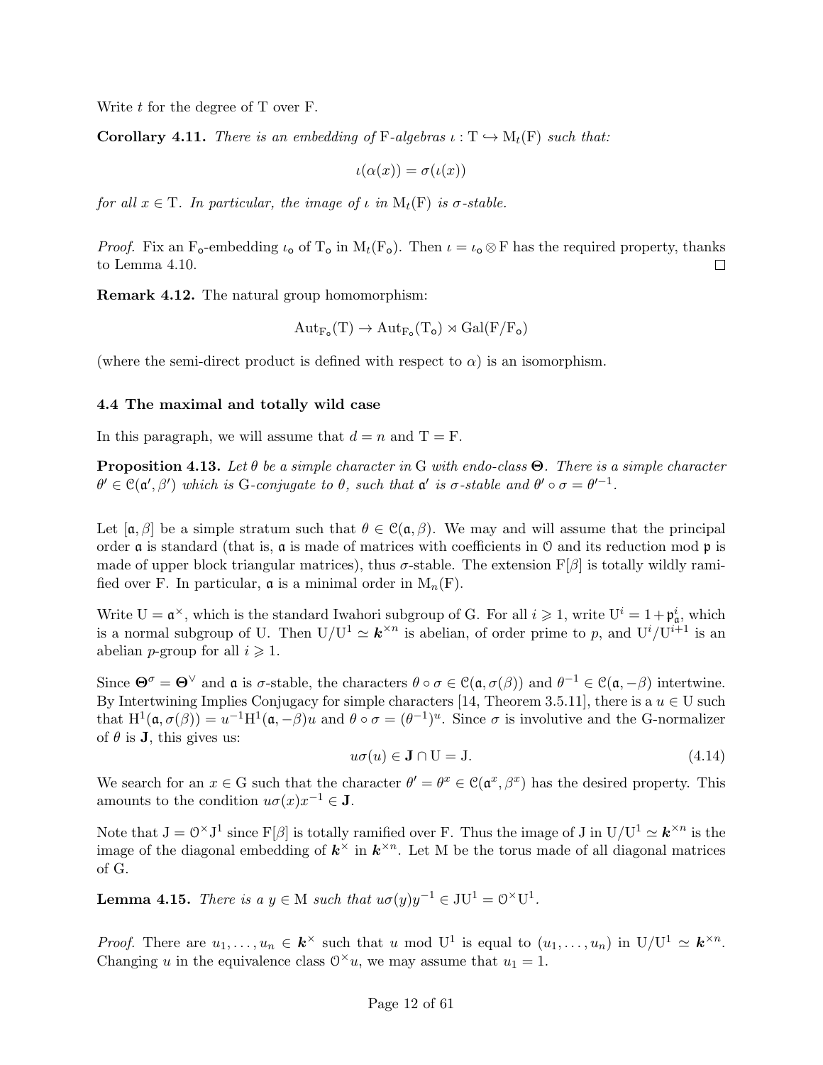Write $t$ for the degree of $\mathrm{T}$ over $\mathrm{F}$.

**Corollary 4.11.** *There is an embedding of* $\mathrm{F}$*-algebras* $\iota : \mathrm{T} \hookrightarrow \mathrm{M}_t(\mathrm{F})$ *such that:*

$$\iota(\alpha(x)) = \sigma(\iota(x))$$

*for all* $x \in \mathrm{T}$*. In particular, the image of* $\iota$ *in* $\mathrm{M}_t(\mathrm{F})$ *is* $\sigma$*-stable.*

*Proof.* Fix an $\mathrm{F}_\mathsf{o}$-embedding $\iota_\mathsf{o}$ of $\mathrm{T}_\mathsf{o}$ in $\mathrm{M}_t(\mathrm{F}_\mathsf{o})$. Then $\iota = \iota_\mathsf{o} \otimes \mathrm{F}$ has the required property, thanks to Lemma 4.10. $\square$

**Remark 4.12.** The natural group homomorphism:

$$\mathrm{Aut}_{\mathrm{F}_\mathsf{o}}(\mathrm{T}) \to \mathrm{Aut}_{\mathrm{F}_\mathsf{o}}(\mathrm{T}_\mathsf{o}) \rtimes \mathrm{Gal}(\mathrm{F}/\mathrm{F}_\mathsf{o})$$

(where the semi-direct product is defined with respect to $\alpha$) is an isomorphism.

### 4.4 The maximal and totally wild case

In this paragraph, we will assume that $d = n$ and $\mathrm{T} = \mathrm{F}$.

**Proposition 4.13.** *Let* $\theta$ *be a simple character in* $\mathrm{G}$ *with endo-class* $\boldsymbol{\Theta}$*. There is a simple character* $\theta' \in \mathcal{C}(\mathfrak{a}', \beta')$ *which is* $\mathrm{G}$*-conjugate to* $\theta$*, such that* $\mathfrak{a}'$ *is* $\sigma$*-stable and* $\theta' \circ \sigma = \theta'^{-1}$*.*

Let $[\mathfrak{a}, \beta]$ be a simple stratum such that $\theta \in \mathcal{C}(\mathfrak{a}, \beta)$. We may and will assume that the principal order $\mathfrak{a}$ is standard (that is, $\mathfrak{a}$ is made of matrices with coefficients in $\mathcal{O}$ and its reduction mod $\mathfrak{p}$ is made of upper block triangular matrices), thus $\sigma$-stable. The extension $\mathrm{F}[\beta]$ is totally wildly ramified over $\mathrm{F}$. In particular, $\mathfrak{a}$ is a minimal order in $\mathrm{M}_n(\mathrm{F})$.

Write $\mathrm{U} = \mathfrak{a}^\times$, which is the standard Iwahori subgroup of $\mathrm{G}$. For all $i \geqslant 1$, write $\mathrm{U}^i = 1 + \mathfrak{p}_\mathfrak{a}^i$, which is a normal subgroup of $\mathrm{U}$. Then $\mathrm{U}/\mathrm{U}^1 \simeq \boldsymbol{k}^{\times n}$ is abelian, of order prime to $p$, and $\mathrm{U}^i/\mathrm{U}^{i+1}$ is an abelian $p$-group for all $i \geqslant 1$.

Since $\boldsymbol{\Theta}^\sigma = \boldsymbol{\Theta}^\vee$ and $\mathfrak{a}$ is $\sigma$-stable, the characters $\theta \circ \sigma \in \mathcal{C}(\mathfrak{a}, \sigma(\beta))$ and $\theta^{-1} \in \mathcal{C}(\mathfrak{a}, -\beta)$ intertwine. By Intertwining Implies Conjugacy for simple characters [14, Theorem 3.5.11], there is a $u \in \mathrm{U}$ such that $\mathrm{H}^1(\mathfrak{a}, \sigma(\beta)) = u^{-1}\mathrm{H}^1(\mathfrak{a}, -\beta)u$ and $\theta \circ \sigma = (\theta^{-1})^u$. Since $\sigma$ is involutive and the $\mathrm{G}$-normalizer of $\theta$ is $\mathbf{J}$, this gives us:

$$u\sigma(u) \in \mathbf{J} \cap \mathrm{U} = \mathrm{J}. \tag{4.14}$$

We search for an $x \in \mathrm{G}$ such that the character $\theta' = \theta^x \in \mathcal{C}(\mathfrak{a}^x, \beta^x)$ has the desired property. This amounts to the condition $u\sigma(x)x^{-1} \in \mathbf{J}$.

Note that $\mathrm{J} = \mathcal{O}^\times \mathrm{J}^1$ since $\mathrm{F}[\beta]$ is totally ramified over $\mathrm{F}$. Thus the image of $\mathrm{J}$ in $\mathrm{U}/\mathrm{U}^1 \simeq \boldsymbol{k}^{\times n}$ is the image of the diagonal embedding of $\boldsymbol{k}^\times$ in $\boldsymbol{k}^{\times n}$. Let $\mathrm{M}$ be the torus made of all diagonal matrices of $\mathrm{G}$.

**Lemma 4.15.** *There is a* $y \in \mathrm{M}$ *such that* $u\sigma(y)y^{-1} \in \mathrm{J}\mathrm{U}^1 = \mathcal{O}^\times \mathrm{U}^1$*.*

*Proof.* There are $u_1, \dots, u_n \in \boldsymbol{k}^\times$ such that $u$ mod $\mathrm{U}^1$ is equal to $(u_1, \dots, u_n)$ in $\mathrm{U}/\mathrm{U}^1 \simeq \boldsymbol{k}^{\times n}$. Changing $u$ in the equivalence class $\mathcal{O}^\times u$, we may assume that $u_1 = 1$.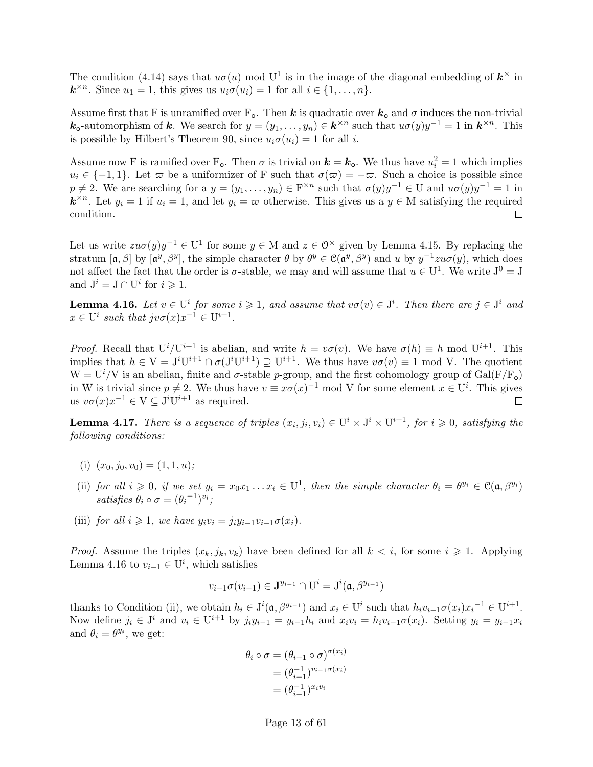The condition (4.14) says that $u\sigma(u)$ mod $\mathrm{U}^1$ is in the image of the diagonal embedding of $\boldsymbol{k}^\times$ in $\boldsymbol{k}^{\times n}$. Since $u_1 = 1$, this gives us $u_i\sigma(u_i) = 1$ for all $i \in \{1, \dots, n\}$.

Assume first that F is unramified over $\mathrm{F}_\mathsf{o}$. Then $\boldsymbol{k}$ is quadratic over $\boldsymbol{k}_\mathsf{o}$ and $\sigma$ induces the non-trivial $\boldsymbol{k}_\mathsf{o}$-automorphism of $\boldsymbol{k}$. We search for $y = (y_1, \dots, y_n) \in \boldsymbol{k}^{\times n}$ such that $u\sigma(y)y^{-1} = 1$ in $\boldsymbol{k}^{\times n}$. This is possible by Hilbert's Theorem 90, since $u_i\sigma(u_i) = 1$ for all $i$.

Assume now F is ramified over $\mathrm{F}_\mathsf{o}$. Then $\sigma$ is trivial on $\boldsymbol{k} = \boldsymbol{k}_\mathsf{o}$. We thus have $u_i^2 = 1$ which implies $u_i \in \{-1, 1\}$. Let $\varpi$ be a uniformizer of F such that $\sigma(\varpi) = -\varpi$. Such a choice is possible since $p \neq 2$. We are searching for a $y = (y_1, \dots, y_n) \in \mathrm{F}^{\times n}$ such that $\sigma(y)y^{-1} \in \mathrm{U}$ and $u\sigma(y)y^{-1} = 1$ in $\boldsymbol{k}^{\times n}$. Let $y_i = 1$ if $u_i = 1$, and let $y_i = \varpi$ otherwise. This gives us a $y \in \mathrm{M}$ satisfying the required condition. □

Let us write $zu\sigma(y)y^{-1} \in \mathrm{U}^1$ for some $y \in \mathrm{M}$ and $z \in \mathcal{O}^\times$ given by Lemma 4.15. By replacing the stratum $[\mathfrak{a}, \beta]$ by $[\mathfrak{a}^y, \beta^y]$, the simple character $\theta$ by $\theta^y \in \mathcal{C}(\mathfrak{a}^y, \beta^y)$ and $u$ by $y^{-1}zu\sigma(y)$, which does not affect the fact that the order is $\sigma$-stable, we may and will assume that $u \in \mathrm{U}^1$. We write $\mathrm{J}^0 = \mathrm{J}$ and $\mathrm{J}^i = \mathrm{J} \cap \mathrm{U}^i$ for $i \geqslant 1$.

**Lemma 4.16.** *Let $v \in \mathrm{U}^i$ for some $i \geqslant 1$, and assume that $v\sigma(v) \in \mathrm{J}^i$. Then there are $j \in \mathrm{J}^i$ and $x \in \mathrm{U}^i$ such that $jv\sigma(x)x^{-1} \in \mathrm{U}^{i+1}$.*

*Proof.* Recall that $\mathrm{U}^i/\mathrm{U}^{i+1}$ is abelian, and write $h = v\sigma(v)$. We have $\sigma(h) \equiv h$ mod $\mathrm{U}^{i+1}$. This implies that $h \in \mathrm{V} = \mathrm{J}^i\mathrm{U}^{i+1} \cap \sigma(\mathrm{J}^i\mathrm{U}^{i+1}) \supseteq \mathrm{U}^{i+1}$. We thus have $v\sigma(v) \equiv 1$ mod V. The quotient $\mathrm{W} = \mathrm{U}^i/\mathrm{V}$ is an abelian, finite and $\sigma$-stable $p$-group, and the first cohomology group of $\mathrm{Gal}(\mathrm{F}/\mathrm{F}_\mathsf{o})$ in W is trivial since $p \neq 2$. We thus have $v \equiv x\sigma(x)^{-1}$ mod V for some element $x \in \mathrm{U}^i$. This gives us $v\sigma(x)x^{-1} \in \mathrm{V} \subseteq \mathrm{J}^i\mathrm{U}^{i+1}$ as required. □

**Lemma 4.17.** *There is a sequence of triples $(x_i, j_i, v_i) \in \mathrm{U}^i \times \mathrm{J}^i \times \mathrm{U}^{i+1}$, for $i \geqslant 0$, satisfying the following conditions:*

(i) *$(x_0, j_0, v_0) = (1, 1, u)$;*

(ii) *for all $i \geqslant 0$, if we set $y_i = x_0x_1 \dots x_i \in \mathrm{U}^1$, then the simple character $\theta_i = \theta^{y_i} \in \mathcal{C}(\mathfrak{a}, \beta^{y_i})$ satisfies $\theta_i \circ \sigma = (\theta_i{}^{-1})^{v_i}$;*

(iii) *for all $i \geqslant 1$, we have $y_iv_i = j_iy_{i-1}v_{i-1}\sigma(x_i)$.*

*Proof.* Assume the triples $(x_k, j_k, v_k)$ have been defined for all $k < i$, for some $i \geqslant 1$. Applying Lemma 4.16 to $v_{i-1} \in \mathrm{U}^i$, which satisfies

$$v_{i-1}\sigma(v_{i-1}) \in \mathbf{J}^{y_{i-1}} \cap \mathrm{U}^i = \mathrm{J}^i(\mathfrak{a}, \beta^{y_{i-1}})$$

thanks to Condition (ii), we obtain $h_i \in \mathrm{J}^i(\mathfrak{a}, \beta^{y_{i-1}})$ and $x_i \in \mathrm{U}^i$ such that $h_iv_{i-1}\sigma(x_i)x_i{}^{-1} \in \mathrm{U}^{i+1}$. Now define $j_i \in \mathrm{J}^i$ and $v_i \in \mathrm{U}^{i+1}$ by $j_iy_{i-1} = y_{i-1}h_i$ and $x_iv_i = h_iv_{i-1}\sigma(x_i)$. Setting $y_i = y_{i-1}x_i$ and $\theta_i = \theta^{y_i}$, we get:

$$\begin{aligned}
\theta_i \circ \sigma &= (\theta_{i-1} \circ \sigma)^{\sigma(x_i)} \\
&= (\theta_{i-1}^{-1})^{v_{i-1}\sigma(x_i)} \\
&= (\theta_{i-1}^{-1})^{x_iv_i}
\end{aligned}$$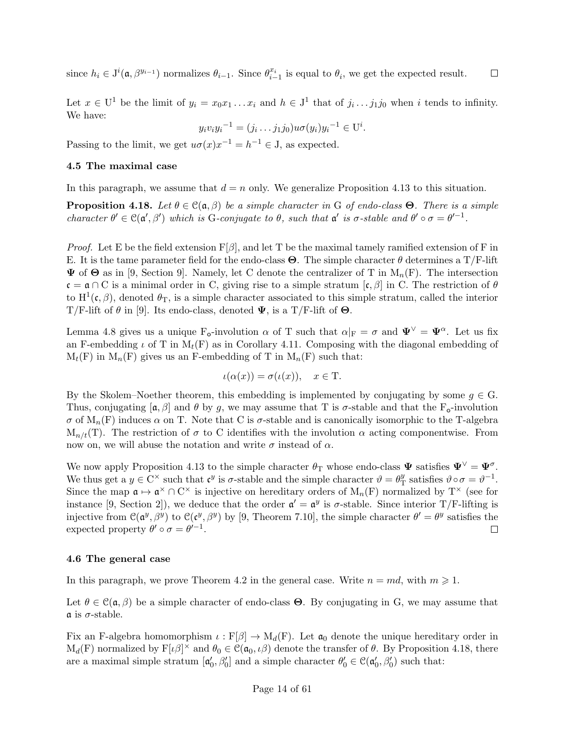since $h_i \in \mathrm{J}^i(\mathfrak{a}, \beta^{y_{i-1}})$ normalizes $\theta_{i-1}$. Since $\theta_{i-1}^{x_i}$ is equal to $\theta_i$, we get the expected result. $\square$

Let $x \in \mathrm{U}^1$ be the limit of $y_i = x_0 x_1 \dots x_i$ and $h \in \mathrm{J}^1$ that of $j_i \dots j_1 j_0$ when $i$ tends to infinity. We have:

$$y_i v_i y_i{}^{-1} = (j_i \dots j_1 j_0) u \sigma(y_i) y_i{}^{-1} \in \mathrm{U}^i.$$

Passing to the limit, we get $u\sigma(x)x^{-1} = h^{-1} \in \mathrm{J}$, as expected.

### 4.5 The maximal case

In this paragraph, we assume that $d = n$ only. We generalize Proposition 4.13 to this situation.

**Proposition 4.18.** *Let $\theta \in \mathcal{C}(\mathfrak{a}, \beta)$ be a simple character in* G *of endo-class* $\boldsymbol{\Theta}$*. There is a simple character $\theta' \in \mathcal{C}(\mathfrak{a}', \beta')$ which is* G*-conjugate to $\theta$, such that $\mathfrak{a}'$ is $\sigma$-stable and $\theta' \circ \sigma = \theta'^{-1}$.*

*Proof.* Let E be the field extension $\mathrm{F}[\beta]$, and let T be the maximal tamely ramified extension of F in E. It is the tame parameter field for the endo-class $\boldsymbol{\Theta}$. The simple character $\theta$ determines a T/F-lift $\boldsymbol{\Psi}$ of $\boldsymbol{\Theta}$ as in [9, Section 9]. Namely, let C denote the centralizer of T in $\mathrm{M}_n(\mathrm{F})$. The intersection $\mathfrak{c} = \mathfrak{a} \cap \mathrm{C}$ is a minimal order in C, giving rise to a simple stratum $[\mathfrak{c}, \beta]$ in C. The restriction of $\theta$ to $\mathrm{H}^1(\mathfrak{c}, \beta)$, denoted $\theta_\mathrm{T}$, is a simple character associated to this simple stratum, called the interior T/F-lift of $\theta$ in [9]. Its endo-class, denoted $\boldsymbol{\Psi}$, is a T/F-lift of $\boldsymbol{\Theta}$.

Lemma 4.8 gives us a unique $\mathrm{F}_\mathsf{o}$-involution $\alpha$ of T such that $\alpha|_\mathrm{F} = \sigma$ and $\boldsymbol{\Psi}^\vee = \boldsymbol{\Psi}^\alpha$. Let us fix an F-embedding $\iota$ of T in $\mathrm{M}_t(\mathrm{F})$ as in Corollary 4.11. Composing with the diagonal embedding of $\mathrm{M}_t(\mathrm{F})$ in $\mathrm{M}_n(\mathrm{F})$ gives us an F-embedding of T in $\mathrm{M}_n(\mathrm{F})$ such that:

$$\iota(\alpha(x)) = \sigma(\iota(x)), \quad x \in \mathrm{T}.$$

By the Skolem–Noether theorem, this embedding is implemented by conjugating by some $g \in \mathrm{G}$. Thus, conjugating $[\mathfrak{a}, \beta]$ and $\theta$ by $g$, we may assume that T is $\sigma$-stable and that the $\mathrm{F}_\mathsf{o}$-involution $\sigma$ of $\mathrm{M}_n(\mathrm{F})$ induces $\alpha$ on T. Note that C is $\sigma$-stable and is canonically isomorphic to the T-algebra $\mathrm{M}_{n/t}(\mathrm{T})$. The restriction of $\sigma$ to C identifies with the involution $\alpha$ acting componentwise. From now on, we will abuse the notation and write $\sigma$ instead of $\alpha$.

We now apply Proposition 4.13 to the simple character $\theta_\mathrm{T}$ whose endo-class $\boldsymbol{\Psi}$ satisfies $\boldsymbol{\Psi}^\vee = \boldsymbol{\Psi}^\sigma$. We thus get a $y \in \mathrm{C}^\times$ such that $\mathfrak{c}^y$ is $\sigma$-stable and the simple character $\vartheta = \theta_\mathrm{T}^y$ satisfies $\vartheta \circ \sigma = \vartheta^{-1}$. Since the map $\mathfrak{a} \mapsto \mathfrak{a}^\times \cap \mathrm{C}^\times$ is injective on hereditary orders of $\mathrm{M}_n(\mathrm{F})$ normalized by $\mathrm{T}^\times$ (see for instance [9, Section 2]), we deduce that the order $\mathfrak{a}' = \mathfrak{a}^y$ is $\sigma$-stable. Since interior T/F-lifting is injective from $\mathcal{C}(\mathfrak{a}^y, \beta^y)$ to $\mathcal{C}(\mathfrak{c}^y, \beta^y)$ by [9, Theorem 7.10], the simple character $\theta' = \theta^y$ satisfies the expected property $\theta' \circ \sigma = \theta'^{-1}$. $\square$

### 4.6 The general case

In this paragraph, we prove Theorem 4.2 in the general case. Write $n = md$, with $m \geqslant 1$.

Let $\theta \in \mathcal{C}(\mathfrak{a}, \beta)$ be a simple character of endo-class $\boldsymbol{\Theta}$. By conjugating in G, we may assume that $\mathfrak{a}$ is $\sigma$-stable.

Fix an F-algebra homomorphism $\iota : \mathrm{F}[\beta] \to \mathrm{M}_d(\mathrm{F})$. Let $\mathfrak{a}_0$ denote the unique hereditary order in $\mathrm{M}_d(\mathrm{F})$ normalized by $\mathrm{F}[\iota\beta]^\times$ and $\theta_0 \in \mathcal{C}(\mathfrak{a}_0, \iota\beta)$ denote the transfer of $\theta$. By Proposition 4.18, there are a maximal simple stratum $[\mathfrak{a}_0', \beta_0']$ and a simple character $\theta_0' \in \mathcal{C}(\mathfrak{a}_0', \beta_0')$ such that: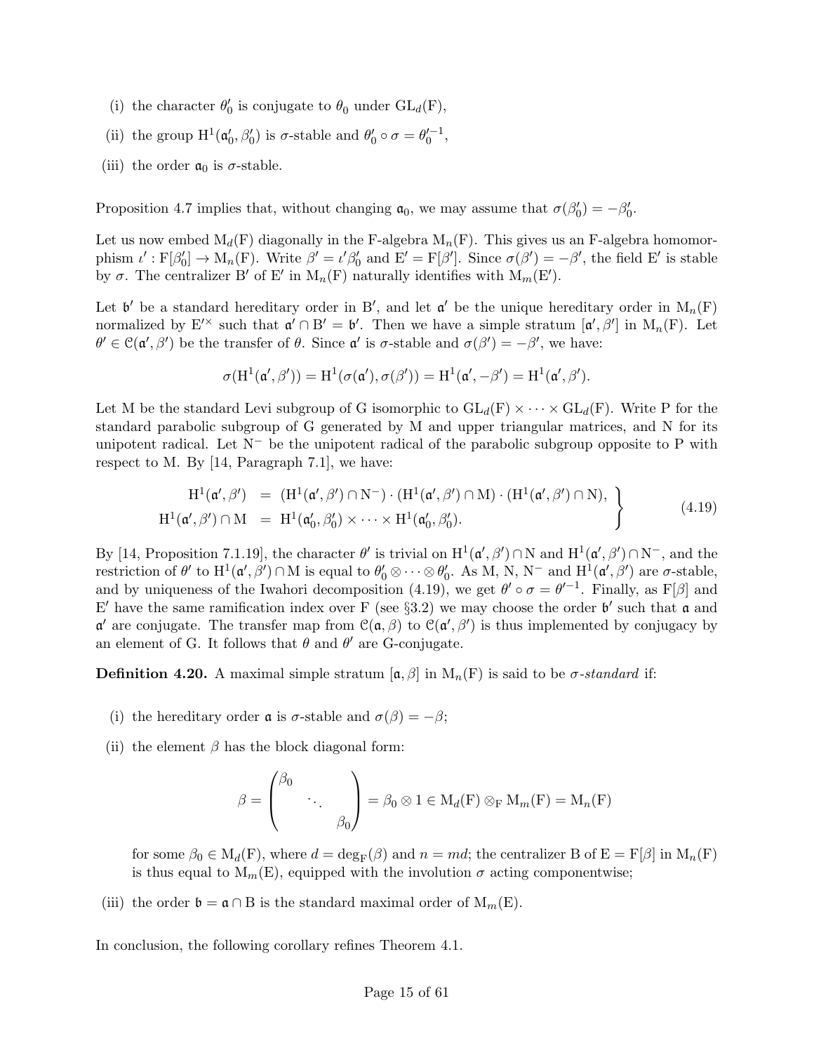(i) the character $\theta_0'$ is conjugate to $\theta_0$ under $\mathrm{GL}_d(\mathrm{F})$,

(ii) the group $\mathrm{H}^1(\mathfrak{a}_0', \beta_0')$ is $\sigma$-stable and $\theta_0' \circ \sigma = \theta_0'^{-1}$,

(iii) the order $\mathfrak{a}_0$ is $\sigma$-stable.

Proposition 4.7 implies that, without changing $\mathfrak{a}_0$, we may assume that $\sigma(\beta_0') = -\beta_0'$.

Let us now embed $\mathrm{M}_d(\mathrm{F})$ diagonally in the F-algebra $\mathrm{M}_n(\mathrm{F})$. This gives us an F-algebra homomorphism $\iota' : \mathrm{F}[\beta_0'] \to \mathrm{M}_n(\mathrm{F})$. Write $\beta' = \iota'\beta_0'$ and $\mathrm{E}' = \mathrm{F}[\beta']$. Since $\sigma(\beta') = -\beta'$, the field $\mathrm{E}'$ is stable by $\sigma$. The centralizer $\mathrm{B}'$ of $\mathrm{E}'$ in $\mathrm{M}_n(\mathrm{F})$ naturally identifies with $\mathrm{M}_m(\mathrm{E}')$.

Let $\mathfrak{b}'$ be a standard hereditary order in $\mathrm{B}'$, and let $\mathfrak{a}'$ be the unique hereditary order in $\mathrm{M}_n(\mathrm{F})$ normalized by $\mathrm{E}'^\times$ such that $\mathfrak{a}' \cap \mathrm{B}' = \mathfrak{b}'$. Then we have a simple stratum $[\mathfrak{a}', \beta']$ in $\mathrm{M}_n(\mathrm{F})$. Let $\theta' \in \mathcal{C}(\mathfrak{a}', \beta')$ be the transfer of $\theta$. Since $\mathfrak{a}'$ is $\sigma$-stable and $\sigma(\beta') = -\beta'$, we have:

$$\sigma(\mathrm{H}^1(\mathfrak{a}', \beta')) = \mathrm{H}^1(\sigma(\mathfrak{a}'), \sigma(\beta')) = \mathrm{H}^1(\mathfrak{a}', -\beta') = \mathrm{H}^1(\mathfrak{a}', \beta').$$

Let M be the standard Levi subgroup of G isomorphic to $\mathrm{GL}_d(\mathrm{F}) \times \cdots \times \mathrm{GL}_d(\mathrm{F})$. Write P for the standard parabolic subgroup of G generated by M and upper triangular matrices, and N for its unipotent radical. Let $\mathrm{N}^-$ be the unipotent radical of the parabolic subgroup opposite to P with respect to M. By [14, Paragraph 7.1], we have:

$$\left.\begin{aligned} \mathrm{H}^1(\mathfrak{a}', \beta') &= (\mathrm{H}^1(\mathfrak{a}', \beta') \cap \mathrm{N}^-) \cdot (\mathrm{H}^1(\mathfrak{a}', \beta') \cap \mathrm{M}) \cdot (\mathrm{H}^1(\mathfrak{a}', \beta') \cap \mathrm{N}), \\ \mathrm{H}^1(\mathfrak{a}', \beta') \cap \mathrm{M} &= \mathrm{H}^1(\mathfrak{a}_0', \beta_0') \times \cdots \times \mathrm{H}^1(\mathfrak{a}_0', \beta_0'). \end{aligned}\right\} \tag{4.19}$$

By [14, Proposition 7.1.19], the character $\theta'$ is trivial on $\mathrm{H}^1(\mathfrak{a}', \beta') \cap \mathrm{N}$ and $\mathrm{H}^1(\mathfrak{a}', \beta') \cap \mathrm{N}^-$, and the restriction of $\theta'$ to $\mathrm{H}^1(\mathfrak{a}', \beta') \cap \mathrm{M}$ is equal to $\theta_0' \otimes \cdots \otimes \theta_0'$. As M, N, $\mathrm{N}^-$ and $\mathrm{H}^1(\mathfrak{a}', \beta')$ are $\sigma$-stable, and by uniqueness of the Iwahori decomposition (4.19), we get $\theta' \circ \sigma = \theta'^{-1}$. Finally, as $\mathrm{F}[\beta]$ and $\mathrm{E}'$ have the same ramification index over F (see §3.2) we may choose the order $\mathfrak{b}'$ such that $\mathfrak{a}$ and $\mathfrak{a}'$ are conjugate. The transfer map from $\mathcal{C}(\mathfrak{a}, \beta)$ to $\mathcal{C}(\mathfrak{a}', \beta')$ is thus implemented by conjugacy by an element of G. It follows that $\theta$ and $\theta'$ are G-conjugate.

**Definition 4.20.** A maximal simple stratum $[\mathfrak{a}, \beta]$ in $\mathrm{M}_n(\mathrm{F})$ is said to be *$\sigma$-standard* if:

(i) the hereditary order $\mathfrak{a}$ is $\sigma$-stable and $\sigma(\beta) = -\beta$;

(ii) the element $\beta$ has the block diagonal form:

$$\beta = \begin{pmatrix} \beta_0 & & \\ & \ddots & \\ & & \beta_0 \end{pmatrix} = \beta_0 \otimes 1 \in \mathrm{M}_d(\mathrm{F}) \otimes_{\mathrm{F}} \mathrm{M}_m(\mathrm{F}) = \mathrm{M}_n(\mathrm{F})$$

for some $\beta_0 \in \mathrm{M}_d(\mathrm{F})$, where $d = \deg_{\mathrm{F}}(\beta)$ and $n = md$; the centralizer B of $\mathrm{E} = \mathrm{F}[\beta]$ in $\mathrm{M}_n(\mathrm{F})$ is thus equal to $\mathrm{M}_m(\mathrm{E})$, equipped with the involution $\sigma$ acting componentwise;

(iii) the order $\mathfrak{b} = \mathfrak{a} \cap \mathrm{B}$ is the standard maximal order of $\mathrm{M}_m(\mathrm{E})$.

In conclusion, the following corollary refines Theorem 4.1.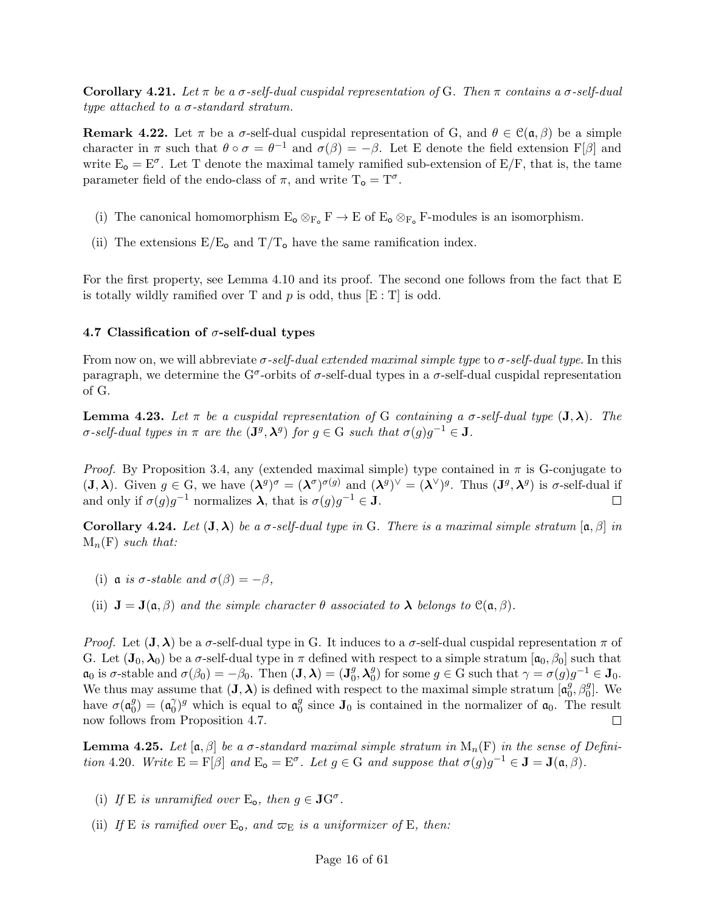**Corollary 4.21.** *Let $\pi$ be a $\sigma$-self-dual cuspidal representation of $\mathrm{G}$. Then $\pi$ contains a $\sigma$-self-dual type attached to a $\sigma$-standard stratum.*

**Remark 4.22.** Let $\pi$ be a $\sigma$-self-dual cuspidal representation of $\mathrm{G}$, and $\theta \in \mathcal{C}(\mathfrak{a}, \beta)$ be a simple character in $\pi$ such that $\theta \circ \sigma = \theta^{-1}$ and $\sigma(\beta) = -\beta$. Let $\mathrm{E}$ denote the field extension $\mathrm{F}[\beta]$ and write $\mathrm{E}_{\mathsf{o}} = \mathrm{E}^{\sigma}$. Let $\mathrm{T}$ denote the maximal tamely ramified sub-extension of $\mathrm{E}/\mathrm{F}$, that is, the tame parameter field of the endo-class of $\pi$, and write $\mathrm{T}_{\mathsf{o}} = \mathrm{T}^{\sigma}$.

(i) The canonical homomorphism $\mathrm{E}_{\mathsf{o}} \otimes_{\mathrm{F}_{\mathsf{o}}} \mathrm{F} \to \mathrm{E}$ of $\mathrm{E}_{\mathsf{o}} \otimes_{\mathrm{F}_{\mathsf{o}}} \mathrm{F}$-modules is an isomorphism.

(ii) The extensions $\mathrm{E}/\mathrm{E}_{\mathsf{o}}$ and $\mathrm{T}/\mathrm{T}_{\mathsf{o}}$ have the same ramification index.

For the first property, see Lemma 4.10 and its proof. The second one follows from the fact that $\mathrm{E}$ is totally wildly ramified over $\mathrm{T}$ and $p$ is odd, thus $[\mathrm{E} : \mathrm{T}]$ is odd.

### 4.7 Classification of $\sigma$-self-dual types

From now on, we will abbreviate *$\sigma$-self-dual extended maximal simple type* to *$\sigma$-self-dual type*. In this paragraph, we determine the $\mathrm{G}^{\sigma}$-orbits of $\sigma$-self-dual types in a $\sigma$-self-dual cuspidal representation of $\mathrm{G}$.

**Lemma 4.23.** *Let $\pi$ be a cuspidal representation of $\mathrm{G}$ containing a $\sigma$-self-dual type $(\mathbf{J}, \boldsymbol{\lambda})$. The $\sigma$-self-dual types in $\pi$ are the $(\mathbf{J}^g, \boldsymbol{\lambda}^g)$ for $g \in \mathrm{G}$ such that $\sigma(g)g^{-1} \in \mathbf{J}$.*

*Proof.* By Proposition 3.4, any (extended maximal simple) type contained in $\pi$ is $\mathrm{G}$-conjugate to $(\mathbf{J}, \boldsymbol{\lambda})$. Given $g \in \mathrm{G}$, we have $(\boldsymbol{\lambda}^g)^{\sigma} = (\boldsymbol{\lambda}^{\sigma})^{\sigma(g)}$ and $(\boldsymbol{\lambda}^g)^{\vee} = (\boldsymbol{\lambda}^{\vee})^g$. Thus $(\mathbf{J}^g, \boldsymbol{\lambda}^g)$ is $\sigma$-self-dual if and only if $\sigma(g)g^{-1}$ normalizes $\boldsymbol{\lambda}$, that is $\sigma(g)g^{-1} \in \mathbf{J}$. $\square$

**Corollary 4.24.** *Let $(\mathbf{J}, \boldsymbol{\lambda})$ be a $\sigma$-self-dual type in $\mathrm{G}$. There is a maximal simple stratum $[\mathfrak{a}, \beta]$ in $\mathrm{M}_n(\mathrm{F})$ such that:*

(i) *$\mathfrak{a}$ is $\sigma$-stable and $\sigma(\beta) = -\beta$,*

(ii) *$\mathbf{J} = \mathbf{J}(\mathfrak{a}, \beta)$ and the simple character $\theta$ associated to $\boldsymbol{\lambda}$ belongs to $\mathcal{C}(\mathfrak{a}, \beta)$.*

*Proof.* Let $(\mathbf{J}, \boldsymbol{\lambda})$ be a $\sigma$-self-dual type in $\mathrm{G}$. It induces to a $\sigma$-self-dual cuspidal representation $\pi$ of $\mathrm{G}$. Let $(\mathbf{J}_0, \boldsymbol{\lambda}_0)$ be a $\sigma$-self-dual type in $\pi$ defined with respect to a simple stratum $[\mathfrak{a}_0, \beta_0]$ such that $\mathfrak{a}_0$ is $\sigma$-stable and $\sigma(\beta_0) = -\beta_0$. Then $(\mathbf{J}, \boldsymbol{\lambda}) = (\mathbf{J}_0^g, \boldsymbol{\lambda}_0^g)$ for some $g \in \mathrm{G}$ such that $\gamma = \sigma(g)g^{-1} \in \mathbf{J}_0$. We thus may assume that $(\mathbf{J}, \boldsymbol{\lambda})$ is defined with respect to the maximal simple stratum $[\mathfrak{a}_0^g, \beta_0^g]$. We have $\sigma(\mathfrak{a}_0^g) = (\mathfrak{a}_0^{\gamma})^g$ which is equal to $\mathfrak{a}_0^g$ since $\mathbf{J}_0$ is contained in the normalizer of $\mathfrak{a}_0$. The result now follows from Proposition 4.7. $\square$

**Lemma 4.25.** *Let $[\mathfrak{a}, \beta]$ be a $\sigma$-standard maximal simple stratum in $\mathrm{M}_n(\mathrm{F})$ in the sense of Definition 4.20. Write $\mathrm{E} = \mathrm{F}[\beta]$ and $\mathrm{E}_{\mathsf{o}} = \mathrm{E}^{\sigma}$. Let $g \in \mathrm{G}$ and suppose that $\sigma(g)g^{-1} \in \mathbf{J} = \mathbf{J}(\mathfrak{a}, \beta)$.*

(i) *If $\mathrm{E}$ is unramified over $\mathrm{E}_{\mathsf{o}}$, then $g \in \mathbf{J}\mathrm{G}^{\sigma}$.*

(ii) *If $\mathrm{E}$ is ramified over $\mathrm{E}_{\mathsf{o}}$, and $\varpi_{\mathrm{E}}$ is a uniformizer of $\mathrm{E}$, then:*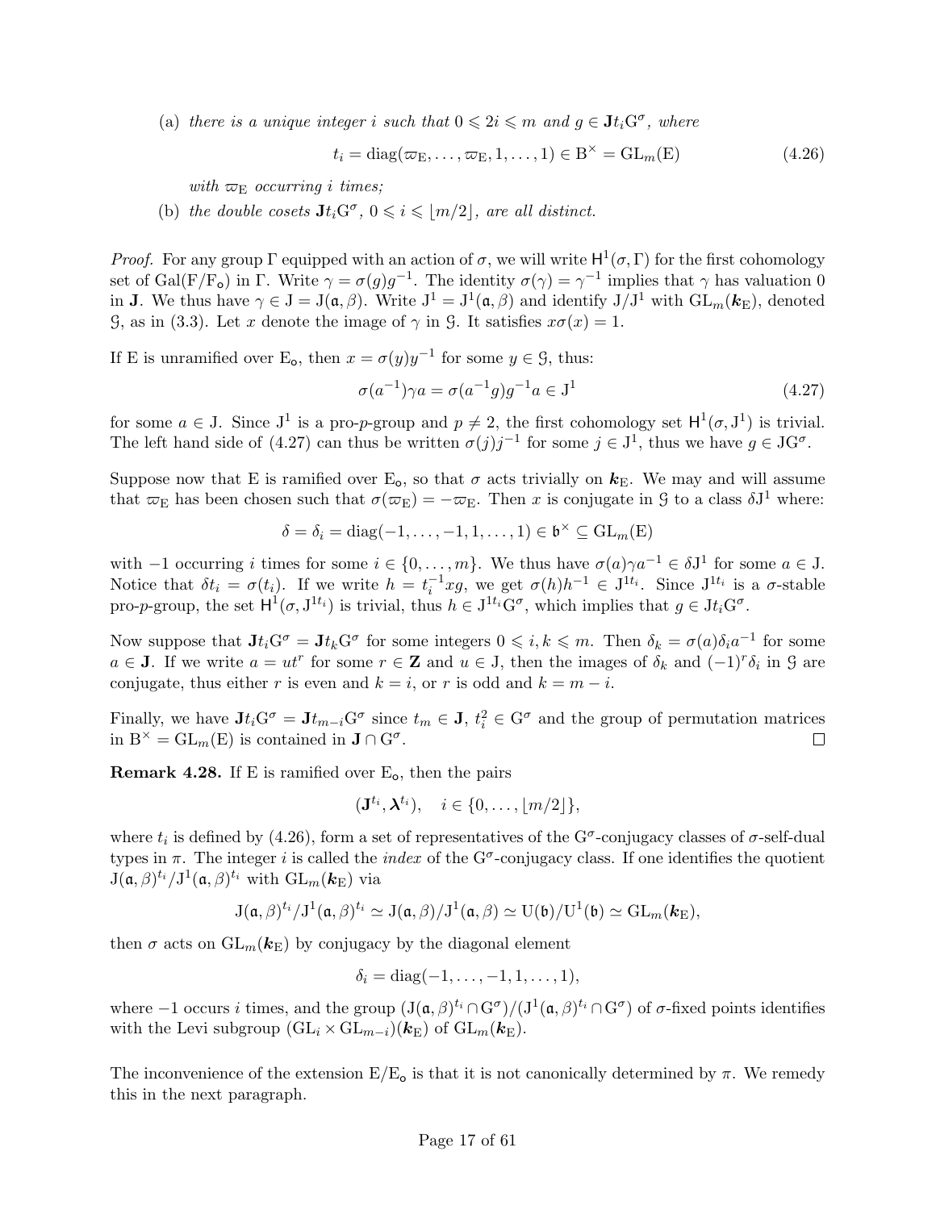(a) *there is a unique integer $i$ such that $0 \leqslant 2i \leqslant m$ and $g \in \mathbf{J} t_i \mathrm{G}^\sigma$, where*

$$t_i = \mathrm{diag}(\varpi_\mathrm{E}, \dots, \varpi_\mathrm{E}, 1, \dots, 1) \in \mathrm{B}^\times = \mathrm{GL}_m(\mathrm{E}) \tag{4.26}$$

*with $\varpi_\mathrm{E}$ occurring $i$ times;*

(b) *the double cosets $\mathbf{J} t_i \mathrm{G}^\sigma$, $0 \leqslant i \leqslant \lfloor m/2 \rfloor$, are all distinct.*

*Proof.* For any group $\Gamma$ equipped with an action of $\sigma$, we will write $\mathsf{H}^1(\sigma, \Gamma)$ for the first cohomology set of $\mathrm{Gal}(\mathrm{F}/\mathrm{F}_\mathsf{o})$ in $\Gamma$. Write $\gamma = \sigma(g)g^{-1}$. The identity $\sigma(\gamma) = \gamma^{-1}$ implies that $\gamma$ has valuation 0 in $\mathbf{J}$. We thus have $\gamma \in \mathrm{J} = \mathrm{J}(\mathfrak{a}, \beta)$. Write $\mathrm{J}^1 = \mathrm{J}^1(\mathfrak{a}, \beta)$ and identify $\mathrm{J}/\mathrm{J}^1$ with $\mathrm{GL}_m(\boldsymbol{k}_\mathrm{E})$, denoted $\mathcal{G}$, as in (3.3). Let $x$ denote the image of $\gamma$ in $\mathcal{G}$. It satisfies $x\sigma(x) = 1$.

If E is unramified over $\mathrm{E}_\mathsf{o}$, then $x = \sigma(y)y^{-1}$ for some $y \in \mathcal{G}$, thus:

$$\sigma(a^{-1})\gamma a = \sigma(a^{-1}g)g^{-1}a \in \mathrm{J}^1 \tag{4.27}$$

for some $a \in \mathrm{J}$. Since $\mathrm{J}^1$ is a pro-$p$-group and $p \neq 2$, the first cohomology set $\mathsf{H}^1(\sigma, \mathrm{J}^1)$ is trivial. The left hand side of (4.27) can thus be written $\sigma(j)j^{-1}$ for some $j \in \mathrm{J}^1$, thus we have $g \in \mathrm{J}\mathrm{G}^\sigma$.

Suppose now that E is ramified over $\mathrm{E}_\mathsf{o}$, so that $\sigma$ acts trivially on $\boldsymbol{k}_\mathrm{E}$. We may and will assume that $\varpi_\mathrm{E}$ has been chosen such that $\sigma(\varpi_\mathrm{E}) = -\varpi_\mathrm{E}$. Then $x$ is conjugate in $\mathcal{G}$ to a class $\delta \mathrm{J}^1$ where:

$$\delta = \delta_i = \mathrm{diag}(-1, \dots, -1, 1, \dots, 1) \in \mathfrak{b}^\times \subseteq \mathrm{GL}_m(\mathrm{E})$$

with $-1$ occurring $i$ times for some $i \in \{0, \dots, m\}$. We thus have $\sigma(a)\gamma a^{-1} \in \delta \mathrm{J}^1$ for some $a \in \mathrm{J}$. Notice that $\delta t_i = \sigma(t_i)$. If we write $h = t_i^{-1}xg$, we get $\sigma(h)h^{-1} \in \mathrm{J}^{1t_i}$. Since $\mathrm{J}^{1t_i}$ is a $\sigma$-stable pro-$p$-group, the set $\mathsf{H}^1(\sigma, \mathrm{J}^{1t_i})$ is trivial, thus $h \in \mathrm{J}^{1t_i}\mathrm{G}^\sigma$, which implies that $g \in \mathrm{J} t_i \mathrm{G}^\sigma$.

Now suppose that $\mathbf{J} t_i \mathrm{G}^\sigma = \mathbf{J} t_k \mathrm{G}^\sigma$ for some integers $0 \leqslant i, k \leqslant m$. Then $\delta_k = \sigma(a)\delta_i a^{-1}$ for some $a \in \mathbf{J}$. If we write $a = ut^r$ for some $r \in \mathbf{Z}$ and $u \in \mathrm{J}$, then the images of $\delta_k$ and $(-1)^r \delta_i$ in $\mathcal{G}$ are conjugate, thus either $r$ is even and $k = i$, or $r$ is odd and $k = m - i$.

Finally, we have $\mathbf{J} t_i \mathrm{G}^\sigma = \mathbf{J} t_{m-i} \mathrm{G}^\sigma$ since $t_m \in \mathbf{J}$, $t_i^2 \in \mathrm{G}^\sigma$ and the group of permutation matrices in $\mathrm{B}^\times = \mathrm{GL}_m(\mathrm{E})$ is contained in $\mathbf{J} \cap \mathrm{G}^\sigma$. $\square$

**Remark 4.28.** If E is ramified over $\mathrm{E}_\mathsf{o}$, then the pairs

$$(\mathbf{J}^{t_i}, \boldsymbol{\lambda}^{t_i}), \quad i \in \{0, \dots, \lfloor m/2 \rfloor\},$$

where $t_i$ is defined by (4.26), form a set of representatives of the $\mathrm{G}^\sigma$-conjugacy classes of $\sigma$-self-dual types in $\pi$. The integer $i$ is called the *index* of the $\mathrm{G}^\sigma$-conjugacy class. If one identifies the quotient $\mathrm{J}(\mathfrak{a}, \beta)^{t_i}/\mathrm{J}^1(\mathfrak{a}, \beta)^{t_i}$ with $\mathrm{GL}_m(\boldsymbol{k}_\mathrm{E})$ via

$$\mathrm{J}(\mathfrak{a}, \beta)^{t_i}/\mathrm{J}^1(\mathfrak{a}, \beta)^{t_i} \simeq \mathrm{J}(\mathfrak{a}, \beta)/\mathrm{J}^1(\mathfrak{a}, \beta) \simeq \mathrm{U}(\mathfrak{b})/\mathrm{U}^1(\mathfrak{b}) \simeq \mathrm{GL}_m(\boldsymbol{k}_\mathrm{E}),$$

then $\sigma$ acts on $\mathrm{GL}_m(\boldsymbol{k}_\mathrm{E})$ by conjugacy by the diagonal element

$$\delta_i = \mathrm{diag}(-1, \dots, -1, 1, \dots, 1),$$

where $-1$ occurs $i$ times, and the group $(\mathrm{J}(\mathfrak{a}, \beta)^{t_i} \cap \mathrm{G}^\sigma)/(\mathrm{J}^1(\mathfrak{a}, \beta)^{t_i} \cap \mathrm{G}^\sigma)$ of $\sigma$-fixed points identifies with the Levi subgroup $(\mathrm{GL}_i \times \mathrm{GL}_{m-i})(\boldsymbol{k}_\mathrm{E})$ of $\mathrm{GL}_m(\boldsymbol{k}_\mathrm{E})$.

The inconvenience of the extension $\mathrm{E}/\mathrm{E}_\mathsf{o}$ is that it is not canonically determined by $\pi$. We remedy this in the next paragraph.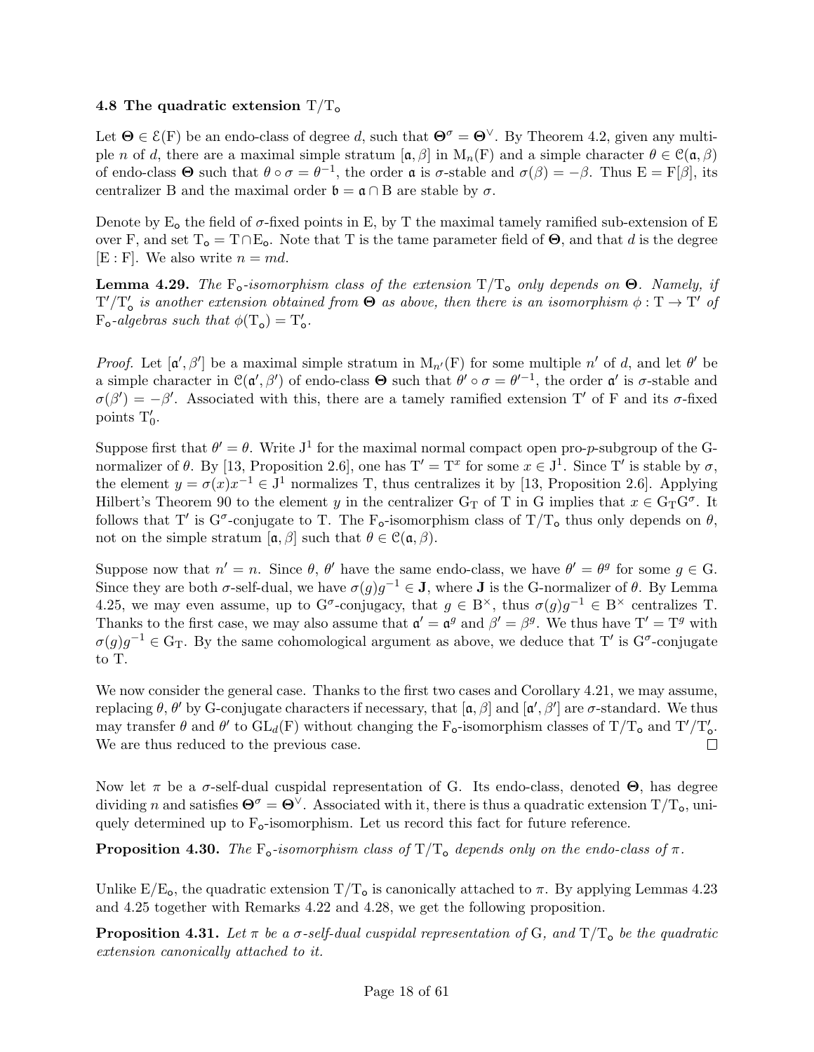### 4.8 The quadratic extension $\mathrm{T}/\mathrm{T}_\circ$

Let $\boldsymbol{\Theta} \in \mathcal{E}(\mathrm{F})$ be an endo-class of degree $d$, such that $\boldsymbol{\Theta}^\sigma = \boldsymbol{\Theta}^\vee$. By Theorem 4.2, given any multiple $n$ of $d$, there are a maximal simple stratum $[\mathfrak{a}, \beta]$ in $\mathrm{M}_n(\mathrm{F})$ and a simple character $\theta \in \mathcal{C}(\mathfrak{a}, \beta)$ of endo-class $\boldsymbol{\Theta}$ such that $\theta \circ \sigma = \theta^{-1}$, the order $\mathfrak{a}$ is $\sigma$-stable and $\sigma(\beta) = -\beta$. Thus $\mathrm{E} = \mathrm{F}[\beta]$, its centralizer B and the maximal order $\mathfrak{b} = \mathfrak{a} \cap \mathrm{B}$ are stable by $\sigma$.

Denote by $\mathrm{E}_\circ$ the field of $\sigma$-fixed points in E, by T the maximal tamely ramified sub-extension of E over F, and set $\mathrm{T}_\circ = \mathrm{T} \cap \mathrm{E}_\circ$. Note that T is the tame parameter field of $\boldsymbol{\Theta}$, and that $d$ is the degree $[\mathrm{E} : \mathrm{F}]$. We also write $n = md$.

**Lemma 4.29.** *The $\mathrm{F}_\circ$-isomorphism class of the extension $\mathrm{T}/\mathrm{T}_\circ$ only depends on $\boldsymbol{\Theta}$. Namely, if $\mathrm{T}'/\mathrm{T}'_\circ$ is another extension obtained from $\boldsymbol{\Theta}$ as above, then there is an isomorphism $\phi : \mathrm{T} \to \mathrm{T}'$ of $\mathrm{F}_\circ$-algebras such that $\phi(\mathrm{T}_\circ) = \mathrm{T}'_\circ$.*

*Proof.* Let $[\mathfrak{a}', \beta']$ be a maximal simple stratum in $\mathrm{M}_{n'}(\mathrm{F})$ for some multiple $n'$ of $d$, and let $\theta'$ be a simple character in $\mathcal{C}(\mathfrak{a}', \beta')$ of endo-class $\boldsymbol{\Theta}$ such that $\theta' \circ \sigma = \theta'^{-1}$, the order $\mathfrak{a}'$ is $\sigma$-stable and $\sigma(\beta') = -\beta'$. Associated with this, there are a tamely ramified extension $\mathrm{T}'$ of F and its $\sigma$-fixed points $\mathrm{T}'_0$.

Suppose first that $\theta' = \theta$. Write $\mathrm{J}^1$ for the maximal normal compact open pro-$p$-subgroup of the G-normalizer of $\theta$. By [13, Proposition 2.6], one has $\mathrm{T}' = \mathrm{T}^x$ for some $x \in \mathrm{J}^1$. Since $\mathrm{T}'$ is stable by $\sigma$, the element $y = \sigma(x)x^{-1} \in \mathrm{J}^1$ normalizes T, thus centralizes it by [13, Proposition 2.6]. Applying Hilbert's Theorem 90 to the element $y$ in the centralizer $\mathrm{G}_\mathrm{T}$ of T in G implies that $x \in \mathrm{G}_\mathrm{T}\mathrm{G}^\sigma$. It follows that $\mathrm{T}'$ is $\mathrm{G}^\sigma$-conjugate to T. The $\mathrm{F}_\circ$-isomorphism class of $\mathrm{T}/\mathrm{T}_\circ$ thus only depends on $\theta$, not on the simple stratum $[\mathfrak{a}, \beta]$ such that $\theta \in \mathcal{C}(\mathfrak{a}, \beta)$.

Suppose now that $n' = n$. Since $\theta$, $\theta'$ have the same endo-class, we have $\theta' = \theta^g$ for some $g \in \mathrm{G}$. Since they are both $\sigma$-self-dual, we have $\sigma(g)g^{-1} \in \mathbf{J}$, where $\mathbf{J}$ is the G-normalizer of $\theta$. By Lemma 4.25, we may even assume, up to $\mathrm{G}^\sigma$-conjugacy, that $g \in \mathrm{B}^\times$, thus $\sigma(g)g^{-1} \in \mathrm{B}^\times$ centralizes T. Thanks to the first case, we may also assume that $\mathfrak{a}' = \mathfrak{a}^g$ and $\beta' = \beta^g$. We thus have $\mathrm{T}' = \mathrm{T}^g$ with $\sigma(g)g^{-1} \in \mathrm{G}_\mathrm{T}$. By the same cohomological argument as above, we deduce that $\mathrm{T}'$ is $\mathrm{G}^\sigma$-conjugate to T.

We now consider the general case. Thanks to the first two cases and Corollary 4.21, we may assume, replacing $\theta, \theta'$ by G-conjugate characters if necessary, that $[\mathfrak{a}, \beta]$ and $[\mathfrak{a}', \beta']$ are $\sigma$-standard. We thus may transfer $\theta$ and $\theta'$ to $\mathrm{GL}_d(\mathrm{F})$ without changing the $\mathrm{F}_\circ$-isomorphism classes of $\mathrm{T}/\mathrm{T}_\circ$ and $\mathrm{T}'/\mathrm{T}'_\circ$. We are thus reduced to the previous case. $\square$

Now let $\pi$ be a $\sigma$-self-dual cuspidal representation of G. Its endo-class, denoted $\boldsymbol{\Theta}$, has degree dividing $n$ and satisfies $\boldsymbol{\Theta}^\sigma = \boldsymbol{\Theta}^\vee$. Associated with it, there is thus a quadratic extension $\mathrm{T}/\mathrm{T}_\circ$, uniquely determined up to $\mathrm{F}_\circ$-isomorphism. Let us record this fact for future reference.

**Proposition 4.30.** *The $\mathrm{F}_\circ$-isomorphism class of $\mathrm{T}/\mathrm{T}_\circ$ depends only on the endo-class of $\pi$.*

Unlike $\mathrm{E}/\mathrm{E}_\circ$, the quadratic extension $\mathrm{T}/\mathrm{T}_\circ$ is canonically attached to $\pi$. By applying Lemmas 4.23 and 4.25 together with Remarks 4.22 and 4.28, we get the following proposition.

**Proposition 4.31.** *Let $\pi$ be a $\sigma$-self-dual cuspidal representation of G, and $\mathrm{T}/\mathrm{T}_\circ$ be the quadratic extension canonically attached to it.*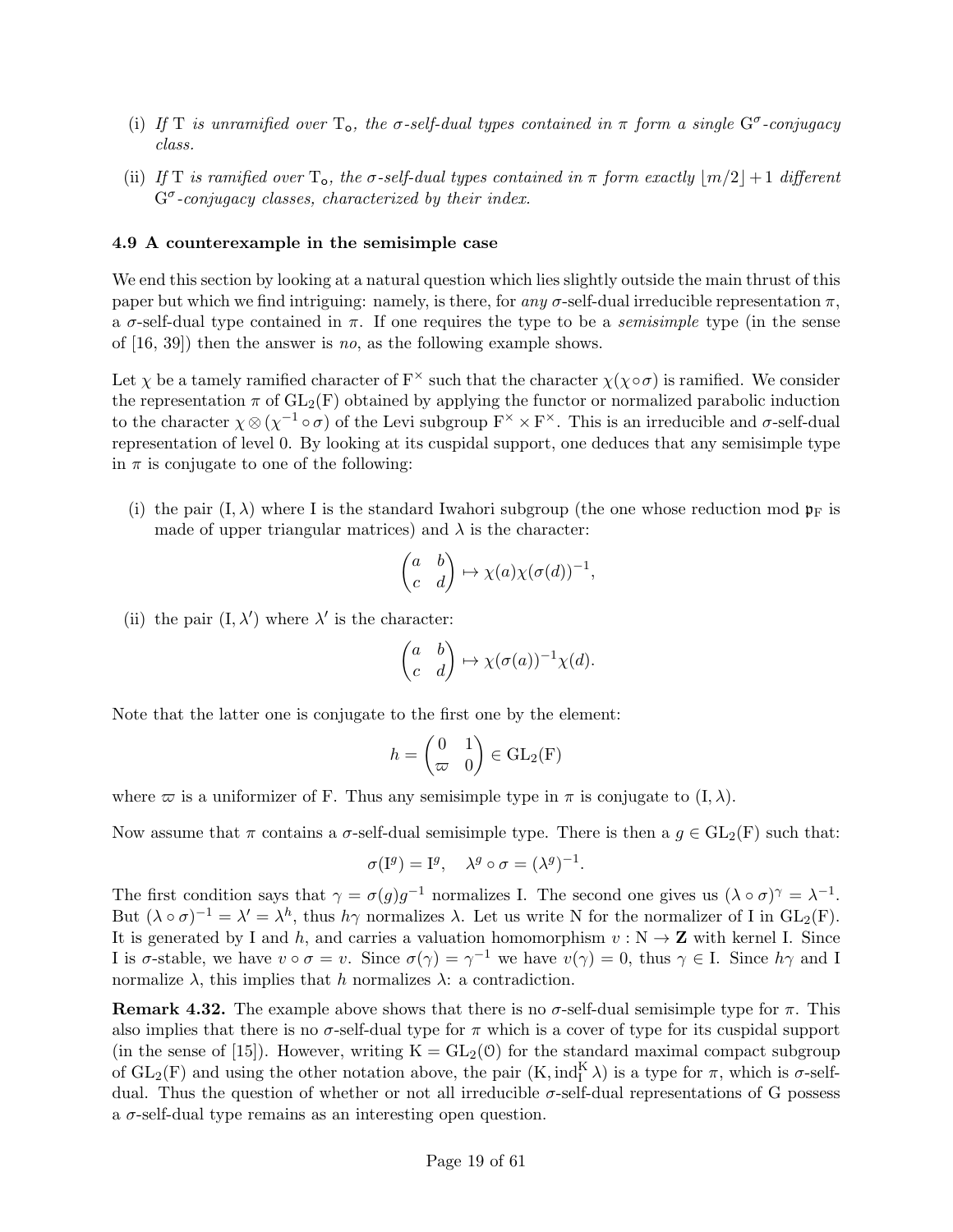(i) *If* $\mathrm{T}$ *is unramified over* $\mathrm{T}_{\mathsf{o}}$*, the* $\sigma$*-self-dual types contained in* $\pi$ *form a single* $\mathrm{G}^\sigma$*-conjugacy class.*

(ii) *If* $\mathrm{T}$ *is ramified over* $\mathrm{T}_{\mathsf{o}}$*, the* $\sigma$*-self-dual types contained in* $\pi$ *form exactly* $\lfloor m/2 \rfloor + 1$ *different* $\mathrm{G}^\sigma$*-conjugacy classes, characterized by their index.*

### 4.9 A counterexample in the semisimple case

We end this section by looking at a natural question which lies slightly outside the main thrust of this paper but which we find intriguing: namely, is there, for *any* $\sigma$-self-dual irreducible representation $\pi$, a $\sigma$-self-dual type contained in $\pi$. If one requires the type to be a *semisimple* type (in the sense of [16, 39]) then the answer is *no*, as the following example shows.

Let $\chi$ be a tamely ramified character of $\mathrm{F}^\times$ such that the character $\chi(\chi\circ\sigma)$ is ramified. We consider the representation $\pi$ of $\mathrm{GL}_2(\mathrm{F})$ obtained by applying the functor or normalized parabolic induction to the character $\chi\otimes(\chi^{-1}\circ\sigma)$ of the Levi subgroup $\mathrm{F}^\times\times\mathrm{F}^\times$. This is an irreducible and $\sigma$-self-dual representation of level 0. By looking at its cuspidal support, one deduces that any semisimple type in $\pi$ is conjugate to one of the following:

(i) the pair $(\mathrm{I},\lambda)$ where $\mathrm{I}$ is the standard Iwahori subgroup (the one whose reduction mod $\mathfrak{p}_\mathrm{F}$ is made of upper triangular matrices) and $\lambda$ is the character:
$$\begin{pmatrix} a & b \\ c & d \end{pmatrix} \mapsto \chi(a)\chi(\sigma(d))^{-1},$$

(ii) the pair $(\mathrm{I},\lambda')$ where $\lambda'$ is the character:
$$\begin{pmatrix} a & b \\ c & d \end{pmatrix} \mapsto \chi(\sigma(a))^{-1}\chi(d).$$

Note that the latter one is conjugate to the first one by the element:
$$h = \begin{pmatrix} 0 & 1 \\ \varpi & 0 \end{pmatrix} \in \mathrm{GL}_2(\mathrm{F})$$
where $\varpi$ is a uniformizer of $\mathrm{F}$. Thus any semisimple type in $\pi$ is conjugate to $(\mathrm{I},\lambda)$.

Now assume that $\pi$ contains a $\sigma$-self-dual semisimple type. There is then a $g\in\mathrm{GL}_2(\mathrm{F})$ such that:
$$\sigma(\mathrm{I}^g) = \mathrm{I}^g, \quad \lambda^g\circ\sigma = (\lambda^g)^{-1}.$$
The first condition says that $\gamma = \sigma(g)g^{-1}$ normalizes $\mathrm{I}$. The second one gives us $(\lambda\circ\sigma)^\gamma = \lambda^{-1}$. But $(\lambda\circ\sigma)^{-1} = \lambda' = \lambda^h$, thus $h\gamma$ normalizes $\lambda$. Let us write $\mathrm{N}$ for the normalizer of $\mathrm{I}$ in $\mathrm{GL}_2(\mathrm{F})$. It is generated by $\mathrm{I}$ and $h$, and carries a valuation homomorphism $v:\mathrm{N}\to\mathbf{Z}$ with kernel $\mathrm{I}$. Since $\mathrm{I}$ is $\sigma$-stable, we have $v\circ\sigma = v$. Since $\sigma(\gamma)=\gamma^{-1}$ we have $v(\gamma)=0$, thus $\gamma\in\mathrm{I}$. Since $h\gamma$ and $\mathrm{I}$ normalize $\lambda$, this implies that $h$ normalizes $\lambda$: a contradiction.

**Remark 4.32.** The example above shows that there is no $\sigma$-self-dual semisimple type for $\pi$. This also implies that there is no $\sigma$-self-dual type for $\pi$ which is a cover of type for its cuspidal support (in the sense of [15]). However, writing $\mathrm{K}=\mathrm{GL}_2(\mathcal{O})$ for the standard maximal compact subgroup of $\mathrm{GL}_2(\mathrm{F})$ and using the other notation above, the pair $(\mathrm{K},\mathrm{ind}_\mathrm{I}^\mathrm{K}\,\lambda)$ is a type for $\pi$, which is $\sigma$-self-dual. Thus the question of whether or not all irreducible $\sigma$-self-dual representations of $\mathrm{G}$ possess a $\sigma$-self-dual type remains as an interesting open question.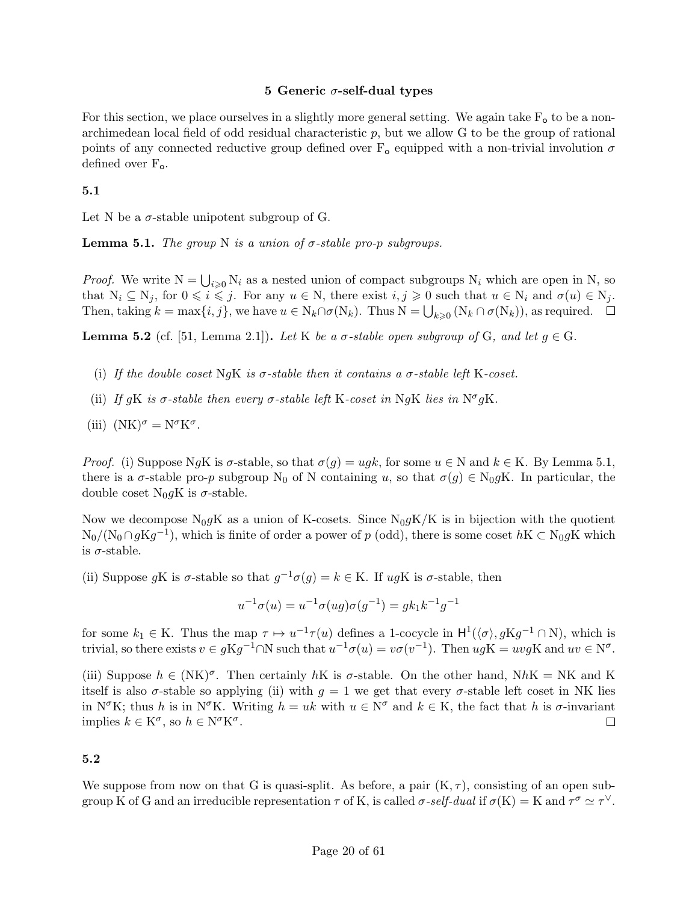## 5 Generic $\sigma$-self-dual types

For this section, we place ourselves in a slightly more general setting. We again take $\mathrm{F_o}$ to be a non-archimedean local field of odd residual characteristic $p$, but we allow G to be the group of rational points of any connected reductive group defined over $\mathrm{F_o}$ equipped with a non-trivial involution $\sigma$ defined over $\mathrm{F_o}$.

### 5.1

Let N be a $\sigma$-stable unipotent subgroup of G.

**Lemma 5.1.** *The group* N *is a union of $\sigma$-stable pro-$p$ subgroups.*

*Proof.* We write $\mathrm{N} = \bigcup_{i\geqslant 0} \mathrm{N}_i$ as a nested union of compact subgroups $\mathrm{N}_i$ which are open in N, so that $\mathrm{N}_i \subseteq \mathrm{N}_j$, for $0 \leqslant i \leqslant j$. For any $u \in \mathrm{N}$, there exist $i, j \geqslant 0$ such that $u \in \mathrm{N}_i$ and $\sigma(u) \in \mathrm{N}_j$. Then, taking $k = \max\{i, j\}$, we have $u \in \mathrm{N}_k \cap \sigma(\mathrm{N}_k)$. Thus $\mathrm{N} = \bigcup_{k\geqslant 0} (\mathrm{N}_k \cap \sigma(\mathrm{N}_k))$, as required. $\square$

**Lemma 5.2** (cf. [51, Lemma 2.1])**.** *Let* K *be a $\sigma$-stable open subgroup of* G*, and let $g \in \mathrm{G}$.*

(i) *If the double coset* N$g$K *is $\sigma$-stable then it contains a $\sigma$-stable left* K*-coset.*

(ii) *If $g$*K *is $\sigma$-stable then every $\sigma$-stable left* K*-coset in* N$g$K *lies in* $\mathrm{N}^\sigma g\mathrm{K}$.

(iii) $(\mathrm{NK})^\sigma = \mathrm{N}^\sigma\mathrm{K}^\sigma$.

*Proof.* (i) Suppose N$g$K is $\sigma$-stable, so that $\sigma(g) = ugk$, for some $u \in \mathrm{N}$ and $k \in \mathrm{K}$. By Lemma 5.1, there is a $\sigma$-stable pro-$p$ subgroup $\mathrm{N}_0$ of N containing $u$, so that $\sigma(g) \in \mathrm{N}_0 g\mathrm{K}$. In particular, the double coset $\mathrm{N}_0 g\mathrm{K}$ is $\sigma$-stable.

Now we decompose $\mathrm{N}_0 g\mathrm{K}$ as a union of K-cosets. Since $\mathrm{N}_0 g\mathrm{K}/\mathrm{K}$ is in bijection with the quotient $\mathrm{N}_0/(\mathrm{N}_0 \cap g\mathrm{K}g^{-1})$, which is finite of order a power of $p$ (odd), there is some coset $h\mathrm{K} \subset \mathrm{N}_0 g\mathrm{K}$ which is $\sigma$-stable.

(ii) Suppose $g$K is $\sigma$-stable so that $g^{-1}\sigma(g) = k \in \mathrm{K}$. If $ug$K is $\sigma$-stable, then

$$u^{-1}\sigma(u) = u^{-1}\sigma(ug)\sigma(g^{-1}) = gk_1k^{-1}g^{-1}$$

for some $k_1 \in \mathrm{K}$. Thus the map $\tau \mapsto u^{-1}\tau(u)$ defines a 1-cocycle in $\mathsf{H}^1(\langle\sigma\rangle, g\mathrm{K}g^{-1} \cap \mathrm{N})$, which is trivial, so there exists $v \in g\mathrm{K}g^{-1} \cap \mathrm{N}$ such that $u^{-1}\sigma(u) = v\sigma(v^{-1})$. Then $ug\mathrm{K} = uvg\mathrm{K}$ and $uv \in \mathrm{N}^\sigma$.

(iii) Suppose $h \in (\mathrm{NK})^\sigma$. Then certainly $h$K is $\sigma$-stable. On the other hand, $\mathrm{N}h\mathrm{K} = \mathrm{NK}$ and K itself is also $\sigma$-stable so applying (ii) with $g = 1$ we get that every $\sigma$-stable left coset in NK lies in $\mathrm{N}^\sigma\mathrm{K}$; thus $h$ is in $\mathrm{N}^\sigma\mathrm{K}$. Writing $h = uk$ with $u \in \mathrm{N}^\sigma$ and $k \in \mathrm{K}$, the fact that $h$ is $\sigma$-invariant implies $k \in \mathrm{K}^\sigma$, so $h \in \mathrm{N}^\sigma\mathrm{K}^\sigma$. $\square$

### 5.2

We suppose from now on that G is quasi-split. As before, a pair $(\mathrm{K}, \tau)$, consisting of an open subgroup K of G and an irreducible representation $\tau$ of K, is called *$\sigma$-self-dual* if $\sigma(\mathrm{K}) = \mathrm{K}$ and $\tau^\sigma \simeq \tau^\vee$.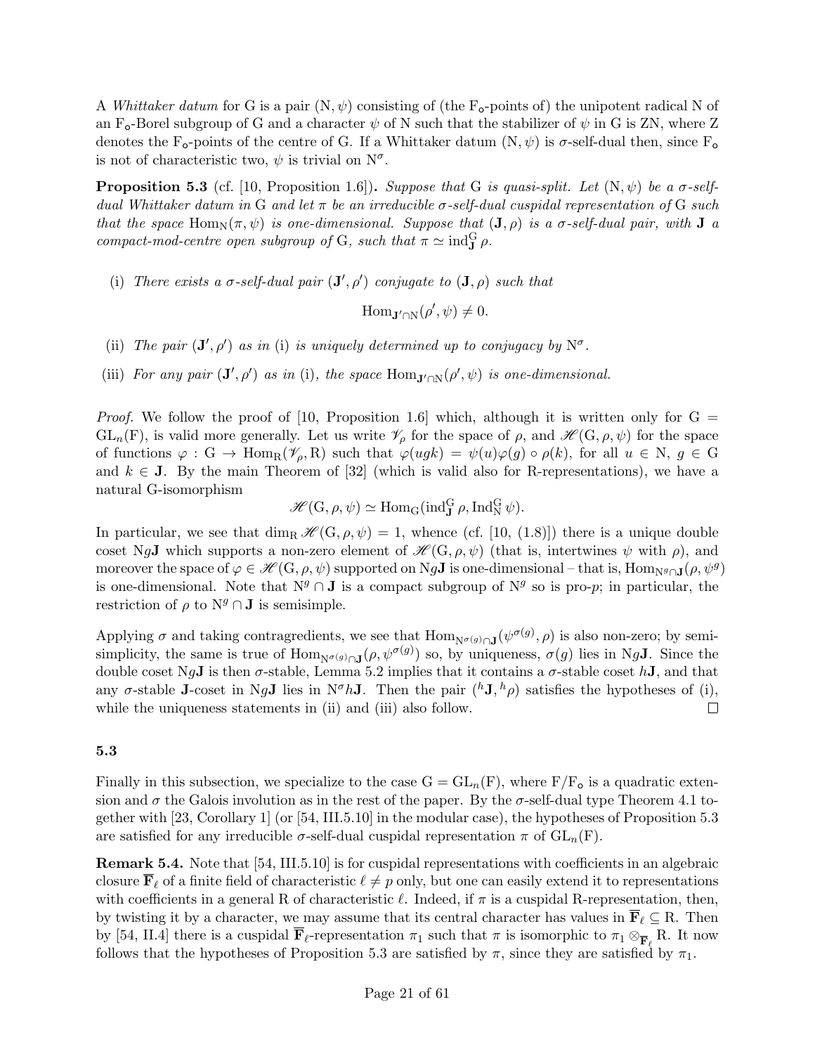A *Whittaker datum* for G is a pair $(\mathrm{N}, \psi)$ consisting of (the $\mathrm{F_o}$-points of) the unipotent radical N of an $\mathrm{F_o}$-Borel subgroup of G and a character $\psi$ of N such that the stabilizer of $\psi$ in G is ZN, where Z denotes the $\mathrm{F_o}$-points of the centre of G. If a Whittaker datum $(\mathrm{N}, \psi)$ is $\sigma$-self-dual then, since $\mathrm{F_o}$ is not of characteristic two, $\psi$ is trivial on $\mathrm{N}^\sigma$.

**Proposition 5.3** (cf. [10, Proposition 1.6])**.** *Suppose that* G *is quasi-split. Let* $(\mathrm{N}, \psi)$ *be a* $\sigma$*-self-dual Whittaker datum in* G *and let* $\pi$ *be an irreducible* $\sigma$*-self-dual cuspidal representation of* G *such that the space* $\mathrm{Hom_N}(\pi, \psi)$ *is one-dimensional. Suppose that* $(\mathbf{J}, \rho)$ *is a* $\sigma$*-self-dual pair, with* $\mathbf{J}$ *a compact-mod-centre open subgroup of* G*, such that* $\pi \simeq \mathrm{ind}_{\mathbf{J}}^{\mathrm{G}} \rho$*.*

(i) *There exists a* $\sigma$*-self-dual pair* $(\mathbf{J}', \rho')$ *conjugate to* $(\mathbf{J}, \rho)$ *such that*

$$\mathrm{Hom}_{\mathbf{J}' \cap \mathrm{N}}(\rho', \psi) \neq 0.$$

(ii) *The pair* $(\mathbf{J}', \rho')$ *as in* (i) *is uniquely determined up to conjugacy by* $\mathrm{N}^\sigma$*.*

(iii) *For any pair* $(\mathbf{J}', \rho')$ *as in* (i)*, the space* $\mathrm{Hom}_{\mathbf{J}' \cap \mathrm{N}}(\rho', \psi)$ *is one-dimensional.*

*Proof.* We follow the proof of [10, Proposition 1.6] which, although it is written only for $\mathrm{G} = \mathrm{GL}_n(\mathrm{F})$, is valid more generally. Let us write $\mathscr{V}_\rho$ for the space of $\rho$, and $\mathscr{H}(\mathrm{G}, \rho, \psi)$ for the space of functions $\varphi : \mathrm{G} \to \mathrm{Hom_R}(\mathscr{V}_\rho, \mathrm{R})$ such that $\varphi(ugk) = \psi(u)\varphi(g) \circ \rho(k)$, for all $u \in \mathrm{N}$, $g \in \mathrm{G}$ and $k \in \mathbf{J}$. By the main Theorem of [32] (which is valid also for R-representations), we have a natural G-isomorphism

$$\mathscr{H}(\mathrm{G}, \rho, \psi) \simeq \mathrm{Hom_G}(\mathrm{ind}_{\mathbf{J}}^{\mathrm{G}} \rho, \mathrm{Ind}_{\mathrm{N}}^{\mathrm{G}} \psi).$$

In particular, we see that $\dim_{\mathrm{R}} \mathscr{H}(\mathrm{G}, \rho, \psi) = 1$, whence (cf. [10, (1.8)]) there is a unique double coset $\mathrm{N}g\mathbf{J}$ which supports a non-zero element of $\mathscr{H}(\mathrm{G}, \rho, \psi)$ (that is, intertwines $\psi$ with $\rho$), and moreover the space of $\varphi \in \mathscr{H}(\mathrm{G}, \rho, \psi)$ supported on $\mathrm{N}g\mathbf{J}$ is one-dimensional – that is, $\mathrm{Hom}_{\mathrm{N}^g \cap \mathbf{J}}(\rho, \psi^g)$ is one-dimensional. Note that $\mathrm{N}^g \cap \mathbf{J}$ is a compact subgroup of $\mathrm{N}^g$ so is pro-$p$; in particular, the restriction of $\rho$ to $\mathrm{N}^g \cap \mathbf{J}$ is semisimple.

Applying $\sigma$ and taking contragredients, we see that $\mathrm{Hom}_{\mathrm{N}^{\sigma(g)} \cap \mathbf{J}}(\psi^{\sigma(g)}, \rho)$ is also non-zero; by semisimplicity, the same is true of $\mathrm{Hom}_{\mathrm{N}^{\sigma(g)} \cap \mathbf{J}}(\rho, \psi^{\sigma(g)})$ so, by uniqueness, $\sigma(g)$ lies in $\mathrm{N}g\mathbf{J}$. Since the double coset $\mathrm{N}g\mathbf{J}$ is then $\sigma$-stable, Lemma 5.2 implies that it contains a $\sigma$-stable coset $h\mathbf{J}$, and that any $\sigma$-stable $\mathbf{J}$-coset in $\mathrm{N}g\mathbf{J}$ lies in $\mathrm{N}^\sigma h\mathbf{J}$. Then the pair $({}^h\mathbf{J}, {}^h\rho)$ satisfies the hypotheses of (i), while the uniqueness statements in (ii) and (iii) also follow. $\square$

### 5.3

Finally in this subsection, we specialize to the case $\mathrm{G} = \mathrm{GL}_n(\mathrm{F})$, where $\mathrm{F}/\mathrm{F_o}$ is a quadratic extension and $\sigma$ the Galois involution as in the rest of the paper. By the $\sigma$-self-dual type Theorem 4.1 together with [23, Corollary 1] (or [54, III.5.10] in the modular case), the hypotheses of Proposition 5.3 are satisfied for any irreducible $\sigma$-self-dual cuspidal representation $\pi$ of $\mathrm{GL}_n(\mathrm{F})$.

**Remark 5.4.** Note that [54, III.5.10] is for cuspidal representations with coefficients in an algebraic closure $\overline{\mathbf{F}}_\ell$ of a finite field of characteristic $\ell \neq p$ only, but one can easily extend it to representations with coefficients in a general R of characteristic $\ell$. Indeed, if $\pi$ is a cuspidal R-representation, then, by twisting it by a character, we may assume that its central character has values in $\overline{\mathbf{F}}_\ell \subseteq \mathrm{R}$. Then by [54, II.4] there is a cuspidal $\overline{\mathbf{F}}_\ell$-representation $\pi_1$ such that $\pi$ is isomorphic to $\pi_1 \otimes_{\overline{\mathbf{F}}_\ell} \mathrm{R}$. It now follows that the hypotheses of Proposition 5.3 are satisfied by $\pi$, since they are satisfied by $\pi_1$.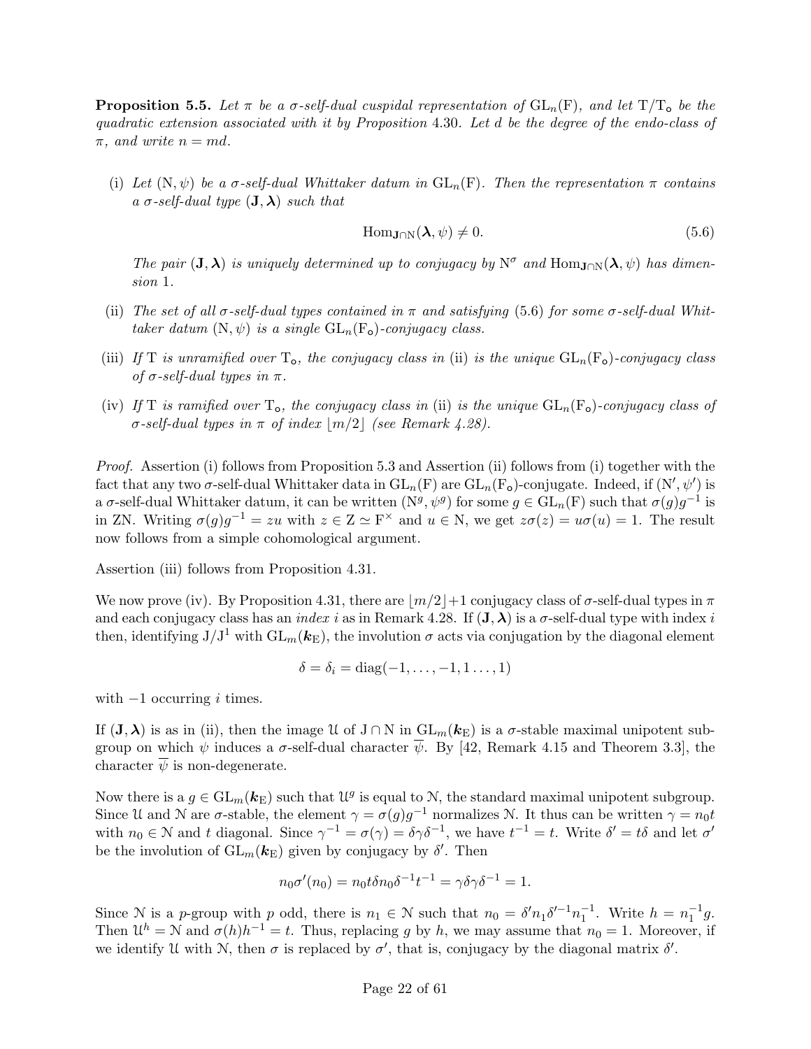**Proposition 5.5.** *Let $\pi$ be a $\sigma$-self-dual cuspidal representation of $\mathrm{GL}_n(\mathrm{F})$, and let $\mathrm{T}/\mathrm{T}_{\mathsf{o}}$ be the quadratic extension associated with it by Proposition 4.30. Let $d$ be the degree of the endo-class of $\pi$, and write $n = md$.*

(i) *Let $(\mathrm{N}, \psi)$ be a $\sigma$-self-dual Whittaker datum in $\mathrm{GL}_n(\mathrm{F})$. Then the representation $\pi$ contains a $\sigma$-self-dual type $(\mathbf{J}, \boldsymbol{\lambda})$ such that*

$$\mathrm{Hom}_{\mathbf{J}\cap\mathrm{N}}(\boldsymbol{\lambda}, \psi) \neq 0. \tag{5.6}$$

*The pair $(\mathbf{J}, \boldsymbol{\lambda})$ is uniquely determined up to conjugacy by $\mathrm{N}^\sigma$ and $\mathrm{Hom}_{\mathbf{J}\cap\mathrm{N}}(\boldsymbol{\lambda}, \psi)$ has dimension 1.*

(ii) *The set of all $\sigma$-self-dual types contained in $\pi$ and satisfying (5.6) for some $\sigma$-self-dual Whittaker datum $(\mathrm{N}, \psi)$ is a single $\mathrm{GL}_n(\mathrm{F}_{\mathsf{o}})$-conjugacy class.*

(iii) *If $\mathrm{T}$ is unramified over $\mathrm{T}_{\mathsf{o}}$, the conjugacy class in* (ii) *is the unique $\mathrm{GL}_n(\mathrm{F}_{\mathsf{o}})$-conjugacy class of $\sigma$-self-dual types in $\pi$.*

(iv) *If $\mathrm{T}$ is ramified over $\mathrm{T}_{\mathsf{o}}$, the conjugacy class in* (ii) *is the unique $\mathrm{GL}_n(\mathrm{F}_{\mathsf{o}})$-conjugacy class of $\sigma$-self-dual types in $\pi$ of index $\lfloor m/2 \rfloor$ (see Remark 4.28).*

*Proof.* Assertion (i) follows from Proposition 5.3 and Assertion (ii) follows from (i) together with the fact that any two $\sigma$-self-dual Whittaker data in $\mathrm{GL}_n(\mathrm{F})$ are $\mathrm{GL}_n(\mathrm{F}_{\mathsf{o}})$-conjugate. Indeed, if $(\mathrm{N}', \psi')$ is a $\sigma$-self-dual Whittaker datum, it can be written $(\mathrm{N}^g, \psi^g)$ for some $g \in \mathrm{GL}_n(\mathrm{F})$ such that $\sigma(g)g^{-1}$ is in $\mathrm{ZN}$. Writing $\sigma(g)g^{-1} = zu$ with $z \in \mathrm{Z} \simeq \mathrm{F}^\times$ and $u \in \mathrm{N}$, we get $z\sigma(z) = u\sigma(u) = 1$. The result now follows from a simple cohomological argument.

Assertion (iii) follows from Proposition 4.31.

We now prove (iv). By Proposition 4.31, there are $\lfloor m/2 \rfloor + 1$ conjugacy class of $\sigma$-self-dual types in $\pi$ and each conjugacy class has an *index* $i$ as in Remark 4.28. If $(\mathbf{J}, \boldsymbol{\lambda})$ is a $\sigma$-self-dual type with index $i$ then, identifying $\mathrm{J}/\mathrm{J}^1$ with $\mathrm{GL}_m(\boldsymbol{k}_\mathrm{E})$, the involution $\sigma$ acts via conjugation by the diagonal element

$$\delta = \delta_i = \mathrm{diag}(-1, \ldots, -1, 1 \ldots, 1)$$

with $-1$ occurring $i$ times.

If $(\mathbf{J}, \boldsymbol{\lambda})$ is as in (ii), then the image $\mathcal{U}$ of $\mathrm{J} \cap \mathrm{N}$ in $\mathrm{GL}_m(\boldsymbol{k}_\mathrm{E})$ is a $\sigma$-stable maximal unipotent subgroup on which $\psi$ induces a $\sigma$-self-dual character $\overline{\psi}$. By [42, Remark 4.15 and Theorem 3.3], the character $\overline{\psi}$ is non-degenerate.

Now there is a $g \in \mathrm{GL}_m(\boldsymbol{k}_\mathrm{E})$ such that $\mathcal{U}^g$ is equal to $\mathcal{N}$, the standard maximal unipotent subgroup. Since $\mathcal{U}$ and $\mathcal{N}$ are $\sigma$-stable, the element $\gamma = \sigma(g)g^{-1}$ normalizes $\mathcal{N}$. It thus can be written $\gamma = n_0 t$ with $n_0 \in \mathcal{N}$ and $t$ diagonal. Since $\gamma^{-1} = \sigma(\gamma) = \delta\gamma\delta^{-1}$, we have $t^{-1} = t$. Write $\delta' = t\delta$ and let $\sigma'$ be the involution of $\mathrm{GL}_m(\boldsymbol{k}_\mathrm{E})$ given by conjugacy by $\delta'$. Then

$$n_0\sigma'(n_0) = n_0 t\delta n_0 \delta^{-1} t^{-1} = \gamma\delta\gamma\delta^{-1} = 1.$$

Since $\mathcal{N}$ is a $p$-group with $p$ odd, there is $n_1 \in \mathcal{N}$ such that $n_0 = \delta' n_1 \delta'^{-1} n_1^{-1}$. Write $h = n_1^{-1} g$. Then $\mathcal{U}^h = \mathcal{N}$ and $\sigma(h)h^{-1} = t$. Thus, replacing $g$ by $h$, we may assume that $n_0 = 1$. Moreover, if we identify $\mathcal{U}$ with $\mathcal{N}$, then $\sigma$ is replaced by $\sigma'$, that is, conjugacy by the diagonal matrix $\delta'$.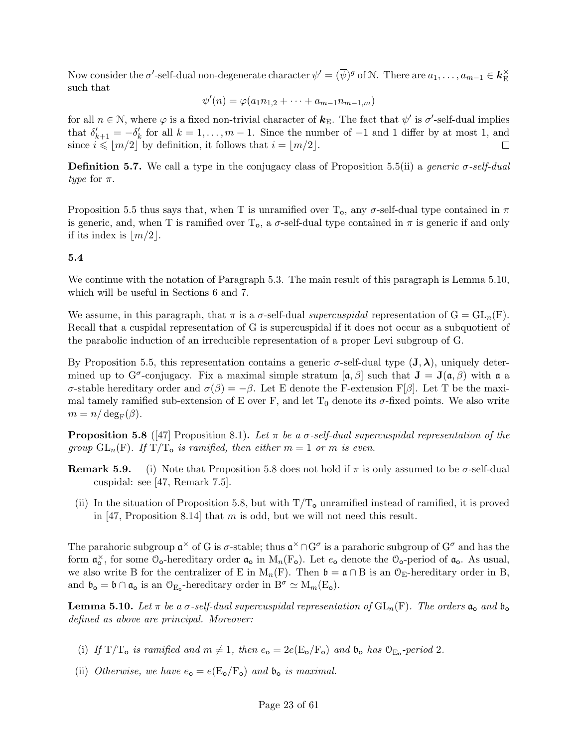Now consider the $\sigma'$-self-dual non-degenerate character $\psi' = (\overline{\psi})^g$ of $\mathcal{N}$. There are $a_1, \dots, a_{m-1} \in \boldsymbol{k}_{\mathrm{E}}^{\times}$ such that

$$\psi'(n) = \varphi(a_1 n_{1,2} + \dots + a_{m-1} n_{m-1,m})$$

for all $n \in \mathcal{N}$, where $\varphi$ is a fixed non-trivial character of $\boldsymbol{k}_{\mathrm{E}}$. The fact that $\psi'$ is $\sigma'$-self-dual implies that $\delta'_{k+1} = -\delta'_k$ for all $k = 1, \dots, m-1$. Since the number of $-1$ and $1$ differ by at most 1, and since $i \leqslant \lfloor m/2 \rfloor$ by definition, it follows that $i = \lfloor m/2 \rfloor$. □

**Definition 5.7.** We call a type in the conjugacy class of Proposition 5.5(ii) a *generic $\sigma$-self-dual type* for $\pi$.

Proposition 5.5 thus says that, when $\mathrm{T}$ is unramified over $\mathrm{T}_{\mathsf{o}}$, any $\sigma$-self-dual type contained in $\pi$ is generic, and, when $\mathrm{T}$ is ramified over $\mathrm{T}_{\mathsf{o}}$, a $\sigma$-self-dual type contained in $\pi$ is generic if and only if its index is $\lfloor m/2 \rfloor$.

### 5.4

We continue with the notation of Paragraph 5.3. The main result of this paragraph is Lemma 5.10, which will be useful in Sections 6 and 7.

We assume, in this paragraph, that $\pi$ is a $\sigma$-self-dual *supercuspidal* representation of $\mathrm{G} = \mathrm{GL}_n(\mathrm{F})$. Recall that a cuspidal representation of G is supercuspidal if it does not occur as a subquotient of the parabolic induction of an irreducible representation of a proper Levi subgroup of G.

By Proposition 5.5, this representation contains a generic $\sigma$-self-dual type $(\mathbf{J}, \boldsymbol{\lambda})$, uniquely determined up to $\mathrm{G}^{\sigma}$-conjugacy. Fix a maximal simple stratum $[\mathfrak{a}, \beta]$ such that $\mathbf{J} = \mathbf{J}(\mathfrak{a}, \beta)$ with $\mathfrak{a}$ a $\sigma$-stable hereditary order and $\sigma(\beta) = -\beta$. Let E denote the F-extension $\mathrm{F}[\beta]$. Let T be the maximal tamely ramified sub-extension of E over F, and let $\mathrm{T}_0$ denote its $\sigma$-fixed points. We also write $m = n/\deg_{\mathrm{F}}(\beta)$.

**Proposition 5.8** ([47] Proposition 8.1)**.** *Let $\pi$ be a $\sigma$-self-dual supercuspidal representation of the group $\mathrm{GL}_n(\mathrm{F})$. If $\mathrm{T}/\mathrm{T}_{\mathsf{o}}$ is ramified, then either $m = 1$ or $m$ is even.*

**Remark 5.9.**
(i) Note that Proposition 5.8 does not hold if $\pi$ is only assumed to be $\sigma$-self-dual cuspidal: see [47, Remark 7.5].
(ii) In the situation of Proposition 5.8, but with $\mathrm{T}/\mathrm{T}_{\mathsf{o}}$ unramified instead of ramified, it is proved in [47, Proposition 8.14] that $m$ is odd, but we will not need this result.

The parahoric subgroup $\mathfrak{a}^{\times}$ of G is $\sigma$-stable; thus $\mathfrak{a}^{\times} \cap \mathrm{G}^{\sigma}$ is a parahoric subgroup of $\mathrm{G}^{\sigma}$ and has the form $\mathfrak{a}_{\mathsf{o}}^{\times}$, for some $\mathcal{O}_{\mathsf{o}}$-hereditary order $\mathfrak{a}_{\mathsf{o}}$ in $\mathrm{M}_n(\mathrm{F}_{\mathsf{o}})$. Let $e_{\mathsf{o}}$ denote the $\mathcal{O}_{\mathsf{o}}$-period of $\mathfrak{a}_{\mathsf{o}}$. As usual, we also write B for the centralizer of E in $\mathrm{M}_n(\mathrm{F})$. Then $\mathfrak{b} = \mathfrak{a} \cap \mathrm{B}$ is an $\mathcal{O}_{\mathrm{E}}$-hereditary order in B, and $\mathfrak{b}_{\mathsf{o}} = \mathfrak{b} \cap \mathfrak{a}_{\mathsf{o}}$ is an $\mathcal{O}_{\mathrm{E}_{\mathsf{o}}}$-hereditary order in $\mathrm{B}^{\sigma} \simeq \mathrm{M}_m(\mathrm{E}_{\mathsf{o}})$.

**Lemma 5.10.** *Let $\pi$ be a $\sigma$-self-dual supercuspidal representation of $\mathrm{GL}_n(\mathrm{F})$. The orders $\mathfrak{a}_{\mathsf{o}}$ and $\mathfrak{b}_{\mathsf{o}}$ defined as above are principal. Moreover:*

(i) *If $\mathrm{T}/\mathrm{T}_{\mathsf{o}}$ is ramified and $m \neq 1$, then $e_{\mathsf{o}} = 2e(\mathrm{E}_{\mathsf{o}}/\mathrm{F}_{\mathsf{o}})$ and $\mathfrak{b}_{\mathsf{o}}$ has $\mathcal{O}_{\mathrm{E}_{\mathsf{o}}}$-period 2.*

(ii) *Otherwise, we have $e_{\mathsf{o}} = e(\mathrm{E}_{\mathsf{o}}/\mathrm{F}_{\mathsf{o}})$ and $\mathfrak{b}_{\mathsf{o}}$ is maximal.*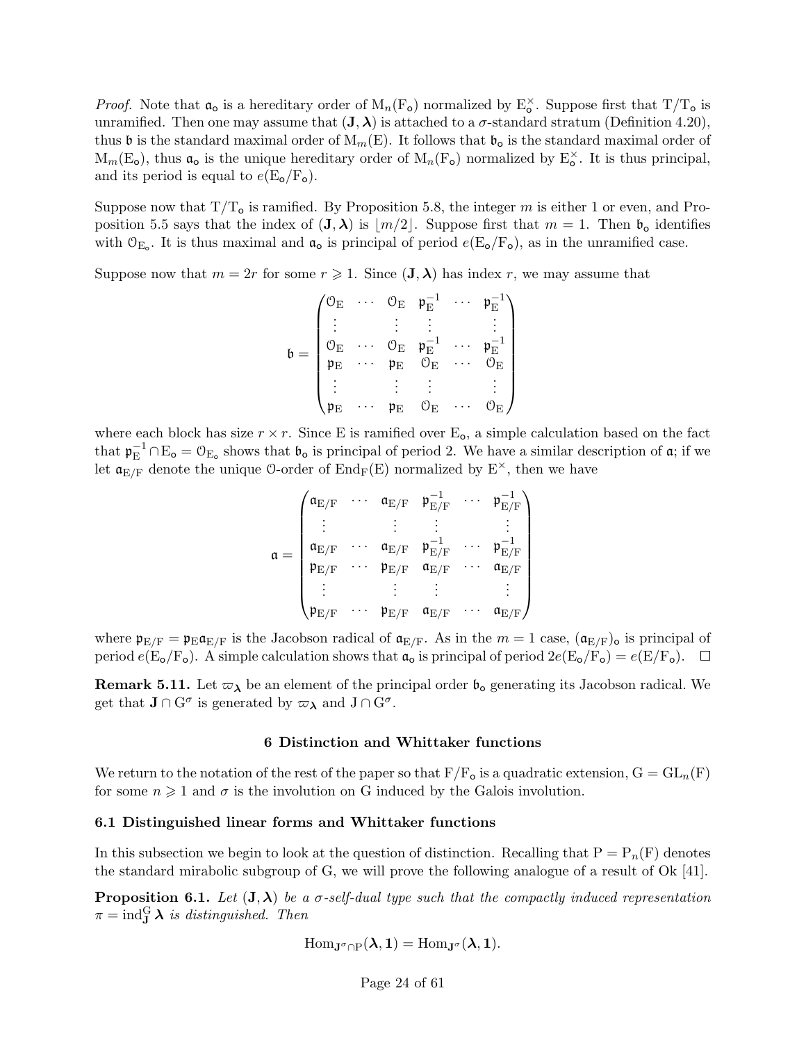*Proof.* Note that $\mathfrak{a}_\mathsf{o}$ is a hereditary order of $\mathrm{M}_n(\mathrm{F}_\mathsf{o})$ normalized by $\mathrm{E}_\mathsf{o}^\times$. Suppose first that $\mathrm{T}/\mathrm{T}_\mathsf{o}$ is unramified. Then one may assume that $(\mathbf{J},\boldsymbol{\lambda})$ is attached to a $\sigma$-standard stratum (Definition 4.20), thus $\mathfrak{b}$ is the standard maximal order of $\mathrm{M}_m(\mathrm{E})$. It follows that $\mathfrak{b}_\mathsf{o}$ is the standard maximal order of $\mathrm{M}_m(\mathrm{E}_\mathsf{o})$, thus $\mathfrak{a}_\mathsf{o}$ is the unique hereditary order of $\mathrm{M}_n(\mathrm{F}_\mathsf{o})$ normalized by $\mathrm{E}_\mathsf{o}^\times$. It is thus principal, and its period is equal to $e(\mathrm{E}_\mathsf{o}/\mathrm{F}_\mathsf{o})$.

Suppose now that $\mathrm{T}/\mathrm{T}_\mathsf{o}$ is ramified. By Proposition 5.8, the integer $m$ is either 1 or even, and Proposition 5.5 says that the index of $(\mathbf{J},\boldsymbol{\lambda})$ is $\lfloor m/2 \rfloor$. Suppose first that $m=1$. Then $\mathfrak{b}_\mathsf{o}$ identifies with $\mathcal{O}_{\mathrm{E}_\mathsf{o}}$. It is thus maximal and $\mathfrak{a}_\mathsf{o}$ is principal of period $e(\mathrm{E}_\mathsf{o}/\mathrm{F}_\mathsf{o})$, as in the unramified case.

Suppose now that $m=2r$ for some $r \geqslant 1$. Since $(\mathbf{J},\boldsymbol{\lambda})$ has index $r$, we may assume that

$$\mathfrak{b} = \begin{pmatrix} \mathcal{O}_\mathrm{E} & \cdots & \mathcal{O}_\mathrm{E} & \mathfrak{p}_\mathrm{E}^{-1} & \cdots & \mathfrak{p}_\mathrm{E}^{-1} \\ \vdots & & \vdots & \vdots & & \vdots \\ \mathcal{O}_\mathrm{E} & \cdots & \mathcal{O}_\mathrm{E} & \mathfrak{p}_\mathrm{E}^{-1} & \cdots & \mathfrak{p}_\mathrm{E}^{-1} \\ \mathfrak{p}_\mathrm{E} & \cdots & \mathfrak{p}_\mathrm{E} & \mathcal{O}_\mathrm{E} & \cdots & \mathcal{O}_\mathrm{E} \\ \vdots & & \vdots & \vdots & & \vdots \\ \mathfrak{p}_\mathrm{E} & \cdots & \mathfrak{p}_\mathrm{E} & \mathcal{O}_\mathrm{E} & \cdots & \mathcal{O}_\mathrm{E} \end{pmatrix}$$

where each block has size $r\times r$. Since E is ramified over $\mathrm{E}_\mathsf{o}$, a simple calculation based on the fact that $\mathfrak{p}_\mathrm{E}^{-1}\cap \mathrm{E}_\mathsf{o} = \mathcal{O}_{\mathrm{E}_\mathsf{o}}$ shows that $\mathfrak{b}_\mathsf{o}$ is principal of period 2. We have a similar description of $\mathfrak{a}$; if we let $\mathfrak{a}_{\mathrm{E}/\mathrm{F}}$ denote the unique $\mathcal{O}$-order of $\mathrm{End}_\mathrm{F}(\mathrm{E})$ normalized by $\mathrm{E}^\times$, then we have

$$\mathfrak{a} = \begin{pmatrix} \mathfrak{a}_{\mathrm{E}/\mathrm{F}} & \cdots & \mathfrak{a}_{\mathrm{E}/\mathrm{F}} & \mathfrak{p}_{\mathrm{E}/\mathrm{F}}^{-1} & \cdots & \mathfrak{p}_{\mathrm{E}/\mathrm{F}}^{-1} \\ \vdots & & \vdots & \vdots & & \vdots \\ \mathfrak{a}_{\mathrm{E}/\mathrm{F}} & \cdots & \mathfrak{a}_{\mathrm{E}/\mathrm{F}} & \mathfrak{p}_{\mathrm{E}/\mathrm{F}}^{-1} & \cdots & \mathfrak{p}_{\mathrm{E}/\mathrm{F}}^{-1} \\ \mathfrak{p}_{\mathrm{E}/\mathrm{F}} & \cdots & \mathfrak{p}_{\mathrm{E}/\mathrm{F}} & \mathfrak{a}_{\mathrm{E}/\mathrm{F}} & \cdots & \mathfrak{a}_{\mathrm{E}/\mathrm{F}} \\ \vdots & & \vdots & \vdots & & \vdots \\ \mathfrak{p}_{\mathrm{E}/\mathrm{F}} & \cdots & \mathfrak{p}_{\mathrm{E}/\mathrm{F}} & \mathfrak{a}_{\mathrm{E}/\mathrm{F}} & \cdots & \mathfrak{a}_{\mathrm{E}/\mathrm{F}} \end{pmatrix}$$

where $\mathfrak{p}_{\mathrm{E}/\mathrm{F}} = \mathfrak{p}_\mathrm{E}\mathfrak{a}_{\mathrm{E}/\mathrm{F}}$ is the Jacobson radical of $\mathfrak{a}_{\mathrm{E}/\mathrm{F}}$. As in the $m=1$ case, $(\mathfrak{a}_{\mathrm{E}/\mathrm{F}})_\mathsf{o}$ is principal of period $e(\mathrm{E}_\mathsf{o}/\mathrm{F}_\mathsf{o})$. A simple calculation shows that $\mathfrak{a}_\mathsf{o}$ is principal of period $2e(\mathrm{E}_\mathsf{o}/\mathrm{F}_\mathsf{o}) = e(\mathrm{E}/\mathrm{F}_\mathsf{o})$. $\square$

**Remark 5.11.** Let $\varpi_{\boldsymbol{\lambda}}$ be an element of the principal order $\mathfrak{b}_\mathsf{o}$ generating its Jacobson radical. We get that $\mathbf{J}\cap \mathrm{G}^\sigma$ is generated by $\varpi_{\boldsymbol{\lambda}}$ and $\mathrm{J}\cap\mathrm{G}^\sigma$.

## 6 Distinction and Whittaker functions

We return to the notation of the rest of the paper so that $\mathrm{F}/\mathrm{F}_\mathsf{o}$ is a quadratic extension, $\mathrm{G} = \mathrm{GL}_n(\mathrm{F})$ for some $n \geqslant 1$ and $\sigma$ is the involution on G induced by the Galois involution.

### 6.1 Distinguished linear forms and Whittaker functions

In this subsection we begin to look at the question of distinction. Recalling that $\mathrm{P} = \mathrm{P}_n(\mathrm{F})$ denotes the standard mirabolic subgroup of G, we will prove the following analogue of a result of Ok [41].

**Proposition 6.1.** *Let $(\mathbf{J},\boldsymbol{\lambda})$ be a $\sigma$-self-dual type such that the compactly induced representation $\pi = \mathrm{ind}_\mathbf{J}^\mathrm{G}\,\boldsymbol{\lambda}$ is distinguished. Then*

$$\mathrm{Hom}_{\mathbf{J}^\sigma\cap\mathrm{P}}(\boldsymbol{\lambda},\mathbf{1}) = \mathrm{Hom}_{\mathbf{J}^\sigma}(\boldsymbol{\lambda},\mathbf{1}).$$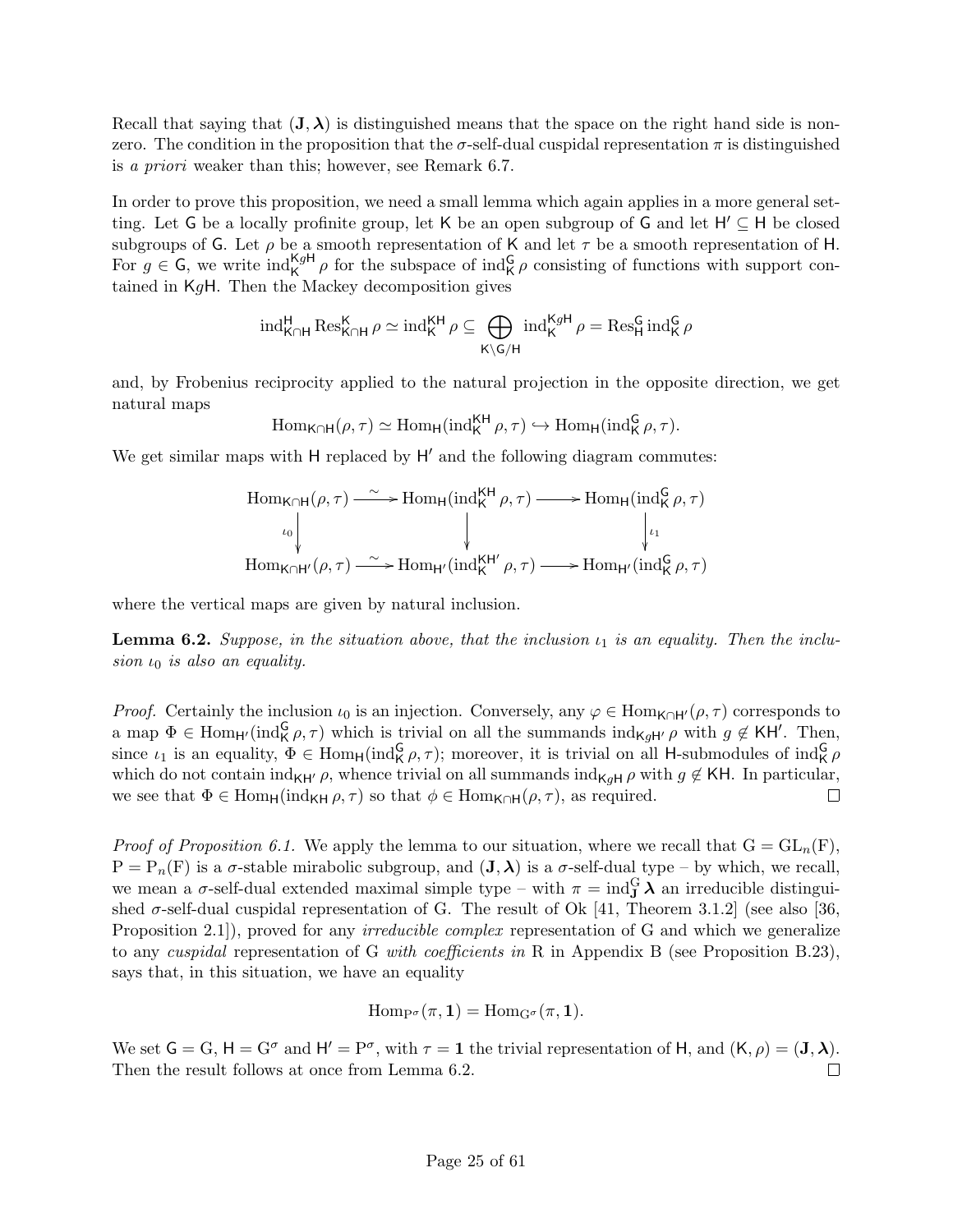Recall that saying that $(\mathbf{J}, \boldsymbol{\lambda})$ is distinguished means that the space on the right hand side is non-zero. The condition in the proposition that the $\sigma$-self-dual cuspidal representation $\pi$ is distinguished is *a priori* weaker than this; however, see Remark 6.7.

In order to prove this proposition, we need a small lemma which again applies in a more general setting. Let $\mathsf{G}$ be a locally profinite group, let $\mathsf{K}$ be an open subgroup of $\mathsf{G}$ and let $\mathsf{H}' \subseteq \mathsf{H}$ be closed subgroups of $\mathsf{G}$. Let $\rho$ be a smooth representation of $\mathsf{K}$ and let $\tau$ be a smooth representation of $\mathsf{H}$. For $g \in \mathsf{G}$, we write $\mathrm{ind}_{\mathsf{K}}^{\mathsf{K}g\mathsf{H}} \rho$ for the subspace of $\mathrm{ind}_{\mathsf{K}}^{\mathsf{G}} \rho$ consisting of functions with support contained in $\mathsf{K}g\mathsf{H}$. Then the Mackey decomposition gives

$$\mathrm{ind}_{\mathsf{K}\cap\mathsf{H}}^{\mathsf{H}} \mathrm{Res}_{\mathsf{K}\cap\mathsf{H}}^{\mathsf{K}} \rho \simeq \mathrm{ind}_{\mathsf{K}}^{\mathsf{K}\mathsf{H}} \rho \subseteq \bigoplus_{\mathsf{K}\backslash\mathsf{G}/\mathsf{H}} \mathrm{ind}_{\mathsf{K}}^{\mathsf{K}g\mathsf{H}} \rho = \mathrm{Res}_{\mathsf{H}}^{\mathsf{G}} \mathrm{ind}_{\mathsf{K}}^{\mathsf{G}} \rho$$

and, by Frobenius reciprocity applied to the natural projection in the opposite direction, we get natural maps

$$\mathrm{Hom}_{\mathsf{K}\cap\mathsf{H}}(\rho, \tau) \simeq \mathrm{Hom}_{\mathsf{H}}(\mathrm{ind}_{\mathsf{K}}^{\mathsf{K}\mathsf{H}} \rho, \tau) \hookrightarrow \mathrm{Hom}_{\mathsf{H}}(\mathrm{ind}_{\mathsf{K}}^{\mathsf{G}} \rho, \tau).$$

We get similar maps with $\mathsf{H}$ replaced by $\mathsf{H}'$ and the following diagram commutes:

$$\begin{array}{ccccc}
\mathrm{Hom}_{\mathsf{K}\cap\mathsf{H}}(\rho, \tau) & \xrightarrow{\sim} & \mathrm{Hom}_{\mathsf{H}}(\mathrm{ind}_{\mathsf{K}}^{\mathsf{K}\mathsf{H}} \rho, \tau) & \longrightarrow & \mathrm{Hom}_{\mathsf{H}}(\mathrm{ind}_{\mathsf{K}}^{\mathsf{G}} \rho, \tau) \\
\downarrow{\scriptstyle \iota_0} & & \downarrow & & \downarrow{\scriptstyle \iota_1} \\
\mathrm{Hom}_{\mathsf{K}\cap\mathsf{H}'}(\rho, \tau) & \xrightarrow{\sim} & \mathrm{Hom}_{\mathsf{H}'}(\mathrm{ind}_{\mathsf{K}}^{\mathsf{K}\mathsf{H}'} \rho, \tau) & \longrightarrow & \mathrm{Hom}_{\mathsf{H}'}(\mathrm{ind}_{\mathsf{K}}^{\mathsf{G}} \rho, \tau)
\end{array}$$

where the vertical maps are given by natural inclusion.

**Lemma 6.2.** *Suppose, in the situation above, that the inclusion $\iota_1$ is an equality. Then the inclusion $\iota_0$ is also an equality.*

*Proof.* Certainly the inclusion $\iota_0$ is an injection. Conversely, any $\varphi \in \mathrm{Hom}_{\mathsf{K}\cap\mathsf{H}'}(\rho, \tau)$ corresponds to a map $\Phi \in \mathrm{Hom}_{\mathsf{H}'}(\mathrm{ind}_{\mathsf{K}}^{\mathsf{G}} \rho, \tau)$ which is trivial on all the summands $\mathrm{ind}_{\mathsf{K}g\mathsf{H}'} \rho$ with $g \notin \mathsf{K}\mathsf{H}'$. Then, since $\iota_1$ is an equality, $\Phi \in \mathrm{Hom}_{\mathsf{H}}(\mathrm{ind}_{\mathsf{K}}^{\mathsf{G}} \rho, \tau)$; moreover, it is trivial on all $\mathsf{H}$-submodules of $\mathrm{ind}_{\mathsf{K}}^{\mathsf{G}} \rho$ which do not contain $\mathrm{ind}_{\mathsf{K}\mathsf{H}'} \rho$, whence trivial on all summands $\mathrm{ind}_{\mathsf{K}g\mathsf{H}} \rho$ with $g \notin \mathsf{K}\mathsf{H}$. In particular, we see that $\Phi \in \mathrm{Hom}_{\mathsf{H}}(\mathrm{ind}_{\mathsf{K}\mathsf{H}} \rho, \tau)$ so that $\phi \in \mathrm{Hom}_{\mathsf{K}\cap\mathsf{H}}(\rho, \tau)$, as required. $\square$

*Proof of Proposition 6.1.* We apply the lemma to our situation, where we recall that $\mathrm{G} = \mathrm{GL}_n(\mathrm{F})$, $\mathrm{P} = \mathrm{P}_n(\mathrm{F})$ is a $\sigma$-stable mirabolic subgroup, and $(\mathbf{J}, \boldsymbol{\lambda})$ is a $\sigma$-self-dual type – by which, we recall, we mean a $\sigma$-self-dual extended maximal simple type – with $\pi = \mathrm{ind}_{\mathbf{J}}^{\mathrm{G}} \boldsymbol{\lambda}$ an irreducible distinguished $\sigma$-self-dual cuspidal representation of G. The result of Ok [41, Theorem 3.1.2] (see also [36, Proposition 2.1]), proved for any *irreducible complex* representation of G and which we generalize to any *cuspidal* representation of G *with coefficients in* R in Appendix B (see Proposition B.23), says that, in this situation, we have an equality

$$\mathrm{Hom}_{\mathrm{P}^\sigma}(\pi, \mathbf{1}) = \mathrm{Hom}_{\mathrm{G}^\sigma}(\pi, \mathbf{1}).$$

We set $\mathsf{G} = \mathrm{G}$, $\mathsf{H} = \mathrm{G}^\sigma$ and $\mathsf{H}' = \mathrm{P}^\sigma$, with $\tau = \mathbf{1}$ the trivial representation of $\mathsf{H}$, and $(\mathsf{K}, \rho) = (\mathbf{J}, \boldsymbol{\lambda})$. Then the result follows at once from Lemma 6.2. $\square$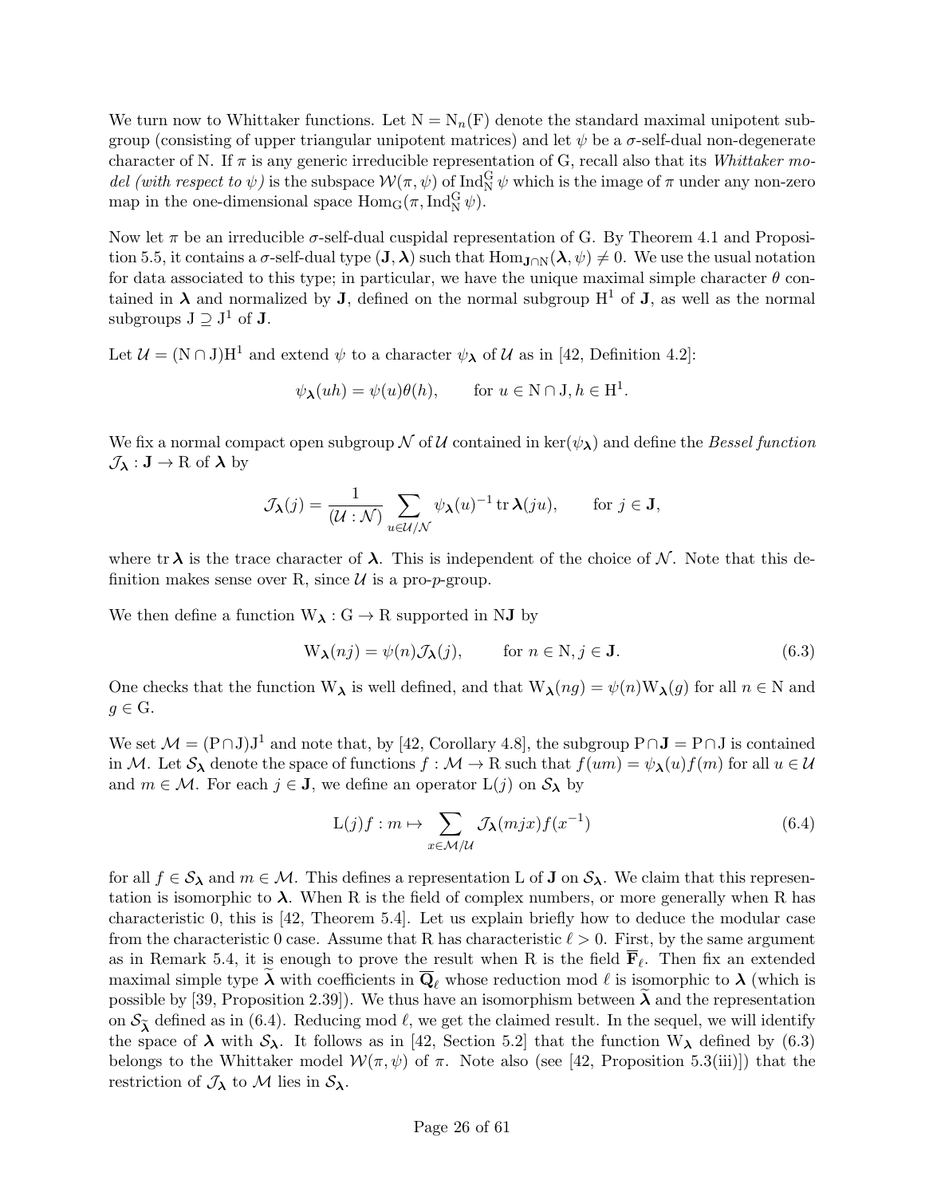We turn now to Whittaker functions. Let $\mathrm{N} = \mathrm{N}_n(\mathrm{F})$ denote the standard maximal unipotent subgroup (consisting of upper triangular unipotent matrices) and let $\psi$ be a $\sigma$-self-dual non-degenerate character of N. If $\pi$ is any generic irreducible representation of G, recall also that its *Whittaker model (with respect to $\psi$)* is the subspace $\mathcal{W}(\pi,\psi)$ of $\mathrm{Ind}_{\mathrm{N}}^{\mathrm{G}}\,\psi$ which is the image of $\pi$ under any non-zero map in the one-dimensional space $\mathrm{Hom}_{\mathrm{G}}(\pi, \mathrm{Ind}_{\mathrm{N}}^{\mathrm{G}}\,\psi)$.

Now let $\pi$ be an irreducible $\sigma$-self-dual cuspidal representation of G. By Theorem 4.1 and Proposition 5.5, it contains a $\sigma$-self-dual type $(\mathbf{J}, \boldsymbol{\lambda})$ such that $\mathrm{Hom}_{\mathbf{J}\cap\mathrm{N}}(\boldsymbol{\lambda}, \psi) \neq 0$. We use the usual notation for data associated to this type; in particular, we have the unique maximal simple character $\theta$ contained in $\boldsymbol{\lambda}$ and normalized by $\mathbf{J}$, defined on the normal subgroup $\mathrm{H}^1$ of $\mathbf{J}$, as well as the normal subgroups $\mathrm{J} \supseteq \mathrm{J}^1$ of $\mathbf{J}$.

Let $\mathcal{U} = (\mathrm{N}\cap\mathrm{J})\mathrm{H}^1$ and extend $\psi$ to a character $\psi_{\boldsymbol{\lambda}}$ of $\mathcal{U}$ as in [42, Definition 4.2]:

$$\psi_{\boldsymbol{\lambda}}(uh) = \psi(u)\theta(h), \qquad \text{for } u \in \mathrm{N}\cap\mathrm{J}, h \in \mathrm{H}^1.$$

We fix a normal compact open subgroup $\mathcal{N}$ of $\mathcal{U}$ contained in $\ker(\psi_{\boldsymbol{\lambda}})$ and define the *Bessel function* $\mathcal{J}_{\boldsymbol{\lambda}} : \mathbf{J} \to \mathrm{R}$ of $\boldsymbol{\lambda}$ by

$$\mathcal{J}_{\boldsymbol{\lambda}}(j) = \frac{1}{(\mathcal{U}:\mathcal{N})} \sum_{u\in\mathcal{U}/\mathcal{N}} \psi_{\boldsymbol{\lambda}}(u)^{-1}\,\mathrm{tr}\,\boldsymbol{\lambda}(ju), \qquad \text{for } j \in \mathbf{J},$$

where $\mathrm{tr}\,\boldsymbol{\lambda}$ is the trace character of $\boldsymbol{\lambda}$. This is independent of the choice of $\mathcal{N}$. Note that this definition makes sense over R, since $\mathcal{U}$ is a pro-$p$-group.

We then define a function $\mathrm{W}_{\boldsymbol{\lambda}} : \mathrm{G} \to \mathrm{R}$ supported in $\mathrm{N}\mathbf{J}$ by

$$\mathrm{W}_{\boldsymbol{\lambda}}(nj) = \psi(n)\mathcal{J}_{\boldsymbol{\lambda}}(j), \qquad \text{for } n \in \mathrm{N}, j \in \mathbf{J}. \tag{6.3}$$

One checks that the function $\mathrm{W}_{\boldsymbol{\lambda}}$ is well defined, and that $\mathrm{W}_{\boldsymbol{\lambda}}(ng) = \psi(n)\mathrm{W}_{\boldsymbol{\lambda}}(g)$ for all $n \in \mathrm{N}$ and $g \in \mathrm{G}$.

We set $\mathcal{M} = (\mathrm{P}\cap\mathrm{J})\mathrm{J}^1$ and note that, by [42, Corollary 4.8], the subgroup $\mathrm{P}\cap\mathbf{J} = \mathrm{P}\cap\mathrm{J}$ is contained in $\mathcal{M}$. Let $\mathcal{S}_{\boldsymbol{\lambda}}$ denote the space of functions $f : \mathcal{M} \to \mathrm{R}$ such that $f(um) = \psi_{\boldsymbol{\lambda}}(u)f(m)$ for all $u \in \mathcal{U}$ and $m \in \mathcal{M}$. For each $j \in \mathbf{J}$, we define an operator $\mathrm{L}(j)$ on $\mathcal{S}_{\boldsymbol{\lambda}}$ by

$$\mathrm{L}(j)f : m \mapsto \sum_{x\in\mathcal{M}/\mathcal{U}} \mathcal{J}_{\boldsymbol{\lambda}}(mjx)f(x^{-1}) \tag{6.4}$$

for all $f \in \mathcal{S}_{\boldsymbol{\lambda}}$ and $m \in \mathcal{M}$. This defines a representation L of $\mathbf{J}$ on $\mathcal{S}_{\boldsymbol{\lambda}}$. We claim that this representation is isomorphic to $\boldsymbol{\lambda}$. When R is the field of complex numbers, or more generally when R has characteristic 0, this is [42, Theorem 5.4]. Let us explain briefly how to deduce the modular case from the characteristic 0 case. Assume that R has characteristic $\ell > 0$. First, by the same argument as in Remark 5.4, it is enough to prove the result when R is the field $\overline{\mathbf{F}}_\ell$. Then fix an extended maximal simple type $\widetilde{\boldsymbol{\lambda}}$ with coefficients in $\overline{\mathbf{Q}}_\ell$ whose reduction mod $\ell$ is isomorphic to $\boldsymbol{\lambda}$ (which is possible by [39, Proposition 2.39]). We thus have an isomorphism between $\widetilde{\boldsymbol{\lambda}}$ and the representation on $\mathcal{S}_{\widetilde{\boldsymbol{\lambda}}}$ defined as in (6.4). Reducing mod $\ell$, we get the claimed result. In the sequel, we will identify the space of $\boldsymbol{\lambda}$ with $\mathcal{S}_{\boldsymbol{\lambda}}$. It follows as in [42, Section 5.2] that the function $\mathrm{W}_{\boldsymbol{\lambda}}$ defined by (6.3) belongs to the Whittaker model $\mathcal{W}(\pi,\psi)$ of $\pi$. Note also (see [42, Proposition 5.3(iii)]) that the restriction of $\mathcal{J}_{\boldsymbol{\lambda}}$ to $\mathcal{M}$ lies in $\mathcal{S}_{\boldsymbol{\lambda}}$.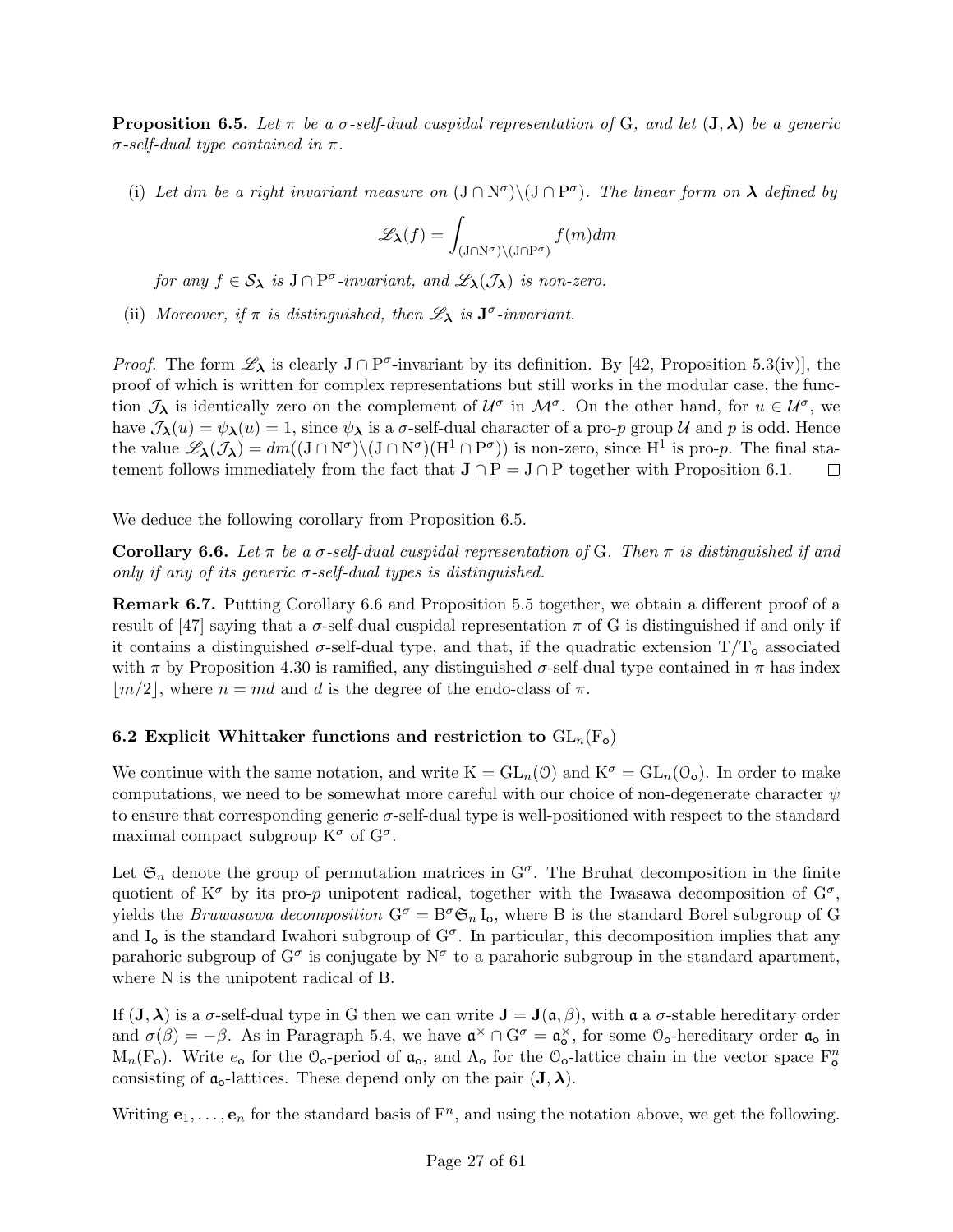**Proposition 6.5.** *Let $\pi$ be a $\sigma$-self-dual cuspidal representation of* G*, and let $(\mathbf{J}, \boldsymbol{\lambda})$ be a generic $\sigma$-self-dual type contained in $\pi$.*

(i) *Let $dm$ be a right invariant measure on $(\mathrm{J} \cap \mathrm{N}^\sigma)\backslash(\mathrm{J} \cap \mathrm{P}^\sigma)$. The linear form on $\boldsymbol{\lambda}$ defined by*

$$\mathscr{L}_{\boldsymbol{\lambda}}(f) = \int_{(\mathrm{J}\cap\mathrm{N}^\sigma)\backslash(\mathrm{J}\cap\mathrm{P}^\sigma)} f(m)dm$$

*for any $f \in \mathcal{S}_{\boldsymbol{\lambda}}$ is $\mathrm{J} \cap \mathrm{P}^\sigma$-invariant, and $\mathscr{L}_{\boldsymbol{\lambda}}(\mathcal{J}_{\boldsymbol{\lambda}})$ is non-zero.*

(ii) *Moreover, if $\pi$ is distinguished, then $\mathscr{L}_{\boldsymbol{\lambda}}$ is $\mathbf{J}^\sigma$-invariant.*

*Proof.* The form $\mathscr{L}_{\boldsymbol{\lambda}}$ is clearly $\mathrm{J} \cap \mathrm{P}^\sigma$-invariant by its definition. By [42, Proposition 5.3(iv)], the proof of which is written for complex representations but still works in the modular case, the function $\mathcal{J}_{\boldsymbol{\lambda}}$ is identically zero on the complement of $\mathcal{U}^\sigma$ in $\mathcal{M}^\sigma$. On the other hand, for $u \in \mathcal{U}^\sigma$, we have $\mathcal{J}_{\boldsymbol{\lambda}}(u) = \psi_{\boldsymbol{\lambda}}(u) = 1$, since $\psi_{\boldsymbol{\lambda}}$ is a $\sigma$-self-dual character of a pro-$p$ group $\mathcal{U}$ and $p$ is odd. Hence the value $\mathscr{L}_{\boldsymbol{\lambda}}(\mathcal{J}_{\boldsymbol{\lambda}}) = dm((\mathrm{J} \cap \mathrm{N}^\sigma)\backslash(\mathrm{J} \cap \mathrm{N}^\sigma)(\mathrm{H}^1 \cap \mathrm{P}^\sigma))$ is non-zero, since $\mathrm{H}^1$ is pro-$p$. The final statement follows immediately from the fact that $\mathbf{J} \cap \mathrm{P} = \mathrm{J} \cap \mathrm{P}$ together with Proposition 6.1. □

We deduce the following corollary from Proposition 6.5.

**Corollary 6.6.** *Let $\pi$ be a $\sigma$-self-dual cuspidal representation of* G*. Then $\pi$ is distinguished if and only if any of its generic $\sigma$-self-dual types is distinguished.*

**Remark 6.7.** Putting Corollary 6.6 and Proposition 5.5 together, we obtain a different proof of a result of [47] saying that a $\sigma$-self-dual cuspidal representation $\pi$ of G is distinguished if and only if it contains a distinguished $\sigma$-self-dual type, and that, if the quadratic extension $\mathrm{T}/\mathrm{T}_{\mathsf{o}}$ associated with $\pi$ by Proposition 4.30 is ramified, any distinguished $\sigma$-self-dual type contained in $\pi$ has index $\lfloor m/2 \rfloor$, where $n = md$ and $d$ is the degree of the endo-class of $\pi$.

### 6.2 Explicit Whittaker functions and restriction to $\mathrm{GL}_n(\mathrm{F}_{\mathsf{o}})$

We continue with the same notation, and write $\mathrm{K} = \mathrm{GL}_n(\mathcal{O})$ and $\mathrm{K}^\sigma = \mathrm{GL}_n(\mathcal{O}_{\mathsf{o}})$. In order to make computations, we need to be somewhat more careful with our choice of non-degenerate character $\psi$ to ensure that corresponding generic $\sigma$-self-dual type is well-positioned with respect to the standard maximal compact subgroup $\mathrm{K}^\sigma$ of $\mathrm{G}^\sigma$.

Let $\mathfrak{S}_n$ denote the group of permutation matrices in $\mathrm{G}^\sigma$. The Bruhat decomposition in the finite quotient of $\mathrm{K}^\sigma$ by its pro-$p$ unipotent radical, together with the Iwasawa decomposition of $\mathrm{G}^\sigma$, yields the *Bruwasawa decomposition* $\mathrm{G}^\sigma = \mathrm{B}^\sigma \mathfrak{S}_n \mathrm{I}_{\mathsf{o}}$, where B is the standard Borel subgroup of G and $\mathrm{I}_{\mathsf{o}}$ is the standard Iwahori subgroup of $\mathrm{G}^\sigma$. In particular, this decomposition implies that any parahoric subgroup of $\mathrm{G}^\sigma$ is conjugate by $\mathrm{N}^\sigma$ to a parahoric subgroup in the standard apartment, where N is the unipotent radical of B.

If $(\mathbf{J}, \boldsymbol{\lambda})$ is a $\sigma$-self-dual type in G then we can write $\mathbf{J} = \mathbf{J}(\mathfrak{a}, \beta)$, with $\mathfrak{a}$ a $\sigma$-stable hereditary order and $\sigma(\beta) = -\beta$. As in Paragraph 5.4, we have $\mathfrak{a}^\times \cap \mathrm{G}^\sigma = \mathfrak{a}_{\mathsf{o}}^\times$, for some $\mathcal{O}_{\mathsf{o}}$-hereditary order $\mathfrak{a}_{\mathsf{o}}$ in $\mathrm{M}_n(\mathrm{F}_{\mathsf{o}})$. Write $e_{\mathsf{o}}$ for the $\mathcal{O}_{\mathsf{o}}$-period of $\mathfrak{a}_{\mathsf{o}}$, and $\Lambda_{\mathsf{o}}$ for the $\mathcal{O}_{\mathsf{o}}$-lattice chain in the vector space $\mathrm{F}_{\mathsf{o}}^n$ consisting of $\mathfrak{a}_{\mathsf{o}}$-lattices. These depend only on the pair $(\mathbf{J}, \boldsymbol{\lambda})$.

Writing $\mathbf{e}_1, \ldots, \mathbf{e}_n$ for the standard basis of $\mathrm{F}^n$, and using the notation above, we get the following.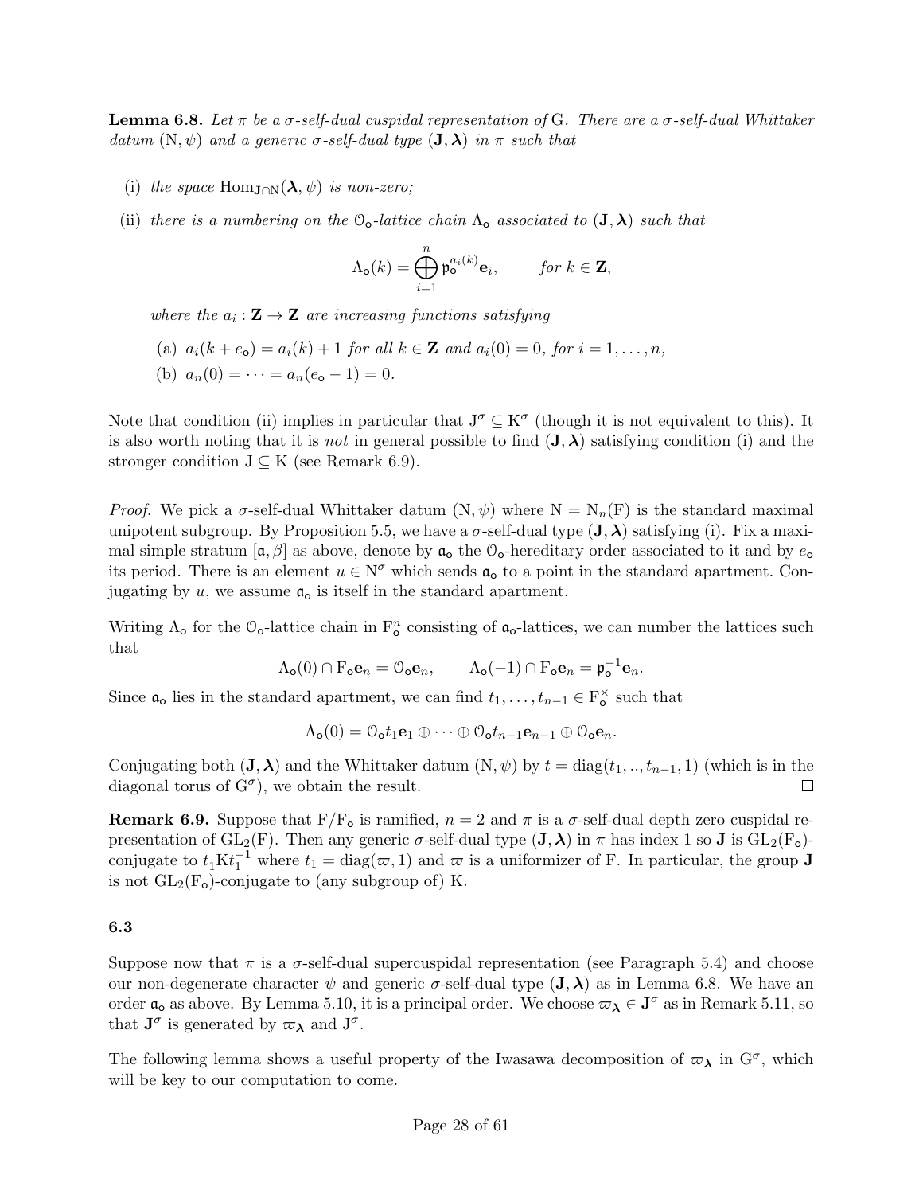**Lemma 6.8.** *Let $\pi$ be a $\sigma$-self-dual cuspidal representation of* $\mathrm{G}$. *There are a $\sigma$-self-dual Whittaker datum $(\mathrm{N}, \psi)$ and a generic $\sigma$-self-dual type $(\mathbf{J}, \boldsymbol{\lambda})$ in $\pi$ such that*

(i) *the space $\mathrm{Hom}_{\mathbf{J}\cap \mathrm{N}}(\boldsymbol{\lambda}, \psi)$ is non-zero;*

(ii) *there is a numbering on the $\mathcal{O}_{\mathsf{o}}$-lattice chain $\Lambda_{\mathsf{o}}$ associated to $(\mathbf{J}, \boldsymbol{\lambda})$ such that*

$$\Lambda_{\mathsf{o}}(k) = \bigoplus_{i=1}^{n} \mathfrak{p}_{\mathsf{o}}^{a_i(k)}\mathbf{e}_i, \qquad \text{for } k \in \mathbf{Z},$$

*where the $a_i : \mathbf{Z} \to \mathbf{Z}$ are increasing functions satisfying*

(a) *$a_i(k + e_{\mathsf{o}}) = a_i(k) + 1$ for all $k \in \mathbf{Z}$ and $a_i(0) = 0$, for $i = 1, \ldots, n$,*

(b) *$a_n(0) = \cdots = a_n(e_{\mathsf{o}} - 1) = 0$.*

Note that condition (ii) implies in particular that $\mathrm{J}^{\sigma} \subseteq \mathrm{K}^{\sigma}$ (though it is not equivalent to this). It is also worth noting that it is *not* in general possible to find $(\mathbf{J}, \boldsymbol{\lambda})$ satisfying condition (i) and the stronger condition $\mathrm{J} \subseteq \mathrm{K}$ (see Remark 6.9).

*Proof.* We pick a $\sigma$-self-dual Whittaker datum $(\mathrm{N}, \psi)$ where $\mathrm{N} = \mathrm{N}_n(\mathrm{F})$ is the standard maximal unipotent subgroup. By Proposition 5.5, we have a $\sigma$-self-dual type $(\mathbf{J}, \boldsymbol{\lambda})$ satisfying (i). Fix a maximal simple stratum $[\mathfrak{a}, \beta]$ as above, denote by $\mathfrak{a}_{\mathsf{o}}$ the $\mathcal{O}_{\mathsf{o}}$-hereditary order associated to it and by $e_{\mathsf{o}}$ its period. There is an element $u \in \mathrm{N}^{\sigma}$ which sends $\mathfrak{a}_{\mathsf{o}}$ to a point in the standard apartment. Conjugating by $u$, we assume $\mathfrak{a}_{\mathsf{o}}$ is itself in the standard apartment.

Writing $\Lambda_{\mathsf{o}}$ for the $\mathcal{O}_{\mathsf{o}}$-lattice chain in $\mathrm{F}_{\mathsf{o}}^n$ consisting of $\mathfrak{a}_{\mathsf{o}}$-lattices, we can number the lattices such that

$$\Lambda_{\mathsf{o}}(0) \cap \mathrm{F}_{\mathsf{o}}\mathbf{e}_n = \mathcal{O}_{\mathsf{o}}\mathbf{e}_n, \qquad \Lambda_{\mathsf{o}}(-1) \cap \mathrm{F}_{\mathsf{o}}\mathbf{e}_n = \mathfrak{p}_{\mathsf{o}}^{-1}\mathbf{e}_n.$$

Since $\mathfrak{a}_{\mathsf{o}}$ lies in the standard apartment, we can find $t_1, \ldots, t_{n-1} \in \mathrm{F}_{\mathsf{o}}^{\times}$ such that

$$\Lambda_{\mathsf{o}}(0) = \mathcal{O}_{\mathsf{o}}t_1\mathbf{e}_1 \oplus \cdots \oplus \mathcal{O}_{\mathsf{o}}t_{n-1}\mathbf{e}_{n-1} \oplus \mathcal{O}_{\mathsf{o}}\mathbf{e}_n.$$

Conjugating both $(\mathbf{J}, \boldsymbol{\lambda})$ and the Whittaker datum $(\mathrm{N}, \psi)$ by $t = \mathrm{diag}(t_1, .., t_{n-1}, 1)$ (which is in the diagonal torus of $\mathrm{G}^{\sigma}$), we obtain the result. $\square$

**Remark 6.9.** Suppose that $\mathrm{F}/\mathrm{F}_{\mathsf{o}}$ is ramified, $n = 2$ and $\pi$ is a $\sigma$-self-dual depth zero cuspidal representation of $\mathrm{GL}_2(\mathrm{F})$. Then any generic $\sigma$-self-dual type $(\mathbf{J}, \boldsymbol{\lambda})$ in $\pi$ has index 1 so $\mathbf{J}$ is $\mathrm{GL}_2(\mathrm{F}_{\mathsf{o}})$-conjugate to $t_1\mathrm{K}t_1^{-1}$ where $t_1 = \mathrm{diag}(\varpi, 1)$ and $\varpi$ is a uniformizer of $\mathrm{F}$. In particular, the group $\mathbf{J}$ is not $\mathrm{GL}_2(\mathrm{F}_{\mathsf{o}})$-conjugate to (any subgroup of) $\mathrm{K}$.

### 6.3

Suppose now that $\pi$ is a $\sigma$-self-dual supercuspidal representation (see Paragraph 5.4) and choose our non-degenerate character $\psi$ and generic $\sigma$-self-dual type $(\mathbf{J}, \boldsymbol{\lambda})$ as in Lemma 6.8. We have an order $\mathfrak{a}_{\mathsf{o}}$ as above. By Lemma 5.10, it is a principal order. We choose $\varpi_{\boldsymbol{\lambda}} \in \mathbf{J}^{\sigma}$ as in Remark 5.11, so that $\mathbf{J}^{\sigma}$ is generated by $\varpi_{\boldsymbol{\lambda}}$ and $\mathrm{J}^{\sigma}$.

The following lemma shows a useful property of the Iwasawa decomposition of $\varpi_{\boldsymbol{\lambda}}$ in $\mathrm{G}^{\sigma}$, which will be key to our computation to come.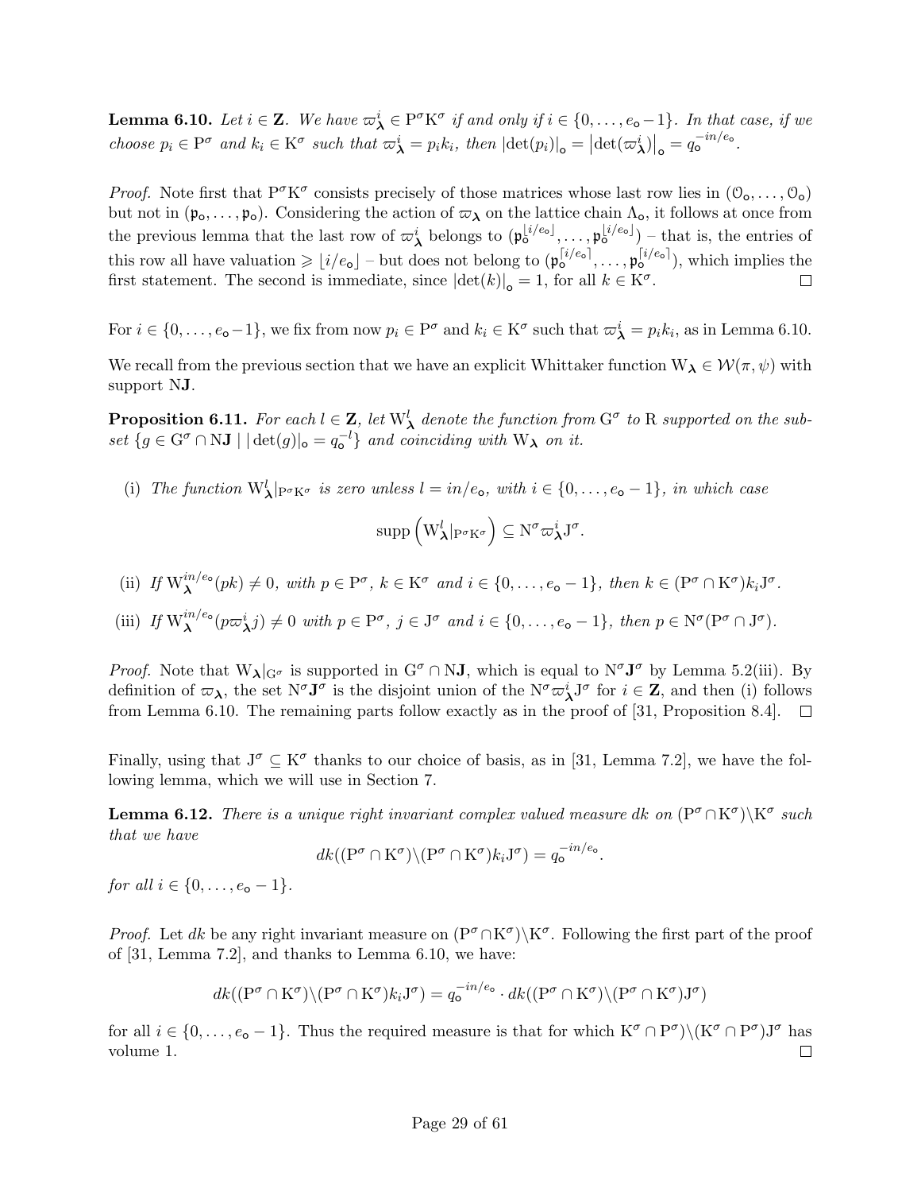**Lemma 6.10.** *Let $i \in \mathbf{Z}$. We have $\varpi_{\boldsymbol{\lambda}}^i \in \mathrm{P}^\sigma \mathrm{K}^\sigma$ if and only if $i \in \{0, \ldots, e_{\mathsf{o}}-1\}$. In that case, if we choose $p_i \in \mathrm{P}^\sigma$ and $k_i \in \mathrm{K}^\sigma$ such that $\varpi_{\boldsymbol{\lambda}}^i = p_i k_i$, then $|\det(p_i)|_{\mathsf{o}} = \left|\det(\varpi_{\boldsymbol{\lambda}}^i)\right|_{\mathsf{o}} = q_{\mathsf{o}}^{-in/e_{\mathsf{o}}}$.*

*Proof.* Note first that $\mathrm{P}^\sigma \mathrm{K}^\sigma$ consists precisely of those matrices whose last row lies in $(\mathcal{O}_{\mathsf{o}}, \ldots, \mathcal{O}_{\mathsf{o}})$ but not in $(\mathfrak{p}_{\mathsf{o}}, \ldots, \mathfrak{p}_{\mathsf{o}})$. Considering the action of $\varpi_{\boldsymbol{\lambda}}$ on the lattice chain $\Lambda_{\mathsf{o}}$, it follows at once from the previous lemma that the last row of $\varpi_{\boldsymbol{\lambda}}^i$ belongs to $(\mathfrak{p}_{\mathsf{o}}^{\lfloor i/e_{\mathsf{o}}\rfloor}, \ldots, \mathfrak{p}_{\mathsf{o}}^{\lfloor i/e_{\mathsf{o}}\rfloor})$ – that is, the entries of this row all have valuation $\geqslant \lfloor i/e_{\mathsf{o}}\rfloor$ – but does not belong to $(\mathfrak{p}_{\mathsf{o}}^{\lceil i/e_{\mathsf{o}}\rceil}, \ldots, \mathfrak{p}_{\mathsf{o}}^{\lceil i/e_{\mathsf{o}}\rceil})$, which implies the first statement. The second is immediate, since $|\det(k)|_{\mathsf{o}} = 1$, for all $k \in \mathrm{K}^\sigma$. $\square$

For $i \in \{0, \ldots, e_{\mathsf{o}}-1\}$, we fix from now $p_i \in \mathrm{P}^\sigma$ and $k_i \in \mathrm{K}^\sigma$ such that $\varpi_{\boldsymbol{\lambda}}^i = p_i k_i$, as in Lemma 6.10.

We recall from the previous section that we have an explicit Whittaker function $\mathrm{W}_{\boldsymbol{\lambda}} \in \mathcal{W}(\pi, \psi)$ with support $\mathrm{N}\mathbf{J}$.

**Proposition 6.11.** *For each $l \in \mathbf{Z}$, let $\mathrm{W}_{\boldsymbol{\lambda}}^l$ denote the function from $\mathrm{G}^\sigma$ to $\mathrm{R}$ supported on the subset $\{g \in \mathrm{G}^\sigma \cap \mathrm{N}\mathbf{J} \mid |\det(g)|_{\mathsf{o}} = q_{\mathsf{o}}^{-l}\}$ and coinciding with $\mathrm{W}_{\boldsymbol{\lambda}}$ on it.*

(i) *The function $\mathrm{W}_{\boldsymbol{\lambda}}^l|_{\mathrm{P}^\sigma \mathrm{K}^\sigma}$ is zero unless $l = in/e_{\mathsf{o}}$, with $i \in \{0, \ldots, e_{\mathsf{o}}-1\}$, in which case*

$$\operatorname{supp}\left(\mathrm{W}_{\boldsymbol{\lambda}}^l|_{\mathrm{P}^\sigma \mathrm{K}^\sigma}\right) \subseteq \mathrm{N}^\sigma \varpi_{\boldsymbol{\lambda}}^i \mathrm{J}^\sigma.$$

(ii) *If $\mathrm{W}_{\boldsymbol{\lambda}}^{in/e_{\mathsf{o}}}(pk) \neq 0$, with $p \in \mathrm{P}^\sigma$, $k \in \mathrm{K}^\sigma$ and $i \in \{0, \ldots, e_{\mathsf{o}}-1\}$, then $k \in (\mathrm{P}^\sigma \cap \mathrm{K}^\sigma) k_i \mathrm{J}^\sigma$.*

(iii) *If $\mathrm{W}_{\boldsymbol{\lambda}}^{in/e_{\mathsf{o}}}(p\varpi_{\boldsymbol{\lambda}}^i j) \neq 0$ with $p \in \mathrm{P}^\sigma$, $j \in \mathrm{J}^\sigma$ and $i \in \{0, \ldots, e_{\mathsf{o}}-1\}$, then $p \in \mathrm{N}^\sigma(\mathrm{P}^\sigma \cap \mathrm{J}^\sigma)$.*

*Proof.* Note that $\mathrm{W}_{\boldsymbol{\lambda}}|_{\mathrm{G}^\sigma}$ is supported in $\mathrm{G}^\sigma \cap \mathrm{N}\mathbf{J}$, which is equal to $\mathrm{N}^\sigma \mathbf{J}^\sigma$ by Lemma 5.2(iii). By definition of $\varpi_{\boldsymbol{\lambda}}$, the set $\mathrm{N}^\sigma \mathbf{J}^\sigma$ is the disjoint union of the $\mathrm{N}^\sigma \varpi_{\boldsymbol{\lambda}}^i \mathrm{J}^\sigma$ for $i \in \mathbf{Z}$, and then (i) follows from Lemma 6.10. The remaining parts follow exactly as in the proof of [31, Proposition 8.4]. $\square$

Finally, using that $\mathrm{J}^\sigma \subseteq \mathrm{K}^\sigma$ thanks to our choice of basis, as in [31, Lemma 7.2], we have the following lemma, which we will use in Section 7.

**Lemma 6.12.** *There is a unique right invariant complex valued measure $dk$ on $(\mathrm{P}^\sigma \cap \mathrm{K}^\sigma)\backslash \mathrm{K}^\sigma$ such that we have*

$$dk((\mathrm{P}^\sigma \cap \mathrm{K}^\sigma)\backslash(\mathrm{P}^\sigma \cap \mathrm{K}^\sigma)k_i \mathrm{J}^\sigma) = q_{\mathsf{o}}^{-in/e_{\mathsf{o}}}.$$

*for all $i \in \{0, \ldots, e_{\mathsf{o}}-1\}$.*

*Proof.* Let $dk$ be any right invariant measure on $(\mathrm{P}^\sigma \cap \mathrm{K}^\sigma)\backslash \mathrm{K}^\sigma$. Following the first part of the proof of [31, Lemma 7.2], and thanks to Lemma 6.10, we have:

$$dk((\mathrm{P}^\sigma \cap \mathrm{K}^\sigma)\backslash(\mathrm{P}^\sigma \cap \mathrm{K}^\sigma)k_i \mathrm{J}^\sigma) = q_{\mathsf{o}}^{-in/e_{\mathsf{o}}} \cdot dk((\mathrm{P}^\sigma \cap \mathrm{K}^\sigma)\backslash(\mathrm{P}^\sigma \cap \mathrm{K}^\sigma)\mathrm{J}^\sigma)$$

for all $i \in \{0, \ldots, e_{\mathsf{o}}-1\}$. Thus the required measure is that for which $\mathrm{K}^\sigma \cap \mathrm{P}^\sigma)\backslash(\mathrm{K}^\sigma \cap \mathrm{P}^\sigma)\mathrm{J}^\sigma$ has volume 1. $\square$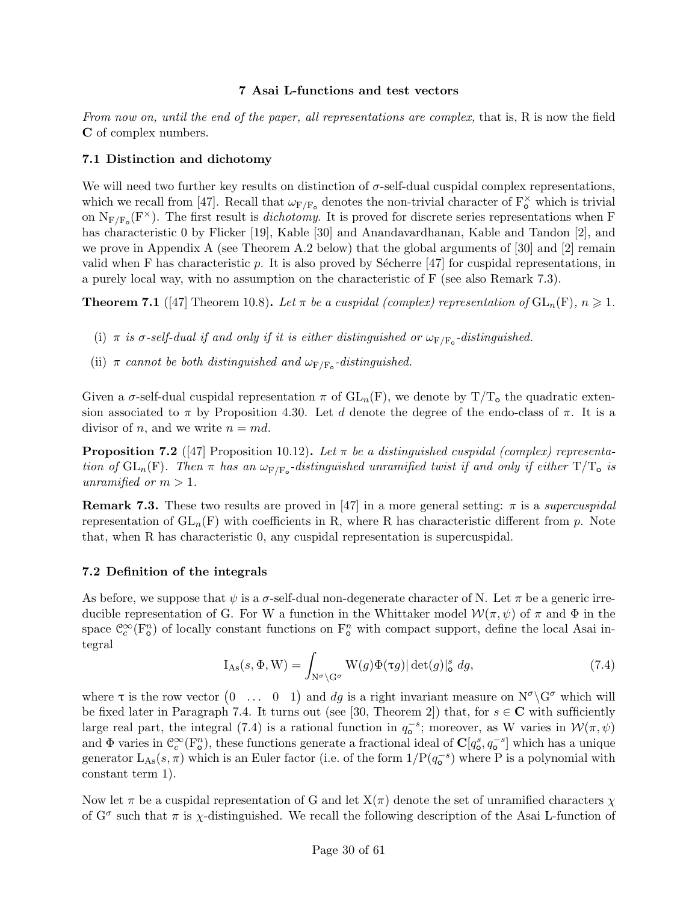## 7 Asai L-functions and test vectors

*From now on, until the end of the paper, all representations are complex,* that is, R is now the field $\mathbf{C}$ of complex numbers.

### 7.1 Distinction and dichotomy

We will need two further key results on distinction of $\sigma$-self-dual cuspidal complex representations, which we recall from [47]. Recall that $\omega_{F/F_o}$ denotes the non-trivial character of $F_o^\times$ which is trivial on $N_{F/F_o}(F^\times)$. The first result is *dichotomy*. It is proved for discrete series representations when F has characteristic 0 by Flicker [19], Kable [30] and Anandavardhanan, Kable and Tandon [2], and we prove in Appendix A (see Theorem A.2 below) that the global arguments of [30] and [2] remain valid when F has characteristic $p$. It is also proved by Sécherre [47] for cuspidal representations, in a purely local way, with no assumption on the characteristic of F (see also Remark 7.3).

**Theorem 7.1** ([47] Theorem 10.8)**.** *Let $\pi$ be a cuspidal (complex) representation of $\mathrm{GL}_n(F)$, $n \geqslant 1$.*

- (i) *$\pi$ is $\sigma$-self-dual if and only if it is either distinguished or $\omega_{F/F_o}$-distinguished.*
- (ii) *$\pi$ cannot be both distinguished and $\omega_{F/F_o}$-distinguished.*

Given a $\sigma$-self-dual cuspidal representation $\pi$ of $\mathrm{GL}_n(F)$, we denote by $T/T_o$ the quadratic extension associated to $\pi$ by Proposition 4.30. Let $d$ denote the degree of the endo-class of $\pi$. It is a divisor of $n$, and we write $n = md$.

**Proposition 7.2** ([47] Proposition 10.12)**.** *Let $\pi$ be a distinguished cuspidal (complex) representation of $\mathrm{GL}_n(F)$. Then $\pi$ has an $\omega_{F/F_o}$-distinguished unramified twist if and only if either $T/T_o$ is unramified or $m > 1$.*

**Remark 7.3.** These two results are proved in [47] in a more general setting: $\pi$ is a *supercuspidal* representation of $\mathrm{GL}_n(F)$ with coefficients in R, where R has characteristic different from $p$. Note that, when R has characteristic 0, any cuspidal representation is supercuspidal.

### 7.2 Definition of the integrals

As before, we suppose that $\psi$ is a $\sigma$-self-dual non-degenerate character of N. Let $\pi$ be a generic irreducible representation of G. For W a function in the Whittaker model $\mathcal{W}(\pi, \psi)$ of $\pi$ and $\Phi$ in the space $\mathcal{C}_c^\infty(F_o^n)$ of locally constant functions on $F_o^n$ with compact support, define the local Asai integral

$$\mathrm{I}_{\mathrm{As}}(s, \Phi, \mathrm{W}) = \int_{\mathrm{N}^\sigma \backslash \mathrm{G}^\sigma} \mathrm{W}(g)\Phi(\tau g)|\det(g)|_o^s \, dg, \tag{7.4}$$

where $\tau$ is the row vector $\begin{pmatrix} 0 & \dots & 0 & 1 \end{pmatrix}$ and $dg$ is a right invariant measure on $\mathrm{N}^\sigma \backslash \mathrm{G}^\sigma$ which will be fixed later in Paragraph 7.4. It turns out (see [30, Theorem 2]) that, for $s \in \mathbf{C}$ with sufficiently large real part, the integral (7.4) is a rational function in $q_o^{-s}$; moreover, as W varies in $\mathcal{W}(\pi, \psi)$ and $\Phi$ varies in $\mathcal{C}_c^\infty(F_o^n)$, these functions generate a fractional ideal of $\mathbf{C}[q_o^s, q_o^{-s}]$ which has a unique generator $\mathrm{L}_{\mathrm{As}}(s, \pi)$ which is an Euler factor (i.e. of the form $1/\mathrm{P}(q_o^{-s})$ where P is a polynomial with constant term 1).

Now let $\pi$ be a cuspidal representation of G and let $\mathrm{X}(\pi)$ denote the set of unramified characters $\chi$ of $\mathrm{G}^\sigma$ such that $\pi$ is $\chi$-distinguished. We recall the following description of the Asai L-function of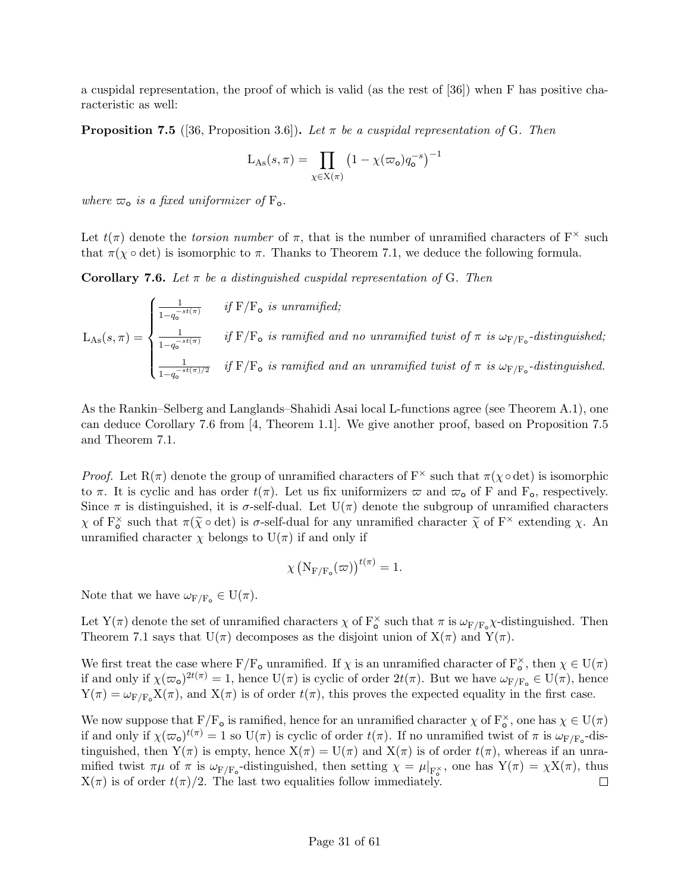a cuspidal representation, the proof of which is valid (as the rest of [36]) when $\mathrm{F}$ has positive characteristic as well:

**Proposition 7.5** ([36, Proposition 3.6])**.** *Let $\pi$ be a cuspidal representation of* $\mathrm{G}$*. Then*

$$\mathrm{L}_{\mathrm{As}}(s,\pi) = \prod_{\chi \in \mathrm{X}(\pi)} \left(1 - \chi(\varpi_{\mathsf{o}}) q_{\mathsf{o}}^{-s}\right)^{-1}$$

*where $\varpi_{\mathsf{o}}$ is a fixed uniformizer of* $\mathrm{F}_{\mathsf{o}}$*.*

Let $t(\pi)$ denote the *torsion number* of $\pi$, that is the number of unramified characters of $\mathrm{F}^\times$ such that $\pi(\chi \circ \det)$ is isomorphic to $\pi$. Thanks to Theorem 7.1, we deduce the following formula.

**Corollary 7.6.** *Let $\pi$ be a distinguished cuspidal representation of* $\mathrm{G}$*. Then*

$$\mathrm{L}_{\mathrm{As}}(s,\pi) = \begin{cases} \frac{1}{1-q_{\mathsf{o}}^{-st(\pi)}} & \text{if } \mathrm{F}/\mathrm{F}_{\mathsf{o}} \text{ is unramified;} \\ \frac{1}{1-q_{\mathsf{o}}^{-st(\pi)}} & \text{if } \mathrm{F}/\mathrm{F}_{\mathsf{o}} \text{ is ramified and no unramified twist of } \pi \text{ is } \omega_{\mathrm{F}/\mathrm{F}_{\mathsf{o}}}\text{-distinguished;} \\ \frac{1}{1-q_{\mathsf{o}}^{-st(\pi)/2}} & \text{if } \mathrm{F}/\mathrm{F}_{\mathsf{o}} \text{ is ramified and an unramified twist of } \pi \text{ is } \omega_{\mathrm{F}/\mathrm{F}_{\mathsf{o}}}\text{-distinguished.} \end{cases}$$

As the Rankin–Selberg and Langlands–Shahidi Asai local L-functions agree (see Theorem A.1), one can deduce Corollary 7.6 from [4, Theorem 1.1]. We give another proof, based on Proposition 7.5 and Theorem 7.1.

*Proof.* Let $\mathrm{R}(\pi)$ denote the group of unramified characters of $\mathrm{F}^\times$ such that $\pi(\chi \circ \det)$ is isomorphic to $\pi$. It is cyclic and has order $t(\pi)$. Let us fix uniformizers $\varpi$ and $\varpi_{\mathsf{o}}$ of $\mathrm{F}$ and $\mathrm{F}_{\mathsf{o}}$, respectively. Since $\pi$ is distinguished, it is $\sigma$-self-dual. Let $\mathrm{U}(\pi)$ denote the subgroup of unramified characters $\chi$ of $\mathrm{F}_{\mathsf{o}}^\times$ such that $\pi(\widetilde{\chi} \circ \det)$ is $\sigma$-self-dual for any unramified character $\widetilde{\chi}$ of $\mathrm{F}^\times$ extending $\chi$. An unramified character $\chi$ belongs to $\mathrm{U}(\pi)$ if and only if

$$\chi\left(\mathrm{N}_{\mathrm{F}/\mathrm{F}_{\mathsf{o}}}(\varpi)\right)^{t(\pi)} = 1.$$

Note that we have $\omega_{\mathrm{F}/\mathrm{F}_{\mathsf{o}}} \in \mathrm{U}(\pi)$.

Let $\mathrm{Y}(\pi)$ denote the set of unramified characters $\chi$ of $\mathrm{F}_{\mathsf{o}}^\times$ such that $\pi$ is $\omega_{\mathrm{F}/\mathrm{F}_{\mathsf{o}}}\chi$-distinguished. Then Theorem 7.1 says that $\mathrm{U}(\pi)$ decomposes as the disjoint union of $\mathrm{X}(\pi)$ and $\mathrm{Y}(\pi)$.

We first treat the case where $\mathrm{F}/\mathrm{F}_{\mathsf{o}}$ unramified. If $\chi$ is an unramified character of $\mathrm{F}_{\mathsf{o}}^\times$, then $\chi \in \mathrm{U}(\pi)$ if and only if $\chi(\varpi_{\mathsf{o}})^{2t(\pi)} = 1$, hence $\mathrm{U}(\pi)$ is cyclic of order $2t(\pi)$. But we have $\omega_{\mathrm{F}/\mathrm{F}_{\mathsf{o}}} \in \mathrm{U}(\pi)$, hence $\mathrm{Y}(\pi) = \omega_{\mathrm{F}/\mathrm{F}_{\mathsf{o}}}\mathrm{X}(\pi)$, and $\mathrm{X}(\pi)$ is of order $t(\pi)$, this proves the expected equality in the first case.

We now suppose that $\mathrm{F}/\mathrm{F}_{\mathsf{o}}$ is ramified, hence for an unramified character $\chi$ of $\mathrm{F}_{\mathsf{o}}^\times$, one has $\chi \in \mathrm{U}(\pi)$ if and only if $\chi(\varpi_{\mathsf{o}})^{t(\pi)} = 1$ so $\mathrm{U}(\pi)$ is cyclic of order $t(\pi)$. If no unramified twist of $\pi$ is $\omega_{\mathrm{F}/\mathrm{F}_{\mathsf{o}}}$-distinguished, then $\mathrm{Y}(\pi)$ is empty, hence $\mathrm{X}(\pi) = \mathrm{U}(\pi)$ and $\mathrm{X}(\pi)$ is of order $t(\pi)$, whereas if an unramified twist $\pi\mu$ of $\pi$ is $\omega_{\mathrm{F}/\mathrm{F}_{\mathsf{o}}}$-distinguished, then setting $\chi = \mu|_{\mathrm{F}_{\mathsf{o}}^\times}$, one has $\mathrm{Y}(\pi) = \chi\mathrm{X}(\pi)$, thus $\mathrm{X}(\pi)$ is of order $t(\pi)/2$. The last two equalities follow immediately. $\square$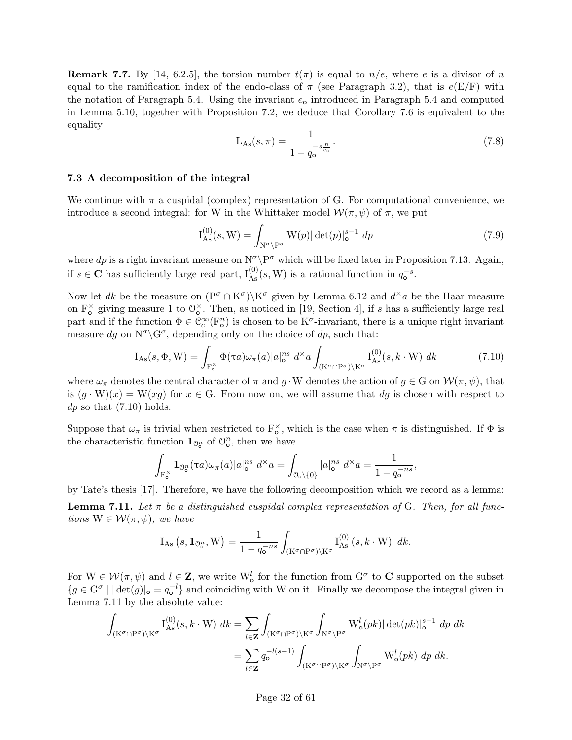**Remark 7.7.** By [14, 6.2.5], the torsion number $t(\pi)$ is equal to $n/e$, where $e$ is a divisor of $n$ equal to the ramification index of the endo-class of $\pi$ (see Paragraph 3.2), that is $e(\mathrm{E}/\mathrm{F})$ with the notation of Paragraph 5.4. Using the invariant $e_{\mathsf{o}}$ introduced in Paragraph 5.4 and computed in Lemma 5.10, together with Proposition 7.2, we deduce that Corollary 7.6 is equivalent to the equality

$$\mathrm{L}_{\mathrm{As}}(s,\pi) = \frac{1}{1-q_{\mathsf{o}}^{-s\frac{n}{e_{\mathsf{o}}}}}. \tag{7.8}$$

### 7.3 A decomposition of the integral

We continue with $\pi$ a cuspidal (complex) representation of G. For computational convenience, we introduce a second integral: for W in the Whittaker model $\mathcal{W}(\pi,\psi)$ of $\pi$, we put

$$\mathrm{I}_{\mathrm{As}}^{(0)}(s,\mathrm{W}) = \int_{\mathrm{N}^\sigma\backslash\mathrm{P}^\sigma} \mathrm{W}(p)|\det(p)|_{\mathsf{o}}^{s-1}\ dp \tag{7.9}$$

where $dp$ is a right invariant measure on $\mathrm{N}^\sigma\backslash\mathrm{P}^\sigma$ which will be fixed later in Proposition 7.13. Again, if $s\in\mathbf{C}$ has sufficiently large real part, $\mathrm{I}_{\mathrm{As}}^{(0)}(s,\mathrm{W})$ is a rational function in $q_{\mathsf{o}}^{-s}$.

Now let $dk$ be the measure on $(\mathrm{P}^\sigma\cap\mathrm{K}^\sigma)\backslash\mathrm{K}^\sigma$ given by Lemma 6.12 and $d^\times a$ be the Haar measure on $\mathrm{F}_{\mathsf{o}}^\times$ giving measure 1 to $\mathcal{O}_{\mathsf{o}}^\times$. Then, as noticed in [19, Section 4], if $s$ has a sufficiently large real part and if the function $\Phi\in\mathcal{C}_c^\infty(\mathrm{F}_{\mathsf{o}}^n)$ is chosen to be $\mathrm{K}^\sigma$-invariant, there is a unique right invariant measure $dg$ on $\mathrm{N}^\sigma\backslash\mathrm{G}^\sigma$, depending only on the choice of $dp$, such that:

$$\mathrm{I}_{\mathrm{As}}(s,\Phi,\mathrm{W}) = \int_{\mathrm{F}_{\mathsf{o}}^\times} \Phi(\tau a)\omega_\pi(a)|a|_{\mathsf{o}}^{ns}\ d^\times a \int_{(\mathrm{K}^\sigma\cap\mathrm{P}^\sigma)\backslash\mathrm{K}^\sigma} \mathrm{I}_{\mathrm{As}}^{(0)}(s,k\cdot\mathrm{W})\ dk \tag{7.10}$$

where $\omega_\pi$ denotes the central character of $\pi$ and $g\cdot\mathrm{W}$ denotes the action of $g\in\mathrm{G}$ on $\mathcal{W}(\pi,\psi)$, that is $(g\cdot\mathrm{W})(x)=\mathrm{W}(xg)$ for $x\in\mathrm{G}$. From now on, we will assume that $dg$ is chosen with respect to $dp$ so that (7.10) holds.

Suppose that $\omega_\pi$ is trivial when restricted to $\mathrm{F}_{\mathsf{o}}^\times$, which is the case when $\pi$ is distinguished. If $\Phi$ is the characteristic function $\mathbf{1}_{\mathcal{O}_{\mathsf{o}}^n}$ of $\mathcal{O}_{\mathsf{o}}^n$, then we have

$$\int_{\mathrm{F}_{\mathsf{o}}^\times} \mathbf{1}_{\mathcal{O}_{\mathsf{o}}^n}(\tau a)\omega_\pi(a)|a|_{\mathsf{o}}^{ns}\ d^\times a = \int_{\mathcal{O}_{\mathsf{o}}\backslash\{0\}} |a|_{\mathsf{o}}^{ns}\ d^\times a = \frac{1}{1-q_{\mathsf{o}}^{-ns}},$$

by Tate's thesis [17]. Therefore, we have the following decomposition which we record as a lemma:

**Lemma 7.11.** *Let $\pi$ be a distinguished cuspidal complex representation of* G*. Then, for all functions $\mathrm{W}\in\mathcal{W}(\pi,\psi)$, we have*

$$\mathrm{I}_{\mathrm{As}}\left(s,\mathbf{1}_{\mathcal{O}_{\mathsf{o}}^n},\mathrm{W}\right) = \frac{1}{1-q_{\mathsf{o}}^{-ns}} \int_{(\mathrm{K}^\sigma\cap\mathrm{P}^\sigma)\backslash\mathrm{K}^\sigma} \mathrm{I}_{\mathrm{As}}^{(0)}\left(s,k\cdot\mathrm{W}\right)\ dk.$$

For $\mathrm{W}\in\mathcal{W}(\pi,\psi)$ and $l\in\mathbf{Z}$, we write $\mathrm{W}_{\mathsf{o}}^l$ for the function from $\mathrm{G}^\sigma$ to $\mathbf{C}$ supported on the subset $\{g\in\mathrm{G}^\sigma \mid |\det(g)|_{\mathsf{o}} = q_{\mathsf{o}}^{-l}\}$ and coinciding with W on it. Finally we decompose the integral given in Lemma 7.11 by the absolute value:

$$\begin{aligned}
\int_{(\mathrm{K}^\sigma\cap\mathrm{P}^\sigma)\backslash\mathrm{K}^\sigma} \mathrm{I}_{\mathrm{As}}^{(0)}(s,k\cdot\mathrm{W})\ dk &= \sum_{l\in\mathbf{Z}} \int_{(\mathrm{K}^\sigma\cap\mathrm{P}^\sigma)\backslash\mathrm{K}^\sigma} \int_{\mathrm{N}^\sigma\backslash\mathrm{P}^\sigma} \mathrm{W}_{\mathsf{o}}^l(pk)|\det(pk)|_{\mathsf{o}}^{s-1}\ dp\ dk \\
&= \sum_{l\in\mathbf{Z}} q_{\mathsf{o}}^{-l(s-1)} \int_{(\mathrm{K}^\sigma\cap\mathrm{P}^\sigma)\backslash\mathrm{K}^\sigma} \int_{\mathrm{N}^\sigma\backslash\mathrm{P}^\sigma} \mathrm{W}_{\mathsf{o}}^l(pk)\ dp\ dk.
\end{aligned}$$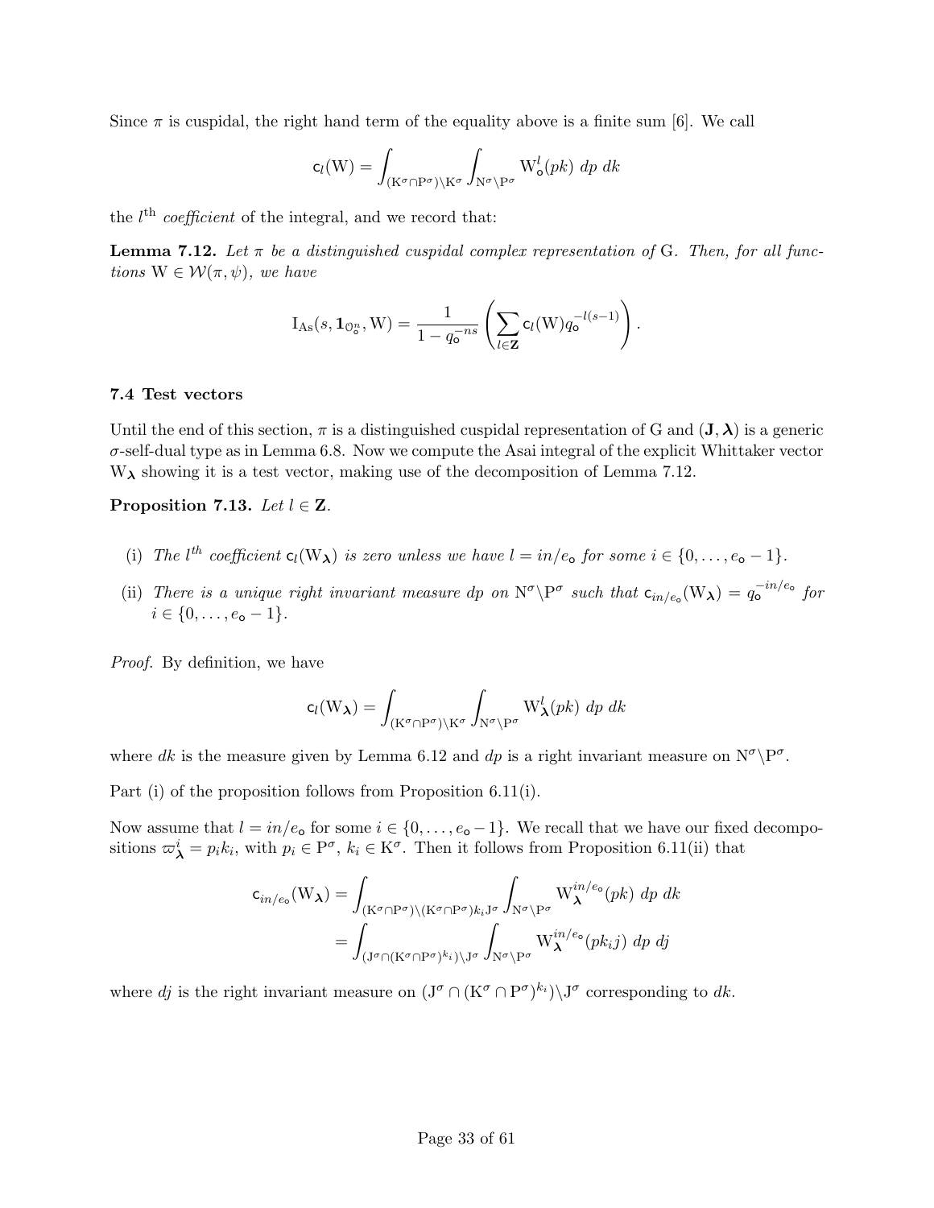Since $\pi$ is cuspidal, the right hand term of the equality above is a finite sum [6]. We call

$$\mathsf{c}_l(\mathrm{W}) = \int_{(\mathrm{K}^\sigma \cap \mathrm{P}^\sigma)\backslash \mathrm{K}^\sigma} \int_{\mathrm{N}^\sigma \backslash \mathrm{P}^\sigma} \mathrm{W}^l_{\mathsf{o}}(pk)\ dp\ dk$$

the $l^{\text{th}}$ *coefficient* of the integral, and we record that:

**Lemma 7.12.** *Let $\pi$ be a distinguished cuspidal complex representation of* G*. Then, for all functions* $\mathrm{W} \in \mathcal{W}(\pi, \psi)$*, we have*

$$\mathrm{I}_{\mathrm{As}}(s, \mathbf{1}_{\mathfrak{O}^n_{\mathsf{o}}}, \mathrm{W}) = \frac{1}{1 - q_{\mathsf{o}}^{-ns}} \left( \sum_{l \in \mathbf{Z}} \mathsf{c}_l(\mathrm{W}) q_{\mathsf{o}}^{-l(s-1)} \right).$$

### 7.4 Test vectors

Until the end of this section, $\pi$ is a distinguished cuspidal representation of G and $(\mathbf{J}, \boldsymbol{\lambda})$ is a generic $\sigma$-self-dual type as in Lemma 6.8. Now we compute the Asai integral of the explicit Whittaker vector $\mathrm{W}_{\boldsymbol{\lambda}}$ showing it is a test vector, making use of the decomposition of Lemma 7.12.

**Proposition 7.13.** *Let $l \in \mathbf{Z}$.*

(i) *The $l^{th}$ coefficient $\mathsf{c}_l(\mathrm{W}_{\boldsymbol{\lambda}})$ is zero unless we have $l = in/e_{\mathsf{o}}$ for some $i \in \{0, \dots, e_{\mathsf{o}} - 1\}$.*

(ii) *There is a unique right invariant measure $dp$ on $\mathrm{N}^\sigma \backslash \mathrm{P}^\sigma$ such that $\mathsf{c}_{in/e_{\mathsf{o}}}(\mathrm{W}_{\boldsymbol{\lambda}}) = q_{\mathsf{o}}^{-in/e_{\mathsf{o}}}$ for $i \in \{0, \dots, e_{\mathsf{o}} - 1\}$.*

*Proof.* By definition, we have

$$\mathsf{c}_l(\mathrm{W}_{\boldsymbol{\lambda}}) = \int_{(\mathrm{K}^\sigma \cap \mathrm{P}^\sigma)\backslash \mathrm{K}^\sigma} \int_{\mathrm{N}^\sigma \backslash \mathrm{P}^\sigma} \mathrm{W}^l_{\boldsymbol{\lambda}}(pk)\ dp\ dk$$

where $dk$ is the measure given by Lemma 6.12 and $dp$ is a right invariant measure on $\mathrm{N}^\sigma \backslash \mathrm{P}^\sigma$.

Part (i) of the proposition follows from Proposition 6.11(i).

Now assume that $l = in/e_{\mathsf{o}}$ for some $i \in \{0, \dots, e_{\mathsf{o}} - 1\}$. We recall that we have our fixed decompositions $\varpi^i_{\boldsymbol{\lambda}} = p_i k_i$, with $p_i \in \mathrm{P}^\sigma$, $k_i \in \mathrm{K}^\sigma$. Then it follows from Proposition 6.11(ii) that

$$\begin{aligned}
\mathsf{c}_{in/e_{\mathsf{o}}}(\mathrm{W}_{\boldsymbol{\lambda}}) &= \int_{(\mathrm{K}^\sigma \cap \mathrm{P}^\sigma)\backslash (\mathrm{K}^\sigma \cap \mathrm{P}^\sigma) k_i \mathrm{J}^\sigma} \int_{\mathrm{N}^\sigma \backslash \mathrm{P}^\sigma} \mathrm{W}^{in/e_{\mathsf{o}}}_{\boldsymbol{\lambda}}(pk)\ dp\ dk \\
&= \int_{(\mathrm{J}^\sigma \cap (\mathrm{K}^\sigma \cap \mathrm{P}^\sigma)^{k_i})\backslash \mathrm{J}^\sigma} \int_{\mathrm{N}^\sigma \backslash \mathrm{P}^\sigma} \mathrm{W}^{in/e_{\mathsf{o}}}_{\boldsymbol{\lambda}}(pk_i j)\ dp\ dj
\end{aligned}$$

where $dj$ is the right invariant measure on $(\mathrm{J}^\sigma \cap (\mathrm{K}^\sigma \cap \mathrm{P}^\sigma)^{k_i})\backslash \mathrm{J}^\sigma$ corresponding to $dk$.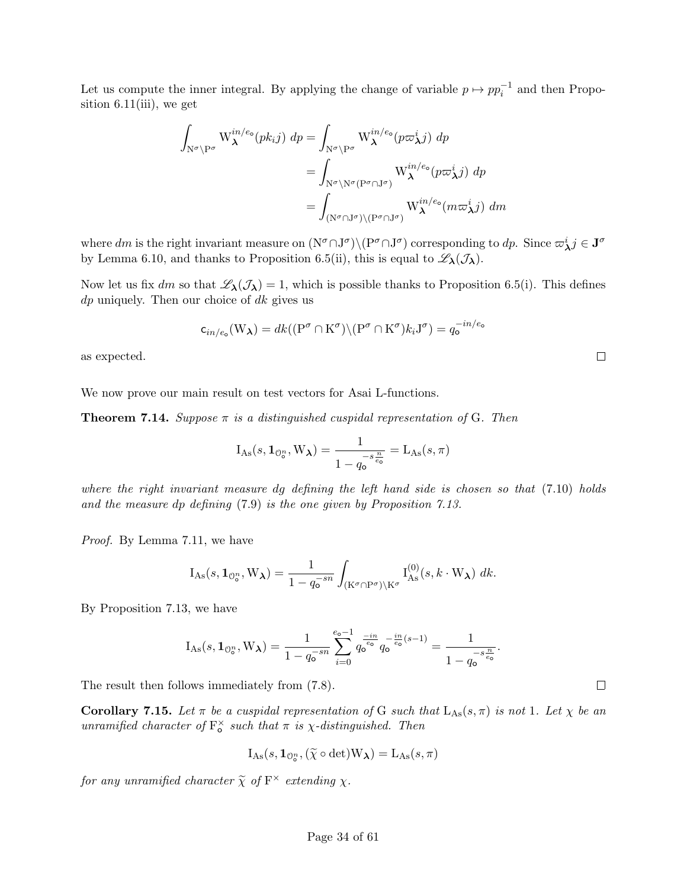Let us compute the inner integral. By applying the change of variable $p \mapsto pp_i^{-1}$ and then Proposition 6.11(iii), we get

$$\begin{aligned}
\int_{\mathrm{N}^\sigma\backslash\mathrm{P}^\sigma} \mathrm{W}_{\boldsymbol{\lambda}}^{in/e_\circ}(pk_ij)\ dp &= \int_{\mathrm{N}^\sigma\backslash\mathrm{P}^\sigma} \mathrm{W}_{\boldsymbol{\lambda}}^{in/e_\circ}(p\varpi_{\boldsymbol{\lambda}}^i j)\ dp \\
&= \int_{\mathrm{N}^\sigma\backslash\mathrm{N}^\sigma(\mathrm{P}^\sigma\cap\mathrm{J}^\sigma)} \mathrm{W}_{\boldsymbol{\lambda}}^{in/e_\circ}(p\varpi_{\boldsymbol{\lambda}}^i j)\ dp \\
&= \int_{(\mathrm{N}^\sigma\cap\mathrm{J}^\sigma)\backslash(\mathrm{P}^\sigma\cap\mathrm{J}^\sigma)} \mathrm{W}_{\boldsymbol{\lambda}}^{in/e_\circ}(m\varpi_{\boldsymbol{\lambda}}^i j)\ dm
\end{aligned}$$

where $dm$ is the right invariant measure on $(\mathrm{N}^\sigma\cap\mathrm{J}^\sigma)\backslash(\mathrm{P}^\sigma\cap\mathrm{J}^\sigma)$ corresponding to $dp$. Since $\varpi_{\boldsymbol{\lambda}}^i j \in \mathbf{J}^\sigma$ by Lemma 6.10, and thanks to Proposition 6.5(ii), this is equal to $\mathscr{L}_{\boldsymbol{\lambda}}(\mathcal{J}_{\boldsymbol{\lambda}})$.

Now let us fix $dm$ so that $\mathscr{L}_{\boldsymbol{\lambda}}(\mathcal{J}_{\boldsymbol{\lambda}}) = 1$, which is possible thanks to Proposition 6.5(i). This defines $dp$ uniquely. Then our choice of $dk$ gives us

$$\mathsf{c}_{in/e_\circ}(\mathrm{W}_{\boldsymbol{\lambda}}) = dk((\mathrm{P}^\sigma\cap\mathrm{K}^\sigma)\backslash(\mathrm{P}^\sigma\cap\mathrm{K}^\sigma)k_i\mathrm{J}^\sigma) = q_\circ^{-in/e_\circ}$$

as expected. ∎

We now prove our main result on test vectors for Asai L-functions.

**Theorem 7.14.** *Suppose $\pi$ is a distinguished cuspidal representation of* G*. Then*

$$\mathrm{I}_{\mathrm{As}}(s,\mathbf{1}_{\mathcal{O}_\circ^n},\mathrm{W}_{\boldsymbol{\lambda}}) = \frac{1}{1-q_\circ^{-s\frac{n}{e_\circ}}} = \mathrm{L}_{\mathrm{As}}(s,\pi)$$

*where the right invariant measure $dg$ defining the left hand side is chosen so that* (7.10) *holds and the measure $dp$ defining* (7.9) *is the one given by Proposition 7.13.*

*Proof.* By Lemma 7.11, we have

$$\mathrm{I}_{\mathrm{As}}(s,\mathbf{1}_{\mathcal{O}_\circ^n},\mathrm{W}_{\boldsymbol{\lambda}}) = \frac{1}{1-q_\circ^{-sn}}\int_{(\mathrm{K}^\sigma\cap\mathrm{P}^\sigma)\backslash\mathrm{K}^\sigma} \mathrm{I}_{\mathrm{As}}^{(0)}(s,k\cdot\mathrm{W}_{\boldsymbol{\lambda}})\ dk.$$

By Proposition 7.13, we have

$$\mathrm{I}_{\mathrm{As}}(s,\mathbf{1}_{\mathcal{O}_\circ^n},\mathrm{W}_{\boldsymbol{\lambda}}) = \frac{1}{1-q_\circ^{-sn}}\sum_{i=0}^{e_\circ-1} q_\circ^{\frac{-in}{e_\circ}}\, q_\circ^{-\frac{in}{e_\circ}(s-1)} = \frac{1}{1-q_\circ^{-s\frac{n}{e_\circ}}}.$$

The result then follows immediately from (7.8). ∎

**Corollary 7.15.** *Let $\pi$ be a cuspidal representation of* G *such that $\mathrm{L}_{\mathrm{As}}(s,\pi)$ is not* 1*. Let $\chi$ be an unramified character of $\mathrm{F}_\circ^\times$ such that $\pi$ is $\chi$-distinguished. Then*

$$\mathrm{I}_{\mathrm{As}}(s,\mathbf{1}_{\mathcal{O}_\circ^n},(\widetilde{\chi}\circ\det)\mathrm{W}_{\boldsymbol{\lambda}}) = \mathrm{L}_{\mathrm{As}}(s,\pi)$$

*for any unramified character $\widetilde{\chi}$ of $\mathrm{F}^\times$ extending $\chi$.*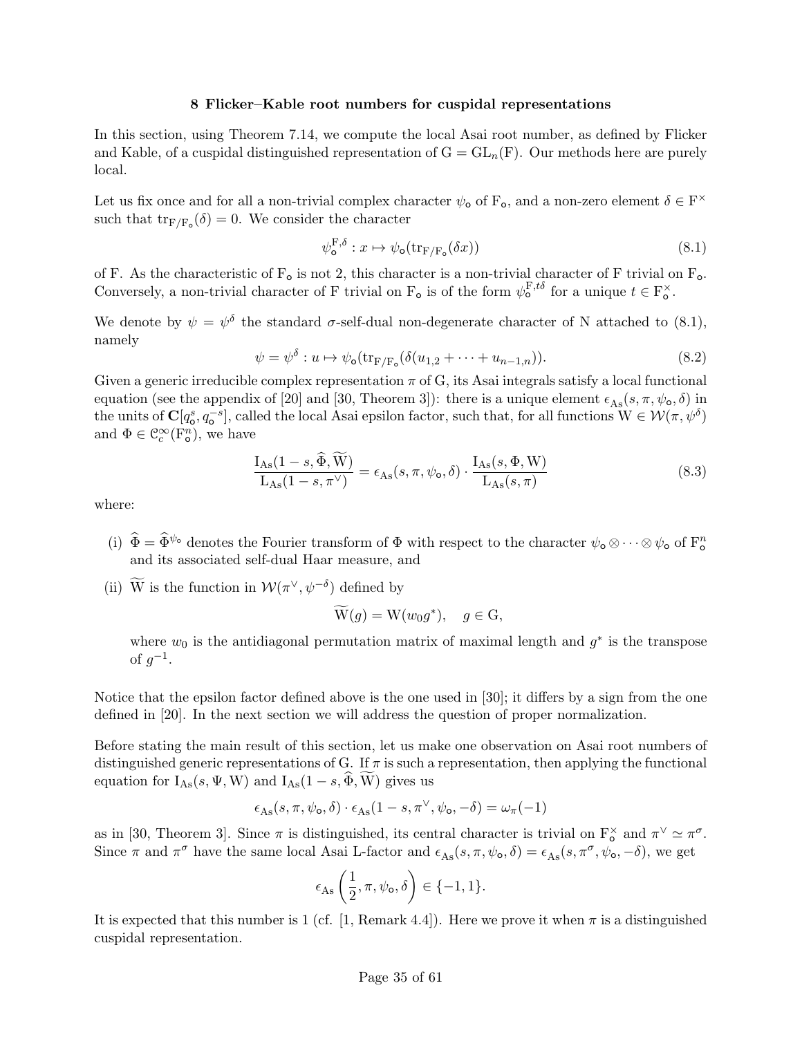## 8 Flicker–Kable root numbers for cuspidal representations

In this section, using Theorem 7.14, we compute the local Asai root number, as defined by Flicker and Kable, of a cuspidal distinguished representation of $\mathrm{G} = \mathrm{GL}_n(\mathrm{F})$. Our methods here are purely local.

Let us fix once and for all a non-trivial complex character $\psi_{\mathsf{o}}$ of $\mathrm{F}_{\mathsf{o}}$, and a non-zero element $\delta \in \mathrm{F}^{\times}$ such that $\mathrm{tr}_{\mathrm{F}/\mathrm{F}_{\mathsf{o}}}(\delta) = 0$. We consider the character

$$\psi_{\mathsf{o}}^{\mathrm{F},\delta} : x \mapsto \psi_{\mathsf{o}}(\mathrm{tr}_{\mathrm{F}/\mathrm{F}_{\mathsf{o}}}(\delta x)) \tag{8.1}$$

of F. As the characteristic of $\mathrm{F}_{\mathsf{o}}$ is not 2, this character is a non-trivial character of F trivial on $\mathrm{F}_{\mathsf{o}}$. Conversely, a non-trivial character of F trivial on $\mathrm{F}_{\mathsf{o}}$ is of the form $\psi_{\mathsf{o}}^{\mathrm{F},t\delta}$ for a unique $t \in \mathrm{F}_{\mathsf{o}}^{\times}$.

We denote by $\psi = \psi^{\delta}$ the standard $\sigma$-self-dual non-degenerate character of N attached to (8.1), namely

$$\psi = \psi^{\delta} : u \mapsto \psi_{\mathsf{o}}(\mathrm{tr}_{\mathrm{F}/\mathrm{F}_{\mathsf{o}}}(\delta(u_{1,2} + \cdots + u_{n-1,n})). \tag{8.2}$$

Given a generic irreducible complex representation $\pi$ of G, its Asai integrals satisfy a local functional equation (see the appendix of [20] and [30, Theorem 3]): there is a unique element $\epsilon_{\mathrm{As}}(s, \pi, \psi_{\mathsf{o}}, \delta)$ in the units of $\mathbf{C}[q_{\mathsf{o}}^{s}, q_{\mathsf{o}}^{-s}]$, called the local Asai epsilon factor, such that, for all functions $\mathrm{W} \in \mathcal{W}(\pi, \psi^{\delta})$ and $\Phi \in \mathcal{C}_c^{\infty}(\mathrm{F}_{\mathsf{o}}^n)$, we have

$$\frac{\mathrm{I}_{\mathrm{As}}(1-s, \widehat{\Phi}, \widetilde{\mathrm{W}})}{\mathrm{L}_{\mathrm{As}}(1-s, \pi^{\vee})} = \epsilon_{\mathrm{As}}(s, \pi, \psi_{\mathsf{o}}, \delta) \cdot \frac{\mathrm{I}_{\mathrm{As}}(s, \Phi, \mathrm{W})}{\mathrm{L}_{\mathrm{As}}(s, \pi)} \tag{8.3}$$

where:

(i) $\widehat{\Phi} = \widehat{\Phi}^{\psi_{\mathsf{o}}}$ denotes the Fourier transform of $\Phi$ with respect to the character $\psi_{\mathsf{o}} \otimes \cdots \otimes \psi_{\mathsf{o}}$ of $\mathrm{F}_{\mathsf{o}}^n$ and its associated self-dual Haar measure, and

(ii) $\widetilde{\mathrm{W}}$ is the function in $\mathcal{W}(\pi^{\vee}, \psi^{-\delta})$ defined by

$$\widetilde{\mathrm{W}}(g) = \mathrm{W}(w_0 g^{*}), \quad g \in \mathrm{G},$$

where $w_0$ is the antidiagonal permutation matrix of maximal length and $g^{*}$ is the transpose of $g^{-1}$.

Notice that the epsilon factor defined above is the one used in [30]; it differs by a sign from the one defined in [20]. In the next section we will address the question of proper normalization.

Before stating the main result of this section, let us make one observation on Asai root numbers of distinguished generic representations of G. If $\pi$ is such a representation, then applying the functional equation for $\mathrm{I}_{\mathrm{As}}(s, \Psi, \mathrm{W})$ and $\mathrm{I}_{\mathrm{As}}(1-s, \widehat{\Phi}, \widetilde{\mathrm{W}})$ gives us

$$\epsilon_{\mathrm{As}}(s, \pi, \psi_{\mathsf{o}}, \delta) \cdot \epsilon_{\mathrm{As}}(1-s, \pi^{\vee}, \psi_{\mathsf{o}}, -\delta) = \omega_{\pi}(-1)$$

as in [30, Theorem 3]. Since $\pi$ is distinguished, its central character is trivial on $\mathrm{F}_{\mathsf{o}}^{\times}$ and $\pi^{\vee} \simeq \pi^{\sigma}$. Since $\pi$ and $\pi^{\sigma}$ have the same local Asai L-factor and $\epsilon_{\mathrm{As}}(s, \pi, \psi_{\mathsf{o}}, \delta) = \epsilon_{\mathrm{As}}(s, \pi^{\sigma}, \psi_{\mathsf{o}}, -\delta)$, we get

$$\epsilon_{\mathrm{As}}\left(\frac{1}{2}, \pi, \psi_{\mathsf{o}}, \delta\right) \in \{-1, 1\}.$$

It is expected that this number is 1 (cf. [1, Remark 4.4]). Here we prove it when $\pi$ is a distinguished cuspidal representation.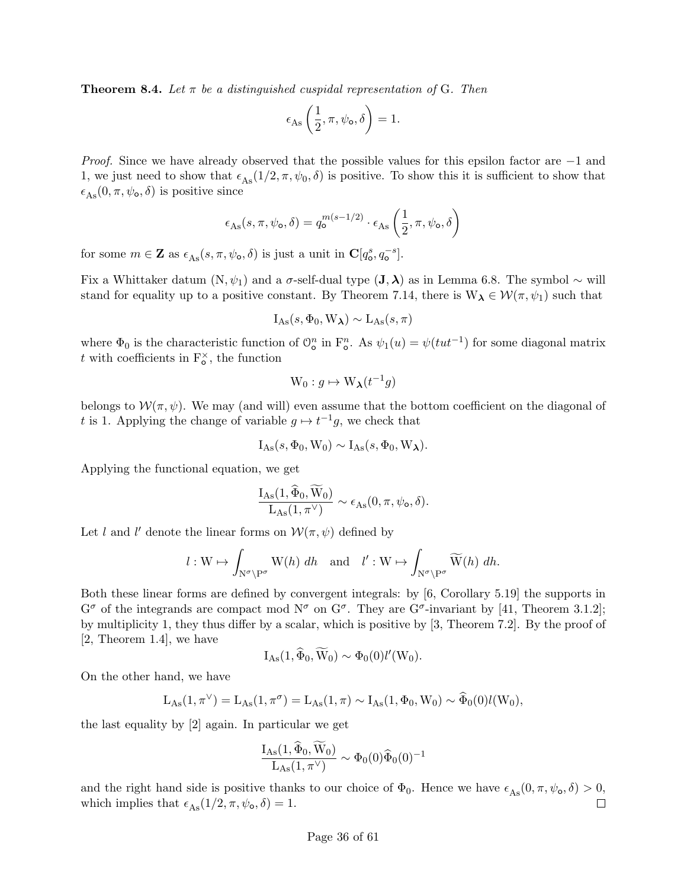**Theorem 8.4.** *Let $\pi$ be a distinguished cuspidal representation of* $\mathrm{G}$. *Then*

$$\epsilon_{\mathrm{As}}\left(\frac{1}{2}, \pi, \psi_{\mathsf{o}}, \delta\right) = 1.$$

*Proof.* Since we have already observed that the possible values for this epsilon factor are $-1$ and 1, we just need to show that $\epsilon_{\mathrm{As}}(1/2, \pi, \psi_0, \delta)$ is positive. To show this it is sufficient to show that $\epsilon_{\mathrm{As}}(0, \pi, \psi_{\mathsf{o}}, \delta)$ is positive since

$$\epsilon_{\mathrm{As}}(s, \pi, \psi_{\mathsf{o}}, \delta) = q_{\mathsf{o}}^{m(s-1/2)} \cdot \epsilon_{\mathrm{As}}\left(\frac{1}{2}, \pi, \psi_{\mathsf{o}}, \delta\right)$$

for some $m \in \mathbf{Z}$ as $\epsilon_{\mathrm{As}}(s, \pi, \psi_{\mathsf{o}}, \delta)$ is just a unit in $\mathbf{C}[q_{\mathsf{o}}^{s}, q_{\mathsf{o}}^{-s}]$.

Fix a Whittaker datum $(\mathrm{N}, \psi_1)$ and a $\sigma$-self-dual type $(\mathbf{J}, \boldsymbol{\lambda})$ as in Lemma 6.8. The symbol $\sim$ will stand for equality up to a positive constant. By Theorem 7.14, there is $\mathrm{W}_{\boldsymbol{\lambda}} \in \mathcal{W}(\pi, \psi_1)$ such that

$$\mathrm{I}_{\mathrm{As}}(s, \Phi_0, \mathrm{W}_{\boldsymbol{\lambda}}) \sim \mathrm{L}_{\mathrm{As}}(s, \pi)$$

where $\Phi_0$ is the characteristic function of $\mathcal{O}_{\mathsf{o}}^{n}$ in $\mathrm{F}_{\mathsf{o}}^{n}$. As $\psi_1(u) = \psi(tut^{-1})$ for some diagonal matrix $t$ with coefficients in $\mathrm{F}_{\mathsf{o}}^{\times}$, the function

$$\mathrm{W}_0 : g \mapsto \mathrm{W}_{\boldsymbol{\lambda}}(t^{-1}g)$$

belongs to $\mathcal{W}(\pi, \psi)$. We may (and will) even assume that the bottom coefficient on the diagonal of $t$ is 1. Applying the change of variable $g \mapsto t^{-1}g$, we check that

$$\mathrm{I}_{\mathrm{As}}(s, \Phi_0, \mathrm{W}_0) \sim \mathrm{I}_{\mathrm{As}}(s, \Phi_0, \mathrm{W}_{\boldsymbol{\lambda}}).$$

Applying the functional equation, we get

$$\frac{\mathrm{I}_{\mathrm{As}}(1, \widehat{\Phi}_0, \widetilde{\mathrm{W}}_0)}{\mathrm{L}_{\mathrm{As}}(1, \pi^{\vee})} \sim \epsilon_{\mathrm{As}}(0, \pi, \psi_{\mathsf{o}}, \delta).$$

Let $l$ and $l'$ denote the linear forms on $\mathcal{W}(\pi, \psi)$ defined by

$$l : \mathrm{W} \mapsto \int_{\mathrm{N}^{\sigma}\backslash \mathrm{P}^{\sigma}} \mathrm{W}(h)\ dh \quad \text{and} \quad l' : \mathrm{W} \mapsto \int_{\mathrm{N}^{\sigma}\backslash \mathrm{P}^{\sigma}} \widetilde{\mathrm{W}}(h)\ dh.$$

Both these linear forms are defined by convergent integrals: by [6, Corollary 5.19] the supports in $\mathrm{G}^{\sigma}$ of the integrands are compact mod $\mathrm{N}^{\sigma}$ on $\mathrm{G}^{\sigma}$. They are $\mathrm{G}^{\sigma}$-invariant by [41, Theorem 3.1.2]; by multiplicity 1, they thus differ by a scalar, which is positive by [3, Theorem 7.2]. By the proof of [2, Theorem 1.4], we have

$$\mathrm{I}_{\mathrm{As}}(1, \widehat{\Phi}_0, \widetilde{\mathrm{W}}_0) \sim \Phi_0(0) l'(\mathrm{W}_0).$$

On the other hand, we have

$$\mathrm{L}_{\mathrm{As}}(1, \pi^{\vee}) = \mathrm{L}_{\mathrm{As}}(1, \pi^{\sigma}) = \mathrm{L}_{\mathrm{As}}(1, \pi) \sim \mathrm{I}_{\mathrm{As}}(1, \Phi_0, \mathrm{W}_0) \sim \widehat{\Phi}_0(0) l(\mathrm{W}_0),$$

the last equality by [2] again. In particular we get

$$\frac{\mathrm{I}_{\mathrm{As}}(1, \widehat{\Phi}_0, \widetilde{\mathrm{W}}_0)}{\mathrm{L}_{\mathrm{As}}(1, \pi^{\vee})} \sim \Phi_0(0) \widehat{\Phi}_0(0)^{-1}$$

and the right hand side is positive thanks to our choice of $\Phi_0$. Hence we have $\epsilon_{\mathrm{As}}(0, \pi, \psi_{\mathsf{o}}, \delta) > 0$, which implies that $\epsilon_{\mathrm{As}}(1/2, \pi, \psi_{\mathsf{o}}, \delta) = 1$. $\square$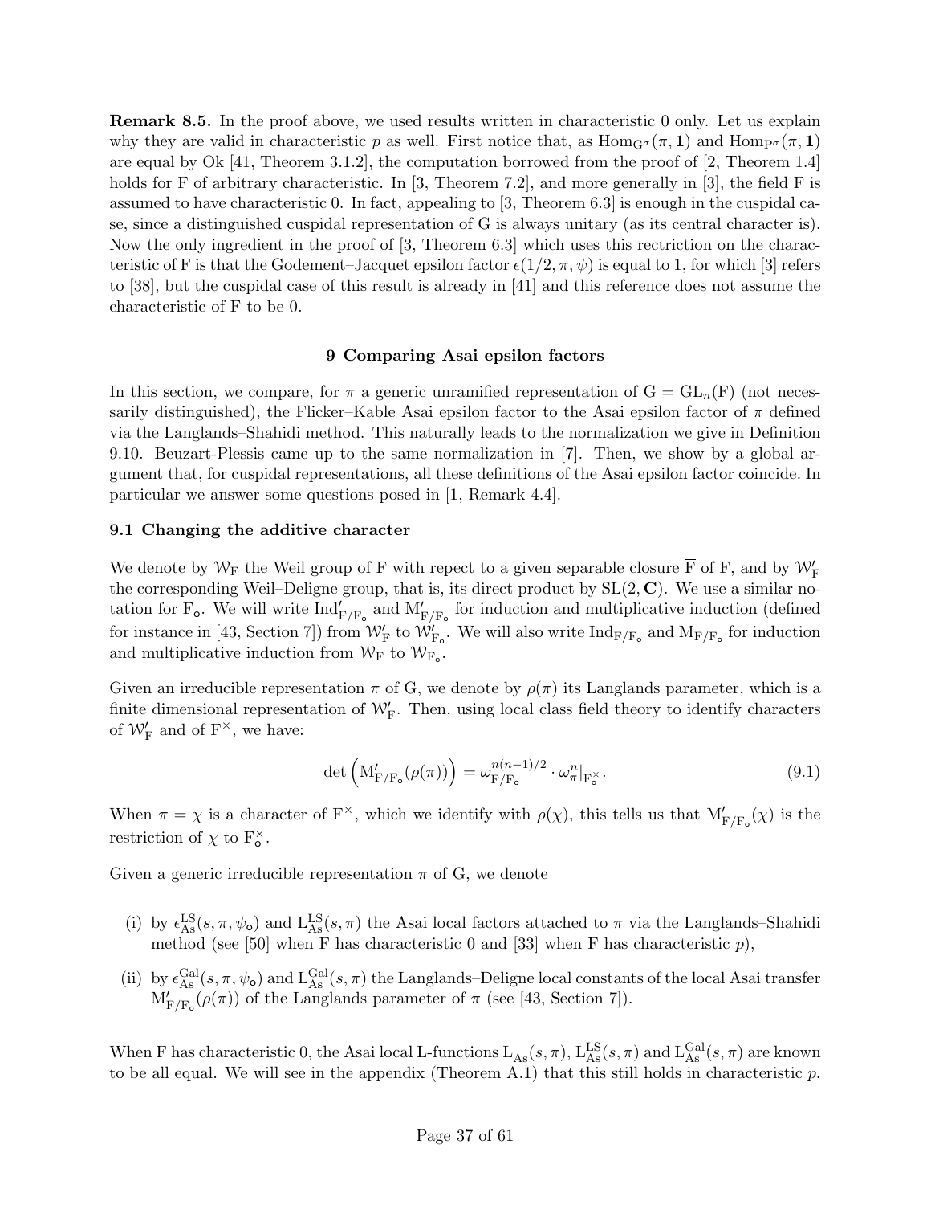**Remark 8.5.** In the proof above, we used results written in characteristic 0 only. Let us explain why they are valid in characteristic $p$ as well. First notice that, as $\mathrm{Hom}_{\mathrm{G}^\sigma}(\pi, \mathbf{1})$ and $\mathrm{Hom}_{\mathrm{P}^\sigma}(\pi, \mathbf{1})$ are equal by Ok [41, Theorem 3.1.2], the computation borrowed from the proof of [2, Theorem 1.4] holds for F of arbitrary characteristic. In [3, Theorem 7.2], and more generally in [3], the field F is assumed to have characteristic 0. In fact, appealing to [3, Theorem 6.3] is enough in the cuspidal case, since a distinguished cuspidal representation of G is always unitary (as its central character is). Now the only ingredient in the proof of [3, Theorem 6.3] which uses this rectriction on the characteristic of F is that the Godement–Jacquet epsilon factor $\epsilon(1/2, \pi, \psi)$ is equal to 1, for which [3] refers to [38], but the cuspidal case of this result is already in [41] and this reference does not assume the characteristic of F to be 0.

## 9 Comparing Asai epsilon factors

In this section, we compare, for $\pi$ a generic unramified representation of $\mathrm{G} = \mathrm{GL}_n(\mathrm{F})$ (not necessarily distinguished), the Flicker–Kable Asai epsilon factor to the Asai epsilon factor of $\pi$ defined via the Langlands–Shahidi method. This naturally leads to the normalization we give in Definition 9.10. Beuzart-Plessis came up to the same normalization in [7]. Then, we show by a global argument that, for cuspidal representations, all these definitions of the Asai epsilon factor coincide. In particular we answer some questions posed in [1, Remark 4.4].

### 9.1 Changing the additive character

We denote by $\mathcal{W}_\mathrm{F}$ the Weil group of F with repect to a given separable closure $\overline{\mathrm{F}}$ of F, and by $\mathcal{W}'_\mathrm{F}$ the corresponding Weil–Deligne group, that is, its direct product by $\mathrm{SL}(2, \mathbf{C})$. We use a similar notation for $\mathrm{F}_\mathsf{o}$. We will write $\mathrm{Ind}'_{\mathrm{F}/\mathrm{F}_\mathsf{o}}$ and $\mathrm{M}'_{\mathrm{F}/\mathrm{F}_\mathsf{o}}$ for induction and multiplicative induction (defined for instance in [43, Section 7]) from $\mathcal{W}'_\mathrm{F}$ to $\mathcal{W}'_{\mathrm{F}_\mathsf{o}}$. We will also write $\mathrm{Ind}_{\mathrm{F}/\mathrm{F}_\mathsf{o}}$ and $\mathrm{M}_{\mathrm{F}/\mathrm{F}_\mathsf{o}}$ for induction and multiplicative induction from $\mathcal{W}_\mathrm{F}$ to $\mathcal{W}_{\mathrm{F}_\mathsf{o}}$.

Given an irreducible representation $\pi$ of G, we denote by $\rho(\pi)$ its Langlands parameter, which is a finite dimensional representation of $\mathcal{W}'_\mathrm{F}$. Then, using local class field theory to identify characters of $\mathcal{W}'_\mathrm{F}$ and of $\mathrm{F}^\times$, we have:

$$\det\left(\mathrm{M}'_{\mathrm{F}/\mathrm{F}_\mathsf{o}}(\rho(\pi))\right) = \omega_{\mathrm{F}/\mathrm{F}_\mathsf{o}}^{n(n-1)/2} \cdot \omega_\pi^n|_{\mathrm{F}_\mathsf{o}^\times}. \tag{9.1}$$

When $\pi = \chi$ is a character of $\mathrm{F}^\times$, which we identify with $\rho(\chi)$, this tells us that $\mathrm{M}'_{\mathrm{F}/\mathrm{F}_\mathsf{o}}(\chi)$ is the restriction of $\chi$ to $\mathrm{F}_\mathsf{o}^\times$.

Given a generic irreducible representation $\pi$ of G, we denote

(i) by $\epsilon_{\mathrm{As}}^{\mathrm{LS}}(s, \pi, \psi_\mathsf{o})$ and $\mathrm{L}_{\mathrm{As}}^{\mathrm{LS}}(s, \pi)$ the Asai local factors attached to $\pi$ via the Langlands–Shahidi method (see [50] when F has characteristic 0 and [33] when F has characteristic $p$),

(ii) by $\epsilon_{\mathrm{As}}^{\mathrm{Gal}}(s, \pi, \psi_\mathsf{o})$ and $\mathrm{L}_{\mathrm{As}}^{\mathrm{Gal}}(s, \pi)$ the Langlands–Deligne local constants of the local Asai transfer $\mathrm{M}'_{\mathrm{F}/\mathrm{F}_\mathsf{o}}(\rho(\pi))$ of the Langlands parameter of $\pi$ (see [43, Section 7]).

When F has characteristic 0, the Asai local L-functions $\mathrm{L}_{\mathrm{As}}(s, \pi)$, $\mathrm{L}_{\mathrm{As}}^{\mathrm{LS}}(s, \pi)$ and $\mathrm{L}_{\mathrm{As}}^{\mathrm{Gal}}(s, \pi)$ are known to be all equal. We will see in the appendix (Theorem A.1) that this still holds in characteristic $p$.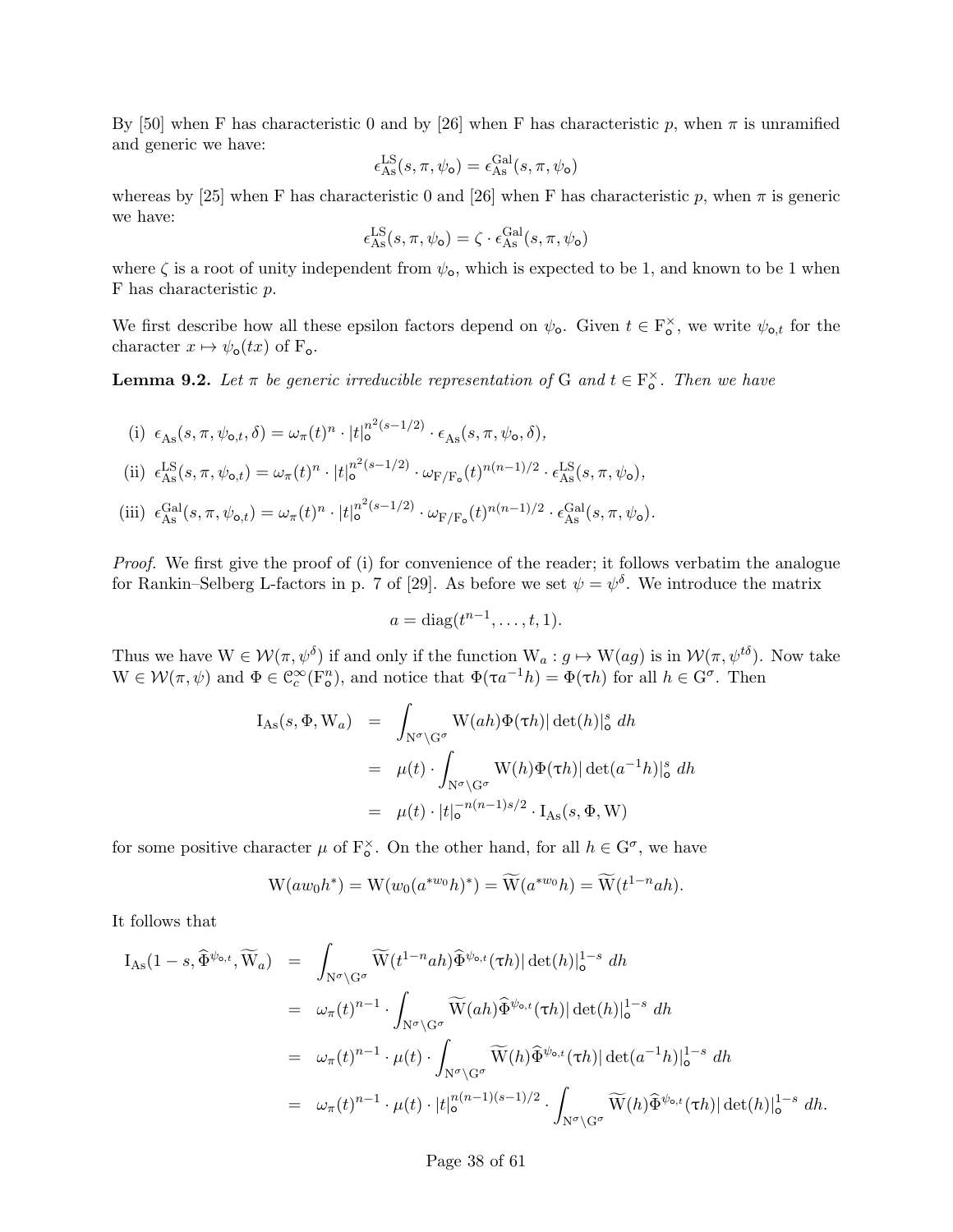By [50] when F has characteristic 0 and by [26] when F has characteristic $p$, when $\pi$ is unramified and generic we have:

$$\epsilon_{\mathrm{As}}^{\mathrm{LS}}(s,\pi,\psi_{\mathsf{o}}) = \epsilon_{\mathrm{As}}^{\mathrm{Gal}}(s,\pi,\psi_{\mathsf{o}})$$

whereas by [25] when F has characteristic 0 and [26] when F has characteristic $p$, when $\pi$ is generic we have:

$$\epsilon_{\mathrm{As}}^{\mathrm{LS}}(s,\pi,\psi_{\mathsf{o}}) = \zeta \cdot \epsilon_{\mathrm{As}}^{\mathrm{Gal}}(s,\pi,\psi_{\mathsf{o}})$$

where $\zeta$ is a root of unity independent from $\psi_{\mathsf{o}}$, which is expected to be 1, and known to be 1 when F has characteristic $p$.

We first describe how all these epsilon factors depend on $\psi_{\mathsf{o}}$. Given $t \in \mathrm{F}_{\mathsf{o}}^{\times}$, we write $\psi_{\mathsf{o},t}$ for the character $x \mapsto \psi_{\mathsf{o}}(tx)$ of $\mathrm{F}_{\mathsf{o}}$.

**Lemma 9.2.** *Let $\pi$ be generic irreducible representation of* G *and $t \in \mathrm{F}_{\mathsf{o}}^{\times}$. Then we have*

(i) $\epsilon_{\mathrm{As}}(s,\pi,\psi_{\mathsf{o},t},\delta) = \omega_{\pi}(t)^n \cdot |t|_{\mathsf{o}}^{n^2(s-1/2)} \cdot \epsilon_{\mathrm{As}}(s,\pi,\psi_{\mathsf{o}},\delta)$,

(ii) $\epsilon_{\mathrm{As}}^{\mathrm{LS}}(s,\pi,\psi_{\mathsf{o},t}) = \omega_{\pi}(t)^n \cdot |t|_{\mathsf{o}}^{n^2(s-1/2)} \cdot \omega_{\mathrm{F}/\mathrm{F}_{\mathsf{o}}}(t)^{n(n-1)/2} \cdot \epsilon_{\mathrm{As}}^{\mathrm{LS}}(s,\pi,\psi_{\mathsf{o}})$,

(iii) $\epsilon_{\mathrm{As}}^{\mathrm{Gal}}(s,\pi,\psi_{\mathsf{o},t}) = \omega_{\pi}(t)^n \cdot |t|_{\mathsf{o}}^{n^2(s-1/2)} \cdot \omega_{\mathrm{F}/\mathrm{F}_{\mathsf{o}}}(t)^{n(n-1)/2} \cdot \epsilon_{\mathrm{As}}^{\mathrm{Gal}}(s,\pi,\psi_{\mathsf{o}})$.

*Proof.* We first give the proof of (i) for convenience of the reader; it follows verbatim the analogue for Rankin–Selberg L-factors in p. 7 of [29]. As before we set $\psi = \psi^{\delta}$. We introduce the matrix

$$a = \mathrm{diag}(t^{n-1},\dots,t,1).$$

Thus we have $\mathrm{W} \in \mathcal{W}(\pi,\psi^{\delta})$ if and only if the function $\mathrm{W}_a : g \mapsto \mathrm{W}(ag)$ is in $\mathcal{W}(\pi,\psi^{t\delta})$. Now take $\mathrm{W} \in \mathcal{W}(\pi,\psi)$ and $\Phi \in \mathcal{C}_c^{\infty}(\mathrm{F}_{\mathsf{o}}^n)$, and notice that $\Phi(\tau a^{-1}h) = \Phi(\tau h)$ for all $h \in \mathrm{G}^{\sigma}$. Then

$$\begin{aligned}
\mathrm{I}_{\mathrm{As}}(s,\Phi,\mathrm{W}_a) &= \int_{\mathrm{N}^{\sigma}\backslash\mathrm{G}^{\sigma}} \mathrm{W}(ah)\Phi(\tau h)|\det(h)|_{\mathsf{o}}^{s}\,dh \\
&= \mu(t)\cdot \int_{\mathrm{N}^{\sigma}\backslash\mathrm{G}^{\sigma}} \mathrm{W}(h)\Phi(\tau h)|\det(a^{-1}h)|_{\mathsf{o}}^{s}\,dh \\
&= \mu(t)\cdot |t|_{\mathsf{o}}^{-n(n-1)s/2}\cdot \mathrm{I}_{\mathrm{As}}(s,\Phi,\mathrm{W})
\end{aligned}$$

for some positive character $\mu$ of $\mathrm{F}_{\mathsf{o}}^{\times}$. On the other hand, for all $h \in \mathrm{G}^{\sigma}$, we have

$$\mathrm{W}(aw_0h^*) = \mathrm{W}(w_0(a^{*w_0}h)^*) = \widetilde{\mathrm{W}}(a^{*w_0}h) = \widetilde{\mathrm{W}}(t^{1-n}ah).$$

It follows that

$$\begin{aligned}
\mathrm{I}_{\mathrm{As}}(1-s,\widehat{\Phi}^{\psi_{\mathsf{o},t}},\widetilde{\mathrm{W}}_a) &= \int_{\mathrm{N}^{\sigma}\backslash\mathrm{G}^{\sigma}} \widetilde{\mathrm{W}}(t^{1-n}ah)\widehat{\Phi}^{\psi_{\mathsf{o},t}}(\tau h)|\det(h)|_{\mathsf{o}}^{1-s}\,dh \\
&= \omega_{\pi}(t)^{n-1}\cdot \int_{\mathrm{N}^{\sigma}\backslash\mathrm{G}^{\sigma}} \widetilde{\mathrm{W}}(ah)\widehat{\Phi}^{\psi_{\mathsf{o},t}}(\tau h)|\det(h)|_{\mathsf{o}}^{1-s}\,dh \\
&= \omega_{\pi}(t)^{n-1}\cdot \mu(t)\cdot \int_{\mathrm{N}^{\sigma}\backslash\mathrm{G}^{\sigma}} \widetilde{\mathrm{W}}(h)\widehat{\Phi}^{\psi_{\mathsf{o},t}}(\tau h)|\det(a^{-1}h)|_{\mathsf{o}}^{1-s}\,dh \\
&= \omega_{\pi}(t)^{n-1}\cdot \mu(t)\cdot |t|_{\mathsf{o}}^{n(n-1)(s-1)/2}\cdot \int_{\mathrm{N}^{\sigma}\backslash\mathrm{G}^{\sigma}} \widetilde{\mathrm{W}}(h)\widehat{\Phi}^{\psi_{\mathsf{o},t}}(\tau h)|\det(h)|_{\mathsf{o}}^{1-s}\,dh.
\end{aligned}$$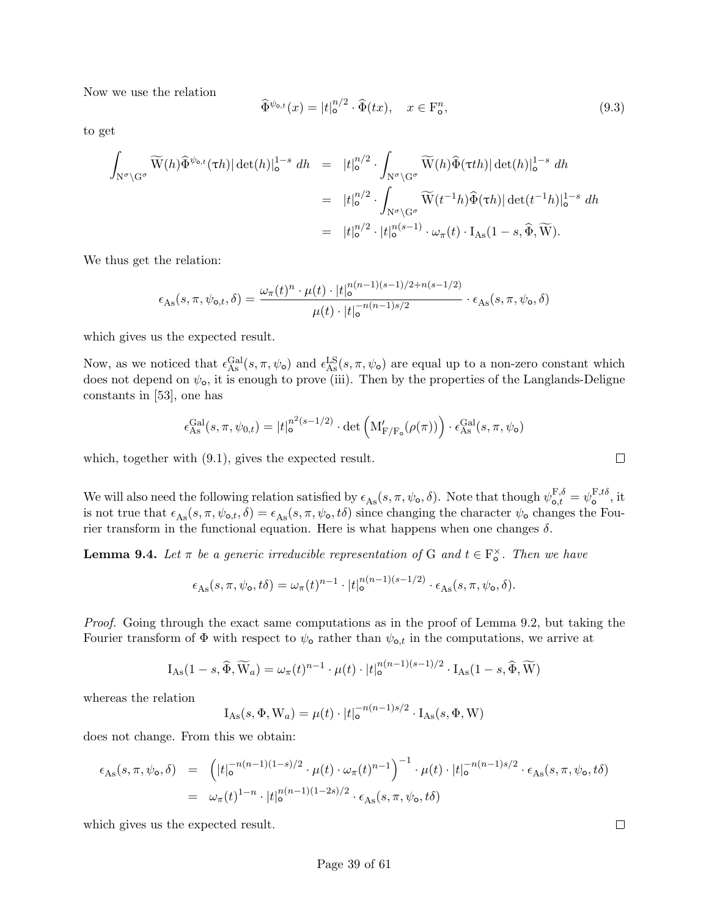Now we use the relation

$$\widehat{\Phi}^{\psi_{\circ,t}}(x) = |t|_{\circ}^{n/2} \cdot \widehat{\Phi}(tx), \quad x \in \mathrm{F}_{\circ}^{n}, \tag{9.3}$$

to get

$$\begin{aligned}
\int_{\mathrm{N}^{\sigma}\backslash \mathrm{G}^{\sigma}} \widetilde{\mathrm{W}}(h)\widehat{\Phi}^{\psi_{\circ,t}}(\tau h)|\det(h)|_{\circ}^{1-s}\, dh &= |t|_{\circ}^{n/2} \cdot \int_{\mathrm{N}^{\sigma}\backslash \mathrm{G}^{\sigma}} \widetilde{\mathrm{W}}(h)\widehat{\Phi}(\tau t h)|\det(h)|_{\circ}^{1-s}\, dh \\
&= |t|_{\circ}^{n/2} \cdot \int_{\mathrm{N}^{\sigma}\backslash \mathrm{G}^{\sigma}} \widetilde{\mathrm{W}}(t^{-1}h)\widehat{\Phi}(\tau h)|\det(t^{-1}h)|_{\circ}^{1-s}\, dh \\
&= |t|_{\circ}^{n/2} \cdot |t|_{\circ}^{n(s-1)} \cdot \omega_{\pi}(t) \cdot \mathrm{I}_{\mathrm{As}}(1-s, \widehat{\Phi}, \widetilde{\mathrm{W}}).
\end{aligned}$$

We thus get the relation:

$$\epsilon_{\mathrm{As}}(s, \pi, \psi_{\circ,t}, \delta) = \frac{\omega_{\pi}(t)^{n} \cdot \mu(t) \cdot |t|_{\circ}^{n(n-1)(s-1)/2 + n(s-1/2)}}{\mu(t) \cdot |t|_{\circ}^{-n(n-1)s/2}} \cdot \epsilon_{\mathrm{As}}(s, \pi, \psi_{\circ}, \delta)$$

which gives us the expected result.

Now, as we noticed that $\epsilon_{\mathrm{As}}^{\mathrm{Gal}}(s, \pi, \psi_{\circ})$ and $\epsilon_{\mathrm{As}}^{\mathrm{LS}}(s, \pi, \psi_{\circ})$ are equal up to a non-zero constant which does not depend on $\psi_{\circ}$, it is enough to prove (iii). Then by the properties of the Langlands-Deligne constants in [53], one has

$$\epsilon_{\mathrm{As}}^{\mathrm{Gal}}(s, \pi, \psi_{0,t}) = |t|_{\circ}^{n^{2}(s-1/2)} \cdot \det\left(\mathrm{M}'_{\mathrm{F}/\mathrm{F}_{\circ}}(\rho(\pi))\right) \cdot \epsilon_{\mathrm{As}}^{\mathrm{Gal}}(s, \pi, \psi_{\circ})$$

which, together with (9.1), gives the expected result. ∎

We will also need the following relation satisfied by $\epsilon_{\mathrm{As}}(s, \pi, \psi_{\circ}, \delta)$. Note that though $\psi_{\circ,t}^{\mathrm{F},\delta} = \psi_{\circ}^{\mathrm{F},t\delta}$, it is not true that $\epsilon_{\mathrm{As}}(s, \pi, \psi_{\circ,t}, \delta) = \epsilon_{\mathrm{As}}(s, \pi, \psi_{\circ}, t\delta)$ since changing the character $\psi_{\circ}$ changes the Fourier transform in the functional equation. Here is what happens when one changes $\delta$.

**Lemma 9.4.** *Let $\pi$ be a generic irreducible representation of* G *and $t \in \mathrm{F}_{\circ}^{\times}$. Then we have*

$$\epsilon_{\mathrm{As}}(s, \pi, \psi_{\circ}, t\delta) = \omega_{\pi}(t)^{n-1} \cdot |t|_{\circ}^{n(n-1)(s-1/2)} \cdot \epsilon_{\mathrm{As}}(s, \pi, \psi_{\circ}, \delta).$$

*Proof.* Going through the exact same computations as in the proof of Lemma 9.2, but taking the Fourier transform of $\Phi$ with respect to $\psi_{\circ}$ rather than $\psi_{\circ,t}$ in the computations, we arrive at

$$\mathrm{I}_{\mathrm{As}}(1-s, \widehat{\Phi}, \widetilde{\mathrm{W}}_{a}) = \omega_{\pi}(t)^{n-1} \cdot \mu(t) \cdot |t|_{\circ}^{n(n-1)(s-1)/2} \cdot \mathrm{I}_{\mathrm{As}}(1-s, \widehat{\Phi}, \widetilde{\mathrm{W}})$$

whereas the relation

$$\mathrm{I}_{\mathrm{As}}(s, \Phi, \mathrm{W}_{a}) = \mu(t) \cdot |t|_{\circ}^{-n(n-1)s/2} \cdot \mathrm{I}_{\mathrm{As}}(s, \Phi, \mathrm{W})$$

does not change. From this we obtain:

$$\begin{aligned}
\epsilon_{\mathrm{As}}(s, \pi, \psi_{\circ}, \delta) &= \left(|t|_{\circ}^{-n(n-1)(1-s)/2} \cdot \mu(t) \cdot \omega_{\pi}(t)^{n-1}\right)^{-1} \cdot \mu(t) \cdot |t|_{\circ}^{-n(n-1)s/2} \cdot \epsilon_{\mathrm{As}}(s, \pi, \psi_{\circ}, t\delta) \\
&= \omega_{\pi}(t)^{1-n} \cdot |t|_{\circ}^{n(n-1)(1-2s)/2} \cdot \epsilon_{\mathrm{As}}(s, \pi, \psi_{\circ}, t\delta)
\end{aligned}$$

which gives us the expected result. ∎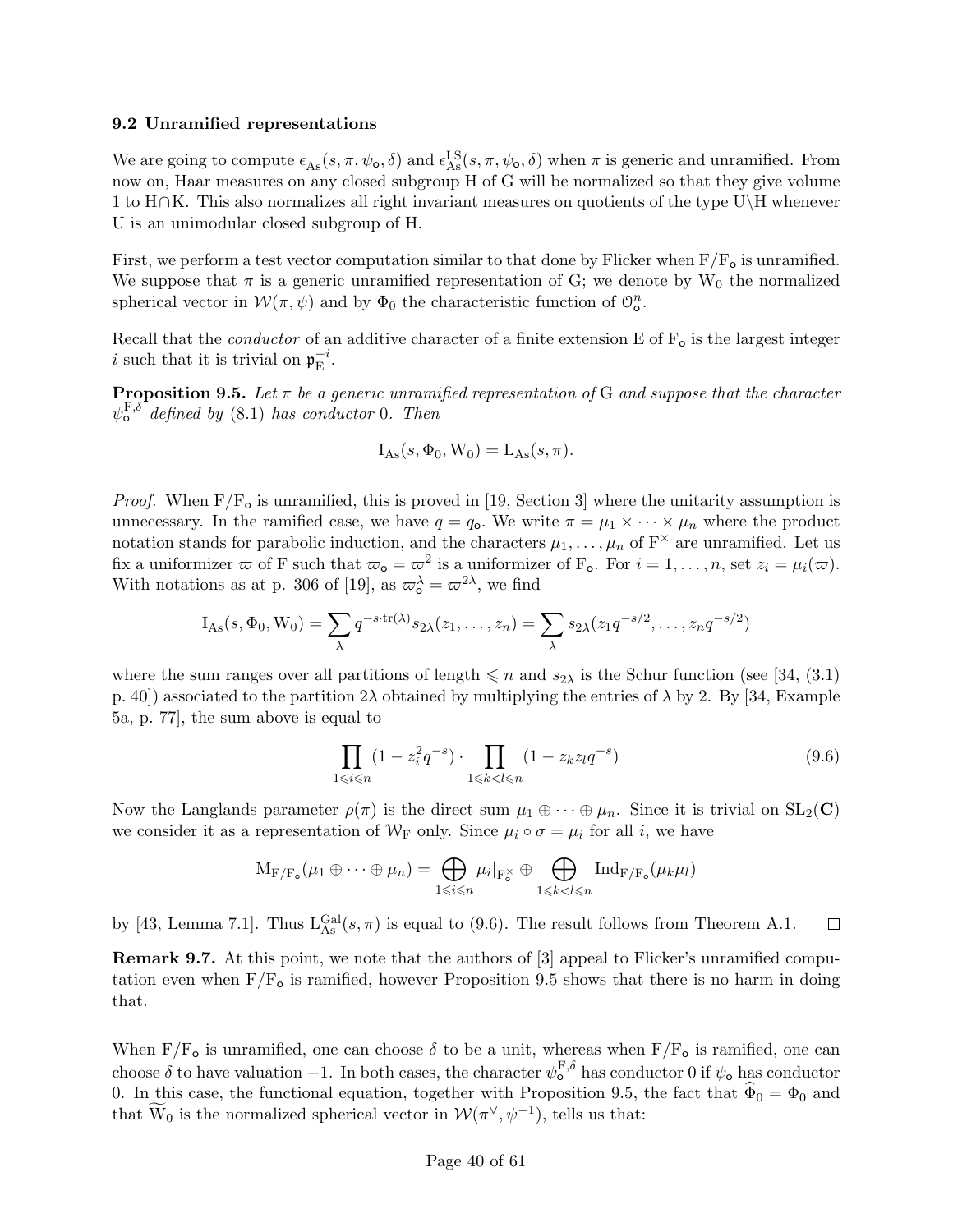### 9.2 Unramified representations

We are going to compute $\epsilon_{\mathrm{As}}(s,\pi,\psi_{\circ},\delta)$ and $\epsilon^{\mathrm{LS}}_{\mathrm{As}}(s,\pi,\psi_{\circ},\delta)$ when $\pi$ is generic and unramified. From now on, Haar measures on any closed subgroup H of G will be normalized so that they give volume 1 to $\mathrm{H}\cap\mathrm{K}$. This also normalizes all right invariant measures on quotients of the type $\mathrm{U}\backslash\mathrm{H}$ whenever U is an unimodular closed subgroup of H.

First, we perform a test vector computation similar to that done by Flicker when $\mathrm{F}/\mathrm{F}_{\circ}$ is unramified. We suppose that $\pi$ is a generic unramified representation of G; we denote by $\mathrm{W}_0$ the normalized spherical vector in $\mathcal{W}(\pi,\psi)$ and by $\Phi_0$ the characteristic function of $\mathcal{O}_{\circ}^n$.

Recall that the *conductor* of an additive character of a finite extension E of $\mathrm{F}_{\circ}$ is the largest integer $i$ such that it is trivial on $\mathfrak{p}_{\mathrm{E}}^{-i}$.

**Proposition 9.5.** *Let $\pi$ be a generic unramified representation of* G *and suppose that the character $\psi_{\circ}^{\mathrm{F},\delta}$ defined by (8.1) has conductor* 0. *Then*

$$\mathrm{I}_{\mathrm{As}}(s,\Phi_0,\mathrm{W}_0)=\mathrm{L}_{\mathrm{As}}(s,\pi).$$

*Proof.* When $\mathrm{F}/\mathrm{F}_{\circ}$ is unramified, this is proved in [19, Section 3] where the unitarity assumption is unnecessary. In the ramified case, we have $q=q_{\circ}$. We write $\pi=\mu_1\times\cdots\times\mu_n$ where the product notation stands for parabolic induction, and the characters $\mu_1,\dots,\mu_n$ of $\mathrm{F}^{\times}$ are unramified. Let us fix a uniformizer $\varpi$ of F such that $\varpi_{\circ}=\varpi^2$ is a uniformizer of $\mathrm{F}_{\circ}$. For $i=1,\dots,n$, set $z_i=\mu_i(\varpi)$. With notations as at p. 306 of [19], as $\varpi_{\circ}^{\lambda}=\varpi^{2\lambda}$, we find

$$\mathrm{I}_{\mathrm{As}}(s,\Phi_0,\mathrm{W}_0)=\sum_{\lambda}q^{-s\cdot\mathrm{tr}(\lambda)}s_{2\lambda}(z_1,\dots,z_n)=\sum_{\lambda}s_{2\lambda}(z_1q^{-s/2},\dots,z_nq^{-s/2})$$

where the sum ranges over all partitions of length $\leqslant n$ and $s_{2\lambda}$ is the Schur function (see [34, (3.1) p. 40]) associated to the partition $2\lambda$ obtained by multiplying the entries of $\lambda$ by 2. By [34, Example 5a, p. 77], the sum above is equal to

$$\prod_{1\leqslant i\leqslant n}(1-z_i^2q^{-s})\cdot\prod_{1\leqslant k<l\leqslant n}(1-z_kz_lq^{-s}) \tag{9.6}$$

Now the Langlands parameter $\rho(\pi)$ is the direct sum $\mu_1\oplus\cdots\oplus\mu_n$. Since it is trivial on $\mathrm{SL}_2(\mathbf{C})$ we consider it as a representation of $\mathcal{W}_{\mathrm{F}}$ only. Since $\mu_i\circ\sigma=\mu_i$ for all $i$, we have

$$\mathrm{M}_{\mathrm{F}/\mathrm{F}_{\circ}}(\mu_1\oplus\cdots\oplus\mu_n)=\bigoplus_{1\leqslant i\leqslant n}\mu_i|_{\mathrm{F}_{\circ}^{\times}}\oplus\bigoplus_{1\leqslant k<l\leqslant n}\mathrm{Ind}_{\mathrm{F}/\mathrm{F}_{\circ}}(\mu_k\mu_l)$$

by [43, Lemma 7.1]. Thus $\mathrm{L}^{\mathrm{Gal}}_{\mathrm{As}}(s,\pi)$ is equal to (9.6). The result follows from Theorem A.1. $\square$

**Remark 9.7.** At this point, we note that the authors of [3] appeal to Flicker's unramified computation even when $\mathrm{F}/\mathrm{F}_{\circ}$ is ramified, however Proposition 9.5 shows that there is no harm in doing that.

When $\mathrm{F}/\mathrm{F}_{\circ}$ is unramified, one can choose $\delta$ to be a unit, whereas when $\mathrm{F}/\mathrm{F}_{\circ}$ is ramified, one can choose $\delta$ to have valuation $-1$. In both cases, the character $\psi_{\circ}^{\mathrm{F},\delta}$ has conductor 0 if $\psi_{\circ}$ has conductor 0. In this case, the functional equation, together with Proposition 9.5, the fact that $\widehat{\Phi}_0=\Phi_0$ and that $\widetilde{\mathrm{W}}_0$ is the normalized spherical vector in $\mathcal{W}(\pi^{\vee},\psi^{-1})$, tells us that: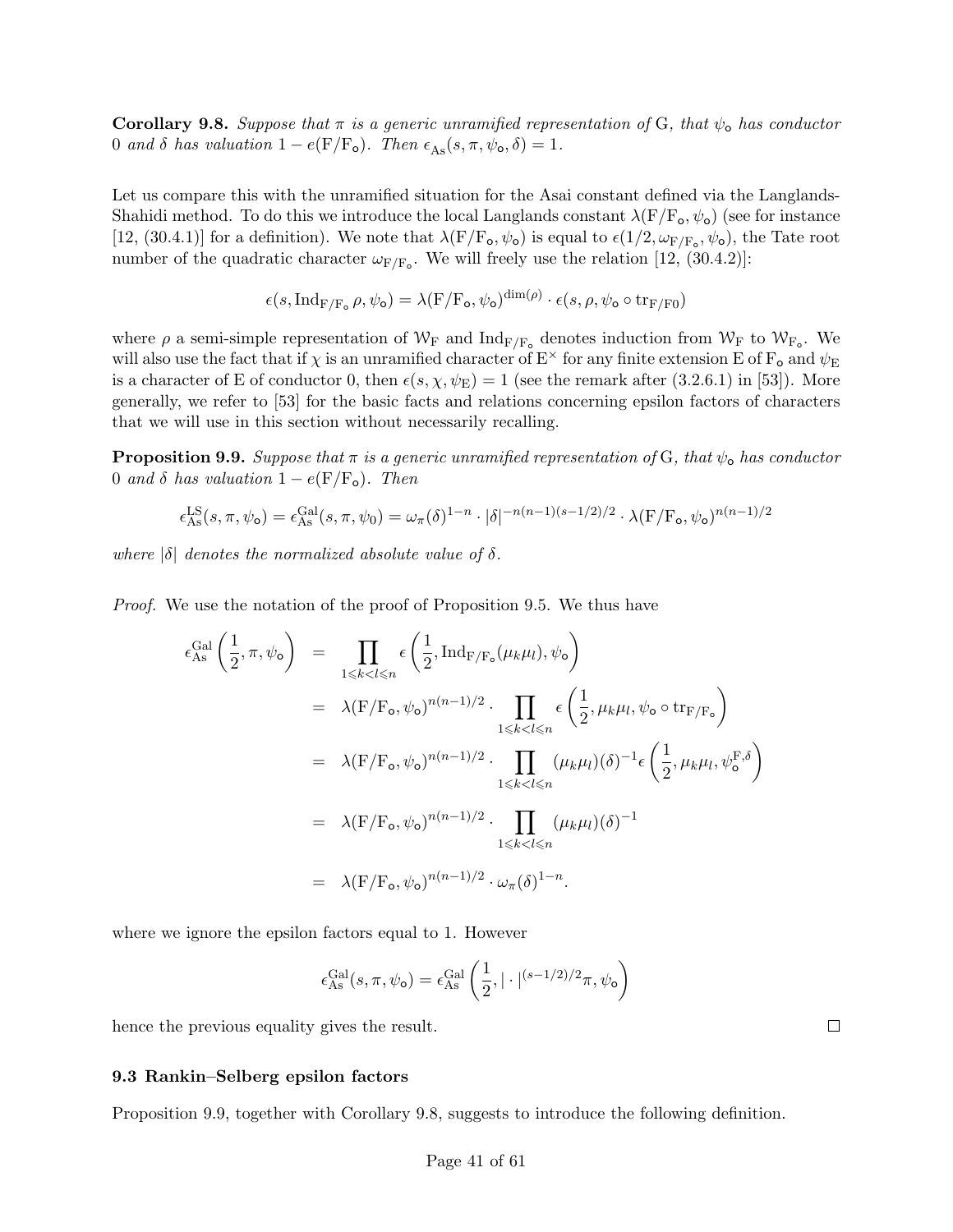**Corollary 9.8.** *Suppose that $\pi$ is a generic unramified representation of $\mathrm{G}$, that $\psi_{\mathsf{o}}$ has conductor $0$ and $\delta$ has valuation $1 - e(\mathrm{F}/\mathrm{F}_{\mathsf{o}})$. Then $\epsilon_{\mathrm{As}}(s, \pi, \psi_{\mathsf{o}}, \delta) = 1$.*

Let us compare this with the unramified situation for the Asai constant defined via the Langlands-Shahidi method. To do this we introduce the local Langlands constant $\lambda(\mathrm{F}/\mathrm{F}_{\mathsf{o}}, \psi_{\mathsf{o}})$ (see for instance [12, (30.4.1)] for a definition). We note that $\lambda(\mathrm{F}/\mathrm{F}_{\mathsf{o}}, \psi_{\mathsf{o}})$ is equal to $\epsilon(1/2, \omega_{\mathrm{F}/\mathrm{F}_{\mathsf{o}}}, \psi_{\mathsf{o}})$, the Tate root number of the quadratic character $\omega_{\mathrm{F}/\mathrm{F}_{\mathsf{o}}}$. We will freely use the relation [12, (30.4.2)]:

$$\epsilon(s, \mathrm{Ind}_{\mathrm{F}/\mathrm{F}_{\mathsf{o}}} \rho, \psi_{\mathsf{o}}) = \lambda(\mathrm{F}/\mathrm{F}_{\mathsf{o}}, \psi_{\mathsf{o}})^{\dim(\rho)} \cdot \epsilon(s, \rho, \psi_{\mathsf{o}} \circ \mathrm{tr}_{\mathrm{F}/\mathrm{F}0})$$

where $\rho$ a semi-simple representation of $\mathcal{W}_{\mathrm{F}}$ and $\mathrm{Ind}_{\mathrm{F}/\mathrm{F}_{\mathsf{o}}}$ denotes induction from $\mathcal{W}_{\mathrm{F}}$ to $\mathcal{W}_{\mathrm{F}_{\mathsf{o}}}$. We will also use the fact that if $\chi$ is an unramified character of $\mathrm{E}^{\times}$ for any finite extension $\mathrm{E}$ of $\mathrm{F}_{\mathsf{o}}$ and $\psi_{\mathrm{E}}$ is a character of $\mathrm{E}$ of conductor 0, then $\epsilon(s, \chi, \psi_{\mathrm{E}}) = 1$ (see the remark after (3.2.6.1) in [53]). More generally, we refer to [53] for the basic facts and relations concerning epsilon factors of characters that we will use in this section without necessarily recalling.

**Proposition 9.9.** *Suppose that $\pi$ is a generic unramified representation of $\mathrm{G}$, that $\psi_{\mathsf{o}}$ has conductor $0$ and $\delta$ has valuation $1 - e(\mathrm{F}/\mathrm{F}_{\mathsf{o}})$. Then*

$$\epsilon_{\mathrm{As}}^{\mathrm{LS}}(s, \pi, \psi_{\mathsf{o}}) = \epsilon_{\mathrm{As}}^{\mathrm{Gal}}(s, \pi, \psi_0) = \omega_{\pi}(\delta)^{1-n} \cdot |\delta|^{-n(n-1)(s-1/2)/2} \cdot \lambda(\mathrm{F}/\mathrm{F}_{\mathsf{o}}, \psi_{\mathsf{o}})^{n(n-1)/2}$$

*where $|\delta|$ denotes the normalized absolute value of $\delta$.*

*Proof.* We use the notation of the proof of Proposition 9.5. We thus have

$$\begin{aligned}
\epsilon_{\mathrm{As}}^{\mathrm{Gal}}\left(\frac{1}{2}, \pi, \psi_{\mathsf{o}}\right) &= \prod_{1 \leqslant k < l \leqslant n} \epsilon\left(\frac{1}{2}, \mathrm{Ind}_{\mathrm{F}/\mathrm{F}_{\mathsf{o}}}(\mu_k \mu_l), \psi_{\mathsf{o}}\right) \\
&= \lambda(\mathrm{F}/\mathrm{F}_{\mathsf{o}}, \psi_{\mathsf{o}})^{n(n-1)/2} \cdot \prod_{1 \leqslant k < l \leqslant n} \epsilon\left(\frac{1}{2}, \mu_k \mu_l, \psi_{\mathsf{o}} \circ \mathrm{tr}_{\mathrm{F}/\mathrm{F}_{\mathsf{o}}}\right) \\
&= \lambda(\mathrm{F}/\mathrm{F}_{\mathsf{o}}, \psi_{\mathsf{o}})^{n(n-1)/2} \cdot \prod_{1 \leqslant k < l \leqslant n} (\mu_k \mu_l)(\delta)^{-1} \epsilon\left(\frac{1}{2}, \mu_k \mu_l, \psi_{\mathsf{o}}^{\mathrm{F}, \delta}\right) \\
&= \lambda(\mathrm{F}/\mathrm{F}_{\mathsf{o}}, \psi_{\mathsf{o}})^{n(n-1)/2} \cdot \prod_{1 \leqslant k < l \leqslant n} (\mu_k \mu_l)(\delta)^{-1} \\
&= \lambda(\mathrm{F}/\mathrm{F}_{\mathsf{o}}, \psi_{\mathsf{o}})^{n(n-1)/2} \cdot \omega_{\pi}(\delta)^{1-n}.
\end{aligned}$$

where we ignore the epsilon factors equal to 1. However

$$\epsilon_{\mathrm{As}}^{\mathrm{Gal}}(s, \pi, \psi_{\mathsf{o}}) = \epsilon_{\mathrm{As}}^{\mathrm{Gal}}\left(\frac{1}{2}, |\cdot|^{(s-1/2)/2} \pi, \psi_{\mathsf{o}}\right)$$

hence the previous equality gives the result. □

### 9.3 Rankin–Selberg epsilon factors

Proposition 9.9, together with Corollary 9.8, suggests to introduce the following definition.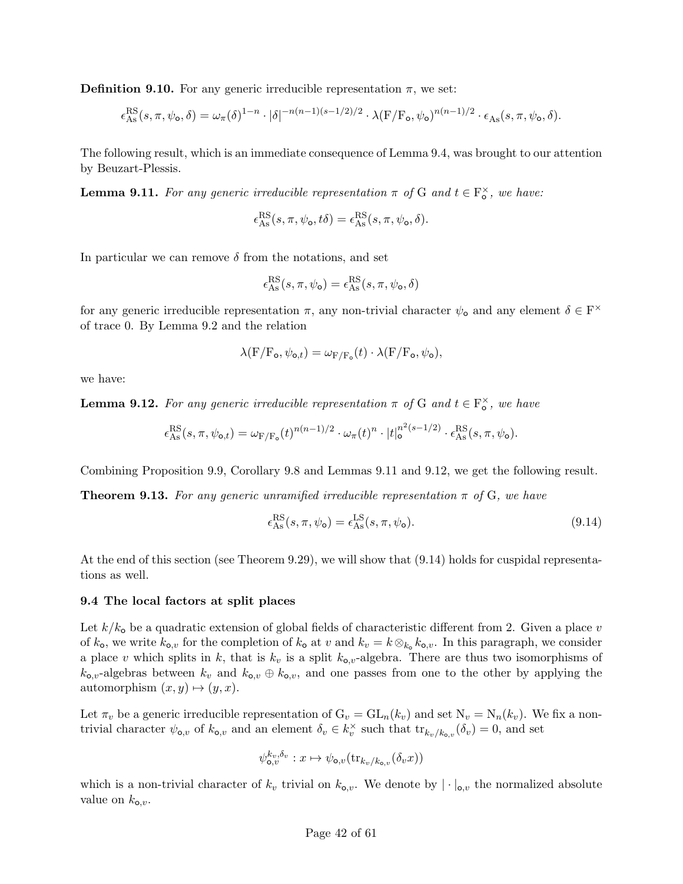**Definition 9.10.** For any generic irreducible representation $\pi$, we set:

$$\epsilon_{\mathrm{As}}^{\mathrm{RS}}(s,\pi,\psi_{\mathsf{o}},\delta) = \omega_\pi(\delta)^{1-n}\cdot|\delta|^{-n(n-1)(s-1/2)/2}\cdot\lambda(\mathrm{F}/\mathrm{F}_{\mathsf{o}},\psi_{\mathsf{o}})^{n(n-1)/2}\cdot\epsilon_{\mathrm{As}}(s,\pi,\psi_{\mathsf{o}},\delta).$$

The following result, which is an immediate consequence of Lemma 9.4, was brought to our attention by Beuzart-Plessis.

**Lemma 9.11.** *For any generic irreducible representation $\pi$ of $\mathrm{G}$ and $t\in\mathrm{F}_{\mathsf{o}}^\times$, we have:*

$$\epsilon_{\mathrm{As}}^{\mathrm{RS}}(s,\pi,\psi_{\mathsf{o}},t\delta) = \epsilon_{\mathrm{As}}^{\mathrm{RS}}(s,\pi,\psi_{\mathsf{o}},\delta).$$

In particular we can remove $\delta$ from the notations, and set

$$\epsilon_{\mathrm{As}}^{\mathrm{RS}}(s,\pi,\psi_{\mathsf{o}}) = \epsilon_{\mathrm{As}}^{\mathrm{RS}}(s,\pi,\psi_{\mathsf{o}},\delta)$$

for any generic irreducible representation $\pi$, any non-trivial character $\psi_{\mathsf{o}}$ and any element $\delta\in\mathrm{F}^\times$ of trace 0. By Lemma 9.2 and the relation

$$\lambda(\mathrm{F}/\mathrm{F}_{\mathsf{o}},\psi_{\mathsf{o},t}) = \omega_{\mathrm{F}/\mathrm{F}_{\mathsf{o}}}(t)\cdot\lambda(\mathrm{F}/\mathrm{F}_{\mathsf{o}},\psi_{\mathsf{o}}),$$

we have:

**Lemma 9.12.** *For any generic irreducible representation $\pi$ of $\mathrm{G}$ and $t\in\mathrm{F}_{\mathsf{o}}^\times$, we have*

$$\epsilon_{\mathrm{As}}^{\mathrm{RS}}(s,\pi,\psi_{\mathsf{o},t}) = \omega_{\mathrm{F}/\mathrm{F}_{\mathsf{o}}}(t)^{n(n-1)/2}\cdot\omega_\pi(t)^n\cdot|t|_{\mathsf{o}}^{n^2(s-1/2)}\cdot\epsilon_{\mathrm{As}}^{\mathrm{RS}}(s,\pi,\psi_{\mathsf{o}}).$$

Combining Proposition 9.9, Corollary 9.8 and Lemmas 9.11 and 9.12, we get the following result.

**Theorem 9.13.** *For any generic unramified irreducible representation $\pi$ of $\mathrm{G}$, we have*

$$\epsilon_{\mathrm{As}}^{\mathrm{RS}}(s,\pi,\psi_{\mathsf{o}}) = \epsilon_{\mathrm{As}}^{\mathrm{LS}}(s,\pi,\psi_{\mathsf{o}}). \tag{9.14}$$

At the end of this section (see Theorem 9.29), we will show that (9.14) holds for cuspidal representations as well.

### 9.4 The local factors at split places

Let $k/k_{\mathsf{o}}$ be a quadratic extension of global fields of characteristic different from 2. Given a place $v$ of $k_{\mathsf{o}}$, we write $k_{\mathsf{o},v}$ for the completion of $k_{\mathsf{o}}$ at $v$ and $k_v = k\otimes_{k_{\mathsf{o}}}k_{\mathsf{o},v}$. In this paragraph, we consider a place $v$ which splits in $k$, that is $k_v$ is a split $k_{\mathsf{o},v}$-algebra. There are thus two isomorphisms of $k_{\mathsf{o},v}$-algebras between $k_v$ and $k_{\mathsf{o},v}\oplus k_{\mathsf{o},v}$, and one passes from one to the other by applying the automorphism $(x,y)\mapsto(y,x)$.

Let $\pi_v$ be a generic irreducible representation of $\mathrm{G}_v=\mathrm{GL}_n(k_v)$ and set $\mathrm{N}_v=\mathrm{N}_n(k_v)$. We fix a non-trivial character $\psi_{\mathsf{o},v}$ of $k_{\mathsf{o},v}$ and an element $\delta_v\in k_v^\times$ such that $\mathrm{tr}_{k_v/k_{\mathsf{o},v}}(\delta_v)=0$, and set

$$\psi_{\mathsf{o},v}^{k_v,\delta_v}: x\mapsto\psi_{\mathsf{o},v}(\mathrm{tr}_{k_v/k_{\mathsf{o},v}}(\delta_v x))$$

which is a non-trivial character of $k_v$ trivial on $k_{\mathsf{o},v}$. We denote by $|\cdot|_{\mathsf{o},v}$ the normalized absolute value on $k_{\mathsf{o},v}$.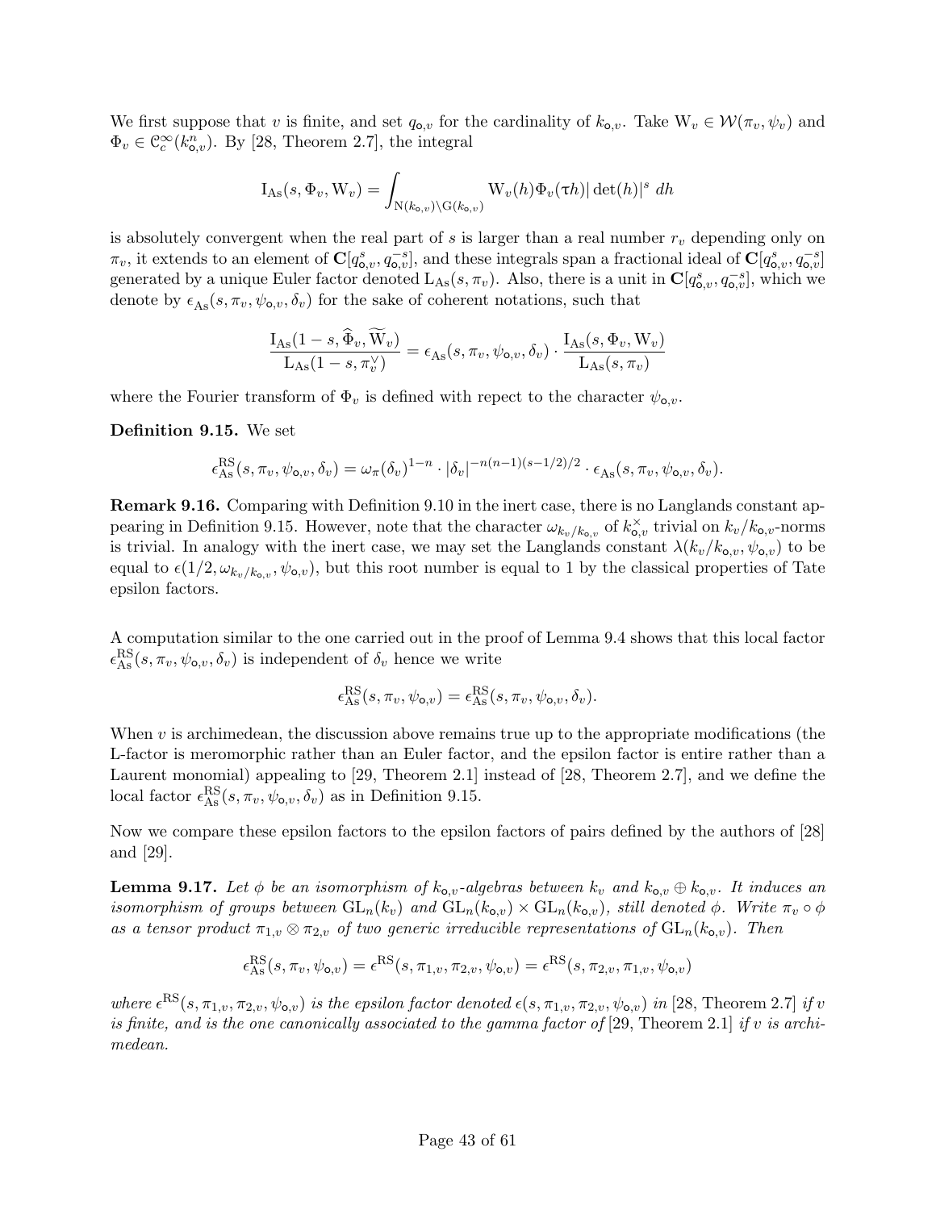We first suppose that $v$ is finite, and set $q_{\mathsf{o},v}$ for the cardinality of $k_{\mathsf{o},v}$. Take $\mathrm{W}_v \in \mathcal{W}(\pi_v, \psi_v)$ and $\Phi_v \in \mathcal{C}_c^\infty(k_{\mathsf{o},v}^n)$. By [28, Theorem 2.7], the integral

$$\mathrm{I}_{\mathrm{As}}(s, \Phi_v, \mathrm{W}_v) = \int_{\mathrm{N}(k_{\mathsf{o},v})\backslash \mathrm{G}(k_{\mathsf{o},v})} \mathrm{W}_v(h)\Phi_v(\tau h)|\det(h)|^s \, dh$$

is absolutely convergent when the real part of $s$ is larger than a real number $r_v$ depending only on $\pi_v$, it extends to an element of $\mathbf{C}[q_{\mathsf{o},v}^s, q_{\mathsf{o},v}^{-s}]$, and these integrals span a fractional ideal of $\mathbf{C}[q_{\mathsf{o},v}^s, q_{\mathsf{o},v}^{-s}]$ generated by a unique Euler factor denoted $\mathrm{L}_{\mathrm{As}}(s, \pi_v)$. Also, there is a unit in $\mathbf{C}[q_{\mathsf{o},v}^s, q_{\mathsf{o},v}^{-s}]$, which we denote by $\epsilon_{\mathrm{As}}(s, \pi_v, \psi_{\mathsf{o},v}, \delta_v)$ for the sake of coherent notations, such that

$$\frac{\mathrm{I}_{\mathrm{As}}(1-s, \widehat{\Phi}_v, \widetilde{\mathrm{W}}_v)}{\mathrm{L}_{\mathrm{As}}(1-s, \pi_v^\vee)} = \epsilon_{\mathrm{As}}(s, \pi_v, \psi_{\mathsf{o},v}, \delta_v) \cdot \frac{\mathrm{I}_{\mathrm{As}}(s, \Phi_v, \mathrm{W}_v)}{\mathrm{L}_{\mathrm{As}}(s, \pi_v)}$$

where the Fourier transform of $\Phi_v$ is defined with repect to the character $\psi_{\mathsf{o},v}$.

**Definition 9.15.** We set

$$\epsilon_{\mathrm{As}}^{\mathrm{RS}}(s, \pi_v, \psi_{\mathsf{o},v}, \delta_v) = \omega_\pi(\delta_v)^{1-n} \cdot |\delta_v|^{-n(n-1)(s-1/2)/2} \cdot \epsilon_{\mathrm{As}}(s, \pi_v, \psi_{\mathsf{o},v}, \delta_v).$$

**Remark 9.16.** Comparing with Definition 9.10 in the inert case, there is no Langlands constant appearing in Definition 9.15. However, note that the character $\omega_{k_v/k_{\mathsf{o},v}}$ of $k_{\mathsf{o},v}^\times$ trivial on $k_v/k_{\mathsf{o},v}$-norms is trivial. In analogy with the inert case, we may set the Langlands constant $\lambda(k_v/k_{\mathsf{o},v}, \psi_{\mathsf{o},v})$ to be equal to $\epsilon(1/2, \omega_{k_v/k_{\mathsf{o},v}}, \psi_{\mathsf{o},v})$, but this root number is equal to 1 by the classical properties of Tate epsilon factors.

A computation similar to the one carried out in the proof of Lemma 9.4 shows that this local factor $\epsilon_{\mathrm{As}}^{\mathrm{RS}}(s, \pi_v, \psi_{\mathsf{o},v}, \delta_v)$ is independent of $\delta_v$ hence we write

$$\epsilon_{\mathrm{As}}^{\mathrm{RS}}(s, \pi_v, \psi_{\mathsf{o},v}) = \epsilon_{\mathrm{As}}^{\mathrm{RS}}(s, \pi_v, \psi_{\mathsf{o},v}, \delta_v).$$

When $v$ is archimedean, the discussion above remains true up to the appropriate modifications (the L-factor is meromorphic rather than an Euler factor, and the epsilon factor is entire rather than a Laurent monomial) appealing to [29, Theorem 2.1] instead of [28, Theorem 2.7], and we define the local factor $\epsilon_{\mathrm{As}}^{\mathrm{RS}}(s, \pi_v, \psi_{\mathsf{o},v}, \delta_v)$ as in Definition 9.15.

Now we compare these epsilon factors to the epsilon factors of pairs defined by the authors of [28] and [29].

**Lemma 9.17.** *Let $\phi$ be an isomorphism of $k_{\mathsf{o},v}$-algebras between $k_v$ and $k_{\mathsf{o},v} \oplus k_{\mathsf{o},v}$. It induces an isomorphism of groups between $\mathrm{GL}_n(k_v)$ and $\mathrm{GL}_n(k_{\mathsf{o},v}) \times \mathrm{GL}_n(k_{\mathsf{o},v})$, still denoted $\phi$. Write $\pi_v \circ \phi$ as a tensor product $\pi_{1,v} \otimes \pi_{2,v}$ of two generic irreducible representations of $\mathrm{GL}_n(k_{\mathsf{o},v})$. Then*

$$\epsilon_{\mathrm{As}}^{\mathrm{RS}}(s, \pi_v, \psi_{\mathsf{o},v}) = \epsilon^{\mathrm{RS}}(s, \pi_{1,v}, \pi_{2,v}, \psi_{\mathsf{o},v}) = \epsilon^{\mathrm{RS}}(s, \pi_{2,v}, \pi_{1,v}, \psi_{\mathsf{o},v})$$

*where $\epsilon^{\mathrm{RS}}(s, \pi_{1,v}, \pi_{2,v}, \psi_{\mathsf{o},v})$ is the epsilon factor denoted $\epsilon(s, \pi_{1,v}, \pi_{2,v}, \psi_{\mathsf{o},v})$ in [28, Theorem 2.7] if $v$ is finite, and is the one canonically associated to the gamma factor of [29, Theorem 2.1] if $v$ is archimedean.*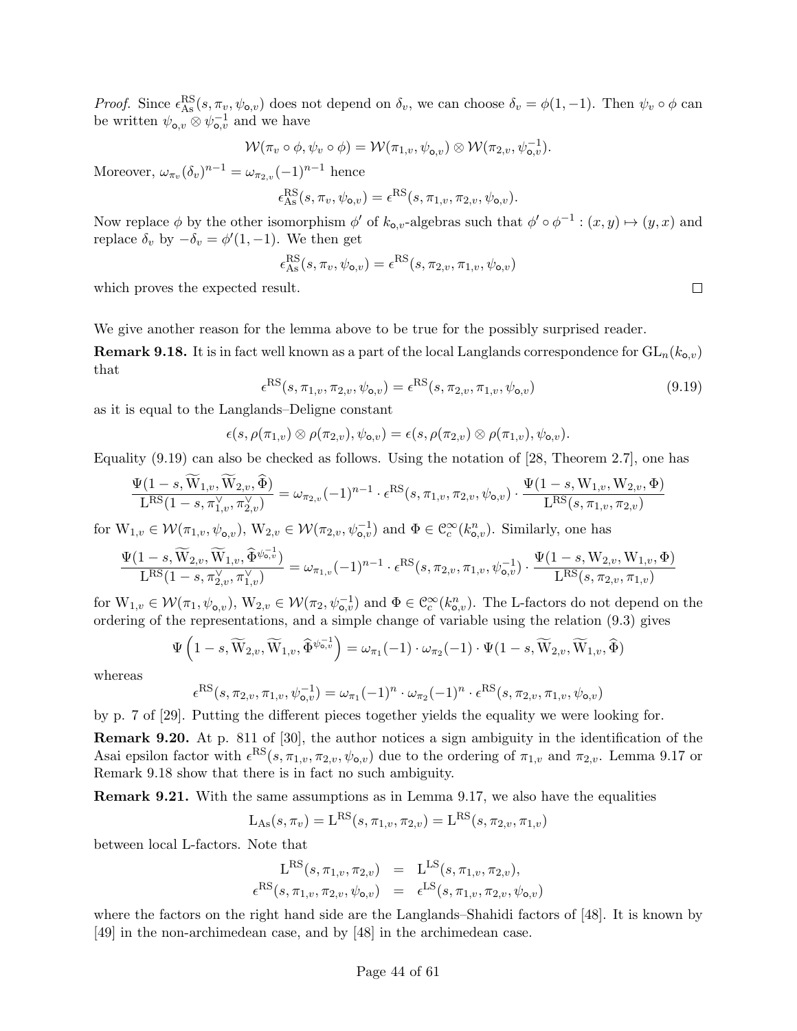*Proof.* Since $\epsilon^{\mathrm{RS}}_{\mathrm{As}}(s,\pi_v,\psi_{\mathsf{o},v})$ does not depend on $\delta_v$, we can choose $\delta_v = \phi(1,-1)$. Then $\psi_v\circ\phi$ can be written $\psi_{\mathsf{o},v}\otimes\psi_{\mathsf{o},v}^{-1}$ and we have

$$\mathcal{W}(\pi_v\circ\phi,\psi_v\circ\phi) = \mathcal{W}(\pi_{1,v},\psi_{\mathsf{o},v})\otimes\mathcal{W}(\pi_{2,v},\psi_{\mathsf{o},v}^{-1}).$$

Moreover, $\omega_{\pi_v}(\delta_v)^{n-1} = \omega_{\pi_{2,v}}(-1)^{n-1}$ hence

$$\epsilon^{\mathrm{RS}}_{\mathrm{As}}(s,\pi_v,\psi_{\mathsf{o},v}) = \epsilon^{\mathrm{RS}}(s,\pi_{1,v},\pi_{2,v},\psi_{\mathsf{o},v}).$$

Now replace $\phi$ by the other isomorphism $\phi'$ of $k_{\mathsf{o},v}$-algebras such that $\phi'\circ\phi^{-1}:(x,y)\mapsto(y,x)$ and replace $\delta_v$ by $-\delta_v = \phi'(1,-1)$. We then get

$$\epsilon^{\mathrm{RS}}_{\mathrm{As}}(s,\pi_v,\psi_{\mathsf{o},v}) = \epsilon^{\mathrm{RS}}(s,\pi_{2,v},\pi_{1,v},\psi_{\mathsf{o},v})$$

which proves the expected result. $\square$

We give another reason for the lemma above to be true for the possibly surprised reader.

**Remark 9.18.** It is in fact well known as a part of the local Langlands correspondence for $\mathrm{GL}_n(k_{\mathsf{o},v})$ that

$$\epsilon^{\mathrm{RS}}(s,\pi_{1,v},\pi_{2,v},\psi_{\mathsf{o},v}) = \epsilon^{\mathrm{RS}}(s,\pi_{2,v},\pi_{1,v},\psi_{\mathsf{o},v}) \tag{9.19}$$

as it is equal to the Langlands–Deligne constant

$$\epsilon(s,\rho(\pi_{1,v})\otimes\rho(\pi_{2,v}),\psi_{\mathsf{o},v}) = \epsilon(s,\rho(\pi_{2,v})\otimes\rho(\pi_{1,v}),\psi_{\mathsf{o},v}).$$

Equality (9.19) can also be checked as follows. Using the notation of [28, Theorem 2.7], one has

$$\frac{\Psi(1-s,\widetilde{\mathrm{W}}_{1,v},\widetilde{\mathrm{W}}_{2,v},\widehat{\Phi})}{\mathrm{L}^{\mathrm{RS}}(1-s,\pi_{1,v}^\vee,\pi_{2,v}^\vee)} = \omega_{\pi_{2,v}}(-1)^{n-1}\cdot\epsilon^{\mathrm{RS}}(s,\pi_{1,v},\pi_{2,v},\psi_{\mathsf{o},v})\cdot\frac{\Psi(1-s,\mathrm{W}_{1,v},\mathrm{W}_{2,v},\Phi)}{\mathrm{L}^{\mathrm{RS}}(s,\pi_{1,v},\pi_{2,v})}$$

for $\mathrm{W}_{1,v}\in\mathcal{W}(\pi_{1,v},\psi_{\mathsf{o},v})$, $\mathrm{W}_{2,v}\in\mathcal{W}(\pi_{2,v},\psi_{\mathsf{o},v}^{-1})$ and $\Phi\in\mathcal{C}_c^\infty(k_{\mathsf{o},v}^n)$. Similarly, one has

$$\frac{\Psi(1-s,\widetilde{\mathrm{W}}_{2,v},\widetilde{\mathrm{W}}_{1,v},\widehat{\Phi}^{\psi_{\mathsf{o},v}^{-1}})}{\mathrm{L}^{\mathrm{RS}}(1-s,\pi_{2,v}^\vee,\pi_{1,v}^\vee)} = \omega_{\pi_{1,v}}(-1)^{n-1}\cdot\epsilon^{\mathrm{RS}}(s,\pi_{2,v},\pi_{1,v},\psi_{\mathsf{o},v}^{-1})\cdot\frac{\Psi(1-s,\mathrm{W}_{2,v},\mathrm{W}_{1,v},\Phi)}{\mathrm{L}^{\mathrm{RS}}(s,\pi_{2,v},\pi_{1,v})}$$

for $\mathrm{W}_{1,v}\in\mathcal{W}(\pi_1,\psi_{\mathsf{o},v})$, $\mathrm{W}_{2,v}\in\mathcal{W}(\pi_2,\psi_{\mathsf{o},v}^{-1})$ and $\Phi\in\mathcal{C}_c^\infty(k_{\mathsf{o},v}^n)$. The L-factors do not depend on the ordering of the representations, and a simple change of variable using the relation (9.3) gives

$$\Psi\left(1-s,\widetilde{\mathrm{W}}_{2,v},\widetilde{\mathrm{W}}_{1,v},\widehat{\Phi}^{\psi_{\mathsf{o},v}^{-1}}\right) = \omega_{\pi_1}(-1)\cdot\omega_{\pi_2}(-1)\cdot\Psi(1-s,\widetilde{\mathrm{W}}_{2,v},\widetilde{\mathrm{W}}_{1,v},\widehat{\Phi})$$

whereas

$$\epsilon^{\mathrm{RS}}(s,\pi_{2,v},\pi_{1,v},\psi_{\mathsf{o},v}^{-1}) = \omega_{\pi_1}(-1)^n\cdot\omega_{\pi_2}(-1)^n\cdot\epsilon^{\mathrm{RS}}(s,\pi_{2,v},\pi_{1,v},\psi_{\mathsf{o},v})$$

by p. 7 of [29]. Putting the different pieces together yields the equality we were looking for.

**Remark 9.20.** At p. 811 of [30], the author notices a sign ambiguity in the identification of the Asai epsilon factor with $\epsilon^{\mathrm{RS}}(s,\pi_{1,v},\pi_{2,v},\psi_{\mathsf{o},v})$ due to the ordering of $\pi_{1,v}$ and $\pi_{2,v}$. Lemma 9.17 or Remark 9.18 show that there is in fact no such ambiguity.

**Remark 9.21.** With the same assumptions as in Lemma 9.17, we also have the equalities

$$\mathrm{L}_{\mathrm{As}}(s,\pi_v) = \mathrm{L}^{\mathrm{RS}}(s,\pi_{1,v},\pi_{2,v}) = \mathrm{L}^{\mathrm{RS}}(s,\pi_{2,v},\pi_{1,v})$$

between local L-factors. Note that

$$\begin{aligned}\mathrm{L}^{\mathrm{RS}}(s,\pi_{1,v},\pi_{2,v}) &= \mathrm{L}^{\mathrm{LS}}(s,\pi_{1,v},\pi_{2,v}),\\ \epsilon^{\mathrm{RS}}(s,\pi_{1,v},\pi_{2,v},\psi_{\mathsf{o},v}) &= \epsilon^{\mathrm{LS}}(s,\pi_{1,v},\pi_{2,v},\psi_{\mathsf{o},v})\end{aligned}$$

where the factors on the right hand side are the Langlands–Shahidi factors of [48]. It is known by [49] in the non-archimedean case, and by [48] in the archimedean case.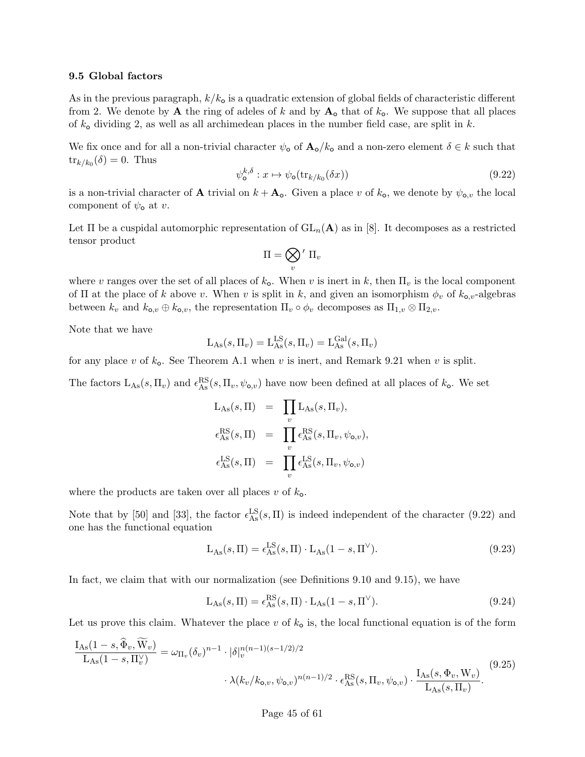### 9.5 Global factors

As in the previous paragraph, $k/k_{\mathsf{o}}$ is a quadratic extension of global fields of characteristic different from 2. We denote by $\mathbf{A}$ the ring of adeles of $k$ and by $\mathbf{A}_{\mathsf{o}}$ that of $k_{\mathsf{o}}$. We suppose that all places of $k_{\mathsf{o}}$ dividing 2, as well as all archimedean places in the number field case, are split in $k$.

We fix once and for all a non-trivial character $\psi_{\mathsf{o}}$ of $\mathbf{A}_{\mathsf{o}}/k_{\mathsf{o}}$ and a non-zero element $\delta \in k$ such that $\mathrm{tr}_{k/k_0}(\delta) = 0$. Thus

$$\psi_{\mathsf{o}}^{k,\delta} : x \mapsto \psi_{\mathsf{o}}(\mathrm{tr}_{k/k_0}(\delta x)) \tag{9.22}$$

is a non-trivial character of $\mathbf{A}$ trivial on $k + \mathbf{A}_{\mathsf{o}}$. Given a place $v$ of $k_{\mathsf{o}}$, we denote by $\psi_{\mathsf{o},v}$ the local component of $\psi_{\mathsf{o}}$ at $v$.

Let $\Pi$ be a cuspidal automorphic representation of $\mathrm{GL}_n(\mathbf{A})$ as in [8]. It decomposes as a restricted tensor product

$$\Pi = \bigotimes_v{}' \ \Pi_v$$

where $v$ ranges over the set of all places of $k_{\mathsf{o}}$. When $v$ is inert in $k$, then $\Pi_v$ is the local component of $\Pi$ at the place of $k$ above $v$. When $v$ is split in $k$, and given an isomorphism $\phi_v$ of $k_{\mathsf{o},v}$-algebras between $k_v$ and $k_{\mathsf{o},v} \oplus k_{\mathsf{o},v}$, the representation $\Pi_v \circ \phi_v$ decomposes as $\Pi_{1,v} \otimes \Pi_{2,v}$.

Note that we have

$$\mathrm{L}_{\mathrm{As}}(s, \Pi_v) = \mathrm{L}_{\mathrm{As}}^{\mathrm{LS}}(s, \Pi_v) = \mathrm{L}_{\mathrm{As}}^{\mathrm{Gal}}(s, \Pi_v)$$

for any place $v$ of $k_{\mathsf{o}}$. See Theorem A.1 when $v$ is inert, and Remark 9.21 when $v$ is split.

The factors $\mathrm{L}_{\mathrm{As}}(s, \Pi_v)$ and $\epsilon_{\mathrm{As}}^{\mathrm{RS}}(s, \Pi_v, \psi_{\mathsf{o},v})$ have now been defined at all places of $k_{\mathsf{o}}$. We set

$$\begin{aligned}
\mathrm{L}_{\mathrm{As}}(s, \Pi) &= \prod_v \mathrm{L}_{\mathrm{As}}(s, \Pi_v), \\
\epsilon_{\mathrm{As}}^{\mathrm{RS}}(s, \Pi) &= \prod_v \epsilon_{\mathrm{As}}^{\mathrm{RS}}(s, \Pi_v, \psi_{\mathsf{o},v}), \\
\epsilon_{\mathrm{As}}^{\mathrm{LS}}(s, \Pi) &= \prod_v \epsilon_{\mathrm{As}}^{\mathrm{LS}}(s, \Pi_v, \psi_{\mathsf{o},v})
\end{aligned}$$

where the products are taken over all places $v$ of $k_{\mathsf{o}}$.

Note that by [50] and [33], the factor $\epsilon_{\mathrm{As}}^{\mathrm{LS}}(s, \Pi)$ is indeed independent of the character (9.22) and one has the functional equation

$$\mathrm{L}_{\mathrm{As}}(s, \Pi) = \epsilon_{\mathrm{As}}^{\mathrm{LS}}(s, \Pi) \cdot \mathrm{L}_{\mathrm{As}}(1 - s, \Pi^\vee). \tag{9.23}$$

In fact, we claim that with our normalization (see Definitions 9.10 and 9.15), we have

$$\mathrm{L}_{\mathrm{As}}(s, \Pi) = \epsilon_{\mathrm{As}}^{\mathrm{RS}}(s, \Pi) \cdot \mathrm{L}_{\mathrm{As}}(1 - s, \Pi^\vee). \tag{9.24}$$

Let us prove this claim. Whatever the place $v$ of $k_{\mathsf{o}}$ is, the local functional equation is of the form

$$\begin{aligned}
\frac{\mathrm{I}_{\mathrm{As}}(1 - s, \widehat{\Phi}_v, \widetilde{\mathrm{W}}_v)}{\mathrm{L}_{\mathrm{As}}(1 - s, \Pi_v^\vee)} = \omega_{\Pi_v}(\delta_v)^{n-1} \cdot |\delta|_v^{n(n-1)(s-1/2)/2} \\
\cdot \lambda(k_v/k_{\mathsf{o},v}, \psi_{\mathsf{o},v})^{n(n-1)/2} \cdot \epsilon_{\mathrm{As}}^{\mathrm{RS}}(s, \Pi_v, \psi_{\mathsf{o},v}) \cdot \frac{\mathrm{I}_{\mathrm{As}}(s, \Phi_v, \mathrm{W}_v)}{\mathrm{L}_{\mathrm{As}}(s, \Pi_v)}.
\end{aligned} \tag{9.25}$$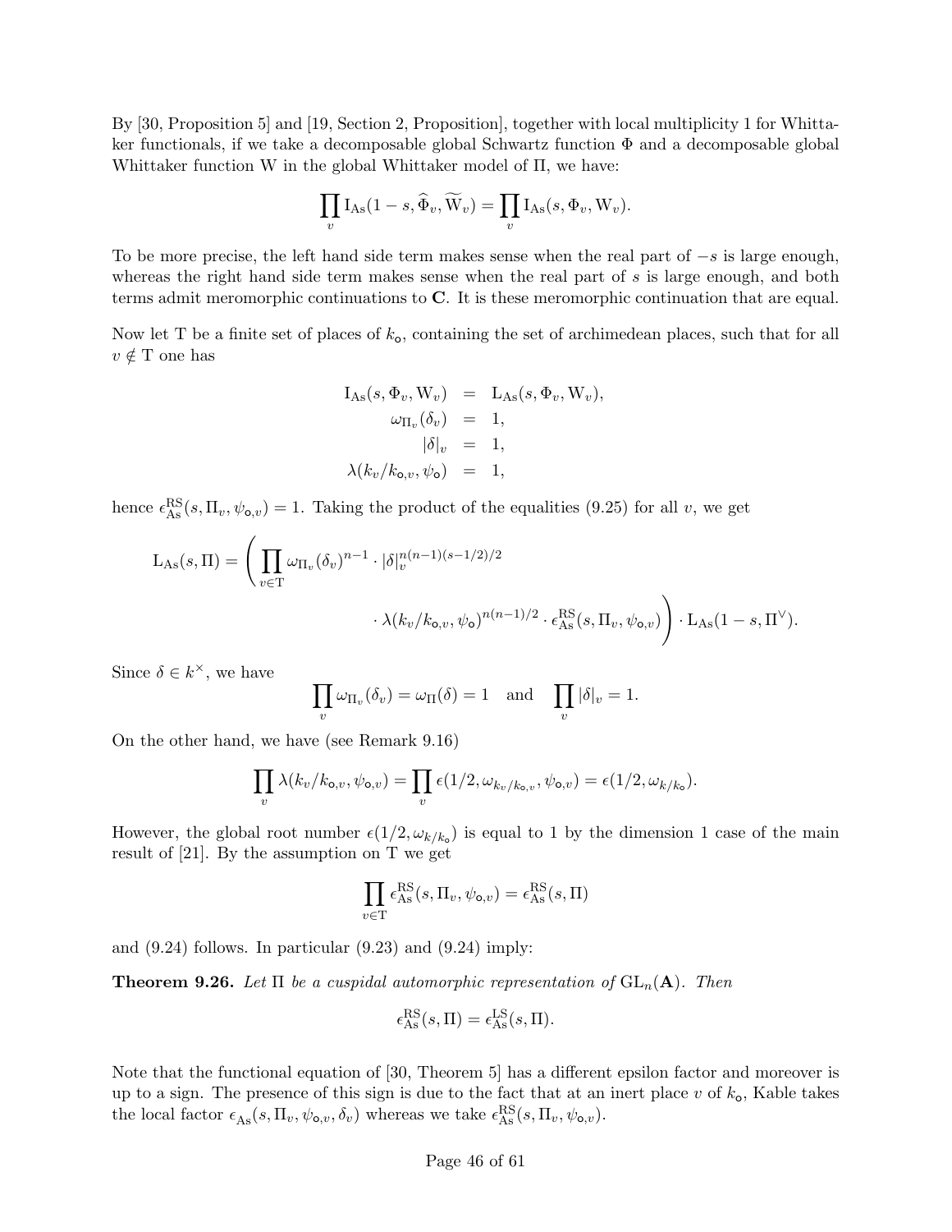By [30, Proposition 5] and [19, Section 2, Proposition], together with local multiplicity 1 for Whittaker functionals, if we take a decomposable global Schwartz function $\Phi$ and a decomposable global Whittaker function W in the global Whittaker model of $\Pi$, we have:

$$\prod_v \mathrm{I_{As}}(1-s, \widehat{\Phi}_v, \widetilde{\mathrm{W}}_v) = \prod_v \mathrm{I_{As}}(s, \Phi_v, \mathrm{W}_v).$$

To be more precise, the left hand side term makes sense when the real part of $-s$ is large enough, whereas the right hand side term makes sense when the real part of $s$ is large enough, and both terms admit meromorphic continuations to $\mathbf{C}$. It is these meromorphic continuation that are equal.

Now let T be a finite set of places of $k_{\mathsf{o}}$, containing the set of archimedean places, such that for all $v \notin \mathrm{T}$ one has

$$\begin{aligned}
\mathrm{I_{As}}(s, \Phi_v, \mathrm{W}_v) &= \mathrm{L_{As}}(s, \Phi_v, \mathrm{W}_v), \\
\omega_{\Pi_v}(\delta_v) &= 1, \\
|\delta|_v &= 1, \\
\lambda(k_v/k_{\mathsf{o},v}, \psi_{\mathsf{o}}) &= 1,
\end{aligned}$$

hence $\epsilon^{\mathrm{RS}}_{\mathrm{As}}(s, \Pi_v, \psi_{\mathsf{o},v}) = 1$. Taking the product of the equalities (9.25) for all $v$, we get

$$\mathrm{L_{As}}(s, \Pi) = \left( \prod_{v \in \mathrm{T}} \omega_{\Pi_v}(\delta_v)^{n-1} \cdot |\delta|_v^{n(n-1)(s-1/2)/2} \cdot \lambda(k_v/k_{\mathsf{o},v}, \psi_{\mathsf{o}})^{n(n-1)/2} \cdot \epsilon^{\mathrm{RS}}_{\mathrm{As}}(s, \Pi_v, \psi_{\mathsf{o},v}) \right) \cdot \mathrm{L_{As}}(1-s, \Pi^\vee).$$

Since $\delta \in k^\times$, we have

$$\prod_v \omega_{\Pi_v}(\delta_v) = \omega_\Pi(\delta) = 1 \quad \text{and} \quad \prod_v |\delta|_v = 1.$$

On the other hand, we have (see Remark 9.16)

$$\prod_v \lambda(k_v/k_{\mathsf{o},v}, \psi_{\mathsf{o},v}) = \prod_v \epsilon(1/2, \omega_{k_v/k_{\mathsf{o},v}}, \psi_{\mathsf{o},v}) = \epsilon(1/2, \omega_{k/k_{\mathsf{o}}}).$$

However, the global root number $\epsilon(1/2, \omega_{k/k_{\mathsf{o}}})$ is equal to 1 by the dimension 1 case of the main result of [21]. By the assumption on T we get

$$\prod_{v \in \mathrm{T}} \epsilon^{\mathrm{RS}}_{\mathrm{As}}(s, \Pi_v, \psi_{\mathsf{o},v}) = \epsilon^{\mathrm{RS}}_{\mathrm{As}}(s, \Pi)$$

and (9.24) follows. In particular (9.23) and (9.24) imply:

**Theorem 9.26.** *Let $\Pi$ be a cuspidal automorphic representation of $\mathrm{GL}_n(\mathbf{A})$. Then*

$$\epsilon^{\mathrm{RS}}_{\mathrm{As}}(s, \Pi) = \epsilon^{\mathrm{LS}}_{\mathrm{As}}(s, \Pi).$$

Note that the functional equation of [30, Theorem 5] has a different epsilon factor and moreover is up to a sign. The presence of this sign is due to the fact that at an inert place $v$ of $k_{\mathsf{o}}$, Kable takes the local factor $\epsilon_{\mathrm{As}}(s, \Pi_v, \psi_{\mathsf{o},v}, \delta_v)$ whereas we take $\epsilon^{\mathrm{RS}}_{\mathrm{As}}(s, \Pi_v, \psi_{\mathsf{o},v})$.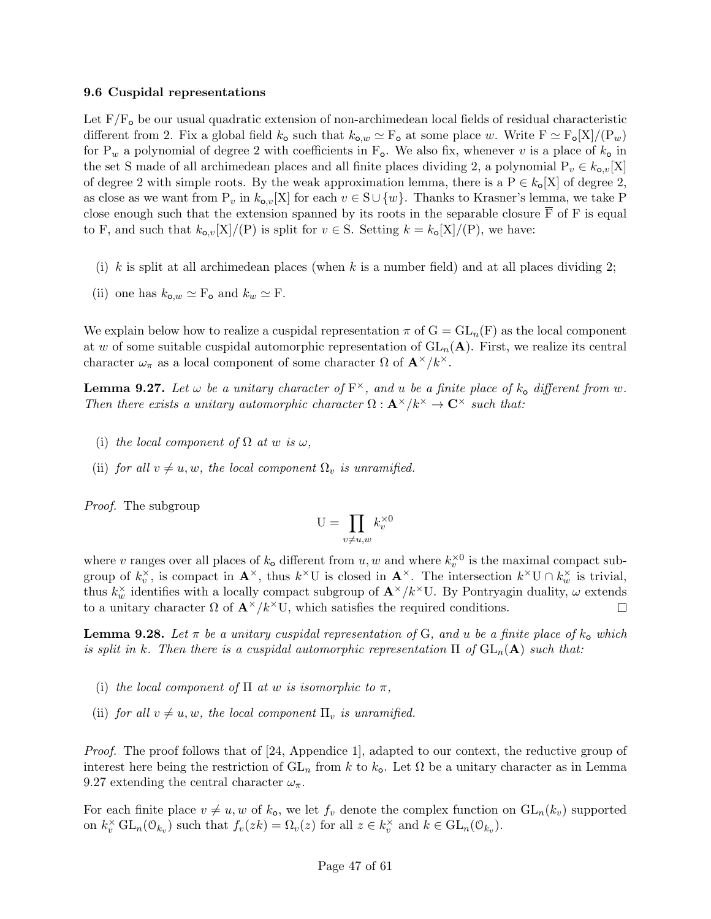### 9.6 Cuspidal representations

Let $\mathrm{F}/\mathrm{F}_\mathsf{o}$ be our usual quadratic extension of non-archimedean local fields of residual characteristic different from 2. Fix a global field $k_\mathsf{o}$ such that $k_{\mathsf{o},w} \simeq \mathrm{F}_\mathsf{o}$ at some place $w$. Write $\mathrm{F} \simeq \mathrm{F}_\mathsf{o}[\mathrm{X}]/(\mathrm{P}_w)$ for $\mathrm{P}_w$ a polynomial of degree 2 with coefficients in $\mathrm{F}_\mathsf{o}$. We also fix, whenever $v$ is a place of $k_\mathsf{o}$ in the set S made of all archimedean places and all finite places dividing 2, a polynomial $\mathrm{P}_v \in k_{\mathsf{o},v}[\mathrm{X}]$ of degree 2 with simple roots. By the weak approximation lemma, there is a $\mathrm{P} \in k_\mathsf{o}[\mathrm{X}]$ of degree 2, as close as we want from $\mathrm{P}_v$ in $k_{\mathsf{o},v}[\mathrm{X}]$ for each $v \in \mathrm{S} \cup \{w\}$. Thanks to Krasner's lemma, we take P close enough such that the extension spanned by its roots in the separable closure $\overline{\mathrm{F}}$ of F is equal to F, and such that $k_{\mathsf{o},v}[\mathrm{X}]/(\mathrm{P})$ is split for $v \in \mathrm{S}$. Setting $k = k_\mathsf{o}[\mathrm{X}]/(\mathrm{P})$, we have:

(i) $k$ is split at all archimedean places (when $k$ is a number field) and at all places dividing 2;

(ii) one has $k_{\mathsf{o},w} \simeq \mathrm{F}_\mathsf{o}$ and $k_w \simeq \mathrm{F}$.

We explain below how to realize a cuspidal representation $\pi$ of $\mathrm{G} = \mathrm{GL}_n(\mathrm{F})$ as the local component at $w$ of some suitable cuspidal automorphic representation of $\mathrm{GL}_n(\mathbf{A})$. First, we realize its central character $\omega_\pi$ as a local component of some character $\Omega$ of $\mathbf{A}^\times/k^\times$.

**Lemma 9.27.** *Let $\omega$ be a unitary character of $\mathrm{F}^\times$, and $u$ be a finite place of $k_\mathsf{o}$ different from $w$. Then there exists a unitary automorphic character $\Omega : \mathbf{A}^\times/k^\times \to \mathbf{C}^\times$ such that:*

(i) *the local component of $\Omega$ at $w$ is $\omega$,*

(ii) *for all $v \neq u, w$, the local component $\Omega_v$ is unramified.*

*Proof.* The subgroup

$$\mathrm{U} = \prod_{v \neq u,w} k_v^{\times 0}$$

where $v$ ranges over all places of $k_\mathsf{o}$ different from $u, w$ and where $k_v^{\times 0}$ is the maximal compact subgroup of $k_v^\times$, is compact in $\mathbf{A}^\times$, thus $k^\times \mathrm{U}$ is closed in $\mathbf{A}^\times$. The intersection $k^\times \mathrm{U} \cap k_w^\times$ is trivial, thus $k_w^\times$ identifies with a locally compact subgroup of $\mathbf{A}^\times/k^\times\mathrm{U}$. By Pontryagin duality, $\omega$ extends to a unitary character $\Omega$ of $\mathbf{A}^\times/k^\times\mathrm{U}$, which satisfies the required conditions. $\square$

**Lemma 9.28.** *Let $\pi$ be a unitary cuspidal representation of G, and $u$ be a finite place of $k_\mathsf{o}$ which is split in $k$. Then there is a cuspidal automorphic representation $\Pi$ of $\mathrm{GL}_n(\mathbf{A})$ such that:*

(i) *the local component of $\Pi$ at $w$ is isomorphic to $\pi$,*

(ii) *for all $v \neq u, w$, the local component $\Pi_v$ is unramified.*

*Proof.* The proof follows that of [24, Appendice 1], adapted to our context, the reductive group of interest here being the restriction of $\mathrm{GL}_n$ from $k$ to $k_\mathsf{o}$. Let $\Omega$ be a unitary character as in Lemma 9.27 extending the central character $\omega_\pi$.

For each finite place $v \neq u, w$ of $k_\mathsf{o}$, we let $f_v$ denote the complex function on $\mathrm{GL}_n(k_v)$ supported on $k_v^\times\,\mathrm{GL}_n(\mathcal{O}_{k_v})$ such that $f_v(zk) = \Omega_v(z)$ for all $z \in k_v^\times$ and $k \in \mathrm{GL}_n(\mathcal{O}_{k_v})$.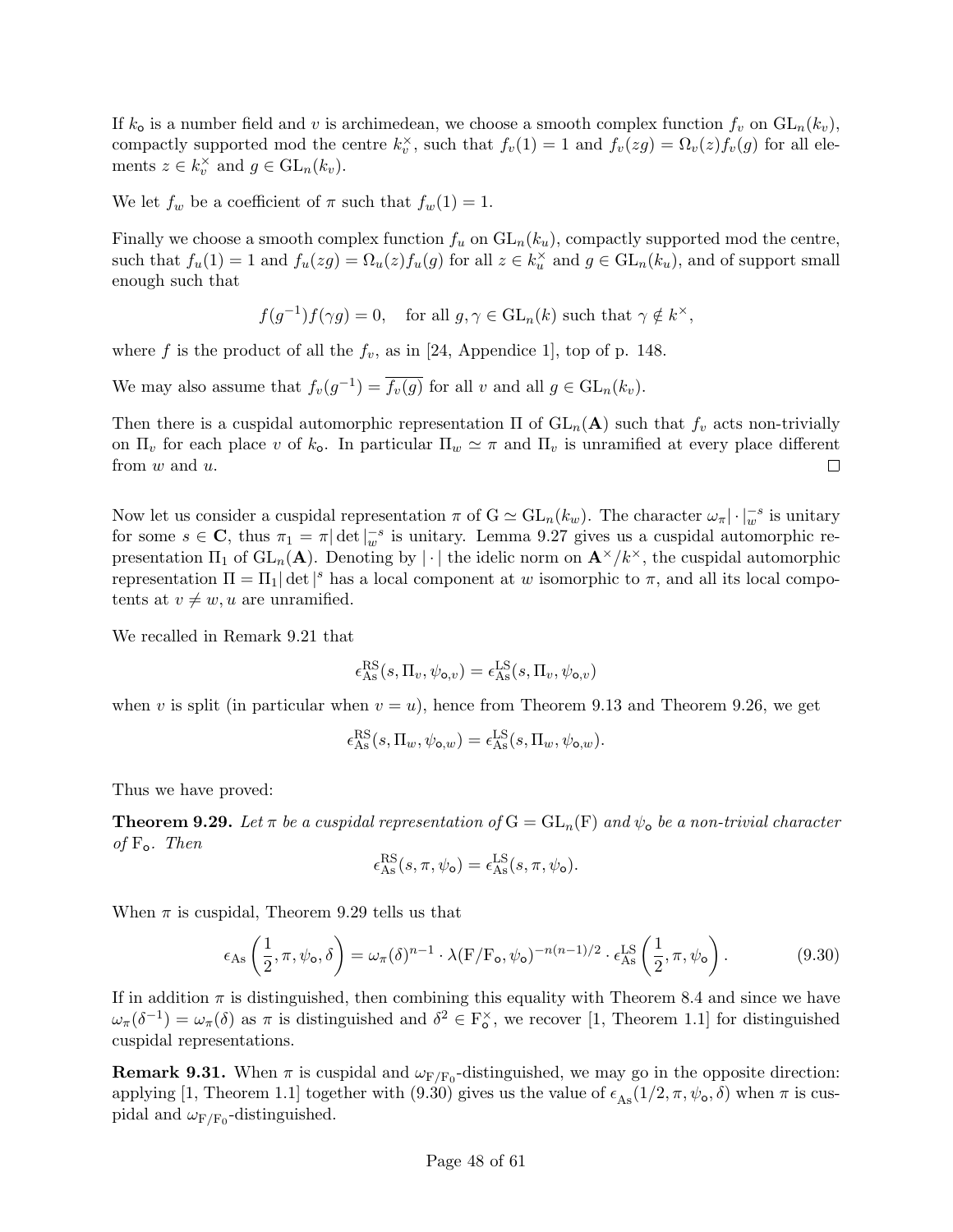If $k_\mathsf{o}$ is a number field and $v$ is archimedean, we choose a smooth complex function $f_v$ on $\mathrm{GL}_n(k_v)$, compactly supported mod the centre $k_v^\times$, such that $f_v(1) = 1$ and $f_v(zg) = \Omega_v(z) f_v(g)$ for all elements $z \in k_v^\times$ and $g \in \mathrm{GL}_n(k_v)$.

We let $f_w$ be a coefficient of $\pi$ such that $f_w(1) = 1$.

Finally we choose a smooth complex function $f_u$ on $\mathrm{GL}_n(k_u)$, compactly supported mod the centre, such that $f_u(1) = 1$ and $f_u(zg) = \Omega_u(z) f_u(g)$ for all $z \in k_u^\times$ and $g \in \mathrm{GL}_n(k_u)$, and of support small enough such that

$$f(g^{-1}) f(\gamma g) = 0, \quad \text{for all } g, \gamma \in \mathrm{GL}_n(k) \text{ such that } \gamma \notin k^\times,$$

where $f$ is the product of all the $f_v$, as in [24, Appendice 1], top of p. 148.

We may also assume that $f_v(g^{-1}) = \overline{f_v(g)}$ for all $v$ and all $g \in \mathrm{GL}_n(k_v)$.

Then there is a cuspidal automorphic representation $\Pi$ of $\mathrm{GL}_n(\mathbf{A})$ such that $f_v$ acts non-trivially on $\Pi_v$ for each place $v$ of $k_\mathsf{o}$. In particular $\Pi_w \simeq \pi$ and $\Pi_v$ is unramified at every place different from $w$ and $u$. $\square$

Now let us consider a cuspidal representation $\pi$ of $\mathrm{G} \simeq \mathrm{GL}_n(k_w)$. The character $\omega_\pi |\cdot|_w^{-s}$ is unitary for some $s \in \mathbf{C}$, thus $\pi_1 = \pi |\det|_w^{-s}$ is unitary. Lemma 9.27 gives us a cuspidal automorphic representation $\Pi_1$ of $\mathrm{GL}_n(\mathbf{A})$. Denoting by $|\cdot|$ the idelic norm on $\mathbf{A}^\times / k^\times$, the cuspidal automorphic representation $\Pi = \Pi_1 |\det|^s$ has a local component at $w$ isomorphic to $\pi$, and all its local compotents at $v \neq w, u$ are unramified.

We recalled in Remark 9.21 that

$$\epsilon_{\mathrm{As}}^{\mathrm{RS}}(s, \Pi_v, \psi_{\mathsf{o},v}) = \epsilon_{\mathrm{As}}^{\mathrm{LS}}(s, \Pi_v, \psi_{\mathsf{o},v})$$

when $v$ is split (in particular when $v = u$), hence from Theorem 9.13 and Theorem 9.26, we get

$$\epsilon_{\mathrm{As}}^{\mathrm{RS}}(s, \Pi_w, \psi_{\mathsf{o},w}) = \epsilon_{\mathrm{As}}^{\mathrm{LS}}(s, \Pi_w, \psi_{\mathsf{o},w}).$$

Thus we have proved:

**Theorem 9.29.** *Let $\pi$ be a cuspidal representation of $\mathrm{G} = \mathrm{GL}_n(\mathrm{F})$ and $\psi_\mathsf{o}$ be a non-trivial character of $\mathrm{F}_\mathsf{o}$. Then*

$$\epsilon_{\mathrm{As}}^{\mathrm{RS}}(s, \pi, \psi_\mathsf{o}) = \epsilon_{\mathrm{As}}^{\mathrm{LS}}(s, \pi, \psi_\mathsf{o}).$$

When $\pi$ is cuspidal, Theorem 9.29 tells us that

$$\epsilon_{\mathrm{As}}\left(\frac{1}{2}, \pi, \psi_\mathsf{o}, \delta\right) = \omega_\pi(\delta)^{n-1} \cdot \lambda(\mathrm{F}/\mathrm{F}_\mathsf{o}, \psi_\mathsf{o})^{-n(n-1)/2} \cdot \epsilon_{\mathrm{As}}^{\mathrm{LS}}\left(\frac{1}{2}, \pi, \psi_\mathsf{o}\right). \tag{9.30}$$

If in addition $\pi$ is distinguished, then combining this equality with Theorem 8.4 and since we have $\omega_\pi(\delta^{-1}) = \omega_\pi(\delta)$ as $\pi$ is distinguished and $\delta^2 \in \mathrm{F}_\mathsf{o}^\times$, we recover [1, Theorem 1.1] for distinguished cuspidal representations.

**Remark 9.31.** When $\pi$ is cuspidal and $\omega_{\mathrm{F}/\mathrm{F}_0}$-distinguished, we may go in the opposite direction: applying [1, Theorem 1.1] together with (9.30) gives us the value of $\epsilon_{\mathrm{As}}(1/2, \pi, \psi_\mathsf{o}, \delta)$ when $\pi$ is cuspidal and $\omega_{\mathrm{F}/\mathrm{F}_0}$-distinguished.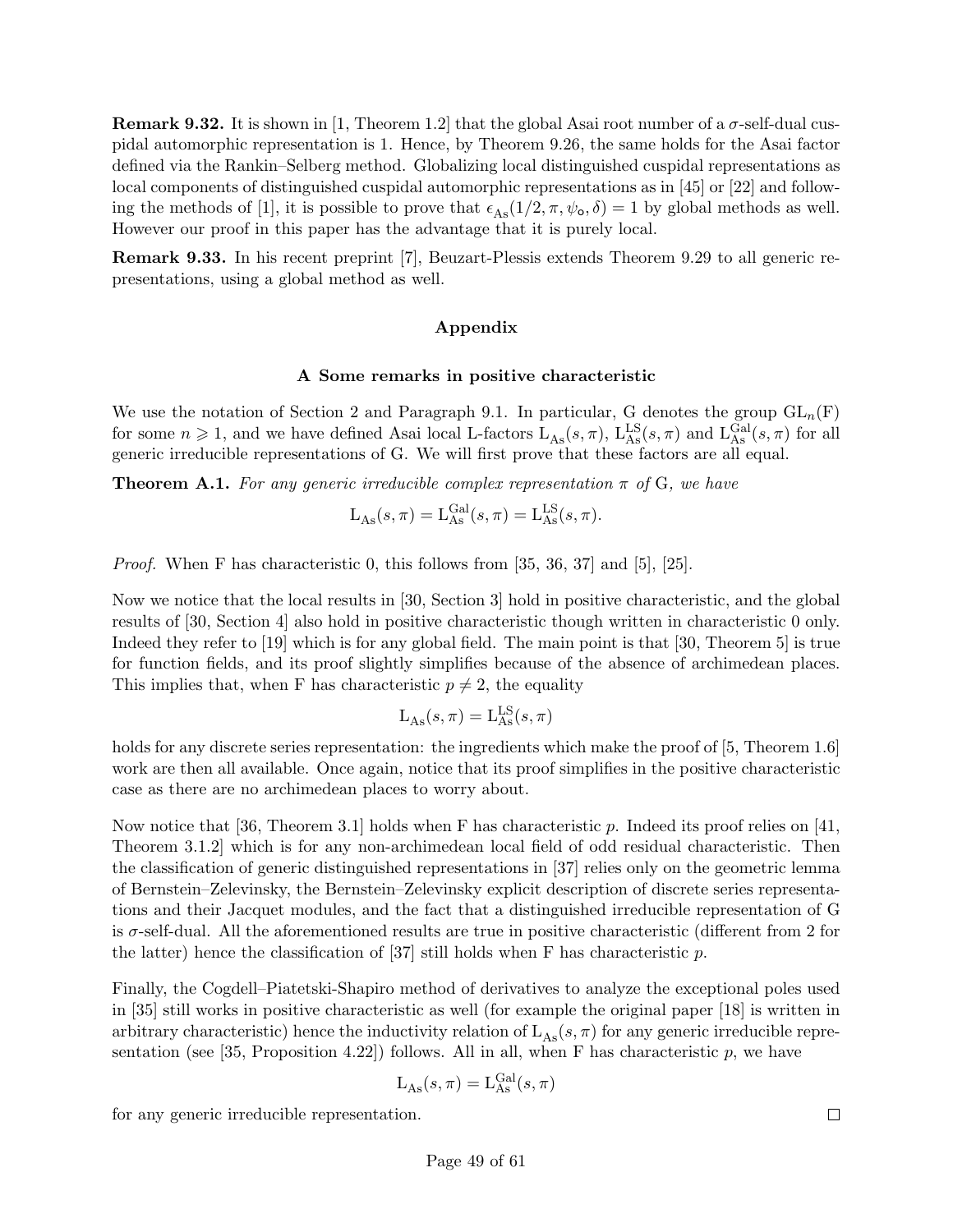**Remark 9.32.** It is shown in [1, Theorem 1.2] that the global Asai root number of a $\sigma$-self-dual cuspidal automorphic representation is 1. Hence, by Theorem 9.26, the same holds for the Asai factor defined via the Rankin–Selberg method. Globalizing local distinguished cuspidal representations as local components of distinguished cuspidal automorphic representations as in [45] or [22] and following the methods of [1], it is possible to prove that $\epsilon_{\mathrm{As}}(1/2, \pi, \psi_{\mathsf{o}}, \delta) = 1$ by global methods as well. However our proof in this paper has the advantage that it is purely local.

**Remark 9.33.** In his recent preprint [7], Beuzart-Plessis extends Theorem 9.29 to all generic representations, using a global method as well.

## Appendix

### A Some remarks in positive characteristic

We use the notation of Section 2 and Paragraph 9.1. In particular, G denotes the group $\mathrm{GL}_n(\mathrm{F})$ for some $n \geqslant 1$, and we have defined Asai local L-factors $\mathrm{L}_{\mathrm{As}}(s, \pi)$, $\mathrm{L}^{\mathrm{LS}}_{\mathrm{As}}(s, \pi)$ and $\mathrm{L}^{\mathrm{Gal}}_{\mathrm{As}}(s, \pi)$ for all generic irreducible representations of G. We will first prove that these factors are all equal.

**Theorem A.1.** *For any generic irreducible complex representation $\pi$ of* G*, we have*

$$\mathrm{L}_{\mathrm{As}}(s, \pi) = \mathrm{L}^{\mathrm{Gal}}_{\mathrm{As}}(s, \pi) = \mathrm{L}^{\mathrm{LS}}_{\mathrm{As}}(s, \pi).$$

*Proof.* When F has characteristic 0, this follows from [35, 36, 37] and [5], [25].

Now we notice that the local results in [30, Section 3] hold in positive characteristic, and the global results of [30, Section 4] also hold in positive characteristic though written in characteristic 0 only. Indeed they refer to [19] which is for any global field. The main point is that [30, Theorem 5] is true for function fields, and its proof slightly simplifies because of the absence of archimedean places. This implies that, when F has characteristic $p \neq 2$, the equality

$$\mathrm{L}_{\mathrm{As}}(s, \pi) = \mathrm{L}^{\mathrm{LS}}_{\mathrm{As}}(s, \pi)$$

holds for any discrete series representation: the ingredients which make the proof of [5, Theorem 1.6] work are then all available. Once again, notice that its proof simplifies in the positive characteristic case as there are no archimedean places to worry about.

Now notice that [36, Theorem 3.1] holds when F has characteristic $p$. Indeed its proof relies on [41, Theorem 3.1.2] which is for any non-archimedean local field of odd residual characteristic. Then the classification of generic distinguished representations in [37] relies only on the geometric lemma of Bernstein–Zelevinsky, the Bernstein–Zelevinsky explicit description of discrete series representations and their Jacquet modules, and the fact that a distinguished irreducible representation of G is $\sigma$-self-dual. All the aforementioned results are true in positive characteristic (different from 2 for the latter) hence the classification of [37] still holds when F has characteristic $p$.

Finally, the Cogdell–Piatetski-Shapiro method of derivatives to analyze the exceptional poles used in [35] still works in positive characteristic as well (for example the original paper [18] is written in arbitrary characteristic) hence the inductivity relation of $\mathrm{L}_{\mathrm{As}}(s, \pi)$ for any generic irreducible representation (see [35, Proposition 4.22]) follows. All in all, when F has characteristic $p$, we have

$$\mathrm{L}_{\mathrm{As}}(s, \pi) = \mathrm{L}^{\mathrm{Gal}}_{\mathrm{As}}(s, \pi)$$

for any generic irreducible representation. ∎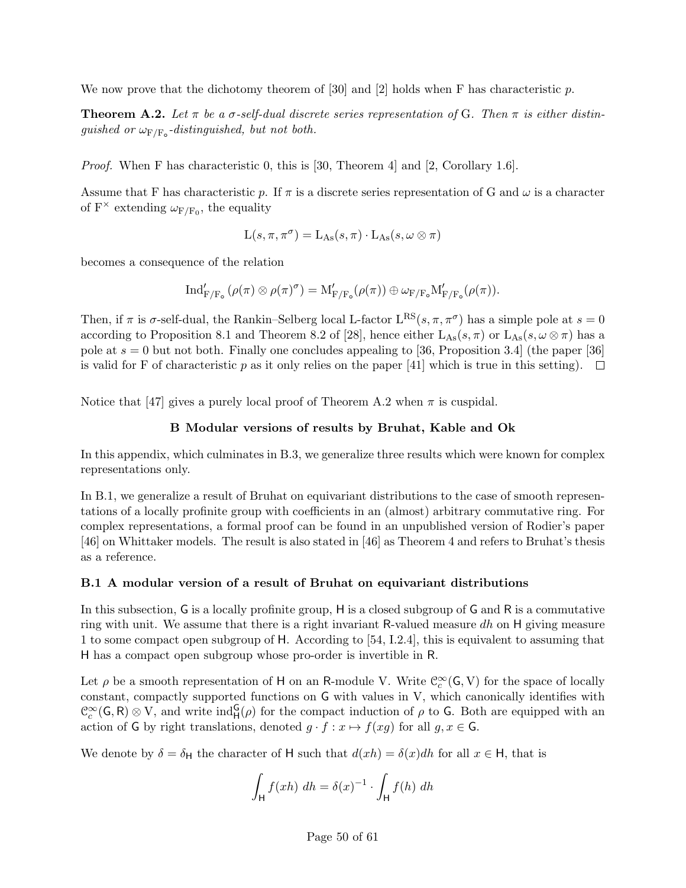We now prove that the dichotomy theorem of [30] and [2] holds when F has characteristic $p$.

**Theorem A.2.** *Let $\pi$ be a $\sigma$-self-dual discrete series representation of* G*. Then $\pi$ is either distinguished or $\omega_{\mathrm{F}/\mathrm{F}_\circ}$-distinguished, but not both.*

*Proof.* When F has characteristic 0, this is [30, Theorem 4] and [2, Corollary 1.6].

Assume that F has characteristic $p$. If $\pi$ is a discrete series representation of G and $\omega$ is a character of $\mathrm{F}^\times$ extending $\omega_{\mathrm{F}/\mathrm{F}_0}$, the equality

$$\mathrm{L}(s,\pi,\pi^\sigma) = \mathrm{L}_{\mathrm{As}}(s,\pi)\cdot \mathrm{L}_{\mathrm{As}}(s,\omega\otimes\pi)$$

becomes a consequence of the relation

$$\mathrm{Ind}'_{\mathrm{F}/\mathrm{F}_\circ}(\rho(\pi)\otimes\rho(\pi)^\sigma) = \mathrm{M}'_{\mathrm{F}/\mathrm{F}_\circ}(\rho(\pi))\oplus \omega_{\mathrm{F}/\mathrm{F}_\circ}\mathrm{M}'_{\mathrm{F}/\mathrm{F}_\circ}(\rho(\pi)).$$

Then, if $\pi$ is $\sigma$-self-dual, the Rankin–Selberg local L-factor $\mathrm{L}^{\mathrm{RS}}(s,\pi,\pi^\sigma)$ has a simple pole at $s=0$ according to Proposition 8.1 and Theorem 8.2 of [28], hence either $\mathrm{L}_{\mathrm{As}}(s,\pi)$ or $\mathrm{L}_{\mathrm{As}}(s,\omega\otimes\pi)$ has a pole at $s=0$ but not both. Finally one concludes appealing to [36, Proposition 3.4] (the paper [36] is valid for F of characteristic $p$ as it only relies on the paper [41] which is true in this setting). □

Notice that [47] gives a purely local proof of Theorem A.2 when $\pi$ is cuspidal.

## B Modular versions of results by Bruhat, Kable and Ok

In this appendix, which culminates in B.3, we generalize three results which were known for complex representations only.

In B.1, we generalize a result of Bruhat on equivariant distributions to the case of smooth representations of a locally profinite group with coefficients in an (almost) arbitrary commutative ring. For complex representations, a formal proof can be found in an unpublished version of Rodier's paper [46] on Whittaker models. The result is also stated in [46] as Theorem 4 and refers to Bruhat's thesis as a reference.

### B.1 A modular version of a result of Bruhat on equivariant distributions

In this subsection, $\mathsf{G}$ is a locally profinite group, $\mathsf{H}$ is a closed subgroup of $\mathsf{G}$ and $\mathsf{R}$ is a commutative ring with unit. We assume that there is a right invariant $\mathsf{R}$-valued measure $dh$ on $\mathsf{H}$ giving measure 1 to some compact open subgroup of $\mathsf{H}$. According to [54, I.2.4], this is equivalent to assuming that $\mathsf{H}$ has a compact open subgroup whose pro-order is invertible in $\mathsf{R}$.

Let $\rho$ be a smooth representation of $\mathsf{H}$ on an $\mathsf{R}$-module V. Write $\mathcal{C}_c^\infty(\mathsf{G},\mathrm{V})$ for the space of locally constant, compactly supported functions on $\mathsf{G}$ with values in V, which canonically identifies with $\mathcal{C}_c^\infty(\mathsf{G},\mathsf{R})\otimes\mathrm{V}$, and write $\mathrm{ind}_{\mathsf{H}}^{\mathsf{G}}(\rho)$ for the compact induction of $\rho$ to $\mathsf{G}$. Both are equipped with an action of $\mathsf{G}$ by right translations, denoted $g\cdot f : x\mapsto f(xg)$ for all $g,x\in\mathsf{G}$.

We denote by $\delta=\delta_{\mathsf{H}}$ the character of $\mathsf{H}$ such that $d(xh)=\delta(x)dh$ for all $x\in\mathsf{H}$, that is

$$\int_{\mathsf{H}} f(xh)\ dh = \delta(x)^{-1}\cdot\int_{\mathsf{H}} f(h)\ dh$$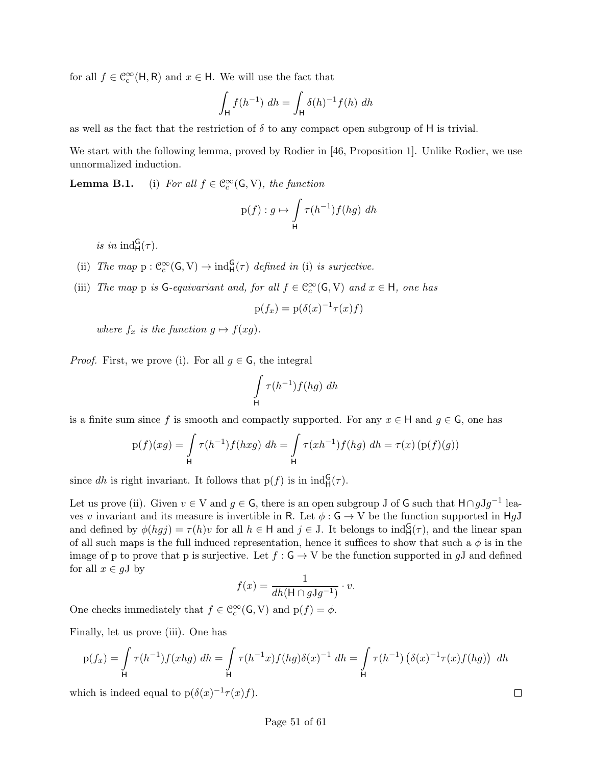for all $f \in \mathcal{C}_c^\infty(\mathsf{H}, \mathsf{R})$ and $x \in \mathsf{H}$. We will use the fact that

$$\int_{\mathsf{H}} f(h^{-1})\ dh = \int_{\mathsf{H}} \delta(h)^{-1} f(h)\ dh$$

as well as the fact that the restriction of $\delta$ to any compact open subgroup of $\mathsf{H}$ is trivial.

We start with the following lemma, proved by Rodier in [46, Proposition 1]. Unlike Rodier, we use unnormalized induction.

**Lemma B.1.** (i) *For all $f \in \mathcal{C}_c^\infty(\mathsf{G}, \mathrm{V})$, the function*

$$\mathrm{p}(f) : g \mapsto \int_{\mathsf{H}} \tau(h^{-1}) f(hg)\ dh$$

*is in $\mathrm{ind}_{\mathsf{H}}^{\mathsf{G}}(\tau)$.*

(ii) *The map $\mathrm{p} : \mathcal{C}_c^\infty(\mathsf{G}, \mathrm{V}) \to \mathrm{ind}_{\mathsf{H}}^{\mathsf{G}}(\tau)$ defined in* (i) *is surjective.*

(iii) *The map $\mathrm{p}$ is $\mathsf{G}$-equivariant and, for all $f \in \mathcal{C}_c^\infty(\mathsf{G}, \mathrm{V})$ and $x \in \mathsf{H}$, one has*

$$\mathrm{p}(f_x) = \mathrm{p}(\delta(x)^{-1}\tau(x)f)$$

*where $f_x$ is the function $g \mapsto f(xg)$.*

*Proof.* First, we prove (i). For all $g \in \mathsf{G}$, the integral

$$\int_{\mathsf{H}} \tau(h^{-1}) f(hg)\ dh$$

is a finite sum since $f$ is smooth and compactly supported. For any $x \in \mathsf{H}$ and $g \in \mathsf{G}$, one has

$$\mathrm{p}(f)(xg) = \int_{\mathsf{H}} \tau(h^{-1}) f(hxg)\ dh = \int_{\mathsf{H}} \tau(xh^{-1}) f(hg)\ dh = \tau(x)\left(\mathrm{p}(f)(g)\right)$$

since $dh$ is right invariant. It follows that $\mathrm{p}(f)$ is in $\mathrm{ind}_{\mathsf{H}}^{\mathsf{G}}(\tau)$.

Let us prove (ii). Given $v \in \mathrm{V}$ and $g \in \mathsf{G}$, there is an open subgroup $\mathrm{J}$ of $\mathsf{G}$ such that $\mathsf{H} \cap g\mathrm{J}g^{-1}$ leaves $v$ invariant and its measure is invertible in $\mathsf{R}$. Let $\phi : \mathsf{G} \to \mathrm{V}$ be the function supported in $\mathsf{H}g\mathrm{J}$ and defined by $\phi(hgj) = \tau(h)v$ for all $h \in \mathsf{H}$ and $j \in \mathrm{J}$. It belongs to $\mathrm{ind}_{\mathsf{H}}^{\mathsf{G}}(\tau)$, and the linear span of all such maps is the full induced representation, hence it suffices to show that such a $\phi$ is in the image of $\mathrm{p}$ to prove that $\mathrm{p}$ is surjective. Let $f : \mathsf{G} \to \mathrm{V}$ be the function supported in $g\mathrm{J}$ and defined for all $x \in g\mathrm{J}$ by

$$f(x) = \frac{1}{dh(\mathsf{H} \cap g\mathrm{J}g^{-1})} \cdot v.$$

One checks immediately that $f \in \mathcal{C}_c^\infty(\mathsf{G}, \mathrm{V})$ and $\mathrm{p}(f) = \phi$.

Finally, let us prove (iii). One has

$$\mathrm{p}(f_x) = \int_{\mathsf{H}} \tau(h^{-1}) f(xhg)\ dh = \int_{\mathsf{H}} \tau(h^{-1}x) f(hg) \delta(x)^{-1}\ dh = \int_{\mathsf{H}} \tau(h^{-1})\left(\delta(x)^{-1}\tau(x) f(hg)\right)\ dh$$

which is indeed equal to $\mathrm{p}(\delta(x)^{-1}\tau(x)f)$. $\square$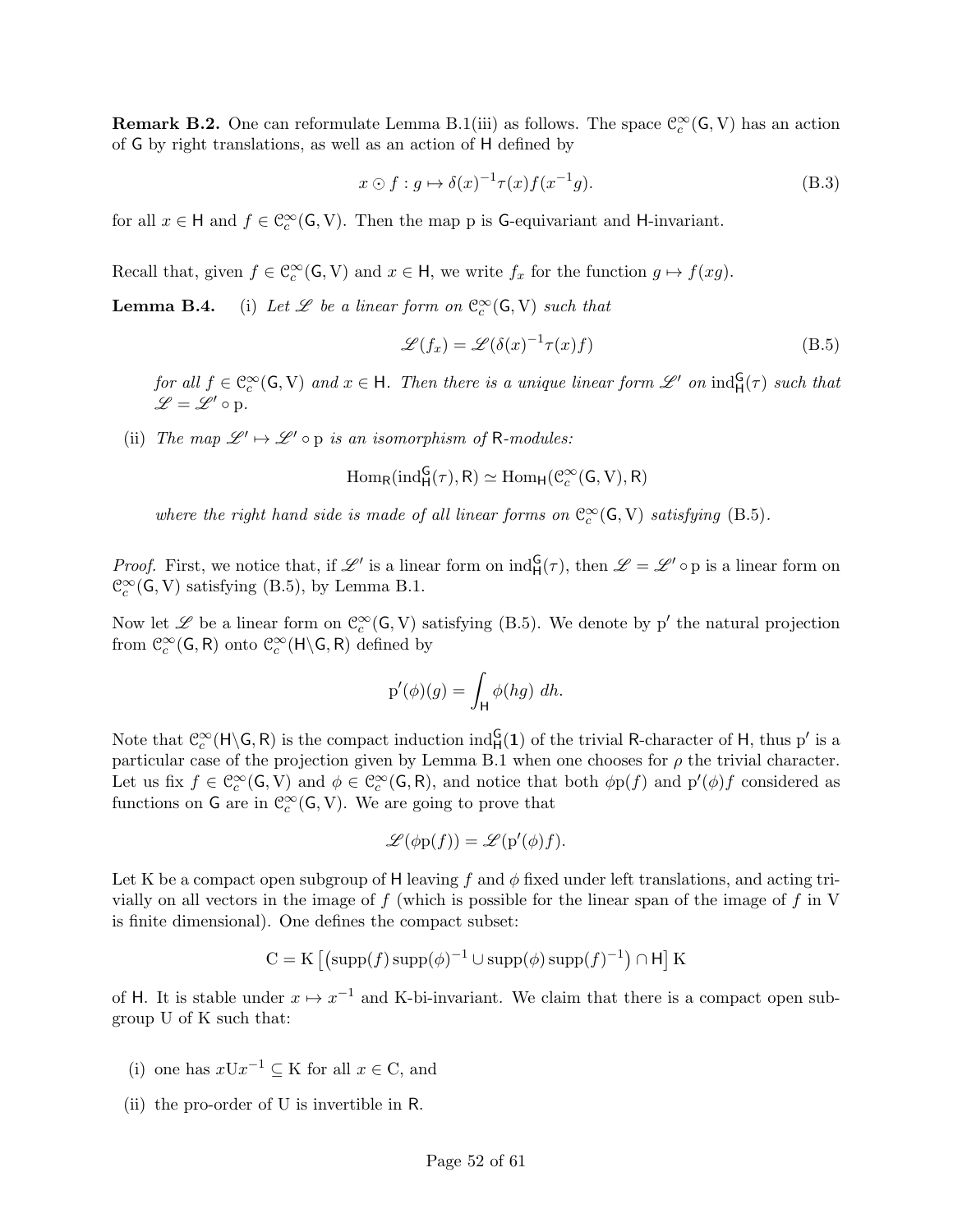**Remark B.2.** One can reformulate Lemma B.1(iii) as follows. The space $\mathcal{C}_c^\infty(\mathsf{G}, \mathrm{V})$ has an action of $\mathsf{G}$ by right translations, as well as an action of $\mathsf{H}$ defined by

$$x \odot f : g \mapsto \delta(x)^{-1}\tau(x)f(x^{-1}g). \tag{B.3}$$

for all $x \in \mathsf{H}$ and $f \in \mathcal{C}_c^\infty(\mathsf{G}, \mathrm{V})$. Then the map $\mathrm{p}$ is $\mathsf{G}$-equivariant and $\mathsf{H}$-invariant.

Recall that, given $f \in \mathcal{C}_c^\infty(\mathsf{G}, \mathrm{V})$ and $x \in \mathsf{H}$, we write $f_x$ for the function $g \mapsto f(xg)$.

**Lemma B.4.** (i) *Let $\mathscr{L}$ be a linear form on $\mathcal{C}_c^\infty(\mathsf{G}, \mathrm{V})$ such that*

$$\mathscr{L}(f_x) = \mathscr{L}(\delta(x)^{-1}\tau(x)f) \tag{B.5}$$

*for all $f \in \mathcal{C}_c^\infty(\mathsf{G}, \mathrm{V})$ and $x \in \mathsf{H}$. Then there is a unique linear form $\mathscr{L}'$ on $\mathrm{ind}_{\mathsf{H}}^{\mathsf{G}}(\tau)$ such that $\mathscr{L} = \mathscr{L}' \circ \mathrm{p}$.*

(ii) *The map $\mathscr{L}' \mapsto \mathscr{L}' \circ \mathrm{p}$ is an isomorphism of $\mathsf{R}$-modules:*

$$\mathrm{Hom}_{\mathsf{R}}(\mathrm{ind}_{\mathsf{H}}^{\mathsf{G}}(\tau), \mathsf{R}) \simeq \mathrm{Hom}_{\mathsf{H}}(\mathcal{C}_c^\infty(\mathsf{G}, \mathrm{V}), \mathsf{R})$$

*where the right hand side is made of all linear forms on $\mathcal{C}_c^\infty(\mathsf{G}, \mathrm{V})$ satisfying* (B.5).

*Proof.* First, we notice that, if $\mathscr{L}'$ is a linear form on $\mathrm{ind}_{\mathsf{H}}^{\mathsf{G}}(\tau)$, then $\mathscr{L} = \mathscr{L}' \circ \mathrm{p}$ is a linear form on $\mathcal{C}_c^\infty(\mathsf{G}, \mathrm{V})$ satisfying (B.5), by Lemma B.1.

Now let $\mathscr{L}$ be a linear form on $\mathcal{C}_c^\infty(\mathsf{G}, \mathrm{V})$ satisfying (B.5). We denote by $\mathrm{p}'$ the natural projection from $\mathcal{C}_c^\infty(\mathsf{G}, \mathsf{R})$ onto $\mathcal{C}_c^\infty(\mathsf{H}\backslash\mathsf{G}, \mathsf{R})$ defined by

$$\mathrm{p}'(\phi)(g) = \int_{\mathsf{H}} \phi(hg)\ dh.$$

Note that $\mathcal{C}_c^\infty(\mathsf{H}\backslash\mathsf{G}, \mathsf{R})$ is the compact induction $\mathrm{ind}_{\mathsf{H}}^{\mathsf{G}}(\mathbf{1})$ of the trivial $\mathsf{R}$-character of $\mathsf{H}$, thus $\mathrm{p}'$ is a particular case of the projection given by Lemma B.1 when one chooses for $\rho$ the trivial character. Let us fix $f \in \mathcal{C}_c^\infty(\mathsf{G}, \mathrm{V})$ and $\phi \in \mathcal{C}_c^\infty(\mathsf{G}, \mathsf{R})$, and notice that both $\phi\mathrm{p}(f)$ and $\mathrm{p}'(\phi)f$ considered as functions on $\mathsf{G}$ are in $\mathcal{C}_c^\infty(\mathsf{G}, \mathrm{V})$. We are going to prove that

$$\mathscr{L}(\phi\mathrm{p}(f)) = \mathscr{L}(\mathrm{p}'(\phi)f).$$

Let $\mathrm{K}$ be a compact open subgroup of $\mathsf{H}$ leaving $f$ and $\phi$ fixed under left translations, and acting trivially on all vectors in the image of $f$ (which is possible for the linear span of the image of $f$ in $\mathrm{V}$ is finite dimensional). One defines the compact subset:

$$\mathrm{C} = \mathrm{K}\left[\left(\mathrm{supp}(f)\,\mathrm{supp}(\phi)^{-1} \cup \mathrm{supp}(\phi)\,\mathrm{supp}(f)^{-1}\right) \cap \mathsf{H}\right]\mathrm{K}$$

of $\mathsf{H}$. It is stable under $x \mapsto x^{-1}$ and $\mathrm{K}$-bi-invariant. We claim that there is a compact open subgroup $\mathrm{U}$ of $\mathrm{K}$ such that:

(i) one has $x\mathrm{U}x^{-1} \subseteq \mathrm{K}$ for all $x \in \mathrm{C}$, and

(ii) the pro-order of $\mathrm{U}$ is invertible in $\mathsf{R}$.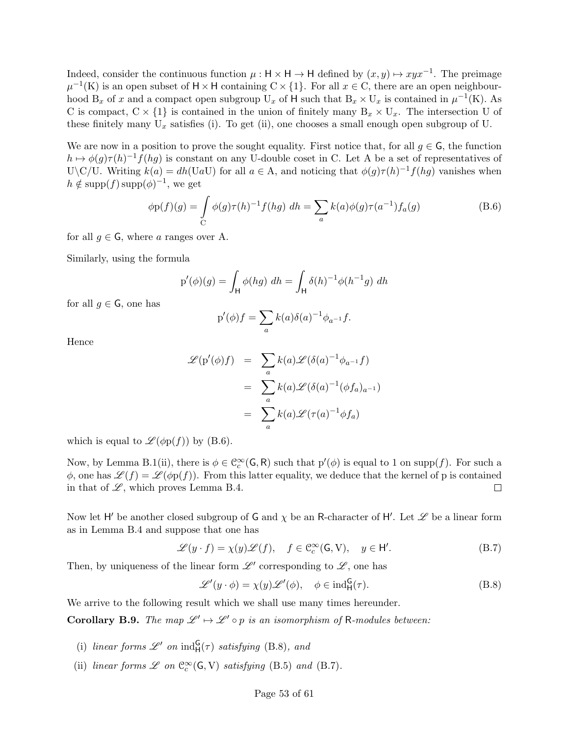Indeed, consider the continuous function $\mu : \mathsf{H} \times \mathsf{H} \to \mathsf{H}$ defined by $(x, y) \mapsto xyx^{-1}$. The preimage $\mu^{-1}(\mathrm{K})$ is an open subset of $\mathsf{H} \times \mathsf{H}$ containing $\mathrm{C} \times \{1\}$. For all $x \in \mathrm{C}$, there are an open neighbourhood $\mathrm{B}_x$ of $x$ and a compact open subgroup $\mathrm{U}_x$ of $\mathsf{H}$ such that $\mathrm{B}_x \times \mathrm{U}_x$ is contained in $\mu^{-1}(\mathrm{K})$. As $\mathrm{C}$ is compact, $\mathrm{C} \times \{1\}$ is contained in the union of finitely many $\mathrm{B}_x \times \mathrm{U}_x$. The intersection $\mathrm{U}$ of these finitely many $\mathrm{U}_x$ satisfies (i). To get (ii), one chooses a small enough open subgroup of $\mathrm{U}$.

We are now in a position to prove the sought equality. First notice that, for all $g \in \mathsf{G}$, the function $h \mapsto \phi(g)\tau(h)^{-1}f(hg)$ is constant on any $\mathrm{U}$-double coset in $\mathrm{C}$. Let $\mathrm{A}$ be a set of representatives of $\mathrm{U}\backslash\mathrm{C}/\mathrm{U}$. Writing $k(a) = dh(\mathrm{U}a\mathrm{U})$ for all $a \in \mathrm{A}$, and noticing that $\phi(g)\tau(h)^{-1}f(hg)$ vanishes when $h \notin \mathrm{supp}(f)\,\mathrm{supp}(\phi)^{-1}$, we get

$$\phi\mathrm{p}(f)(g) = \int_{\mathrm{C}} \phi(g)\tau(h)^{-1}f(hg)\ dh = \sum_a k(a)\phi(g)\tau(a^{-1})f_a(g) \tag{B.6}$$

for all $g \in \mathsf{G}$, where $a$ ranges over $\mathrm{A}$.

Similarly, using the formula

$$\mathrm{p}'(\phi)(g) = \int_{\mathsf{H}} \phi(hg)\ dh = \int_{\mathsf{H}} \delta(h)^{-1}\phi(h^{-1}g)\ dh$$

for all $g \in \mathsf{G}$, one has

$$\mathrm{p}'(\phi)f = \sum_a k(a)\delta(a)^{-1}\phi_{a^{-1}}f.$$

Hence

$$\begin{aligned}
\mathscr{L}(\mathrm{p}'(\phi)f) &= \sum_a k(a)\mathscr{L}(\delta(a)^{-1}\phi_{a^{-1}}f) \\
&= \sum_a k(a)\mathscr{L}(\delta(a)^{-1}(\phi f_a)_{a^{-1}}) \\
&= \sum_a k(a)\mathscr{L}(\tau(a)^{-1}\phi f_a)
\end{aligned}$$

which is equal to $\mathscr{L}(\phi\mathrm{p}(f))$ by (B.6).

Now, by Lemma B.1(ii), there is $\phi \in \mathcal{C}_c^\infty(\mathsf{G}, \mathsf{R})$ such that $\mathrm{p}'(\phi)$ is equal to 1 on $\mathrm{supp}(f)$. For such a $\phi$, one has $\mathscr{L}(f) = \mathscr{L}(\phi\mathrm{p}(f))$. From this latter equality, we deduce that the kernel of $\mathrm{p}$ is contained in that of $\mathscr{L}$, which proves Lemma B.4. $\square$

Now let $\mathsf{H}'$ be another closed subgroup of $\mathsf{G}$ and $\chi$ be an $\mathsf{R}$-character of $\mathsf{H}'$. Let $\mathscr{L}$ be a linear form as in Lemma B.4 and suppose that one has

$$\mathscr{L}(y \cdot f) = \chi(y)\mathscr{L}(f), \quad f \in \mathcal{C}_c^\infty(\mathsf{G}, \mathrm{V}), \quad y \in \mathsf{H}'. \tag{B.7}$$

Then, by uniqueness of the linear form $\mathscr{L}'$ corresponding to $\mathscr{L}$, one has

$$\mathscr{L}'(y \cdot \phi) = \chi(y)\mathscr{L}'(\phi), \quad \phi \in \mathrm{ind}_{\mathsf{H}}^{\mathsf{G}}(\tau). \tag{B.8}$$

We arrive to the following result which we shall use many times hereunder.

**Corollary B.9.** *The map $\mathscr{L}' \mapsto \mathscr{L}' \circ p$ is an isomorphism of $\mathsf{R}$-modules between:*

(i) *linear forms $\mathscr{L}'$ on $\mathrm{ind}_{\mathsf{H}}^{\mathsf{G}}(\tau)$ satisfying* (B.8)*, and*

(ii) *linear forms $\mathscr{L}$ on $\mathcal{C}_c^\infty(\mathsf{G}, \mathrm{V})$ satisfying* (B.5) *and* (B.7)*.*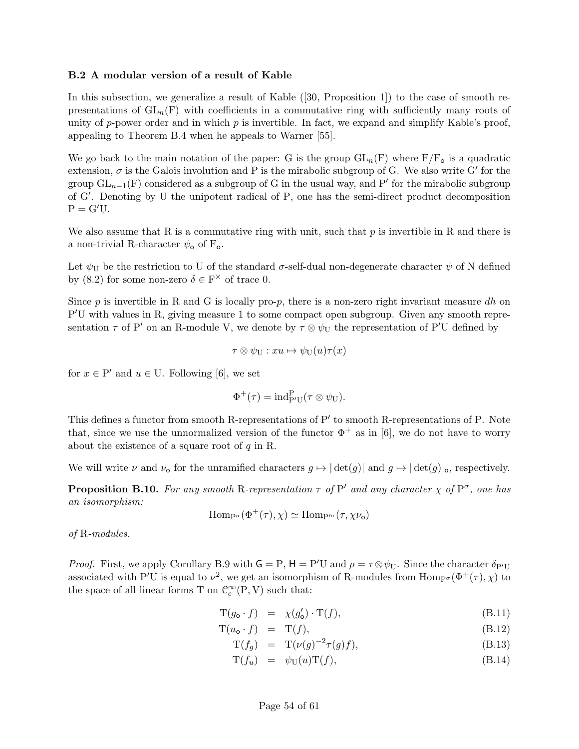### B.2 A modular version of a result of Kable

In this subsection, we generalize a result of Kable ([30, Proposition 1]) to the case of smooth representations of $\mathrm{GL}_n(\mathrm{F})$ with coefficients in a commutative ring with sufficiently many roots of unity of $p$-power order and in which $p$ is invertible. In fact, we expand and simplify Kable's proof, appealing to Theorem B.4 when he appeals to Warner [55].

We go back to the main notation of the paper: G is the group $\mathrm{GL}_n(\mathrm{F})$ where $\mathrm{F}/\mathrm{F}_\mathsf{o}$ is a quadratic extension, $\sigma$ is the Galois involution and P is the mirabolic subgroup of G. We also write $\mathrm{G}'$ for the group $\mathrm{GL}_{n-1}(\mathrm{F})$ considered as a subgroup of G in the usual way, and $\mathrm{P}'$ for the mirabolic subgroup of $\mathrm{G}'$. Denoting by U the unipotent radical of P, one has the semi-direct product decomposition $\mathrm{P} = \mathrm{G}'\mathrm{U}$.

We also assume that R is a commutative ring with unit, such that $p$ is invertible in R and there is a non-trivial R-character $\psi_\mathsf{o}$ of $\mathrm{F}_\mathsf{o}$.

Let $\psi_\mathrm{U}$ be the restriction to U of the standard $\sigma$-self-dual non-degenerate character $\psi$ of N defined by (8.2) for some non-zero $\delta \in \mathrm{F}^\times$ of trace 0.

Since $p$ is invertible in R and G is locally pro-$p$, there is a non-zero right invariant measure $dh$ on $\mathrm{P}'\mathrm{U}$ with values in R, giving measure 1 to some compact open subgroup. Given any smooth representation $\tau$ of $\mathrm{P}'$ on an R-module V, we denote by $\tau \otimes \psi_\mathrm{U}$ the representation of $\mathrm{P}'\mathrm{U}$ defined by

$$\tau \otimes \psi_\mathrm{U} : xu \mapsto \psi_\mathrm{U}(u)\tau(x)$$

for $x \in \mathrm{P}'$ and $u \in \mathrm{U}$. Following [6], we set

$$\Phi^+(\tau) = \mathrm{ind}_{\mathrm{P}'\mathrm{U}}^{\mathrm{P}}(\tau \otimes \psi_\mathrm{U}).$$

This defines a functor from smooth R-representations of $\mathrm{P}'$ to smooth R-representations of P. Note that, since we use the unnormalized version of the functor $\Phi^+$ as in [6], we do not have to worry about the existence of a square root of $q$ in R.

We will write $\nu$ and $\nu_\mathsf{o}$ for the unramified characters $g \mapsto |\det(g)|$ and $g \mapsto |\det(g)|_\mathsf{o}$, respectively.

**Proposition B.10.** *For any smooth* R*-representation* $\tau$ *of* $\mathrm{P}'$ *and any character* $\chi$ *of* $\mathrm{P}^\sigma$*, one has an isomorphism:*

$$\mathrm{Hom}_{\mathrm{P}^\sigma}(\Phi^+(\tau), \chi) \simeq \mathrm{Hom}_{\mathrm{P}'^\sigma}(\tau, \chi\nu_\mathsf{o})$$

*of* R*-modules.*

*Proof.* First, we apply Corollary B.9 with $\mathsf{G} = \mathrm{P}$, $\mathsf{H} = \mathrm{P}'\mathrm{U}$ and $\rho = \tau \otimes \psi_\mathrm{U}$. Since the character $\delta_{\mathrm{P}'\mathrm{U}}$ associated with $\mathrm{P}'\mathrm{U}$ is equal to $\nu^2$, we get an isomorphism of R-modules from $\mathrm{Hom}_{\mathrm{P}^\sigma}(\Phi^+(\tau), \chi)$ to the space of all linear forms T on $\mathcal{C}_c^\infty(\mathrm{P}, \mathrm{V})$ such that:

$$\mathrm{T}(g_\mathsf{o} \cdot f) = \chi(g'_\mathsf{o}) \cdot \mathrm{T}(f), \tag{B.11}$$

$$\mathrm{T}(u_\mathsf{o} \cdot f) = \mathrm{T}(f), \tag{B.12}$$

$$\mathrm{T}(f_g) = \mathrm{T}(\nu(g)^{-2}\tau(g)f), \tag{B.13}$$

$$\mathrm{T}(f_u) = \psi_\mathrm{U}(u)\mathrm{T}(f), \tag{B.14}$$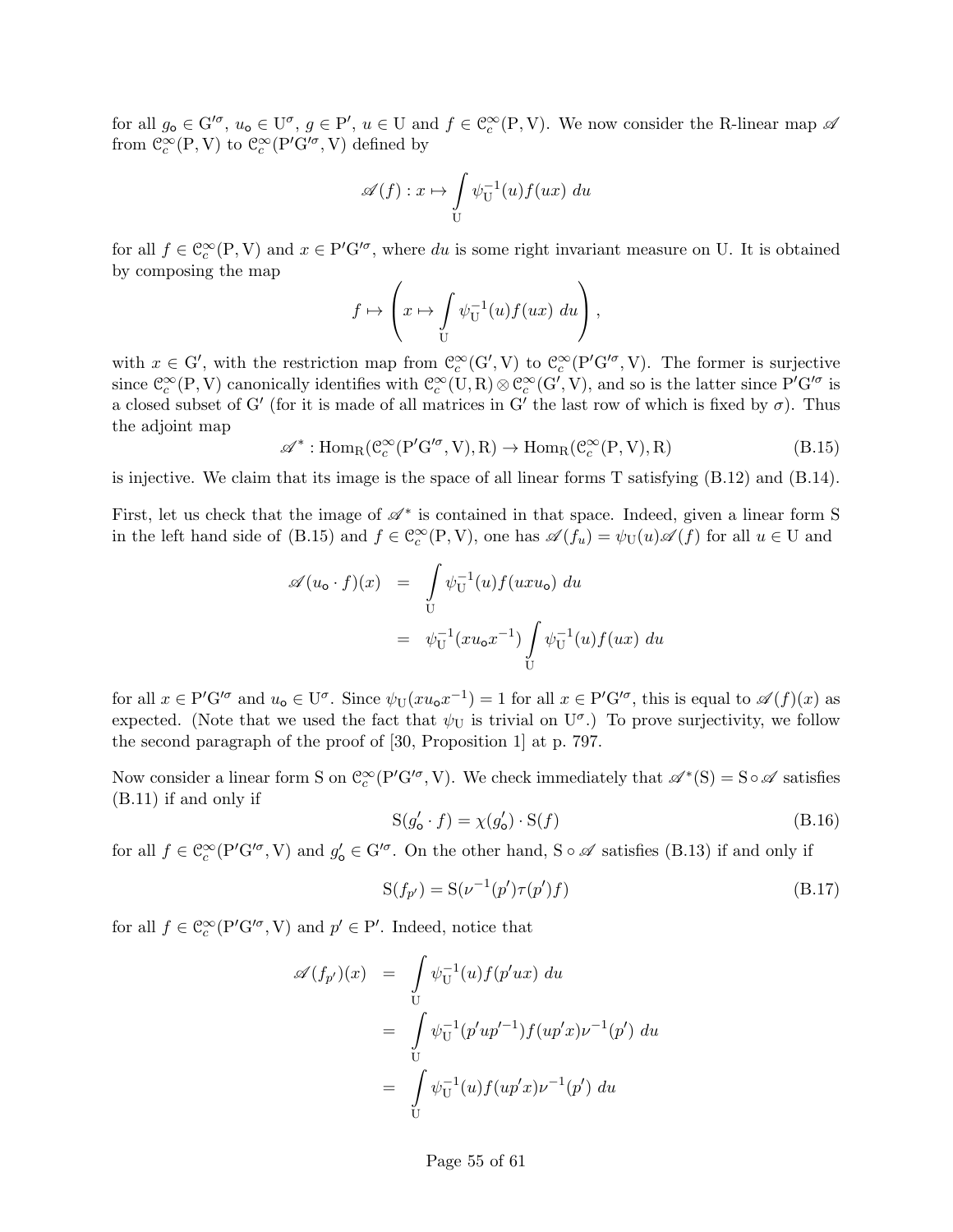for all $g_\circ \in \mathrm{G}'^{\sigma}$, $u_\circ \in \mathrm{U}^{\sigma}$, $g \in \mathrm{P}'$, $u \in \mathrm{U}$ and $f \in \mathcal{C}_c^\infty(\mathrm{P}, \mathrm{V})$. We now consider the R-linear map $\mathscr{A}$ from $\mathcal{C}_c^\infty(\mathrm{P}, \mathrm{V})$ to $\mathcal{C}_c^\infty(\mathrm{P}'\mathrm{G}'^{\sigma}, \mathrm{V})$ defined by

$$\mathscr{A}(f) : x \mapsto \int\limits_{\mathrm{U}} \psi_{\mathrm{U}}^{-1}(u) f(ux)\ du$$

for all $f \in \mathcal{C}_c^\infty(\mathrm{P}, \mathrm{V})$ and $x \in \mathrm{P}'\mathrm{G}'^{\sigma}$, where $du$ is some right invariant measure on U. It is obtained by composing the map

$$f \mapsto \left( x \mapsto \int\limits_{\mathrm{U}} \psi_{\mathrm{U}}^{-1}(u) f(ux)\ du \right),$$

with $x \in \mathrm{G}'$, with the restriction map from $\mathcal{C}_c^\infty(\mathrm{G}', \mathrm{V})$ to $\mathcal{C}_c^\infty(\mathrm{P}'\mathrm{G}'^{\sigma}, \mathrm{V})$. The former is surjective since $\mathcal{C}_c^\infty(\mathrm{P}, \mathrm{V})$ canonically identifies with $\mathcal{C}_c^\infty(\mathrm{U}, \mathrm{R}) \otimes \mathcal{C}_c^\infty(\mathrm{G}', \mathrm{V})$, and so is the latter since $\mathrm{P}'\mathrm{G}'^{\sigma}$ is a closed subset of $\mathrm{G}'$ (for it is made of all matrices in $\mathrm{G}'$ the last row of which is fixed by $\sigma$). Thus the adjoint map

$$\mathscr{A}^* : \mathrm{Hom}_{\mathrm{R}}(\mathcal{C}_c^\infty(\mathrm{P}'\mathrm{G}'^{\sigma}, \mathrm{V}), \mathrm{R}) \to \mathrm{Hom}_{\mathrm{R}}(\mathcal{C}_c^\infty(\mathrm{P}, \mathrm{V}), \mathrm{R}) \tag{B.15}$$

is injective. We claim that its image is the space of all linear forms T satisfying (B.12) and (B.14).

First, let us check that the image of $\mathscr{A}^*$ is contained in that space. Indeed, given a linear form S in the left hand side of (B.15) and $f \in \mathcal{C}_c^\infty(\mathrm{P}, \mathrm{V})$, one has $\mathscr{A}(f_u) = \psi_{\mathrm{U}}(u)\mathscr{A}(f)$ for all $u \in \mathrm{U}$ and

$$\begin{aligned} \mathscr{A}(u_\circ \cdot f)(x) &= \int\limits_{\mathrm{U}} \psi_{\mathrm{U}}^{-1}(u) f(uxu_\circ)\ du \\ &= \psi_{\mathrm{U}}^{-1}(xu_\circ x^{-1}) \int\limits_{\mathrm{U}} \psi_{\mathrm{U}}^{-1}(u) f(ux)\ du \end{aligned}$$

for all $x \in \mathrm{P}'\mathrm{G}'^{\sigma}$ and $u_\circ \in \mathrm{U}^{\sigma}$. Since $\psi_{\mathrm{U}}(xu_\circ x^{-1}) = 1$ for all $x \in \mathrm{P}'\mathrm{G}'^{\sigma}$, this is equal to $\mathscr{A}(f)(x)$ as expected. (Note that we used the fact that $\psi_{\mathrm{U}}$ is trivial on $\mathrm{U}^{\sigma}$.) To prove surjectivity, we follow the second paragraph of the proof of [30, Proposition 1] at p. 797.

Now consider a linear form S on $\mathcal{C}_c^\infty(\mathrm{P}'\mathrm{G}'^{\sigma}, \mathrm{V})$. We check immediately that $\mathscr{A}^*(\mathrm{S}) = \mathrm{S} \circ \mathscr{A}$ satisfies (B.11) if and only if

$$\mathrm{S}(g'_\circ \cdot f) = \chi(g'_\circ) \cdot \mathrm{S}(f) \tag{B.16}$$

for all $f \in \mathcal{C}_c^\infty(\mathrm{P}'\mathrm{G}'^{\sigma}, \mathrm{V})$ and $g'_\circ \in \mathrm{G}'^{\sigma}$. On the other hand, $\mathrm{S} \circ \mathscr{A}$ satisfies (B.13) if and only if

$$\mathrm{S}(f_{p'}) = \mathrm{S}(\nu^{-1}(p')\tau(p')f) \tag{B.17}$$

for all $f \in \mathcal{C}_c^\infty(\mathrm{P}'\mathrm{G}'^{\sigma}, \mathrm{V})$ and $p' \in \mathrm{P}'$. Indeed, notice that

$$\begin{aligned} \mathscr{A}(f_{p'})(x) &= \int\limits_{\mathrm{U}} \psi_{\mathrm{U}}^{-1}(u) f(p'ux)\ du \\ &= \int\limits_{\mathrm{U}} \psi_{\mathrm{U}}^{-1}(p'up'^{-1}) f(up'x)\nu^{-1}(p')\ du \\ &= \int\limits_{\mathrm{U}} \psi_{\mathrm{U}}^{-1}(u) f(up'x)\nu^{-1}(p')\ du \end{aligned}$$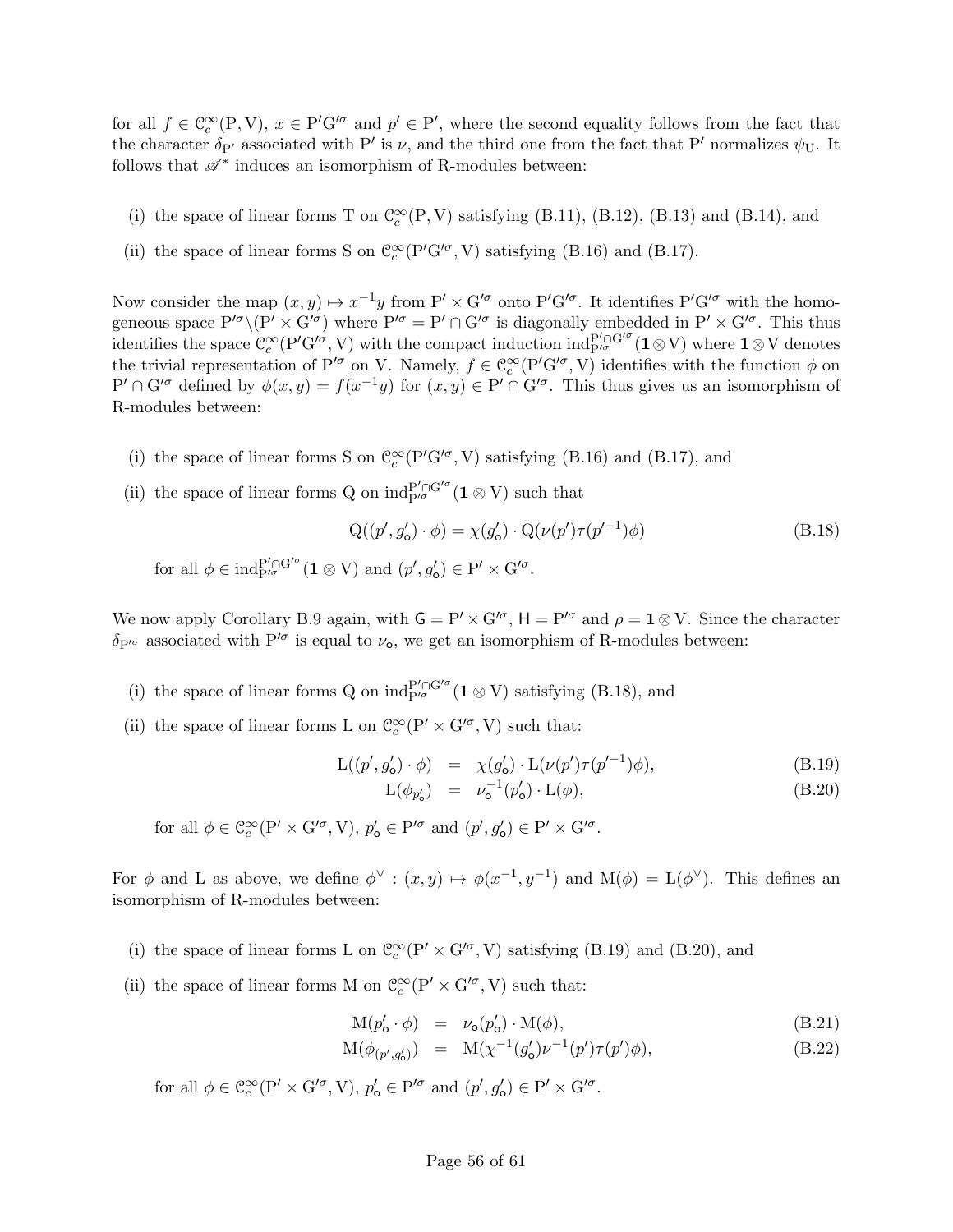for all $f \in \mathcal{C}_c^\infty(\mathrm{P}, \mathrm{V})$, $x \in \mathrm{P}'\mathrm{G}'^\sigma$ and $p' \in \mathrm{P}'$, where the second equality follows from the fact that the character $\delta_{\mathrm{P}'}$ associated with $\mathrm{P}'$ is $\nu$, and the third one from the fact that $\mathrm{P}'$ normalizes $\psi_{\mathrm{U}}$. It follows that $\mathscr{A}^*$ induces an isomorphism of R-modules between:

(i) the space of linear forms T on $\mathcal{C}_c^\infty(\mathrm{P}, \mathrm{V})$ satisfying (B.11), (B.12), (B.13) and (B.14), and

(ii) the space of linear forms S on $\mathcal{C}_c^\infty(\mathrm{P}'\mathrm{G}'^\sigma, \mathrm{V})$ satisfying (B.16) and (B.17).

Now consider the map $(x, y) \mapsto x^{-1}y$ from $\mathrm{P}' \times \mathrm{G}'^\sigma$ onto $\mathrm{P}'\mathrm{G}'^\sigma$. It identifies $\mathrm{P}'\mathrm{G}'^\sigma$ with the homogeneous space $\mathrm{P}'^\sigma \backslash (\mathrm{P}' \times \mathrm{G}'^\sigma)$ where $\mathrm{P}'^\sigma = \mathrm{P}' \cap \mathrm{G}'^\sigma$ is diagonally embedded in $\mathrm{P}' \times \mathrm{G}'^\sigma$. This thus identifies the space $\mathcal{C}_c^\infty(\mathrm{P}'\mathrm{G}'^\sigma, \mathrm{V})$ with the compact induction $\mathrm{ind}_{\mathrm{P}'^\sigma}^{\mathrm{P}' \cap \mathrm{G}'^\sigma}(\mathbf{1} \otimes \mathrm{V})$ where $\mathbf{1} \otimes \mathrm{V}$ denotes the trivial representation of $\mathrm{P}'^\sigma$ on V. Namely, $f \in \mathcal{C}_c^\infty(\mathrm{P}'\mathrm{G}'^\sigma, \mathrm{V})$ identifies with the function $\phi$ on $\mathrm{P}' \cap \mathrm{G}'^\sigma$ defined by $\phi(x, y) = f(x^{-1}y)$ for $(x, y) \in \mathrm{P}' \cap \mathrm{G}'^\sigma$. This thus gives us an isomorphism of R-modules between:

(i) the space of linear forms S on $\mathcal{C}_c^\infty(\mathrm{P}'\mathrm{G}'^\sigma, \mathrm{V})$ satisfying (B.16) and (B.17), and

(ii) the space of linear forms Q on $\mathrm{ind}_{\mathrm{P}'^\sigma}^{\mathrm{P}' \cap \mathrm{G}'^\sigma}(\mathbf{1} \otimes \mathrm{V})$ such that

$$\mathrm{Q}((p', g'_{\mathsf{o}}) \cdot \phi) = \chi(g'_{\mathsf{o}}) \cdot \mathrm{Q}(\nu(p')\tau(p'^{-1})\phi) \tag{B.18}$$

for all $\phi \in \mathrm{ind}_{\mathrm{P}'^\sigma}^{\mathrm{P}' \cap \mathrm{G}'^\sigma}(\mathbf{1} \otimes \mathrm{V})$ and $(p', g'_{\mathsf{o}}) \in \mathrm{P}' \times \mathrm{G}'^\sigma$.

We now apply Corollary B.9 again, with $\mathsf{G} = \mathrm{P}' \times \mathrm{G}'^\sigma$, $\mathsf{H} = \mathrm{P}'^\sigma$ and $\rho = \mathbf{1} \otimes \mathrm{V}$. Since the character $\delta_{\mathrm{P}'^\sigma}$ associated with $\mathrm{P}'^\sigma$ is equal to $\nu_{\mathsf{o}}$, we get an isomorphism of R-modules between:

(i) the space of linear forms Q on $\mathrm{ind}_{\mathrm{P}'^\sigma}^{\mathrm{P}' \cap \mathrm{G}'^\sigma}(\mathbf{1} \otimes \mathrm{V})$ satisfying (B.18), and

(ii) the space of linear forms L on $\mathcal{C}_c^\infty(\mathrm{P}' \times \mathrm{G}'^\sigma, \mathrm{V})$ such that:

$$\mathrm{L}((p', g'_{\mathsf{o}}) \cdot \phi) = \chi(g'_{\mathsf{o}}) \cdot \mathrm{L}(\nu(p')\tau(p'^{-1})\phi), \tag{B.19}$$

$$\mathrm{L}(\phi_{p'_{\mathsf{o}}}) = \nu_{\mathsf{o}}^{-1}(p'_{\mathsf{o}}) \cdot \mathrm{L}(\phi), \tag{B.20}$$

for all $\phi \in \mathcal{C}_c^\infty(\mathrm{P}' \times \mathrm{G}'^\sigma, \mathrm{V})$, $p'_{\mathsf{o}} \in \mathrm{P}'^\sigma$ and $(p', g'_{\mathsf{o}}) \in \mathrm{P}' \times \mathrm{G}'^\sigma$.

For $\phi$ and L as above, we define $\phi^\vee : (x, y) \mapsto \phi(x^{-1}, y^{-1})$ and $\mathrm{M}(\phi) = \mathrm{L}(\phi^\vee)$. This defines an isomorphism of R-modules between:

(i) the space of linear forms L on $\mathcal{C}_c^\infty(\mathrm{P}' \times \mathrm{G}'^\sigma, \mathrm{V})$ satisfying (B.19) and (B.20), and

(ii) the space of linear forms M on $\mathcal{C}_c^\infty(\mathrm{P}' \times \mathrm{G}'^\sigma, \mathrm{V})$ such that:

$$\mathrm{M}(p'_{\mathsf{o}} \cdot \phi) = \nu_{\mathsf{o}}(p'_{\mathsf{o}}) \cdot \mathrm{M}(\phi), \tag{B.21}$$

$$\mathrm{M}(\phi_{(p', g'_{\mathsf{o}})}) = \mathrm{M}(\chi^{-1}(g'_{\mathsf{o}})\nu^{-1}(p')\tau(p')\phi), \tag{B.22}$$

for all $\phi \in \mathcal{C}_c^\infty(\mathrm{P}' \times \mathrm{G}'^\sigma, \mathrm{V})$, $p'_{\mathsf{o}} \in \mathrm{P}'^\sigma$ and $(p', g'_{\mathsf{o}}) \in \mathrm{P}' \times \mathrm{G}'^\sigma$.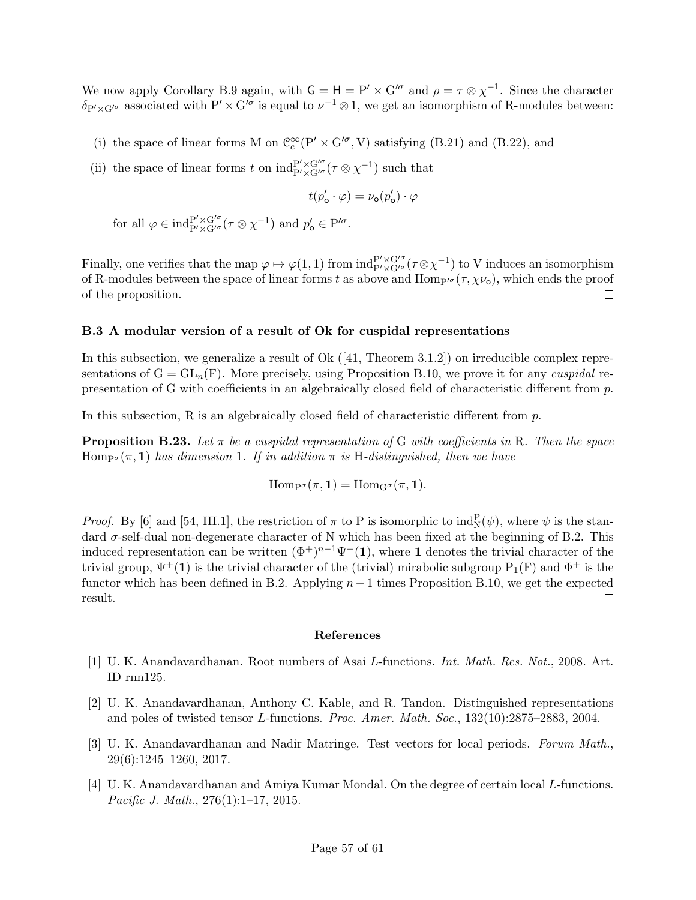We now apply Corollary B.9 again, with $\mathsf{G} = \mathsf{H} = \mathrm{P}' \times \mathrm{G}'^{\sigma}$ and $\rho = \tau \otimes \chi^{-1}$. Since the character $\delta_{\mathrm{P}' \times \mathrm{G}'^{\sigma}}$ associated with $\mathrm{P}' \times \mathrm{G}'^{\sigma}$ is equal to $\nu^{-1} \otimes 1$, we get an isomorphism of R-modules between:

(i) the space of linear forms M on $\mathcal{C}_c^{\infty}(\mathrm{P}' \times \mathrm{G}'^{\sigma}, \mathrm{V})$ satisfying (B.21) and (B.22), and

(ii) the space of linear forms $t$ on $\mathrm{ind}_{\mathrm{P}' \times \mathrm{G}'^{\sigma}}^{\mathrm{P}' \times \mathrm{G}'^{\sigma}}(\tau \otimes \chi^{-1})$ such that

$$t(p'_{\mathsf{o}} \cdot \varphi) = \nu_{\mathsf{o}}(p'_{\mathsf{o}}) \cdot \varphi$$

for all $\varphi \in \mathrm{ind}_{\mathrm{P}' \times \mathrm{G}'^{\sigma}}^{\mathrm{P}' \times \mathrm{G}'^{\sigma}}(\tau \otimes \chi^{-1})$ and $p'_{\mathsf{o}} \in \mathrm{P}'^{\sigma}$.

Finally, one verifies that the map $\varphi \mapsto \varphi(1,1)$ from $\mathrm{ind}_{\mathrm{P}' \times \mathrm{G}'^{\sigma}}^{\mathrm{P}' \times \mathrm{G}'^{\sigma}}(\tau \otimes \chi^{-1})$ to V induces an isomorphism of R-modules between the space of linear forms $t$ as above and $\mathrm{Hom}_{\mathrm{P}'^{\sigma}}(\tau, \chi\nu_{\mathsf{o}})$, which ends the proof of the proposition. □

### B.3 A modular version of a result of Ok for cuspidal representations

In this subsection, we generalize a result of Ok ([41, Theorem 3.1.2]) on irreducible complex representations of $\mathrm{G} = \mathrm{GL}_n(\mathrm{F})$. More precisely, using Proposition B.10, we prove it for any *cuspidal* representation of G with coefficients in an algebraically closed field of characteristic different from $p$.

In this subsection, R is an algebraically closed field of characteristic different from $p$.

**Proposition B.23.** *Let $\pi$ be a cuspidal representation of* G *with coefficients in* R*. Then the space* $\mathrm{Hom}_{\mathrm{P}^{\sigma}}(\pi, \mathbf{1})$ *has dimension* 1*. If in addition $\pi$ is* H*-distinguished, then we have*

$$\mathrm{Hom}_{\mathrm{P}^{\sigma}}(\pi, \mathbf{1}) = \mathrm{Hom}_{\mathrm{G}^{\sigma}}(\pi, \mathbf{1}).$$

*Proof.* By [6] and [54, III.1], the restriction of $\pi$ to P is isomorphic to $\mathrm{ind}_{\mathrm{N}}^{\mathrm{P}}(\psi)$, where $\psi$ is the standard $\sigma$-self-dual non-degenerate character of N which has been fixed at the beginning of B.2. This induced representation can be written $(\Phi^{+})^{n-1}\Psi^{+}(\mathbf{1})$, where $\mathbf{1}$ denotes the trivial character of the trivial group, $\Psi^{+}(\mathbf{1})$ is the trivial character of the (trivial) mirabolic subgroup $\mathrm{P}_1(\mathrm{F})$ and $\Phi^{+}$ is the functor which has been defined in B.2. Applying $n-1$ times Proposition B.10, we get the expected result. □

## References

[1] U. K. Anandavardhanan. Root numbers of Asai $L$-functions. *Int. Math. Res. Not.*, 2008. Art. ID rnn125.

[2] U. K. Anandavardhanan, Anthony C. Kable, and R. Tandon. Distinguished representations and poles of twisted tensor $L$-functions. *Proc. Amer. Math. Soc.*, 132(10):2875–2883, 2004.

[3] U. K. Anandavardhanan and Nadir Matringe. Test vectors for local periods. *Forum Math.*, 29(6):1245–1260, 2017.

[4] U. K. Anandavardhanan and Amiya Kumar Mondal. On the degree of certain local $L$-functions. *Pacific J. Math.*, 276(1):1–17, 2015.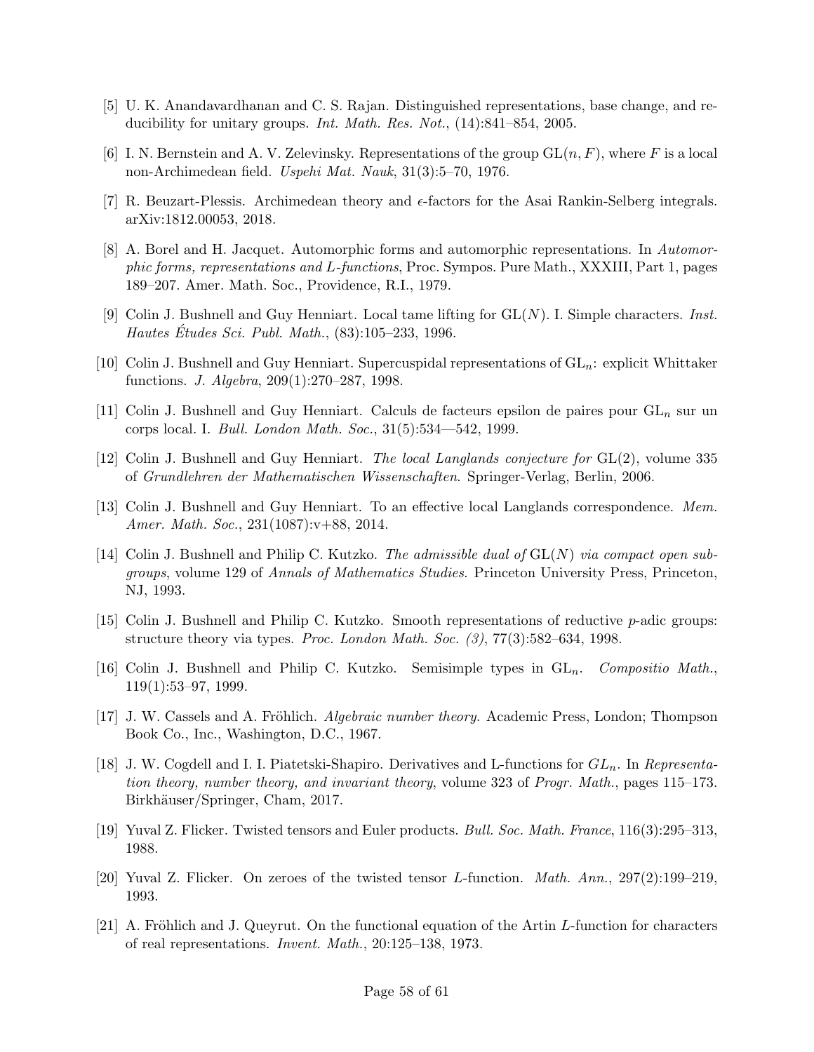[5] U. K. Anandavardhanan and C. S. Rajan. Distinguished representations, base change, and reducibility for unitary groups. *Int. Math. Res. Not.*, (14):841–854, 2005.

[6] I. N. Bernstein and A. V. Zelevinsky. Representations of the group $\mathrm{GL}(n, F)$, where $F$ is a local non-Archimedean field. *Uspehi Mat. Nauk*, 31(3):5–70, 1976.

[7] R. Beuzart-Plessis. Archimedean theory and $\epsilon$-factors for the Asai Rankin-Selberg integrals. arXiv:1812.00053, 2018.

[8] A. Borel and H. Jacquet. Automorphic forms and automorphic representations. In *Automorphic forms, representations and L-functions*, Proc. Sympos. Pure Math., XXXIII, Part 1, pages 189–207. Amer. Math. Soc., Providence, R.I., 1979.

[9] Colin J. Bushnell and Guy Henniart. Local tame lifting for $\mathrm{GL}(N)$. I. Simple characters. *Inst. Hautes Études Sci. Publ. Math.*, (83):105–233, 1996.

[10] Colin J. Bushnell and Guy Henniart. Supercuspidal representations of $\mathrm{GL}_n$: explicit Whittaker functions. *J. Algebra*, 209(1):270–287, 1998.

[11] Colin J. Bushnell and Guy Henniart. Calculs de facteurs epsilon de paires pour $\mathrm{GL}_n$ sur un corps local. I. *Bull. London Math. Soc.*, 31(5):534—542, 1999.

[12] Colin J. Bushnell and Guy Henniart. *The local Langlands conjecture for* $\mathrm{GL}(2)$, volume 335 of *Grundlehren der Mathematischen Wissenschaften*. Springer-Verlag, Berlin, 2006.

[13] Colin J. Bushnell and Guy Henniart. To an effective local Langlands correspondence. *Mem. Amer. Math. Soc.*, 231(1087):v+88, 2014.

[14] Colin J. Bushnell and Philip C. Kutzko. *The admissible dual of* $\mathrm{GL}(N)$ *via compact open subgroups*, volume 129 of *Annals of Mathematics Studies*. Princeton University Press, Princeton, NJ, 1993.

[15] Colin J. Bushnell and Philip C. Kutzko. Smooth representations of reductive $p$-adic groups: structure theory via types. *Proc. London Math. Soc. (3)*, 77(3):582–634, 1998.

[16] Colin J. Bushnell and Philip C. Kutzko. Semisimple types in $\mathrm{GL}_n$. *Compositio Math.*, 119(1):53–97, 1999.

[17] J. W. Cassels and A. Fröhlich. *Algebraic number theory.* Academic Press, London; Thompson Book Co., Inc., Washington, D.C., 1967.

[18] J. W. Cogdell and I. I. Piatetski-Shapiro. Derivatives and L-functions for $GL_n$. In *Representation theory, number theory, and invariant theory*, volume 323 of *Progr. Math.*, pages 115–173. Birkhäuser/Springer, Cham, 2017.

[19] Yuval Z. Flicker. Twisted tensors and Euler products. *Bull. Soc. Math. France*, 116(3):295–313, 1988.

[20] Yuval Z. Flicker. On zeroes of the twisted tensor $L$-function. *Math. Ann.*, 297(2):199–219, 1993.

[21] A. Fröhlich and J. Queyrut. On the functional equation of the Artin $L$-function for characters of real representations. *Invent. Math.*, 20:125–138, 1973.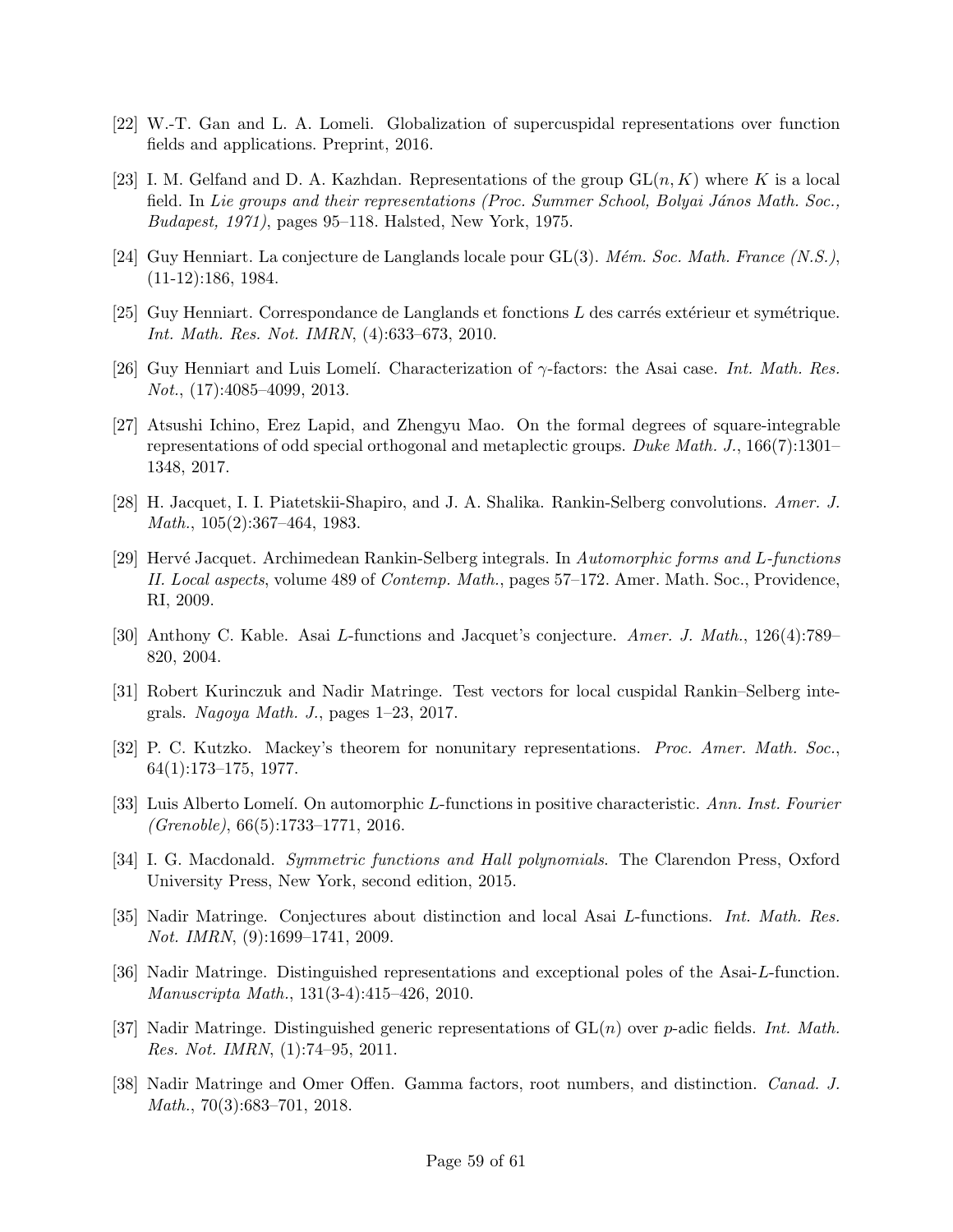[22] W.-T. Gan and L. A. Lomeli. Globalization of supercuspidal representations over function fields and applications. Preprint, 2016.

[23] I. M. Gelfand and D. A. Kazhdan. Representations of the group $\mathrm{GL}(n, K)$ where $K$ is a local field. In *Lie groups and their representations (Proc. Summer School, Bolyai János Math. Soc., Budapest, 1971)*, pages 95–118. Halsted, New York, 1975.

[24] Guy Henniart. La conjecture de Langlands locale pour $\mathrm{GL}(3)$. *Mém. Soc. Math. France (N.S.)*, (11-12):186, 1984.

[25] Guy Henniart. Correspondance de Langlands et fonctions $L$ des carrés extérieur et symétrique. *Int. Math. Res. Not. IMRN*, (4):633–673, 2010.

[26] Guy Henniart and Luis Lomelí. Characterization of $\gamma$-factors: the Asai case. *Int. Math. Res. Not.*, (17):4085–4099, 2013.

[27] Atsushi Ichino, Erez Lapid, and Zhengyu Mao. On the formal degrees of square-integrable representations of odd special orthogonal and metaplectic groups. *Duke Math. J.*, 166(7):1301–1348, 2017.

[28] H. Jacquet, I. I. Piatetskii-Shapiro, and J. A. Shalika. Rankin-Selberg convolutions. *Amer. J. Math.*, 105(2):367–464, 1983.

[29] Hervé Jacquet. Archimedean Rankin-Selberg integrals. In *Automorphic forms and L-functions II. Local aspects*, volume 489 of *Contemp. Math.*, pages 57–172. Amer. Math. Soc., Providence, RI, 2009.

[30] Anthony C. Kable. Asai $L$-functions and Jacquet's conjecture. *Amer. J. Math.*, 126(4):789–820, 2004.

[31] Robert Kurinczuk and Nadir Matringe. Test vectors for local cuspidal Rankin–Selberg integrals. *Nagoya Math. J.*, pages 1–23, 2017.

[32] P. C. Kutzko. Mackey's theorem for nonunitary representations. *Proc. Amer. Math. Soc.*, 64(1):173–175, 1977.

[33] Luis Alberto Lomelí. On automorphic $L$-functions in positive characteristic. *Ann. Inst. Fourier (Grenoble)*, 66(5):1733–1771, 2016.

[34] I. G. Macdonald. *Symmetric functions and Hall polynomials*. The Clarendon Press, Oxford University Press, New York, second edition, 2015.

[35] Nadir Matringe. Conjectures about distinction and local Asai $L$-functions. *Int. Math. Res. Not. IMRN*, (9):1699–1741, 2009.

[36] Nadir Matringe. Distinguished representations and exceptional poles of the Asai-$L$-function. *Manuscripta Math.*, 131(3-4):415–426, 2010.

[37] Nadir Matringe. Distinguished generic representations of $\mathrm{GL}(n)$ over $p$-adic fields. *Int. Math. Res. Not. IMRN*, (1):74–95, 2011.

[38] Nadir Matringe and Omer Offen. Gamma factors, root numbers, and distinction. *Canad. J. Math.*, 70(3):683–701, 2018.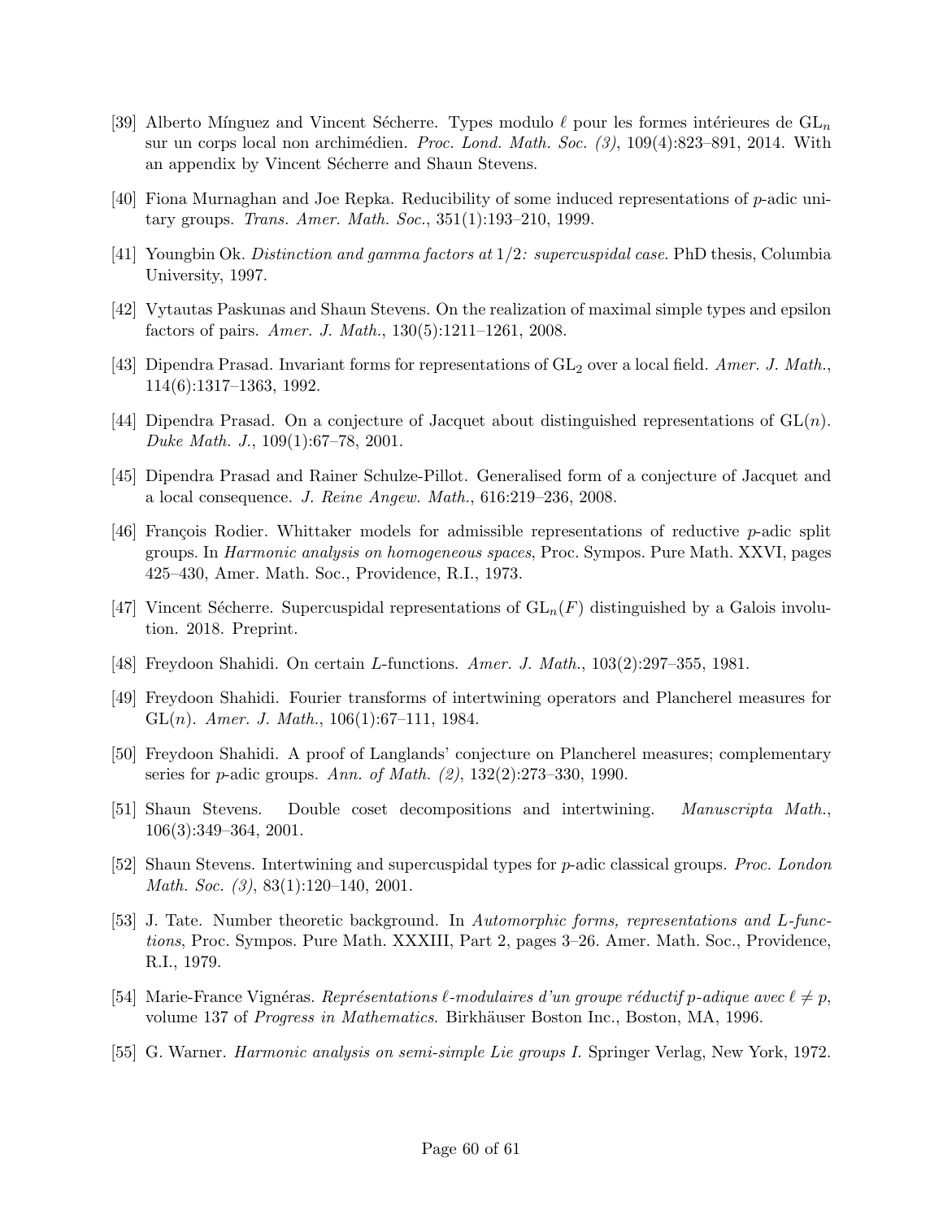[39] Alberto Mínguez and Vincent Sécherre. Types modulo $\ell$ pour les formes intérieures de $\mathrm{GL}_n$ sur un corps local non archimédien. *Proc. Lond. Math. Soc. (3)*, 109(4):823–891, 2014. With an appendix by Vincent Sécherre and Shaun Stevens.

[40] Fiona Murnaghan and Joe Repka. Reducibility of some induced representations of $p$-adic unitary groups. *Trans. Amer. Math. Soc.*, 351(1):193–210, 1999.

[41] Youngbin Ok. *Distinction and gamma factors at* $1/2$*: supercuspidal case*. PhD thesis, Columbia University, 1997.

[42] Vytautas Paskunas and Shaun Stevens. On the realization of maximal simple types and epsilon factors of pairs. *Amer. J. Math.*, 130(5):1211–1261, 2008.

[43] Dipendra Prasad. Invariant forms for representations of $\mathrm{GL}_2$ over a local field. *Amer. J. Math.*, 114(6):1317–1363, 1992.

[44] Dipendra Prasad. On a conjecture of Jacquet about distinguished representations of $\mathrm{GL}(n)$. *Duke Math. J.*, 109(1):67–78, 2001.

[45] Dipendra Prasad and Rainer Schulze-Pillot. Generalised form of a conjecture of Jacquet and a local consequence. *J. Reine Angew. Math.*, 616:219–236, 2008.

[46] François Rodier. Whittaker models for admissible representations of reductive $p$-adic split groups. In *Harmonic analysis on homogeneous spaces*, Proc. Sympos. Pure Math. XXVI, pages 425–430, Amer. Math. Soc., Providence, R.I., 1973.

[47] Vincent Sécherre. Supercuspidal representations of $\mathrm{GL}_n(F)$ distinguished by a Galois involution. 2018. Preprint.

[48] Freydoon Shahidi. On certain $L$-functions. *Amer. J. Math.*, 103(2):297–355, 1981.

[49] Freydoon Shahidi. Fourier transforms of intertwining operators and Plancherel measures for $\mathrm{GL}(n)$. *Amer. J. Math.*, 106(1):67–111, 1984.

[50] Freydoon Shahidi. A proof of Langlands' conjecture on Plancherel measures; complementary series for $p$-adic groups. *Ann. of Math. (2)*, 132(2):273–330, 1990.

[51] Shaun Stevens. Double coset decompositions and intertwining. *Manuscripta Math.*, 106(3):349–364, 2001.

[52] Shaun Stevens. Intertwining and supercuspidal types for $p$-adic classical groups. *Proc. London Math. Soc. (3)*, 83(1):120–140, 2001.

[53] J. Tate. Number theoretic background. In *Automorphic forms, representations and L-functions*, Proc. Sympos. Pure Math. XXXIII, Part 2, pages 3–26. Amer. Math. Soc., Providence, R.I., 1979.

[54] Marie-France Vignéras. *Représentations $\ell$-modulaires d'un groupe réductif $p$-adique avec $\ell \neq p$*, volume 137 of *Progress in Mathematics*. Birkhäuser Boston Inc., Boston, MA, 1996.

[55] G. Warner. *Harmonic analysis on semi-simple Lie groups I.* Springer Verlag, New York, 1972.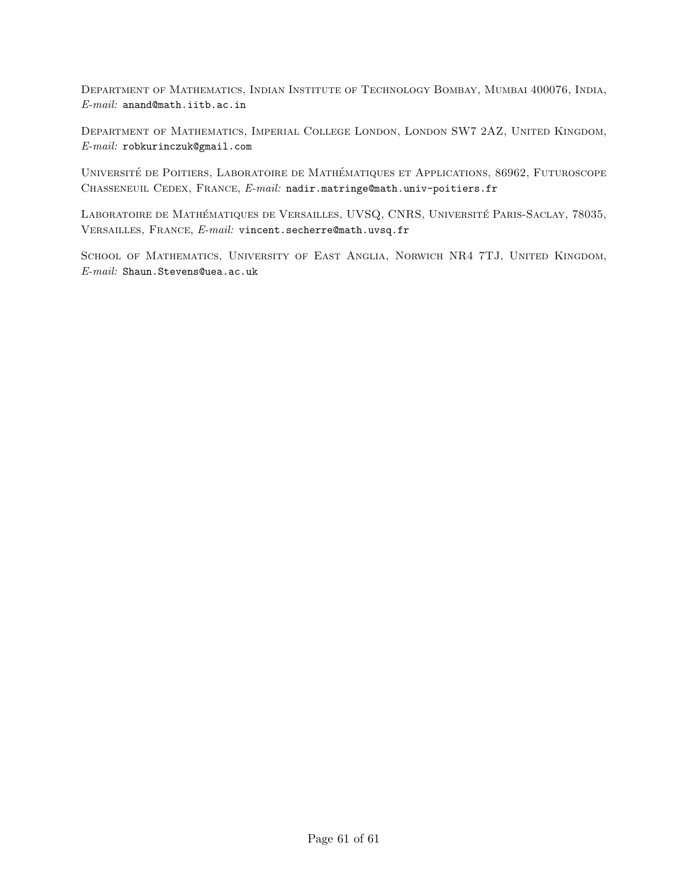Department of Mathematics, Indian Institute of Technology Bombay, Mumbai 400076, India, *E-mail:* anand@math.iitb.ac.in

Department of Mathematics, Imperial College London, London SW7 2AZ, United Kingdom, *E-mail:* robkurinczuk@gmail.com

Université de Poitiers, Laboratoire de Mathématiques et Applications, 86962, Futuroscope Chasseneuil Cedex, France, *E-mail:* nadir.matringe@math.univ-poitiers.fr

Laboratoire de Mathématiques de Versailles, UVSQ, CNRS, Université Paris-Saclay, 78035, Versailles, France, *E-mail:* vincent.secherre@math.uvsq.fr

School of Mathematics, University of East Anglia, Norwich NR4 7TJ, United Kingdom, *E-mail:* Shaun.Stevens@uea.ac.uk